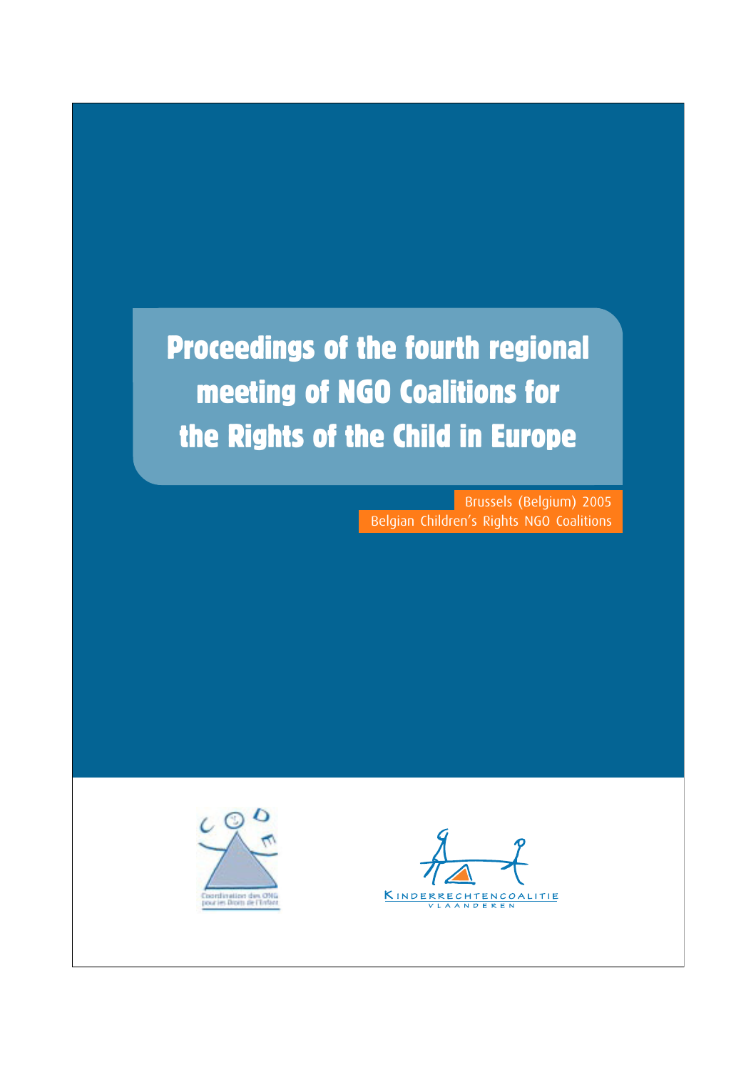# Proceedings of the fourth regional meeting of NGO Coalitions for the Rights of the Child in Europe

Brussels (Belgium) 2005
Belgian Children's Rights NGO Coalitions

Coordination des ONG pour les Droits de l'Enfant

Kinderrechtencoalitie Vlaanderen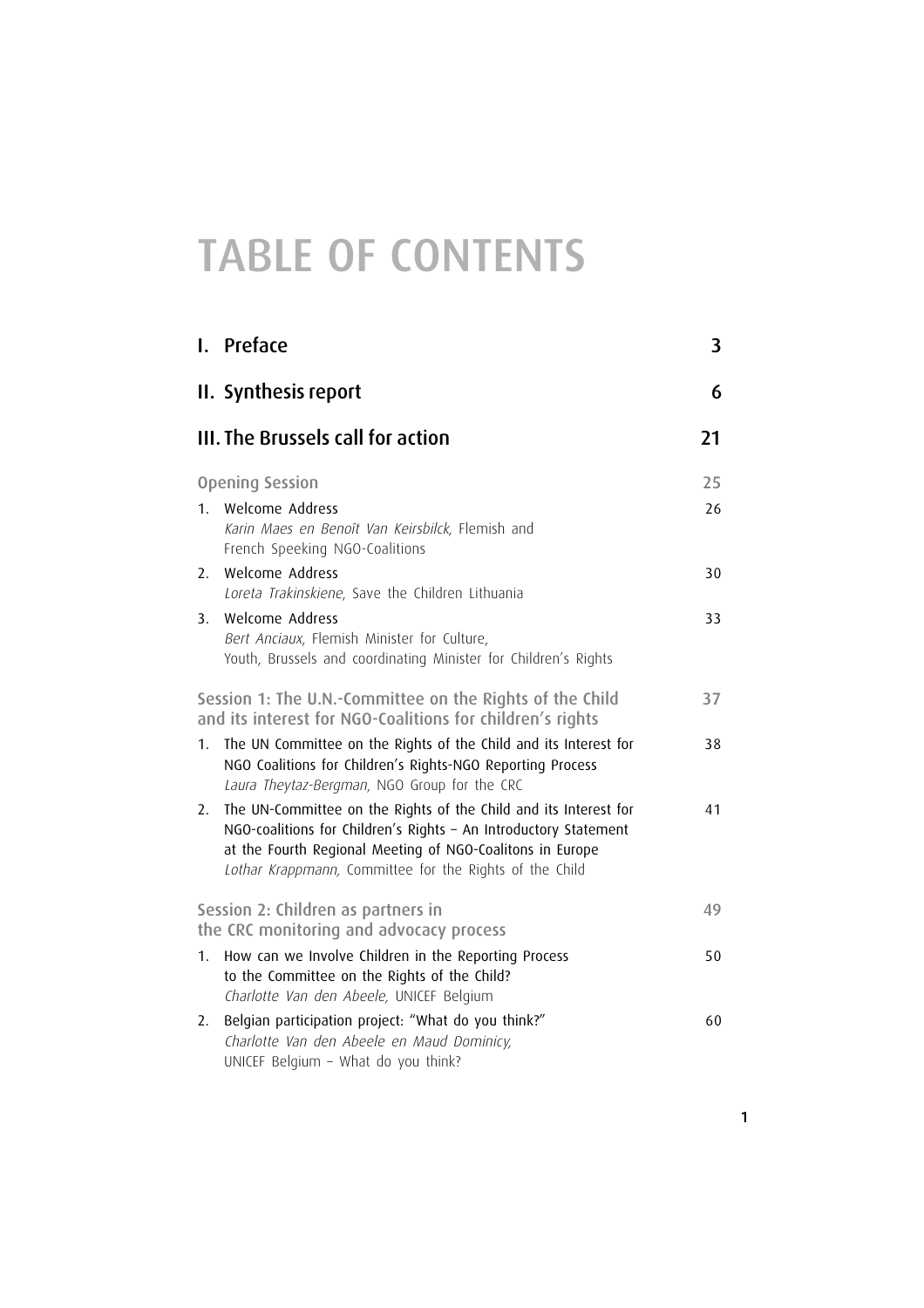# TABLE OF CONTENTS

| | |
|---|---|
| **I. Preface** | **3** |
| **II. Synthesis report** | **6** |
| **III. The Brussels call for action** | **21** |
| Opening Session | 25 |
| 1. Welcome Address<br>*Karin Maes en Benoît Van Keirsbilck,* Flemish and French Speeking NGO-Coalitions | 26 |
| 2. Welcome Address<br>*Loreta Trakinskiene,* Save the Children Lithuania | 30 |
| 3. Welcome Address<br>*Bert Anciaux,* Flemish Minister for Culture, Youth, Brussels and coordinating Minister for Children's Rights | 33 |
| Session 1: The U.N.-Committee on the Rights of the Child and its interest for NGO-Coalitions for children's rights | 37 |
| 1. The UN Committee on the Rights of the Child and its Interest for NGO Coalitions for Children's Rights-NGO Reporting Process<br>*Laura Theytaz-Bergman,* NGO Group for the CRC | 38 |
| 2. The UN-Committee on the Rights of the Child and its Interest for NGO-coalitions for Children's Rights – An Introductory Statement at the Fourth Regional Meeting of NGO-Coalitons in Europe<br>*Lothar Krappmann,* Committee for the Rights of the Child | 41 |
| Session 2: Children as partners in the CRC monitoring and advocacy process | 49 |
| 1. How can we Involve Children in the Reporting Process to the Committee on the Rights of the Child?<br>*Charlotte Van den Abeele,* UNICEF Belgium | 50 |
| 2. Belgian participation project: "What do you think?"<br>*Charlotte Van den Abeele en Maud Dominicy,* UNICEF Belgium – What do you think? | 60 |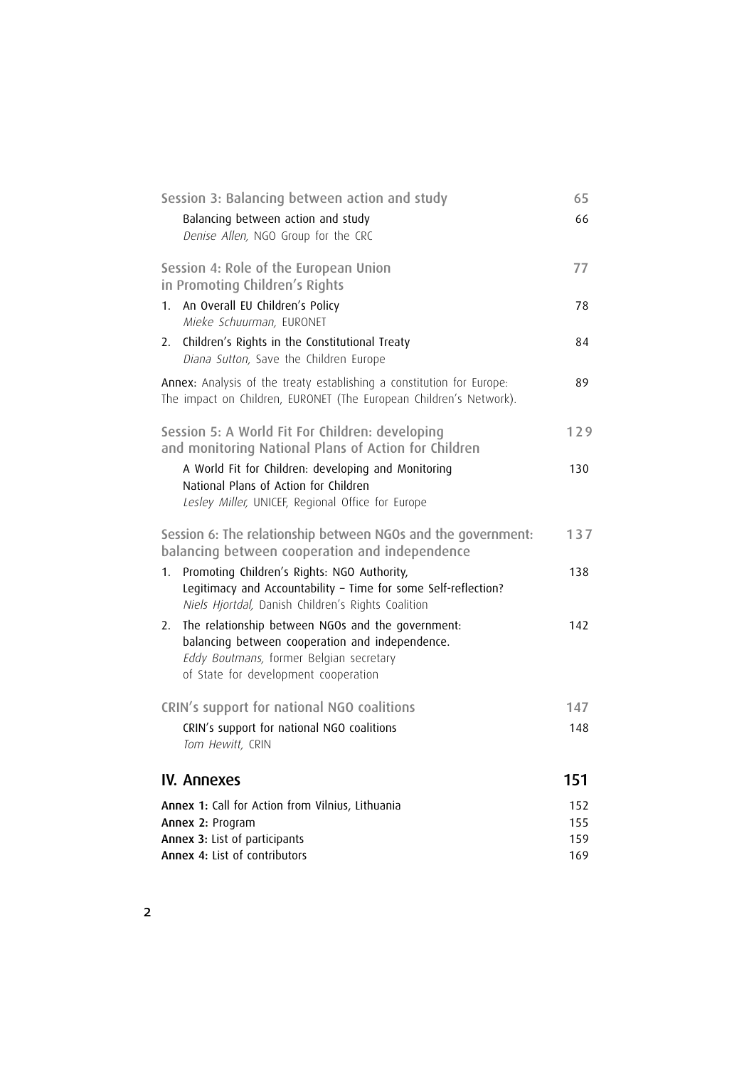Session 3: Balancing between action and study 65

Balancing between action and study 66
*Denise Allen,* NGO Group for the CRC

Session 4: Role of the European Union in Promoting Children's Rights 77

1. An Overall EU Children's Policy 78
   *Mieke Schuurman,* EURONET
2. Children's Rights in the Constitutional Treaty 84
   *Diana Sutton,* Save the Children Europe

**Annex:** Analysis of the treaty establishing a constitution for Europe: The impact on Children, EURONET (The European Children's Network). 89

Session 5: A World Fit For Children: developing and monitoring National Plans of Action for Children 129

A World Fit for Children: developing and Monitoring National Plans of Action for Children 130
*Lesley Miller,* UNICEF, Regional Office for Europe

Session 6: The relationship between NGOs and the government: balancing between cooperation and independence 137

1. Promoting Children's Rights: NGO Authority, Legitimacy and Accountability – Time for some Self-reflection? 138
   *Niels Hjortdal,* Danish Children's Rights Coalition
2. The relationship between NGOs and the government: balancing between cooperation and independence. 142
   *Eddy Boutmans,* former Belgian secretary of State for development cooperation

CRIN's support for national NGO coalitions 147

CRIN's support for national NGO coalitions 148
*Tom Hewitt,* CRIN

## IV. Annexes 151

**Annex 1:** Call for Action from Vilnius, Lithuania 152
**Annex 2:** Program 155
**Annex 3:** List of participants 159
**Annex 4:** List of contributors 169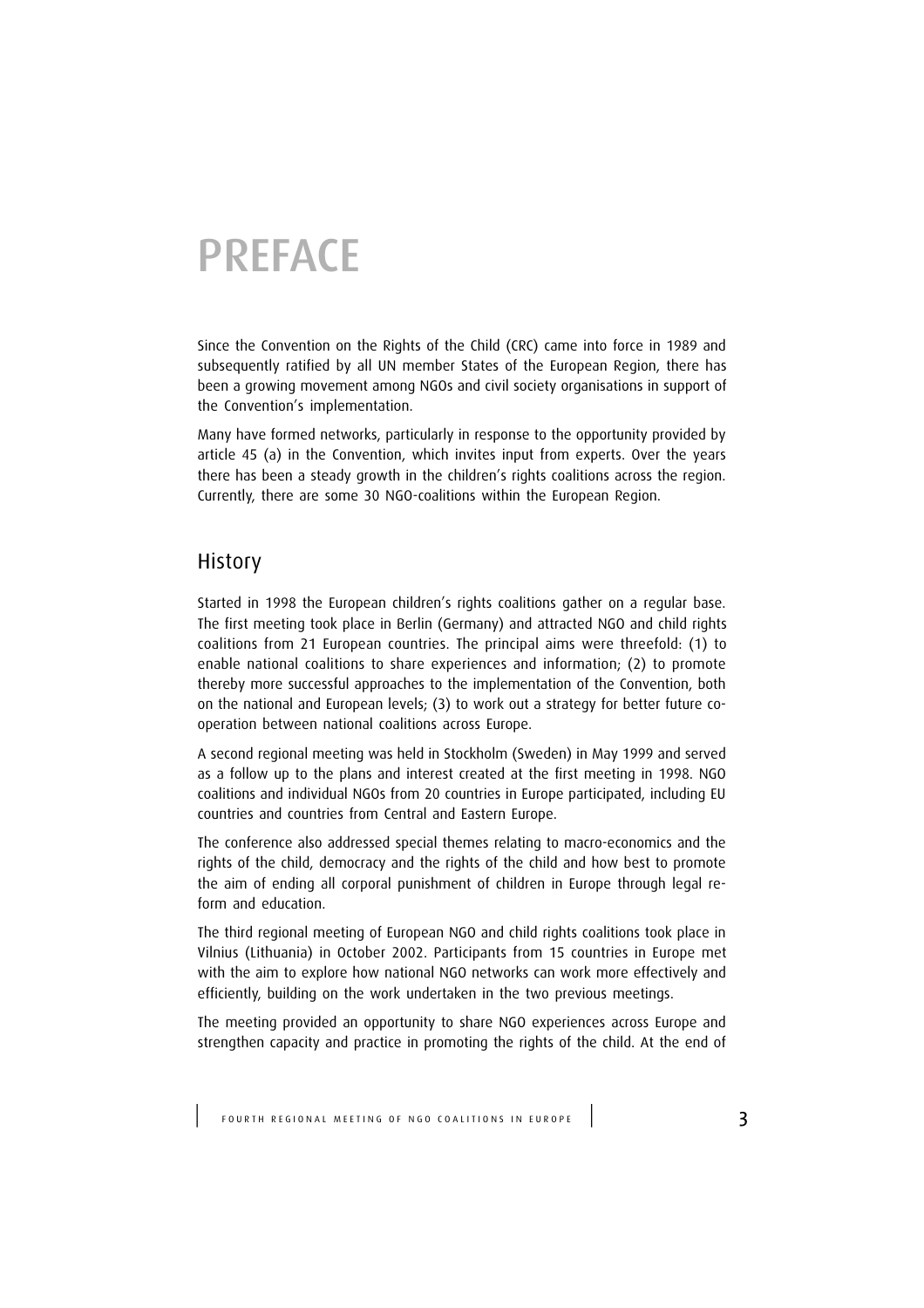# PREFACE

Since the Convention on the Rights of the Child (CRC) came into force in 1989 and subsequently ratified by all UN member States of the European Region, there has been a growing movement among NGOs and civil society organisations in support of the Convention's implementation.

Many have formed networks, particularly in response to the opportunity provided by article 45 (a) in the Convention, which invites input from experts. Over the years there has been a steady growth in the children's rights coalitions across the region. Currently, there are some 30 NGO-coalitions within the European Region.

## History

Started in 1998 the European children's rights coalitions gather on a regular base. The first meeting took place in Berlin (Germany) and attracted NGO and child rights coalitions from 21 European countries. The principal aims were threefold: (1) to enable national coalitions to share experiences and information; (2) to promote thereby more successful approaches to the implementation of the Convention, both on the national and European levels; (3) to work out a strategy for better future co-operation between national coalitions across Europe.

A second regional meeting was held in Stockholm (Sweden) in May 1999 and served as a follow up to the plans and interest created at the first meeting in 1998. NGO coalitions and individual NGOs from 20 countries in Europe participated, including EU countries and countries from Central and Eastern Europe.

The conference also addressed special themes relating to macro-economics and the rights of the child, democracy and the rights of the child and how best to promote the aim of ending all corporal punishment of children in Europe through legal reform and education.

The third regional meeting of European NGO and child rights coalitions took place in Vilnius (Lithuania) in October 2002. Participants from 15 countries in Europe met with the aim to explore how national NGO networks can work more effectively and efficiently, building on the work undertaken in the two previous meetings.

The meeting provided an opportunity to share NGO experiences across Europe and strengthen capacity and practice in promoting the rights of the child. At the end of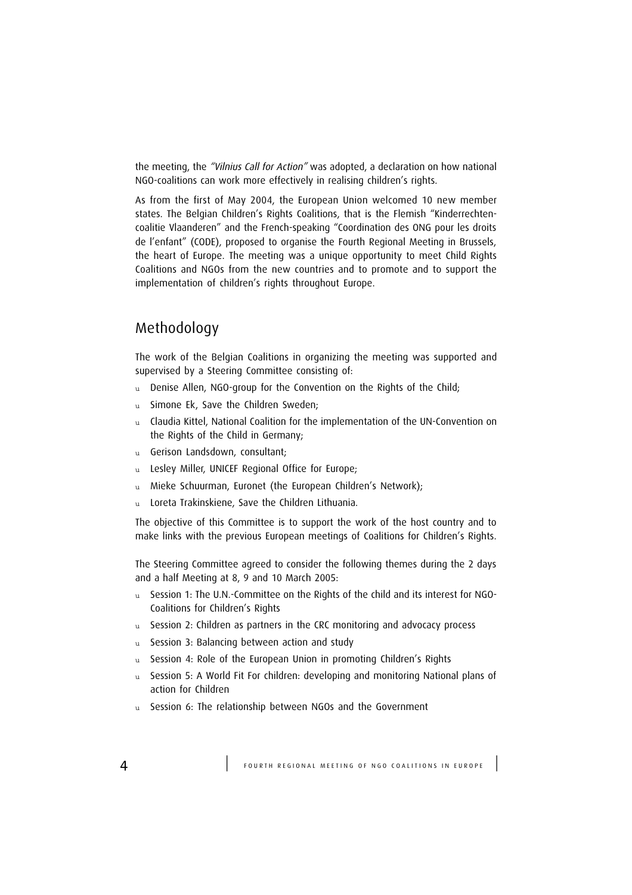the meeting, the *"Vilnius Call for Action"* was adopted, a declaration on how national NGO-coalitions can work more effectively in realising children's rights.

As from the first of May 2004, the European Union welcomed 10 new member states. The Belgian Children's Rights Coalitions, that is the Flemish "Kinderrechtencoalitie Vlaanderen" and the French-speaking "Coordination des ONG pour les droits de l'enfant" (CODE), proposed to organise the Fourth Regional Meeting in Brussels, the heart of Europe. The meeting was a unique opportunity to meet Child Rights Coalitions and NGOs from the new countries and to promote and to support the implementation of children's rights throughout Europe.

## Methodology

The work of the Belgian Coalitions in organizing the meeting was supported and supervised by a Steering Committee consisting of:

- Denise Allen, NGO-group for the Convention on the Rights of the Child;
- Simone Ek, Save the Children Sweden;
- Claudia Kittel, National Coalition for the implementation of the UN-Convention on the Rights of the Child in Germany;
- Gerison Landsdown, consultant;
- Lesley Miller, UNICEF Regional Office for Europe;
- Mieke Schuurman, Euronet (the European Children's Network);
- Loreta Trakinskiene, Save the Children Lithuania.

The objective of this Committee is to support the work of the host country and to make links with the previous European meetings of Coalitions for Children's Rights.

The Steering Committee agreed to consider the following themes during the 2 days and a half Meeting at 8, 9 and 10 March 2005:

- Session 1: The U.N.-Committee on the Rights of the child and its interest for NGO-Coalitions for Children's Rights
- Session 2: Children as partners in the CRC monitoring and advocacy process
- Session 3: Balancing between action and study
- Session 4: Role of the European Union in promoting Children's Rights
- Session 5: A World Fit For children: developing and monitoring National plans of action for Children
- Session 6: The relationship between NGOs and the Government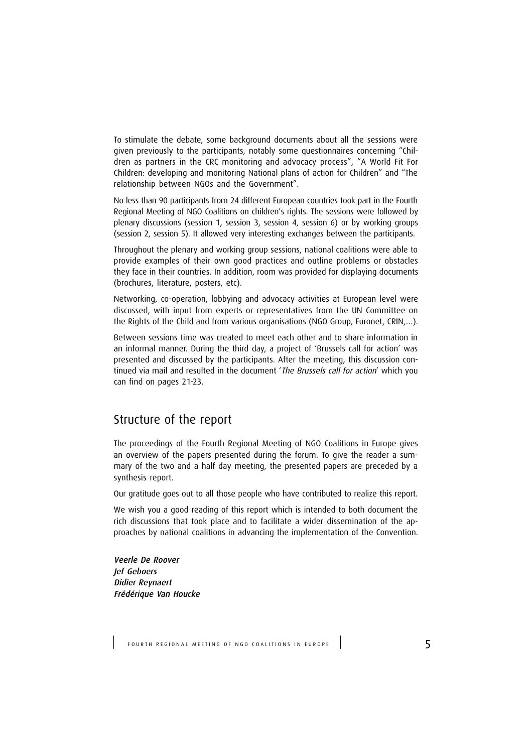To stimulate the debate, some background documents about all the sessions were given previously to the participants, notably some questionnaires concerning "Children as partners in the CRC monitoring and advocacy process", "A World Fit For Children: developing and monitoring National plans of action for Children" and "The relationship between NGOs and the Government".

No less than 90 participants from 24 different European countries took part in the Fourth Regional Meeting of NGO Coalitions on children's rights. The sessions were followed by plenary discussions (session 1, session 3, session 4, session 6) or by working groups (session 2, session 5). It allowed very interesting exchanges between the participants.

Throughout the plenary and working group sessions, national coalitions were able to provide examples of their own good practices and outline problems or obstacles they face in their countries. In addition, room was provided for displaying documents (brochures, literature, posters, etc).

Networking, co-operation, lobbying and advocacy activities at European level were discussed, with input from experts or representatives from the UN Committee on the Rights of the Child and from various organisations (NGO Group, Euronet, CRIN,...).

Between sessions time was created to meet each other and to share information in an informal manner. During the third day, a project of 'Brussels call for action' was presented and discussed by the participants. After the meeting, this discussion continued via mail and resulted in the document '*The Brussels call for action*' which you can find on pages 21-23.

## Structure of the report

The proceedings of the Fourth Regional Meeting of NGO Coalitions in Europe gives an overview of the papers presented during the forum. To give the reader a summary of the two and a half day meeting, the presented papers are preceded by a synthesis report.

Our gratitude goes out to all those people who have contributed to realize this report.

We wish you a good reading of this report which is intended to both document the rich discussions that took place and to facilitate a wider dissemination of the approaches by national coalitions in advancing the implementation of the Convention.

*Veerle De Roover*
*Jef Geboers*
*Didier Reynaert*
*Frédérique Van Houcke*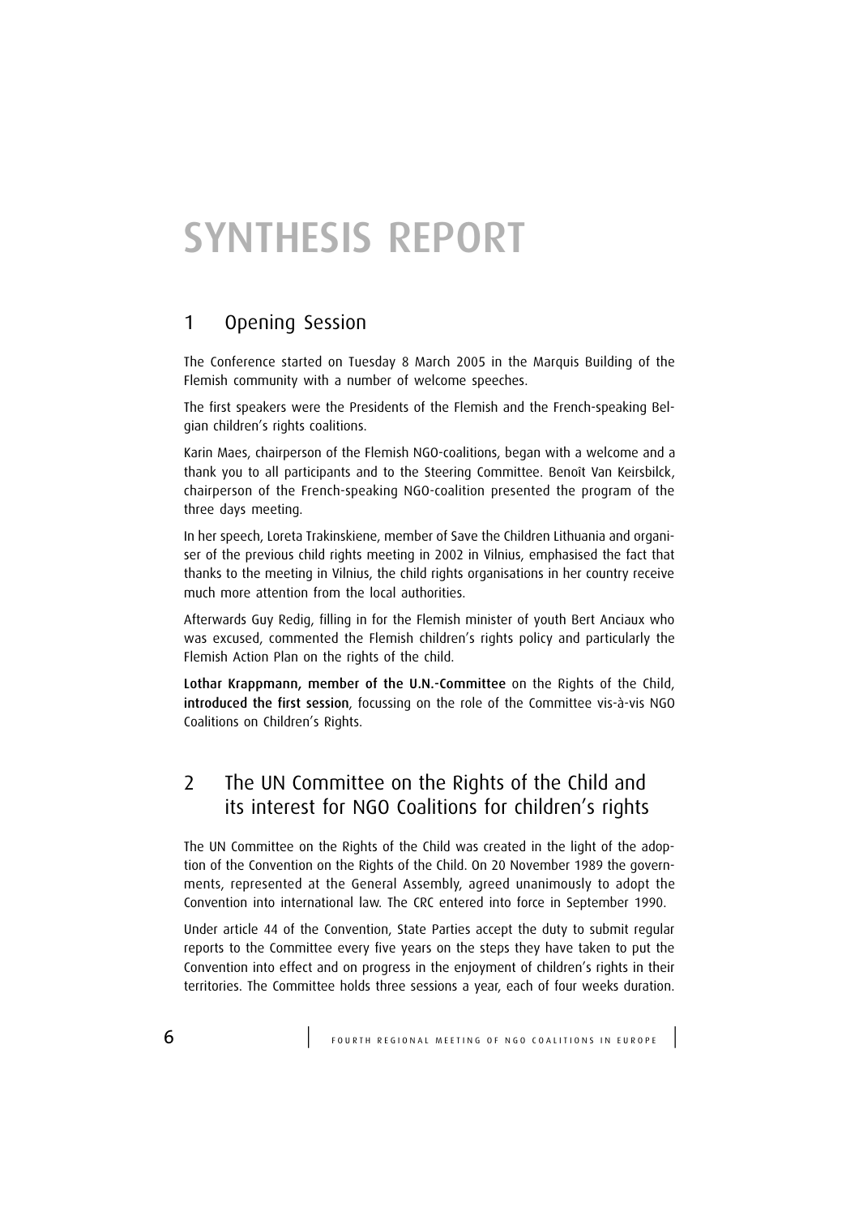# SYNTHESIS REPORT

## 1 Opening Session

The Conference started on Tuesday 8 March 2005 in the Marquis Building of the Flemish community with a number of welcome speeches.

The first speakers were the Presidents of the Flemish and the French-speaking Belgian children's rights coalitions.

Karin Maes, chairperson of the Flemish NGO-coalitions, began with a welcome and a thank you to all participants and to the Steering Committee. Benoît Van Keirsbilck, chairperson of the French-speaking NGO-coalition presented the program of the three days meeting.

In her speech, Loreta Trakinskiene, member of Save the Children Lithuania and organiser of the previous child rights meeting in 2002 in Vilnius, emphasised the fact that thanks to the meeting in Vilnius, the child rights organisations in her country receive much more attention from the local authorities.

Afterwards Guy Redig, filling in for the Flemish minister of youth Bert Anciaux who was excused, commented the Flemish children's rights policy and particularly the Flemish Action Plan on the rights of the child.

**Lothar Krappmann, member of the U.N.-Committee** on the Rights of the Child, **introduced the first session**, focussing on the role of the Committee vis-à-vis NGO Coalitions on Children's Rights.

## 2 The UN Committee on the Rights of the Child and its interest for NGO Coalitions for children's rights

The UN Committee on the Rights of the Child was created in the light of the adoption of the Convention on the Rights of the Child. On 20 November 1989 the governments, represented at the General Assembly, agreed unanimously to adopt the Convention into international law. The CRC entered into force in September 1990.

Under article 44 of the Convention, State Parties accept the duty to submit regular reports to the Committee every five years on the steps they have taken to put the Convention into effect and on progress in the enjoyment of children's rights in their territories. The Committee holds three sessions a year, each of four weeks duration.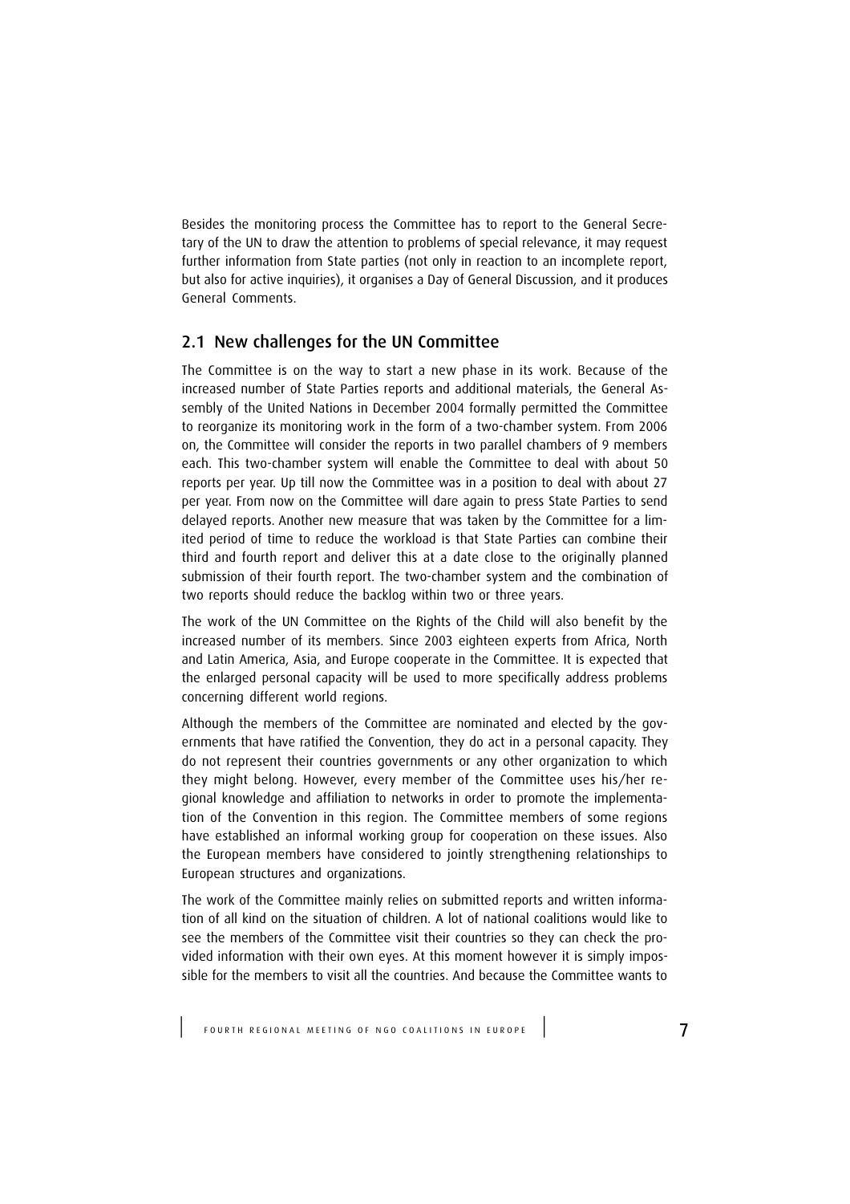Besides the monitoring process the Committee has to report to the General Secretary of the UN to draw the attention to problems of special relevance, it may request further information from State parties (not only in reaction to an incomplete report, but also for active inquiries), it organises a Day of General Discussion, and it produces General Comments.

## 2.1 New challenges for the UN Committee

The Committee is on the way to start a new phase in its work. Because of the increased number of State Parties reports and additional materials, the General Assembly of the United Nations in December 2004 formally permitted the Committee to reorganize its monitoring work in the form of a two-chamber system. From 2006 on, the Committee will consider the reports in two parallel chambers of 9 members each. This two-chamber system will enable the Committee to deal with about 50 reports per year. Up till now the Committee was in a position to deal with about 27 per year. From now on the Committee will dare again to press State Parties to send delayed reports. Another new measure that was taken by the Committee for a limited period of time to reduce the workload is that State Parties can combine their third and fourth report and deliver this at a date close to the originally planned submission of their fourth report. The two-chamber system and the combination of two reports should reduce the backlog within two or three years.

The work of the UN Committee on the Rights of the Child will also benefit by the increased number of its members. Since 2003 eighteen experts from Africa, North and Latin America, Asia, and Europe cooperate in the Committee. It is expected that the enlarged personal capacity will be used to more specifically address problems concerning different world regions.

Although the members of the Committee are nominated and elected by the governments that have ratified the Convention, they do act in a personal capacity. They do not represent their countries governments or any other organization to which they might belong. However, every member of the Committee uses his/her regional knowledge and affiliation to networks in order to promote the implementation of the Convention in this region. The Committee members of some regions have established an informal working group for cooperation on these issues. Also the European members have considered to jointly strengthening relationships to European structures and organizations.

The work of the Committee mainly relies on submitted reports and written information of all kind on the situation of children. A lot of national coalitions would like to see the members of the Committee visit their countries so they can check the provided information with their own eyes. At this moment however it is simply impossible for the members to visit all the countries. And because the Committee wants to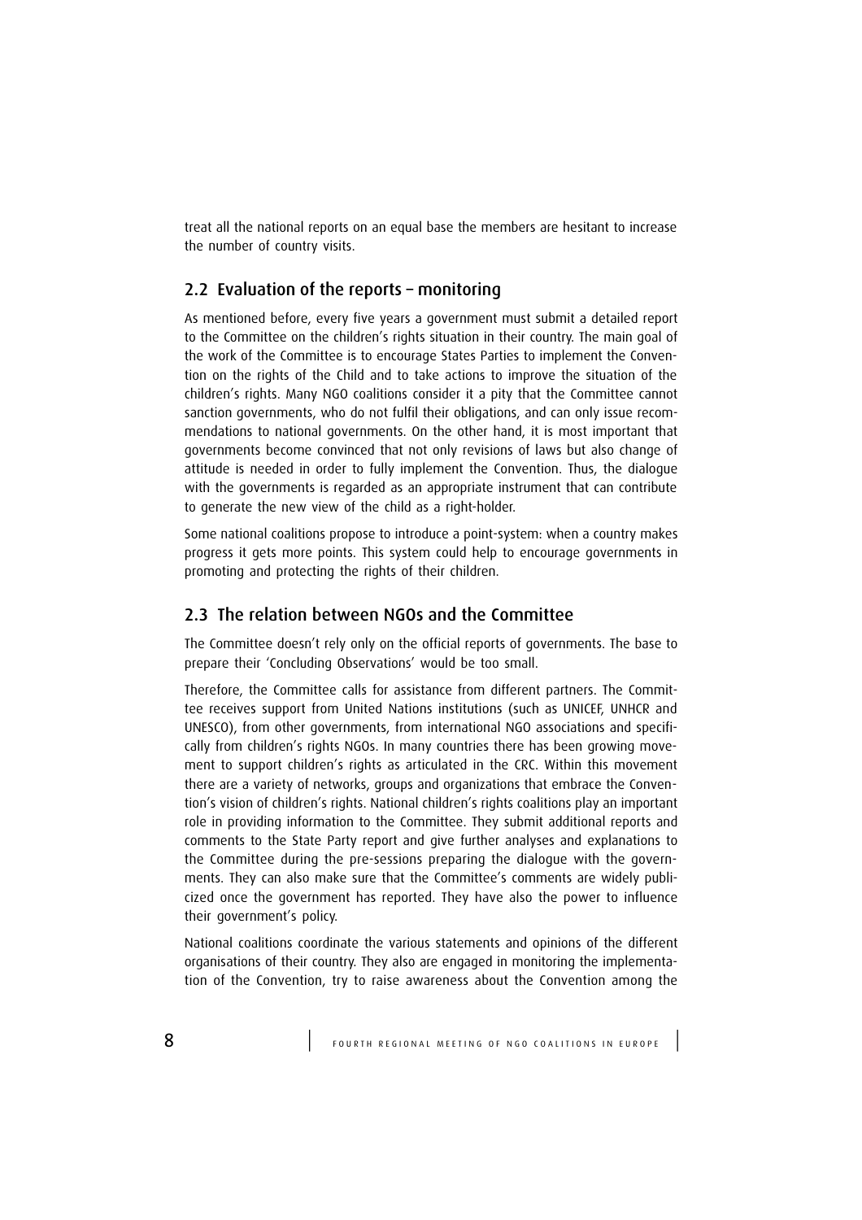treat all the national reports on an equal base the members are hesitant to increase the number of country visits.

## 2.2 Evaluation of the reports – monitoring

As mentioned before, every five years a government must submit a detailed report to the Committee on the children's rights situation in their country. The main goal of the work of the Committee is to encourage States Parties to implement the Convention on the rights of the Child and to take actions to improve the situation of the children's rights. Many NGO coalitions consider it a pity that the Committee cannot sanction governments, who do not fulfil their obligations, and can only issue recommendations to national governments. On the other hand, it is most important that governments become convinced that not only revisions of laws but also change of attitude is needed in order to fully implement the Convention. Thus, the dialogue with the governments is regarded as an appropriate instrument that can contribute to generate the new view of the child as a right-holder.

Some national coalitions propose to introduce a point-system: when a country makes progress it gets more points. This system could help to encourage governments in promoting and protecting the rights of their children.

## 2.3 The relation between NGOs and the Committee

The Committee doesn't rely only on the official reports of governments. The base to prepare their 'Concluding Observations' would be too small.

Therefore, the Committee calls for assistance from different partners. The Committee receives support from United Nations institutions (such as UNICEF, UNHCR and UNESCO), from other governments, from international NGO associations and specifically from children's rights NGOs. In many countries there has been growing movement to support children's rights as articulated in the CRC. Within this movement there are a variety of networks, groups and organizations that embrace the Convention's vision of children's rights. National children's rights coalitions play an important role in providing information to the Committee. They submit additional reports and comments to the State Party report and give further analyses and explanations to the Committee during the pre-sessions preparing the dialogue with the governments. They can also make sure that the Committee's comments are widely publicized once the government has reported. They have also the power to influence their government's policy.

National coalitions coordinate the various statements and opinions of the different organisations of their country. They also are engaged in monitoring the implementation of the Convention, try to raise awareness about the Convention among the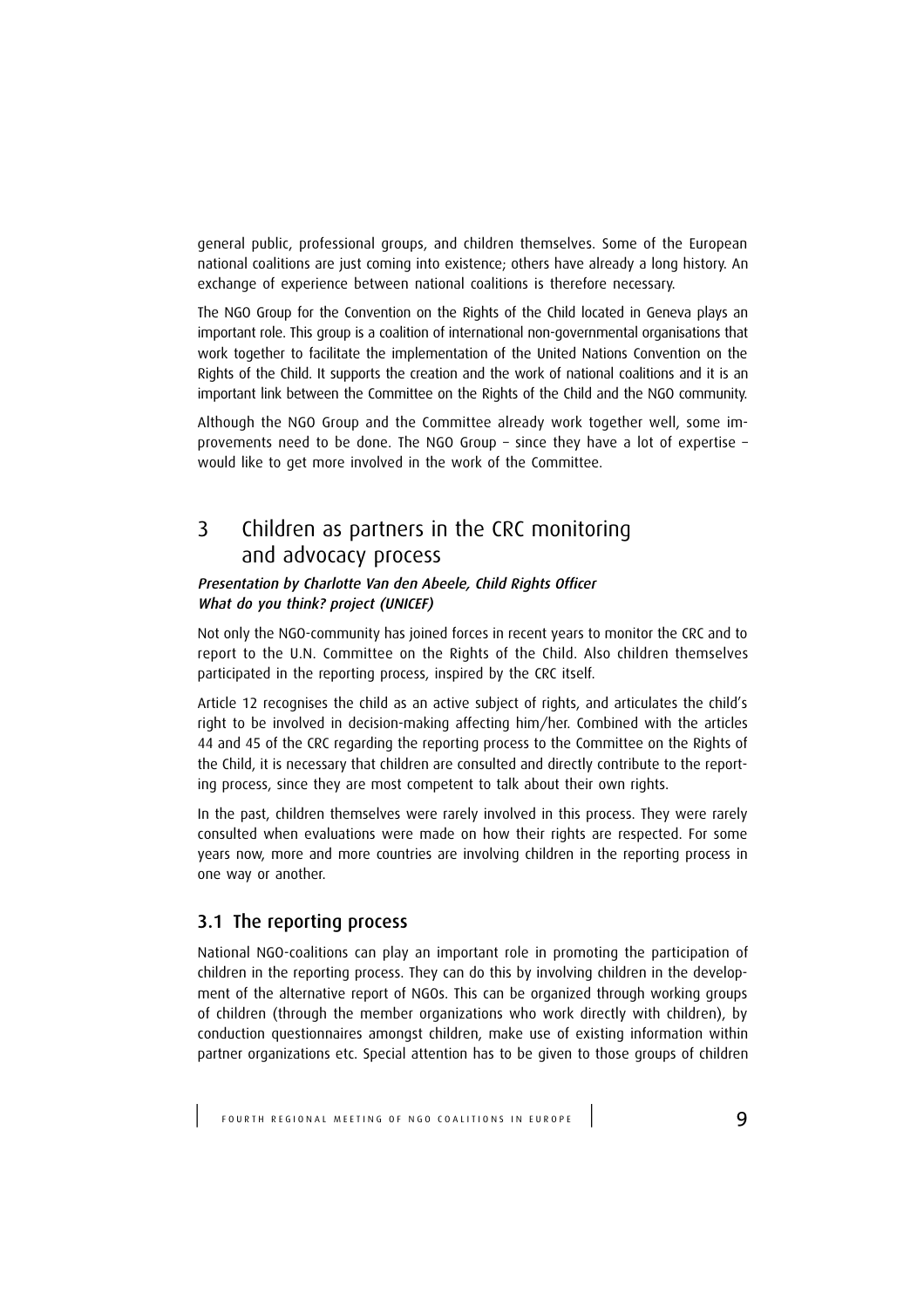general public, professional groups, and children themselves. Some of the European national coalitions are just coming into existence; others have already a long history. An exchange of experience between national coalitions is therefore necessary.

The NGO Group for the Convention on the Rights of the Child located in Geneva plays an important role. This group is a coalition of international non-governmental organisations that work together to facilitate the implementation of the United Nations Convention on the Rights of the Child. It supports the creation and the work of national coalitions and it is an important link between the Committee on the Rights of the Child and the NGO community.

Although the NGO Group and the Committee already work together well, some improvements need to be done. The NGO Group – since they have a lot of expertise – would like to get more involved in the work of the Committee.

## 3 Children as partners in the CRC monitoring and advocacy process

***Presentation by Charlotte Van den Abeele, Child Rights Officer***
***What do you think? project (UNICEF)***

Not only the NGO-community has joined forces in recent years to monitor the CRC and to report to the U.N. Committee on the Rights of the Child. Also children themselves participated in the reporting process, inspired by the CRC itself.

Article 12 recognises the child as an active subject of rights, and articulates the child's right to be involved in decision-making affecting him/her. Combined with the articles 44 and 45 of the CRC regarding the reporting process to the Committee on the Rights of the Child, it is necessary that children are consulted and directly contribute to the reporting process, since they are most competent to talk about their own rights.

In the past, children themselves were rarely involved in this process. They were rarely consulted when evaluations were made on how their rights are respected. For some years now, more and more countries are involving children in the reporting process in one way or another.

### 3.1 The reporting process

National NGO-coalitions can play an important role in promoting the participation of children in the reporting process. They can do this by involving children in the development of the alternative report of NGOs. This can be organized through working groups of children (through the member organizations who work directly with children), by conduction questionnaires amongst children, make use of existing information within partner organizations etc. Special attention has to be given to those groups of children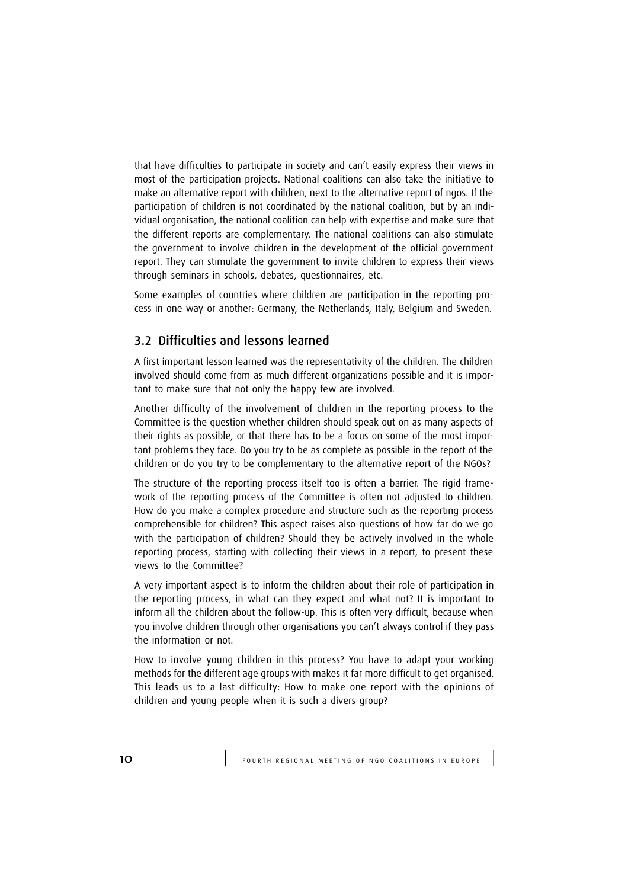that have difficulties to participate in society and can't easily express their views in most of the participation projects. National coalitions can also take the initiative to make an alternative report with children, next to the alternative report of ngos. If the participation of children is not coordinated by the national coalition, but by an individual organisation, the national coalition can help with expertise and make sure that the different reports are complementary. The national coalitions can also stimulate the government to involve children in the development of the official government report. They can stimulate the government to invite children to express their views through seminars in schools, debates, questionnaires, etc.

Some examples of countries where children are participation in the reporting process in one way or another: Germany, the Netherlands, Italy, Belgium and Sweden.

## 3.2 Difficulties and lessons learned

A first important lesson learned was the representativity of the children. The children involved should come from as much different organizations possible and it is important to make sure that not only the happy few are involved.

Another difficulty of the involvement of children in the reporting process to the Committee is the question whether children should speak out on as many aspects of their rights as possible, or that there has to be a focus on some of the most important problems they face. Do you try to be as complete as possible in the report of the children or do you try to be complementary to the alternative report of the NGOs?

The structure of the reporting process itself too is often a barrier. The rigid framework of the reporting process of the Committee is often not adjusted to children. How do you make a complex procedure and structure such as the reporting process comprehensible for children? This aspect raises also questions of how far do we go with the participation of children? Should they be actively involved in the whole reporting process, starting with collecting their views in a report, to present these views to the Committee?

A very important aspect is to inform the children about their role of participation in the reporting process, in what can they expect and what not? It is important to inform all the children about the follow-up. This is often very difficult, because when you involve children through other organisations you can't always control if they pass the information or not.

How to involve young children in this process? You have to adapt your working methods for the different age groups with makes it far more difficult to get organised. This leads us to a last difficulty: How to make one report with the opinions of children and young people when it is such a divers group?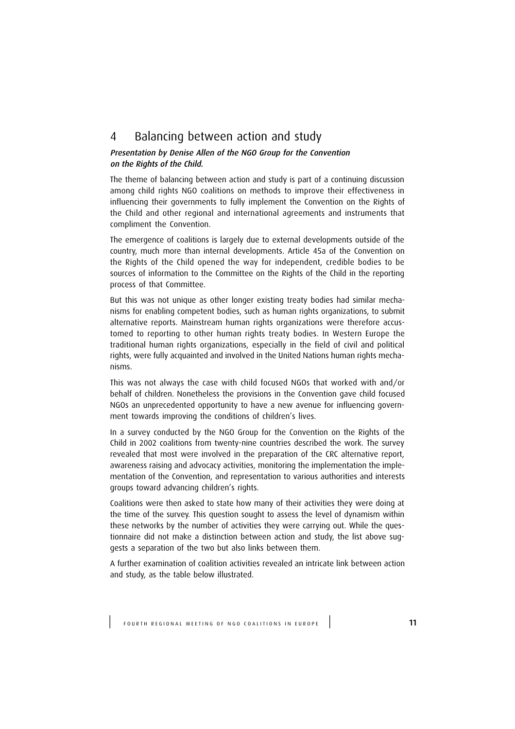# 4 Balancing between action and study

*Presentation by Denise Allen of the NGO Group for the Convention on the Rights of the Child.*

The theme of balancing between action and study is part of a continuing discussion among child rights NGO coalitions on methods to improve their effectiveness in influencing their governments to fully implement the Convention on the Rights of the Child and other regional and international agreements and instruments that compliment the Convention.

The emergence of coalitions is largely due to external developments outside of the country, much more than internal developments. Article 45a of the Convention on the Rights of the Child opened the way for independent, credible bodies to be sources of information to the Committee on the Rights of the Child in the reporting process of that Committee.

But this was not unique as other longer existing treaty bodies had similar mechanisms for enabling competent bodies, such as human rights organizations, to submit alternative reports. Mainstream human rights organizations were therefore accustomed to reporting to other human rights treaty bodies. In Western Europe the traditional human rights organizations, especially in the field of civil and political rights, were fully acquainted and involved in the United Nations human rights mechanisms.

This was not always the case with child focused NGOs that worked with and/or behalf of children. Nonetheless the provisions in the Convention gave child focused NGOs an unprecedented opportunity to have a new avenue for influencing government towards improving the conditions of children's lives.

In a survey conducted by the NGO Group for the Convention on the Rights of the Child in 2002 coalitions from twenty-nine countries described the work. The survey revealed that most were involved in the preparation of the CRC alternative report, awareness raising and advocacy activities, monitoring the implementation the implementation of the Convention, and representation to various authorities and interests groups toward advancing children's rights.

Coalitions were then asked to state how many of their activities they were doing at the time of the survey. This question sought to assess the level of dynamism within these networks by the number of activities they were carrying out. While the questionnaire did not make a distinction between action and study, the list above suggests a separation of the two but also links between them.

A further examination of coalition activities revealed an intricate link between action and study, as the table below illustrated.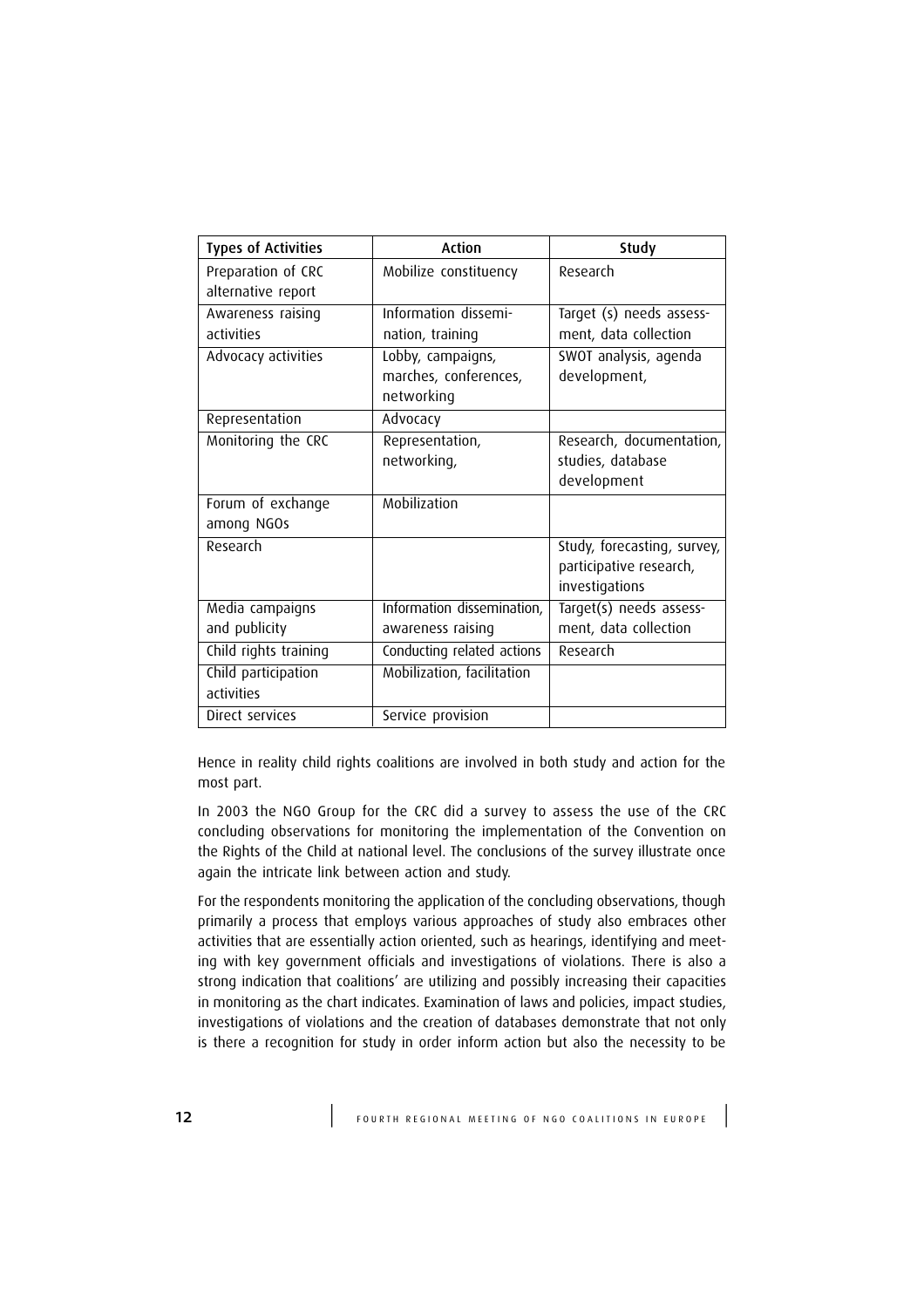| Types of Activities | Action | Study |
| --- | --- | --- |
| Preparation of CRC alternative report | Mobilize constituency | Research |
| Awareness raising activities | Information dissemi-nation, training | Target (s) needs assess-ment, data collection |
| Advocacy activities | Lobby, campaigns, marches, conferences, networking | SWOT analysis, agenda development, |
| Representation | Advocacy | |
| Monitoring the CRC | Representation, networking, | Research, documentation, studies, database development |
| Forum of exchange among NGOs | Mobilization | |
| Research | | Study, forecasting, survey, participative research, investigations |
| Media campaigns and publicity | Information dissemination, awareness raising | Target(s) needs assess-ment, data collection |
| Child rights training | Conducting related actions | Research |
| Child participation activities | Mobilization, facilitation | |
| Direct services | Service provision | |

Hence in reality child rights coalitions are involved in both study and action for the most part.

In 2003 the NGO Group for the CRC did a survey to assess the use of the CRC concluding observations for monitoring the implementation of the Convention on the Rights of the Child at national level. The conclusions of the survey illustrate once again the intricate link between action and study.

For the respondents monitoring the application of the concluding observations, though primarily a process that employs various approaches of study also embraces other activities that are essentially action oriented, such as hearings, identifying and meeting with key government officials and investigations of violations. There is also a strong indication that coalitions' are utilizing and possibly increasing their capacities in monitoring as the chart indicates. Examination of laws and policies, impact studies, investigations of violations and the creation of databases demonstrate that not only is there a recognition for study in order inform action but also the necessity to be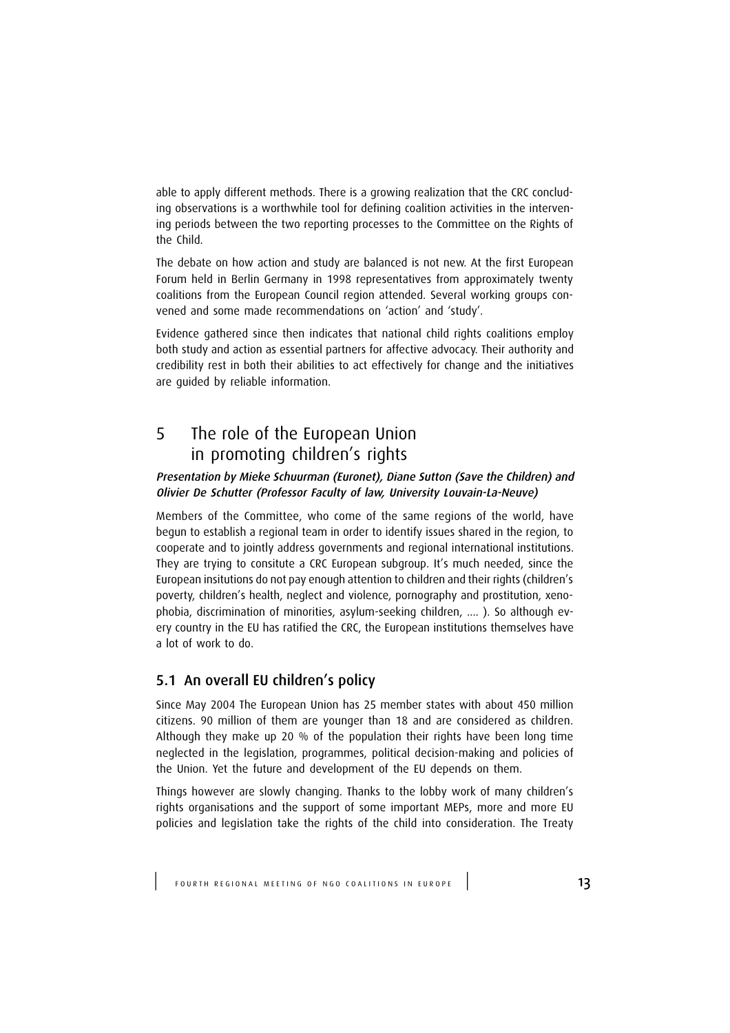able to apply different methods. There is a growing realization that the CRC concluding observations is a worthwhile tool for defining coalition activities in the intervening periods between the two reporting processes to the Committee on the Rights of the Child.

The debate on how action and study are balanced is not new. At the first European Forum held in Berlin Germany in 1998 representatives from approximately twenty coalitions from the European Council region attended. Several working groups convened and some made recommendations on 'action' and 'study'.

Evidence gathered since then indicates that national child rights coalitions employ both study and action as essential partners for affective advocacy. Their authority and credibility rest in both their abilities to act effectively for change and the initiatives are guided by reliable information.

# 5 The role of the European Union in promoting children's rights

***Presentation by Mieke Schuurman (Euronet), Diane Sutton (Save the Children) and Olivier De Schutter (Professor Faculty of law, University Louvain-La-Neuve)***

Members of the Committee, who come of the same regions of the world, have begun to establish a regional team in order to identify issues shared in the region, to cooperate and to jointly address governments and regional international institutions. They are trying to consitute a CRC European subgroup. It's much needed, since the European insitutions do not pay enough attention to children and their rights (children's poverty, children's health, neglect and violence, pornography and prostitution, xenophobia, discrimination of minorities, asylum-seeking children, .... ). So although every country in the EU has ratified the CRC, the European institutions themselves have a lot of work to do.

## 5.1 An overall EU children's policy

Since May 2004 The European Union has 25 member states with about 450 million citizens. 90 million of them are younger than 18 and are considered as children. Although they make up 20 % of the population their rights have been long time neglected in the legislation, programmes, political decision-making and policies of the Union. Yet the future and development of the EU depends on them.

Things however are slowly changing. Thanks to the lobby work of many children's rights organisations and the support of some important MEPs, more and more EU policies and legislation take the rights of the child into consideration. The Treaty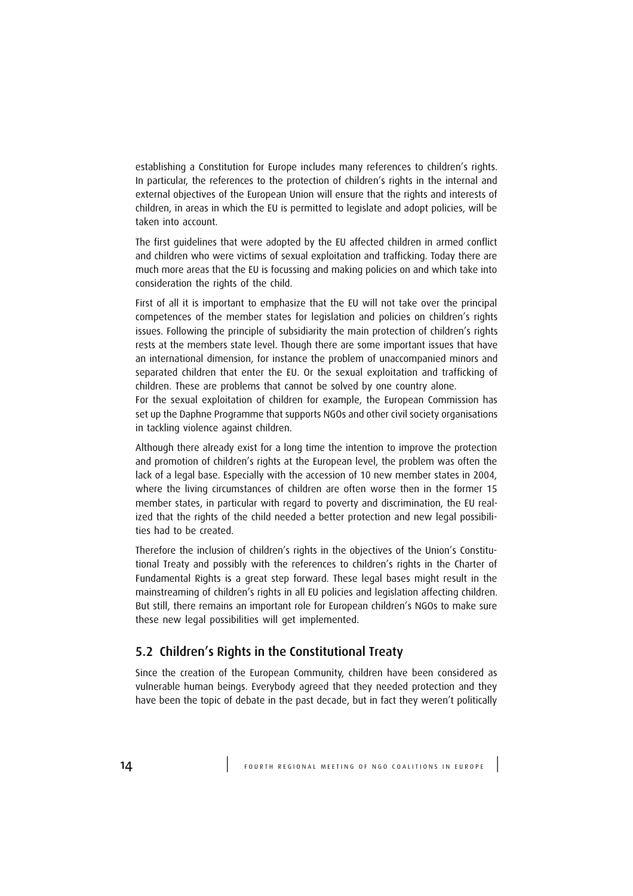establishing a Constitution for Europe includes many references to children's rights. In particular, the references to the protection of children's rights in the internal and external objectives of the European Union will ensure that the rights and interests of children, in areas in which the EU is permitted to legislate and adopt policies, will be taken into account.

The first guidelines that were adopted by the EU affected children in armed conflict and children who were victims of sexual exploitation and trafficking. Today there are much more areas that the EU is focussing and making policies on and which take into consideration the rights of the child.

First of all it is important to emphasize that the EU will not take over the principal competences of the member states for legislation and policies on children's rights issues. Following the principle of subsidiarity the main protection of children's rights rests at the members state level. Though there are some important issues that have an international dimension, for instance the problem of unaccompanied minors and separated children that enter the EU. Or the sexual exploitation and trafficking of children. These are problems that cannot be solved by one country alone.
For the sexual exploitation of children for example, the European Commission has set up the Daphne Programme that supports NGOs and other civil society organisations in tackling violence against children.

Although there already exist for a long time the intention to improve the protection and promotion of children's rights at the European level, the problem was often the lack of a legal base. Especially with the accession of 10 new member states in 2004, where the living circumstances of children are often worse then in the former 15 member states, in particular with regard to poverty and discrimination, the EU realized that the rights of the child needed a better protection and new legal possibilities had to be created.

Therefore the inclusion of children's rights in the objectives of the Union's Constitutional Treaty and possibly with the references to children's rights in the Charter of Fundamental Rights is a great step forward. These legal bases might result in the mainstreaming of children's rights in all EU policies and legislation affecting children. But still, there remains an important role for European children's NGOs to make sure these new legal possibilities will get implemented.

## 5.2 Children's Rights in the Constitutional Treaty

Since the creation of the European Community, children have been considered as vulnerable human beings. Everybody agreed that they needed protection and they have been the topic of debate in the past decade, but in fact they weren't politically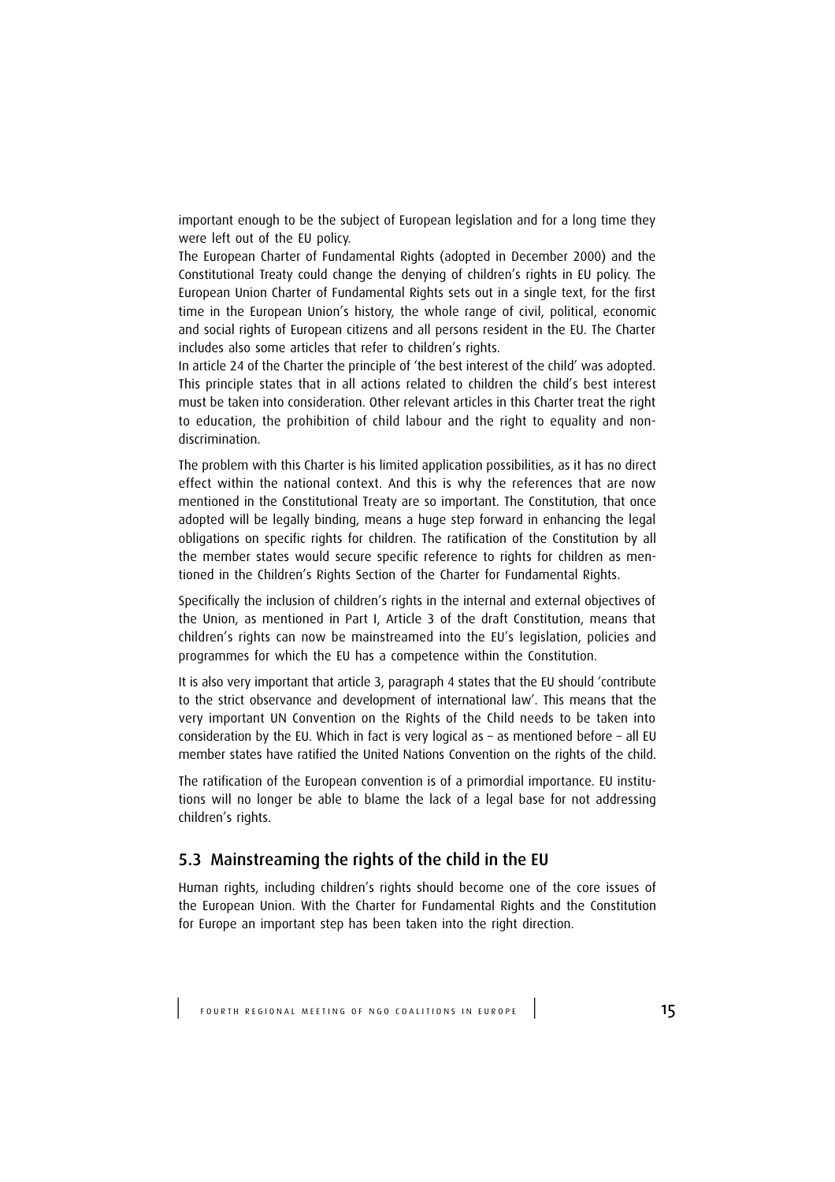important enough to be the subject of European legislation and for a long time they were left out of the EU policy.

The European Charter of Fundamental Rights (adopted in December 2000) and the Constitutional Treaty could change the denying of children's rights in EU policy. The European Union Charter of Fundamental Rights sets out in a single text, for the first time in the European Union's history, the whole range of civil, political, economic and social rights of European citizens and all persons resident in the EU. The Charter includes also some articles that refer to children's rights.

In article 24 of the Charter the principle of 'the best interest of the child' was adopted. This principle states that in all actions related to children the child's best interest must be taken into consideration. Other relevant articles in this Charter treat the right to education, the prohibition of child labour and the right to equality and non-discrimination.

The problem with this Charter is his limited application possibilities, as it has no direct effect within the national context. And this is why the references that are now mentioned in the Constitutional Treaty are so important. The Constitution, that once adopted will be legally binding, means a huge step forward in enhancing the legal obligations on specific rights for children. The ratification of the Constitution by all the member states would secure specific reference to rights for children as mentioned in the Children's Rights Section of the Charter for Fundamental Rights.

Specifically the inclusion of children's rights in the internal and external objectives of the Union, as mentioned in Part I, Article 3 of the draft Constitution, means that children's rights can now be mainstreamed into the EU's legislation, policies and programmes for which the EU has a competence within the Constitution.

It is also very important that article 3, paragraph 4 states that the EU should 'contribute to the strict observance and development of international law'. This means that the very important UN Convention on the Rights of the Child needs to be taken into consideration by the EU. Which in fact is very logical as – as mentioned before – all EU member states have ratified the United Nations Convention on the rights of the child.

The ratification of the European convention is of a primordial importance. EU institutions will no longer be able to blame the lack of a legal base for not addressing children's rights.

## 5.3 Mainstreaming the rights of the child in the EU

Human rights, including children's rights should become one of the core issues of the European Union. With the Charter for Fundamental Rights and the Constitution for Europe an important step has been taken into the right direction.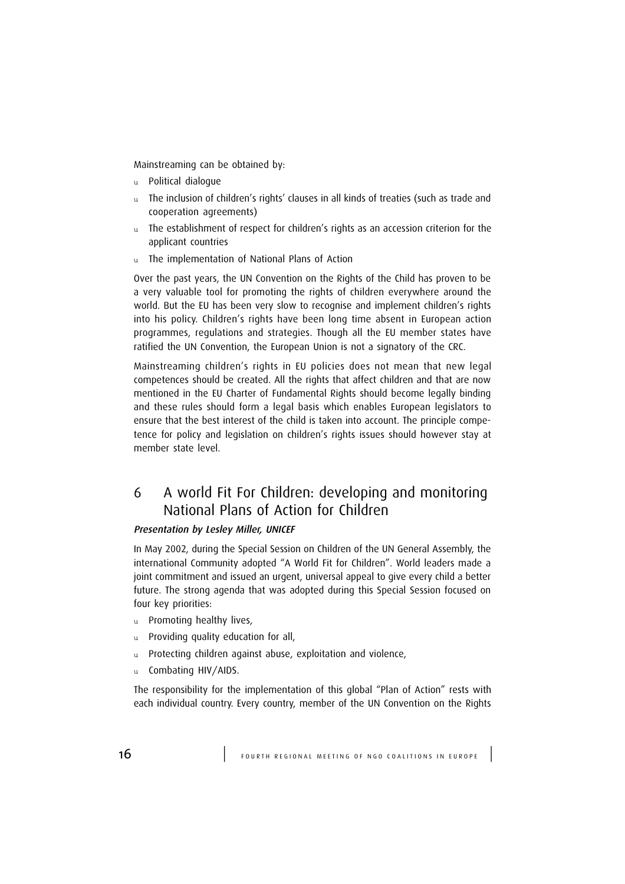Mainstreaming can be obtained by:

- Political dialogue
- The inclusion of children's rights' clauses in all kinds of treaties (such as trade and cooperation agreements)
- The establishment of respect for children's rights as an accession criterion for the applicant countries
- The implementation of National Plans of Action

Over the past years, the UN Convention on the Rights of the Child has proven to be a very valuable tool for promoting the rights of children everywhere around the world. But the EU has been very slow to recognise and implement children's rights into his policy. Children's rights have been long time absent in European action programmes, regulations and strategies. Though all the EU member states have ratified the UN Convention, the European Union is not a signatory of the CRC.

Mainstreaming children's rights in EU policies does not mean that new legal competences should be created. All the rights that affect children and that are now mentioned in the EU Charter of Fundamental Rights should become legally binding and these rules should form a legal basis which enables European legislators to ensure that the best interest of the child is taken into account. The principle competence for policy and legislation on children's rights issues should however stay at member state level.

## 6 A world Fit For Children: developing and monitoring National Plans of Action for Children

***Presentation by Lesley Miller, UNICEF***

In May 2002, during the Special Session on Children of the UN General Assembly, the international Community adopted "A World Fit for Children". World leaders made a joint commitment and issued an urgent, universal appeal to give every child a better future. The strong agenda that was adopted during this Special Session focused on four key priorities:

- Promoting healthy lives,
- Providing quality education for all,
- Protecting children against abuse, exploitation and violence,
- Combating HIV/AIDS.

The responsibility for the implementation of this global "Plan of Action" rests with each individual country. Every country, member of the UN Convention on the Rights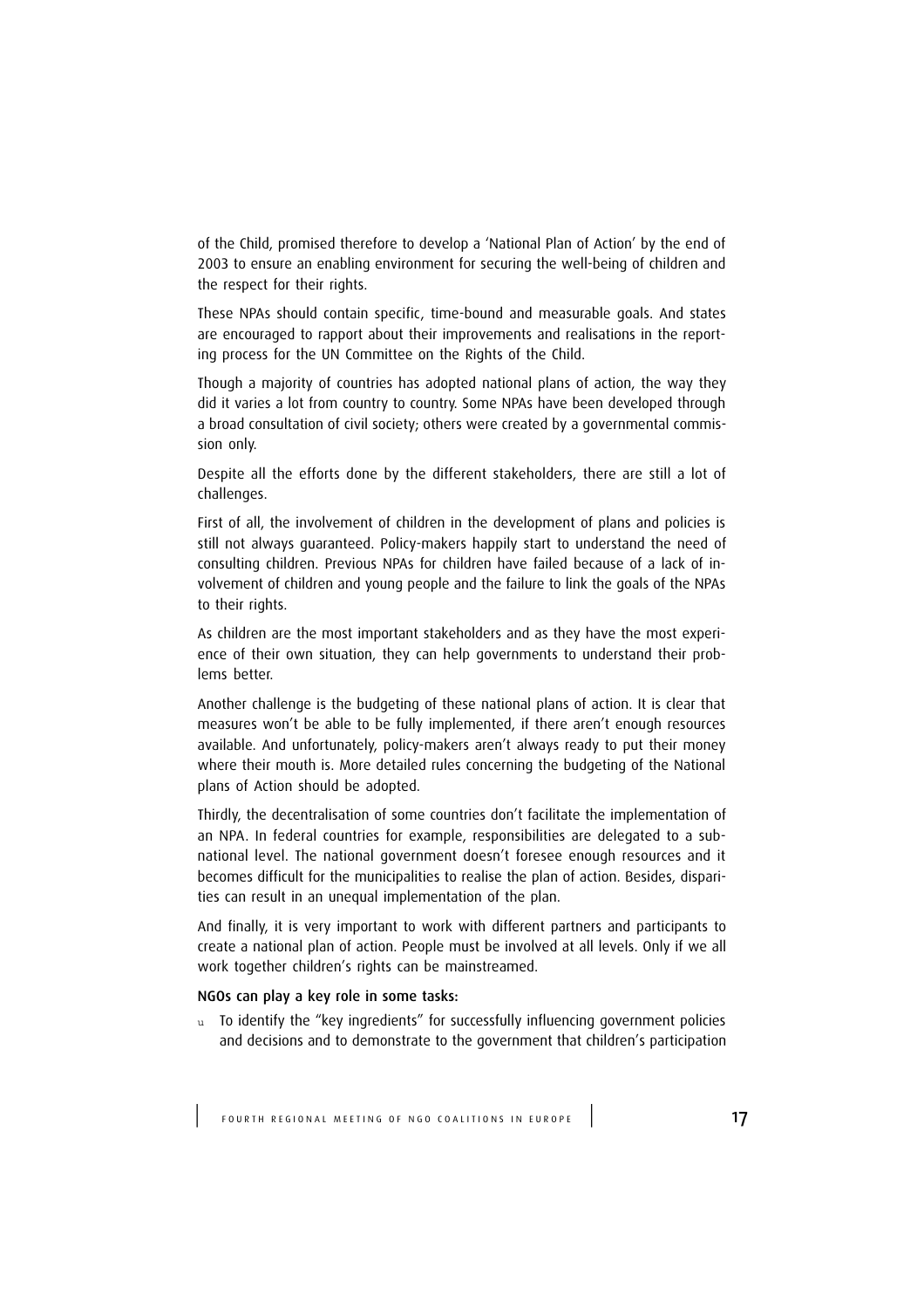of the Child, promised therefore to develop a 'National Plan of Action' by the end of 2003 to ensure an enabling environment for securing the well-being of children and the respect for their rights.

These NPAs should contain specific, time-bound and measurable goals. And states are encouraged to rapport about their improvements and realisations in the reporting process for the UN Committee on the Rights of the Child.

Though a majority of countries has adopted national plans of action, the way they did it varies a lot from country to country. Some NPAs have been developed through a broad consultation of civil society; others were created by a governmental commission only.

Despite all the efforts done by the different stakeholders, there are still a lot of challenges.

First of all, the involvement of children in the development of plans and policies is still not always guaranteed. Policy-makers happily start to understand the need of consulting children. Previous NPAs for children have failed because of a lack of involvement of children and young people and the failure to link the goals of the NPAs to their rights.

As children are the most important stakeholders and as they have the most experience of their own situation, they can help governments to understand their problems better.

Another challenge is the budgeting of these national plans of action. It is clear that measures won't be able to be fully implemented, if there aren't enough resources available. And unfortunately, policy-makers aren't always ready to put their money where their mouth is. More detailed rules concerning the budgeting of the National plans of Action should be adopted.

Thirdly, the decentralisation of some countries don't facilitate the implementation of an NPA. In federal countries for example, responsibilities are delegated to a subnational level. The national government doesn't foresee enough resources and it becomes difficult for the municipalities to realise the plan of action. Besides, disparities can result in an unequal implementation of the plan.

And finally, it is very important to work with different partners and participants to create a national plan of action. People must be involved at all levels. Only if we all work together children's rights can be mainstreamed.

**NGOs can play a key role in some tasks:**

- To identify the "key ingredients" for successfully influencing government policies and decisions and to demonstrate to the government that children's participation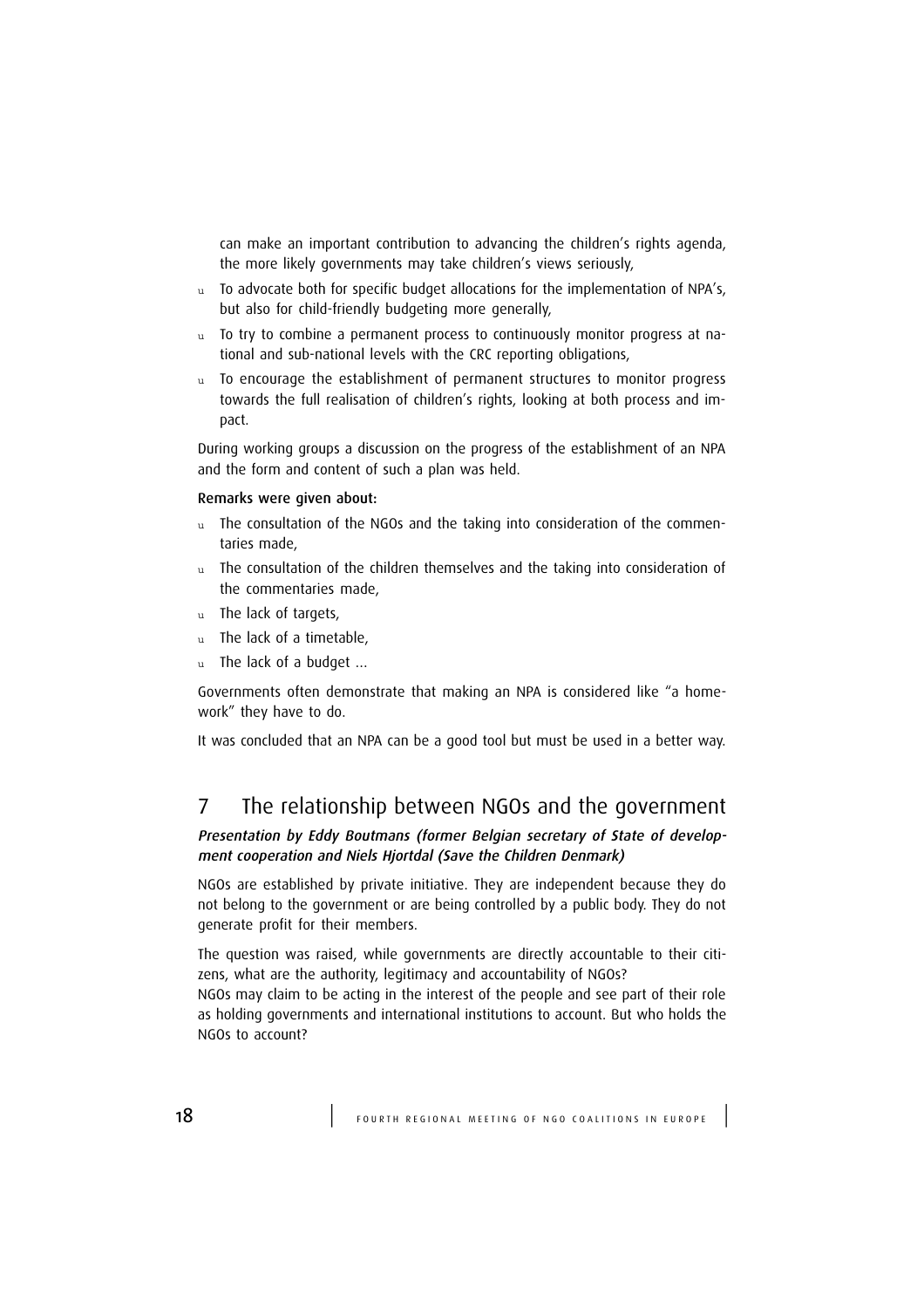can make an important contribution to advancing the children's rights agenda, the more likely governments may take children's views seriously,

- To advocate both for specific budget allocations for the implementation of NPA's, but also for child-friendly budgeting more generally,
- To try to combine a permanent process to continuously monitor progress at national and sub-national levels with the CRC reporting obligations,
- To encourage the establishment of permanent structures to monitor progress towards the full realisation of children's rights, looking at both process and impact.

During working groups a discussion on the progress of the establishment of an NPA and the form and content of such a plan was held.

**Remarks were given about:**

- The consultation of the NGOs and the taking into consideration of the commentaries made,
- The consultation of the children themselves and the taking into consideration of the commentaries made,
- The lack of targets,
- The lack of a timetable,
- The lack of a budget ...

Governments often demonstrate that making an NPA is considered like "a homework" they have to do.

It was concluded that an NPA can be a good tool but must be used in a better way.

## 7 The relationship between NGOs and the government

***Presentation by Eddy Boutmans (former Belgian secretary of State of development cooperation and Niels Hjortdal (Save the Children Denmark)***

NGOs are established by private initiative. They are independent because they do not belong to the government or are being controlled by a public body. They do not generate profit for their members.

The question was raised, while governments are directly accountable to their citizens, what are the authority, legitimacy and accountability of NGOs?
NGOs may claim to be acting in the interest of the people and see part of their role as holding governments and international institutions to account. But who holds the NGOs to account?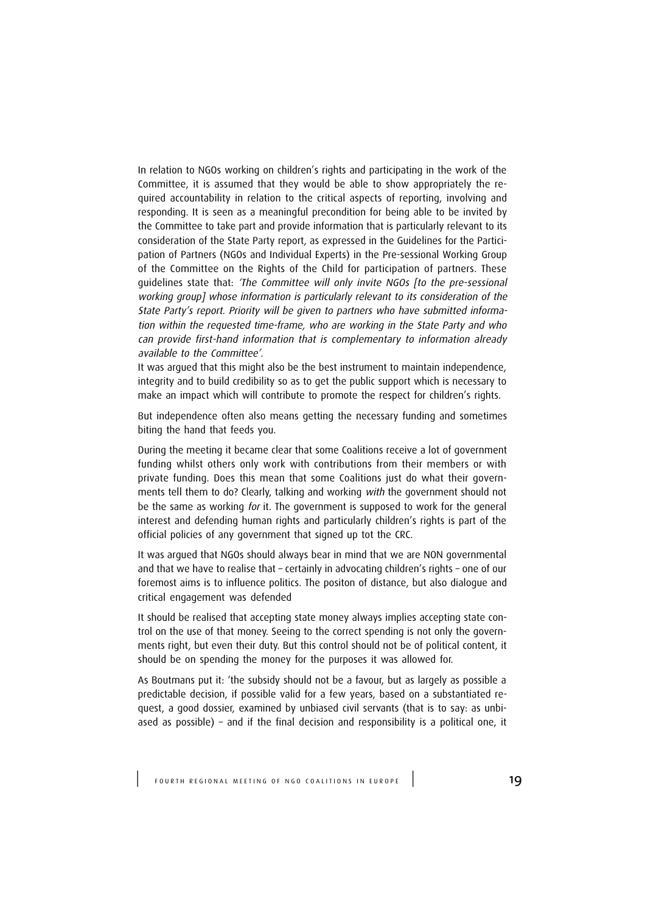In relation to NGOs working on children's rights and participating in the work of the Committee, it is assumed that they would be able to show appropriately the required accountability in relation to the critical aspects of reporting, involving and responding. It is seen as a meaningful precondition for being able to be invited by the Committee to take part and provide information that is particularly relevant to its consideration of the State Party report, as expressed in the Guidelines for the Participation of Partners (NGOs and Individual Experts) in the Pre-sessional Working Group of the Committee on the Rights of the Child for participation of partners. These guidelines state that: *'The Committee will only invite NGOs [to the pre-sessional working group] whose information is particularly relevant to its consideration of the State Party's report. Priority will be given to partners who have submitted information within the requested time-frame, who are working in the State Party and who can provide first-hand information that is complementary to information already available to the Committee'.*

It was argued that this might also be the best instrument to maintain independence, integrity and to build credibility so as to get the public support which is necessary to make an impact which will contribute to promote the respect for children's rights.

But independence often also means getting the necessary funding and sometimes biting the hand that feeds you.

During the meeting it became clear that some Coalitions receive a lot of government funding whilst others only work with contributions from their members or with private funding. Does this mean that some Coalitions just do what their governments tell them to do? Clearly, talking and working *with* the government should not be the same as working *for* it. The government is supposed to work for the general interest and defending human rights and particularly children's rights is part of the official policies of any government that signed up tot the CRC.

It was argued that NGOs should always bear in mind that we are NON governmental and that we have to realise that – certainly in advocating children's rights – one of our foremost aims is to influence politics. The positon of distance, but also dialogue and critical engagement was defended

It should be realised that accepting state money always implies accepting state control on the use of that money. Seeing to the correct spending is not only the governments right, but even their duty. But this control should not be of political content, it should be on spending the money for the purposes it was allowed for.

As Boutmans put it: 'the subsidy should not be a favour, but as largely as possible a predictable decision, if possible valid for a few years, based on a substantiated request, a good dossier, examined by unbiased civil servants (that is to say: as unbiased as possible) – and if the final decision and responsibility is a political one, it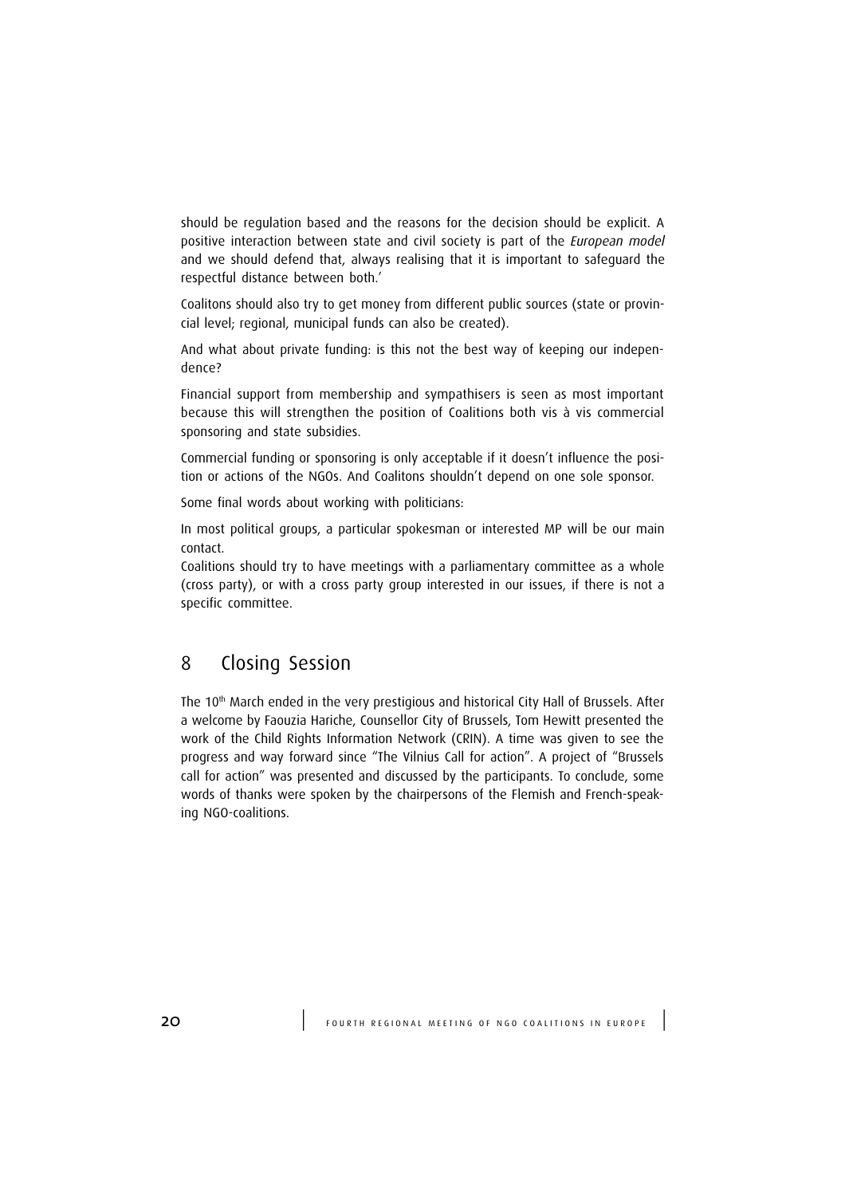should be regulation based and the reasons for the decision should be explicit. A positive interaction between state and civil society is part of the *European model* and we should defend that, always realising that it is important to safeguard the respectful distance between both.'

Coalitons should also try to get money from different public sources (state or provincial level; regional, municipal funds can also be created).

And what about private funding: is this not the best way of keeping our independence?

Financial support from membership and sympathisers is seen as most important because this will strengthen the position of Coalitions both vis à vis commercial sponsoring and state subsidies.

Commercial funding or sponsoring is only acceptable if it doesn't influence the position or actions of the NGOs. And Coalitons shouldn't depend on one sole sponsor.

Some final words about working with politicians:

In most political groups, a particular spokesman or interested MP will be our main contact.
Coalitions should try to have meetings with a parliamentary committee as a whole (cross party), or with a cross party group interested in our issues, if there is not a specific committee.

## 8 Closing Session

The 10th March ended in the very prestigious and historical City Hall of Brussels. After a welcome by Faouzia Hariche, Counsellor City of Brussels, Tom Hewitt presented the work of the Child Rights Information Network (CRIN). A time was given to see the progress and way forward since "The Vilnius Call for action". A project of "Brussels call for action" was presented and discussed by the participants. To conclude, some words of thanks were spoken by the chairpersons of the Flemish and French-speaking NGO-coalitions.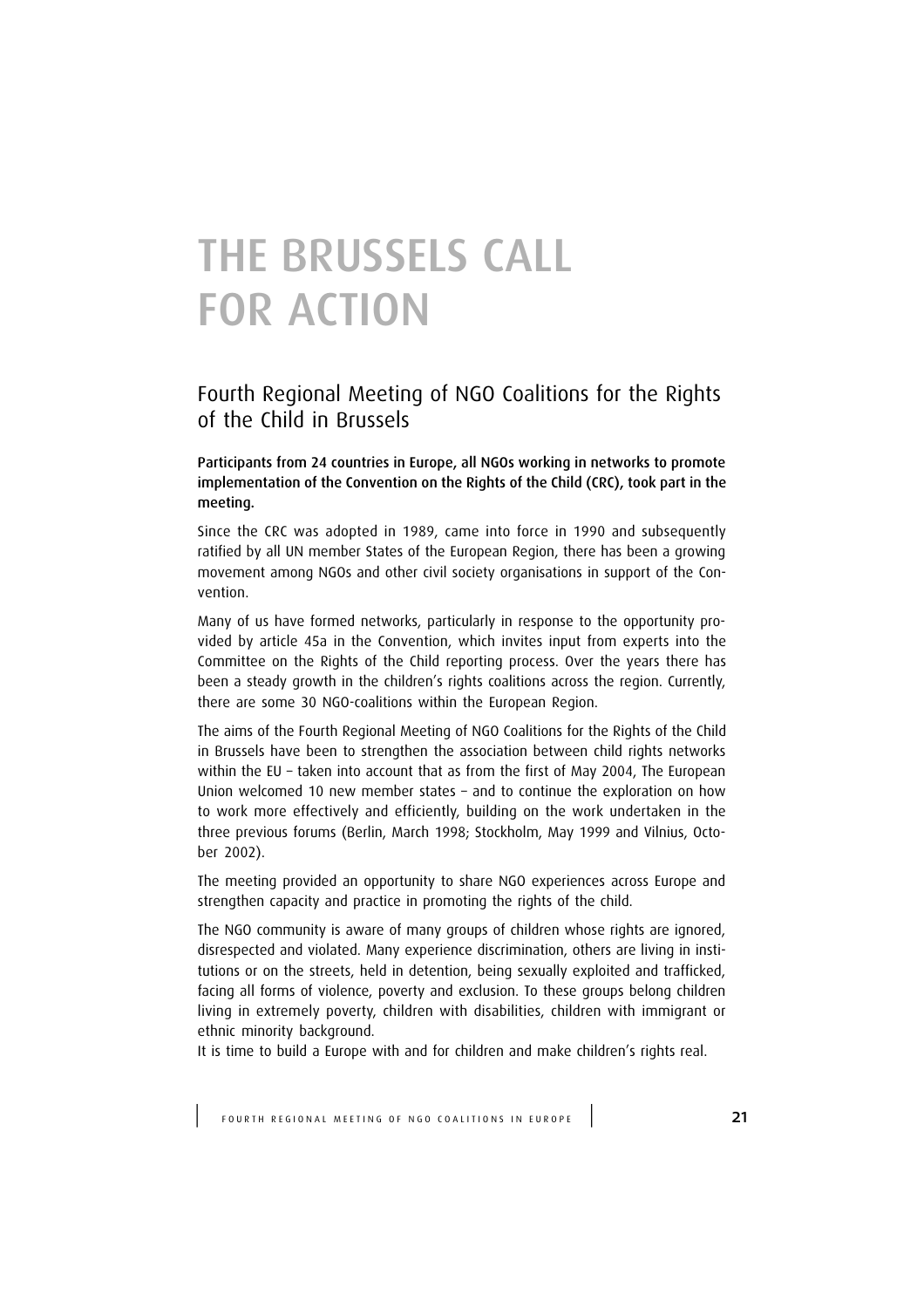# THE BRUSSELS CALL FOR ACTION

## Fourth Regional Meeting of NGO Coalitions for the Rights of the Child in Brussels

**Participants from 24 countries in Europe, all NGOs working in networks to promote implementation of the Convention on the Rights of the Child (CRC), took part in the meeting.**

Since the CRC was adopted in 1989, came into force in 1990 and subsequently ratified by all UN member States of the European Region, there has been a growing movement among NGOs and other civil society organisations in support of the Convention.

Many of us have formed networks, particularly in response to the opportunity provided by article 45a in the Convention, which invites input from experts into the Committee on the Rights of the Child reporting process. Over the years there has been a steady growth in the children's rights coalitions across the region. Currently, there are some 30 NGO-coalitions within the European Region.

The aims of the Fourth Regional Meeting of NGO Coalitions for the Rights of the Child in Brussels have been to strengthen the association between child rights networks within the EU – taken into account that as from the first of May 2004, The European Union welcomed 10 new member states – and to continue the exploration on how to work more effectively and efficiently, building on the work undertaken in the three previous forums (Berlin, March 1998; Stockholm, May 1999 and Vilnius, October 2002).

The meeting provided an opportunity to share NGO experiences across Europe and strengthen capacity and practice in promoting the rights of the child.

The NGO community is aware of many groups of children whose rights are ignored, disrespected and violated. Many experience discrimination, others are living in institutions or on the streets, held in detention, being sexually exploited and trafficked, facing all forms of violence, poverty and exclusion. To these groups belong children living in extremely poverty, children with disabilities, children with immigrant or ethnic minority background.

It is time to build a Europe with and for children and make children's rights real.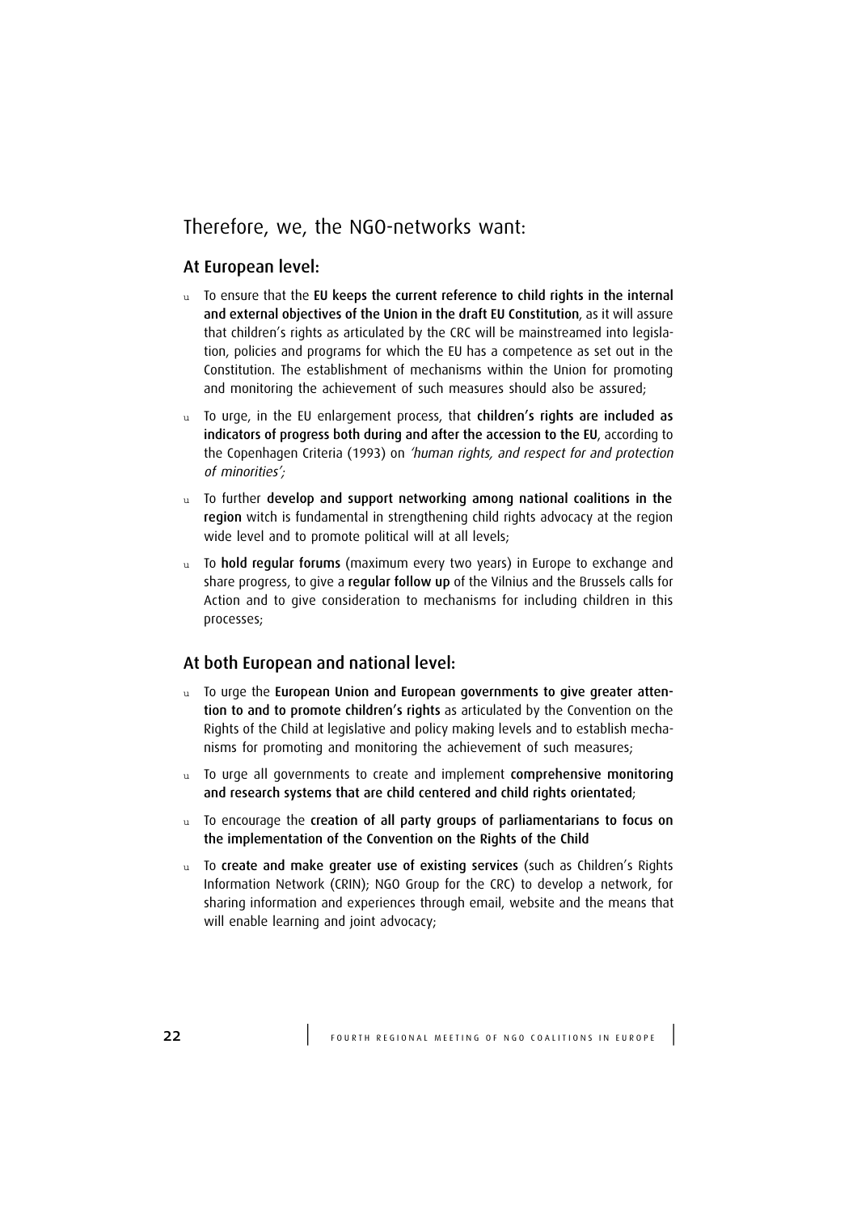## Therefore, we, the NGO-networks want:

### At European level:

- To ensure that the **EU keeps the current reference to child rights in the internal and external objectives of the Union in the draft EU Constitution**, as it will assure that children's rights as articulated by the CRC will be mainstreamed into legislation, policies and programs for which the EU has a competence as set out in the Constitution. The establishment of mechanisms within the Union for promoting and monitoring the achievement of such measures should also be assured;
- To urge, in the EU enlargement process, that **children's rights are included as indicators of progress both during and after the accession to the EU**, according to the Copenhagen Criteria (1993) on *'human rights, and respect for and protection of minorities';*
- To further **develop and support networking among national coalitions in the region** witch is fundamental in strengthening child rights advocacy at the region wide level and to promote political will at all levels;
- To **hold regular forums** (maximum every two years) in Europe to exchange and share progress, to give a **regular follow up** of the Vilnius and the Brussels calls for Action and to give consideration to mechanisms for including children in this processes;

### At both European and national level:

- To urge the **European Union and European governments to give greater attention to and to promote children's rights** as articulated by the Convention on the Rights of the Child at legislative and policy making levels and to establish mechanisms for promoting and monitoring the achievement of such measures;
- To urge all governments to create and implement **comprehensive monitoring and research systems that are child centered and child rights orientated**;
- To encourage the **creation of all party groups of parliamentarians to focus on the implementation of the Convention on the Rights of the Child**
- To **create and make greater use of existing services** (such as Children's Rights Information Network (CRIN); NGO Group for the CRC) to develop a network, for sharing information and experiences through email, website and the means that will enable learning and joint advocacy;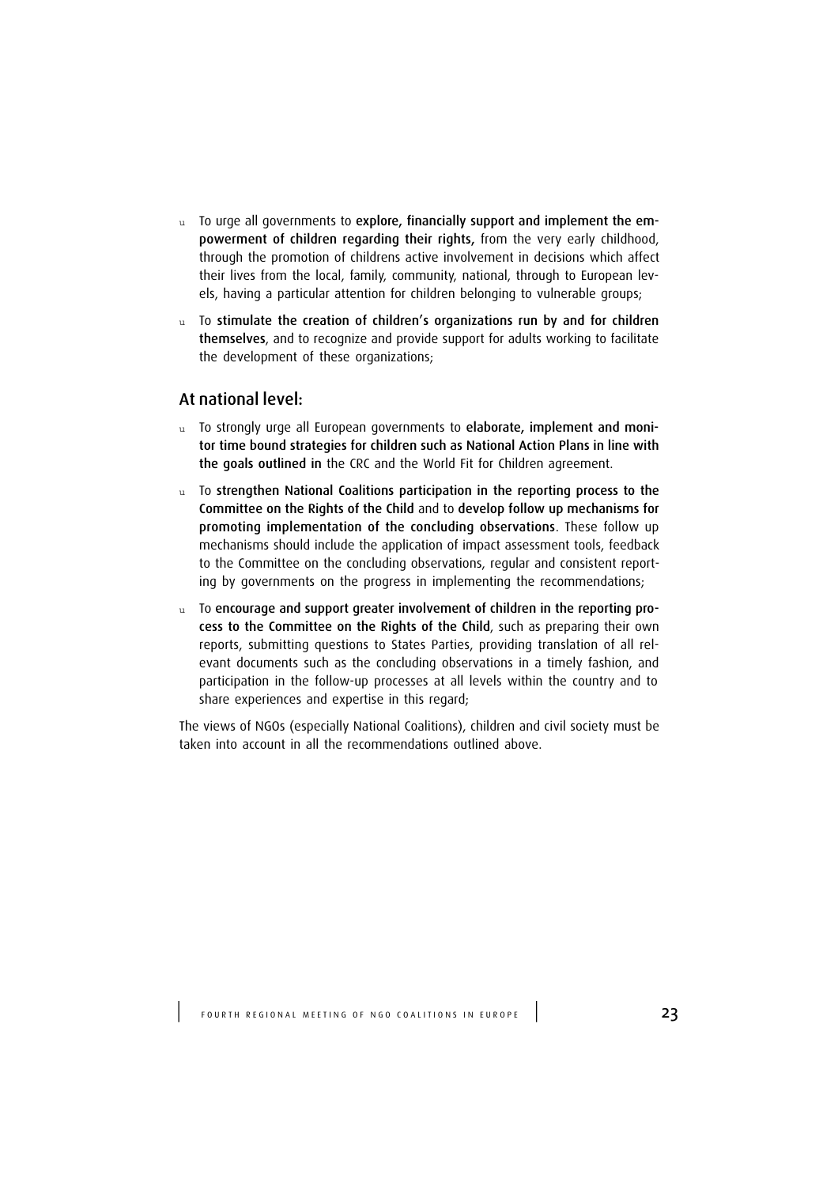- To urge all governments to **explore, financially support and implement the empowerment of children regarding their rights,** from the very early childhood, through the promotion of childrens active involvement in decisions which affect their lives from the local, family, community, national, through to European levels, having a particular attention for children belonging to vulnerable groups;
- To **stimulate the creation of children's organizations run by and for children themselves**, and to recognize and provide support for adults working to facilitate the development of these organizations;

## At national level:

- To strongly urge all European governments to **elaborate, implement and monitor time bound strategies for children such as National Action Plans in line with the goals outlined in** the CRC and the World Fit for Children agreement.
- To **strengthen National Coalitions participation in the reporting process to the Committee on the Rights of the Child** and to **develop follow up mechanisms for promoting implementation of the concluding observations**. These follow up mechanisms should include the application of impact assessment tools, feedback to the Committee on the concluding observations, regular and consistent reporting by governments on the progress in implementing the recommendations;
- To **encourage and support greater involvement of children in the reporting process to the Committee on the Rights of the Child**, such as preparing their own reports, submitting questions to States Parties, providing translation of all relevant documents such as the concluding observations in a timely fashion, and participation in the follow-up processes at all levels within the country and to share experiences and expertise in this regard;

The views of NGOs (especially National Coalitions), children and civil society must be taken into account in all the recommendations outlined above.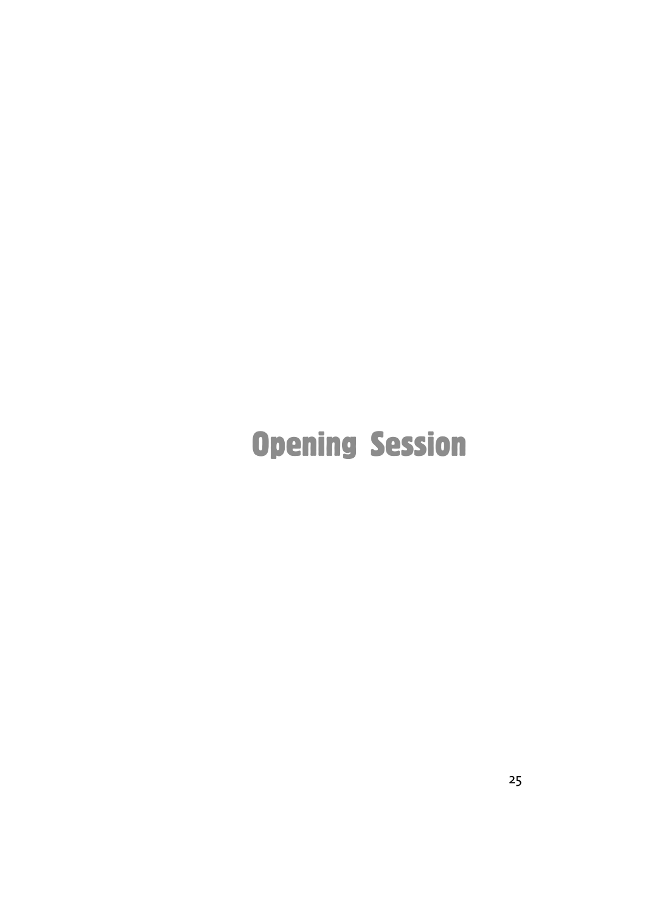# Opening Session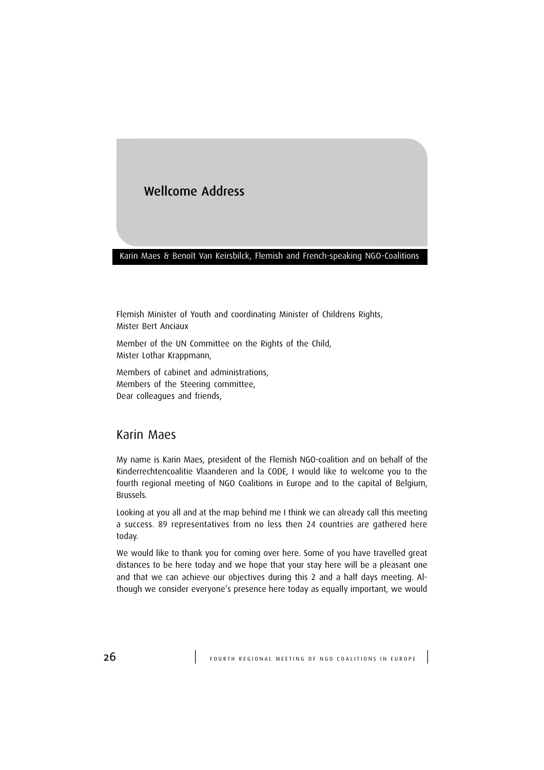# Wellcome Address

Karin Maes & Benoît Van Keirsbilck, Flemish and French-speaking NGO-Coalitions

Flemish Minister of Youth and coordinating Minister of Childrens Rights,
Mister Bert Anciaux

Member of the UN Committee on the Rights of the Child,
Mister Lothar Krappmann,

Members of cabinet and administrations,
Members of the Steering committee,
Dear colleagues and friends,

## Karin Maes

My name is Karin Maes, president of the Flemish NGO-coalition and on behalf of the Kinderrechtencoalitie Vlaanderen and la CODE, I would like to welcome you to the fourth regional meeting of NGO Coalitions in Europe and to the capital of Belgium, Brussels.

Looking at you all and at the map behind me I think we can already call this meeting a success. 89 representatives from no less then 24 countries are gathered here today.

We would like to thank you for coming over here. Some of you have travelled great distances to be here today and we hope that your stay here will be a pleasant one and that we can achieve our objectives during this 2 and a half days meeting. Although we consider everyone's presence here today as equally important, we would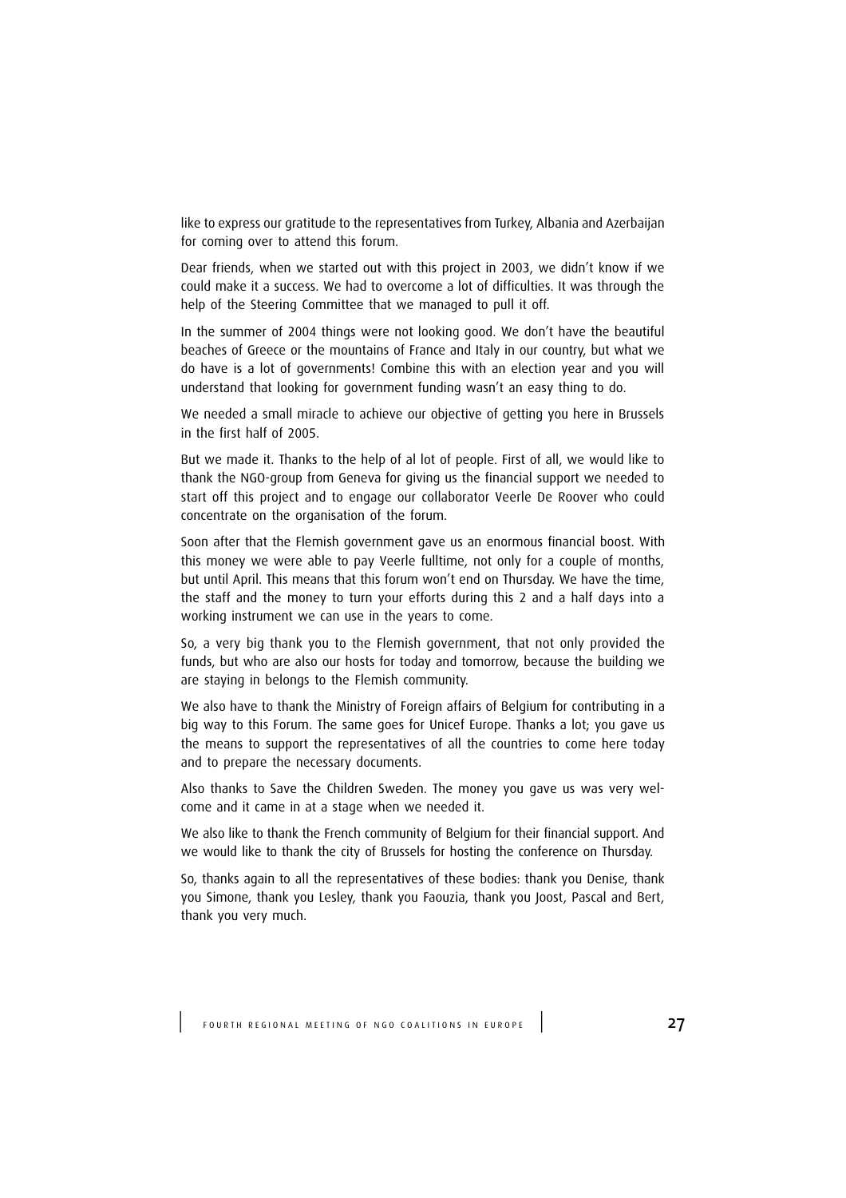like to express our gratitude to the representatives from Turkey, Albania and Azerbaijan for coming over to attend this forum.

Dear friends, when we started out with this project in 2003, we didn't know if we could make it a success. We had to overcome a lot of difficulties. It was through the help of the Steering Committee that we managed to pull it off.

In the summer of 2004 things were not looking good. We don't have the beautiful beaches of Greece or the mountains of France and Italy in our country, but what we do have is a lot of governments! Combine this with an election year and you will understand that looking for government funding wasn't an easy thing to do.

We needed a small miracle to achieve our objective of getting you here in Brussels in the first half of 2005.

But we made it. Thanks to the help of al lot of people. First of all, we would like to thank the NGO-group from Geneva for giving us the financial support we needed to start off this project and to engage our collaborator Veerle De Roover who could concentrate on the organisation of the forum.

Soon after that the Flemish government gave us an enormous financial boost. With this money we were able to pay Veerle fulltime, not only for a couple of months, but until April. This means that this forum won't end on Thursday. We have the time, the staff and the money to turn your efforts during this 2 and a half days into a working instrument we can use in the years to come.

So, a very big thank you to the Flemish government, that not only provided the funds, but who are also our hosts for today and tomorrow, because the building we are staying in belongs to the Flemish community.

We also have to thank the Ministry of Foreign affairs of Belgium for contributing in a big way to this Forum. The same goes for Unicef Europe. Thanks a lot; you gave us the means to support the representatives of all the countries to come here today and to prepare the necessary documents.

Also thanks to Save the Children Sweden. The money you gave us was very welcome and it came in at a stage when we needed it.

We also like to thank the French community of Belgium for their financial support. And we would like to thank the city of Brussels for hosting the conference on Thursday.

So, thanks again to all the representatives of these bodies: thank you Denise, thank you Simone, thank you Lesley, thank you Faouzia, thank you Joost, Pascal and Bert, thank you very much.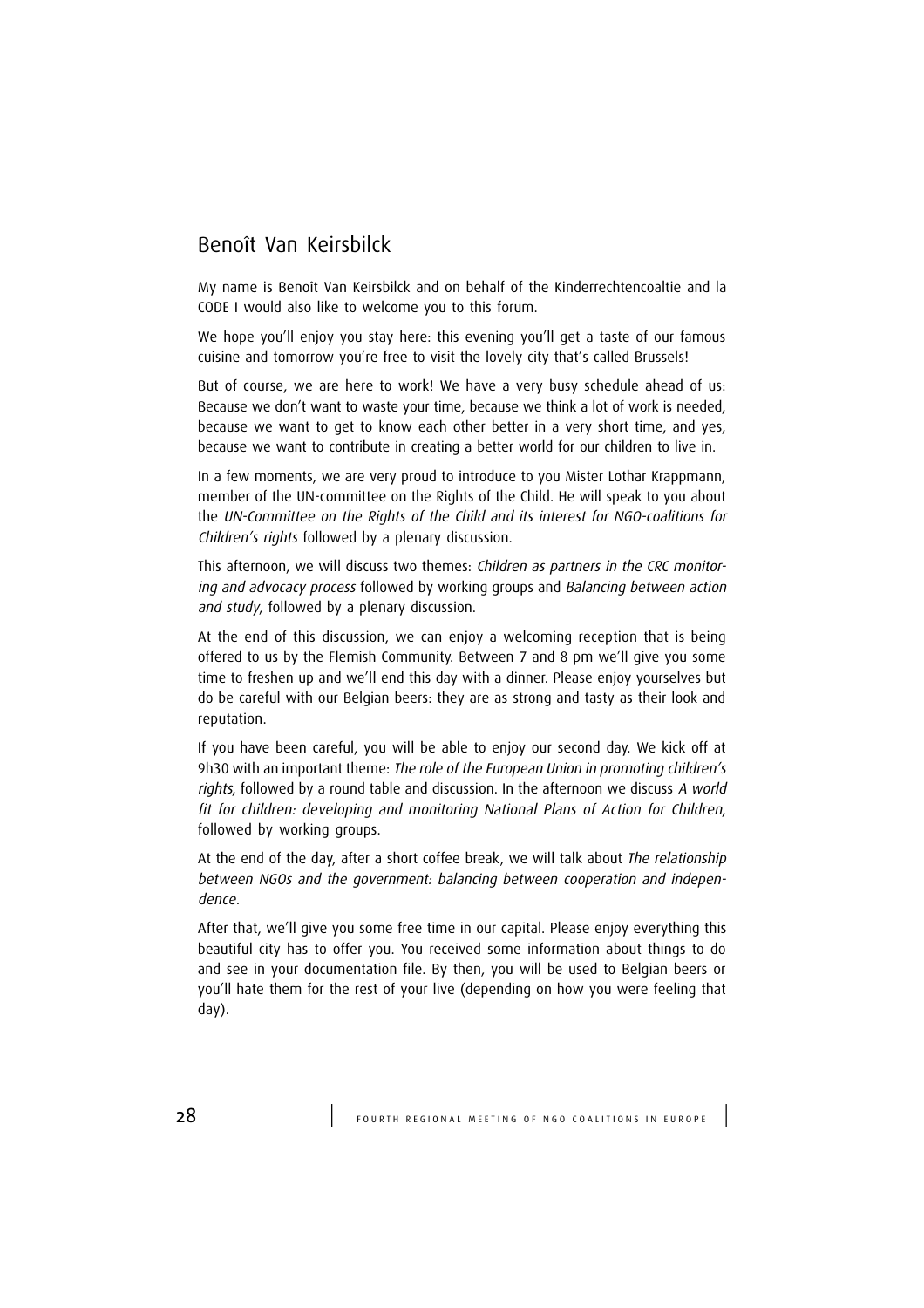## Benoît Van Keirsbilck

My name is Benoît Van Keirsbilck and on behalf of the Kinderrechtencoaltie and la CODE I would also like to welcome you to this forum.

We hope you'll enjoy you stay here: this evening you'll get a taste of our famous cuisine and tomorrow you're free to visit the lovely city that's called Brussels!

But of course, we are here to work! We have a very busy schedule ahead of us: Because we don't want to waste your time, because we think a lot of work is needed, because we want to get to know each other better in a very short time, and yes, because we want to contribute in creating a better world for our children to live in.

In a few moments, we are very proud to introduce to you Mister Lothar Krappmann, member of the UN-committee on the Rights of the Child. He will speak to you about the *UN-Committee on the Rights of the Child and its interest for NGO-coalitions for Children's rights* followed by a plenary discussion.

This afternoon, we will discuss two themes: *Children as partners in the CRC monitoring and advocacy process* followed by working groups and *Balancing between action and study*, followed by a plenary discussion.

At the end of this discussion, we can enjoy a welcoming reception that is being offered to us by the Flemish Community. Between 7 and 8 pm we'll give you some time to freshen up and we'll end this day with a dinner. Please enjoy yourselves but do be careful with our Belgian beers: they are as strong and tasty as their look and reputation.

If you have been careful, you will be able to enjoy our second day. We kick off at 9h30 with an important theme: *The role of the European Union in promoting children's rights*, followed by a round table and discussion. In the afternoon we discuss *A world fit for children: developing and monitoring National Plans of Action for Children*, followed by working groups.

At the end of the day, after a short coffee break, we will talk about *The relationship between NGOs and the government: balancing between cooperation and independence*.

After that, we'll give you some free time in our capital. Please enjoy everything this beautiful city has to offer you. You received some information about things to do and see in your documentation file. By then, you will be used to Belgian beers or you'll hate them for the rest of your live (depending on how you were feeling that day).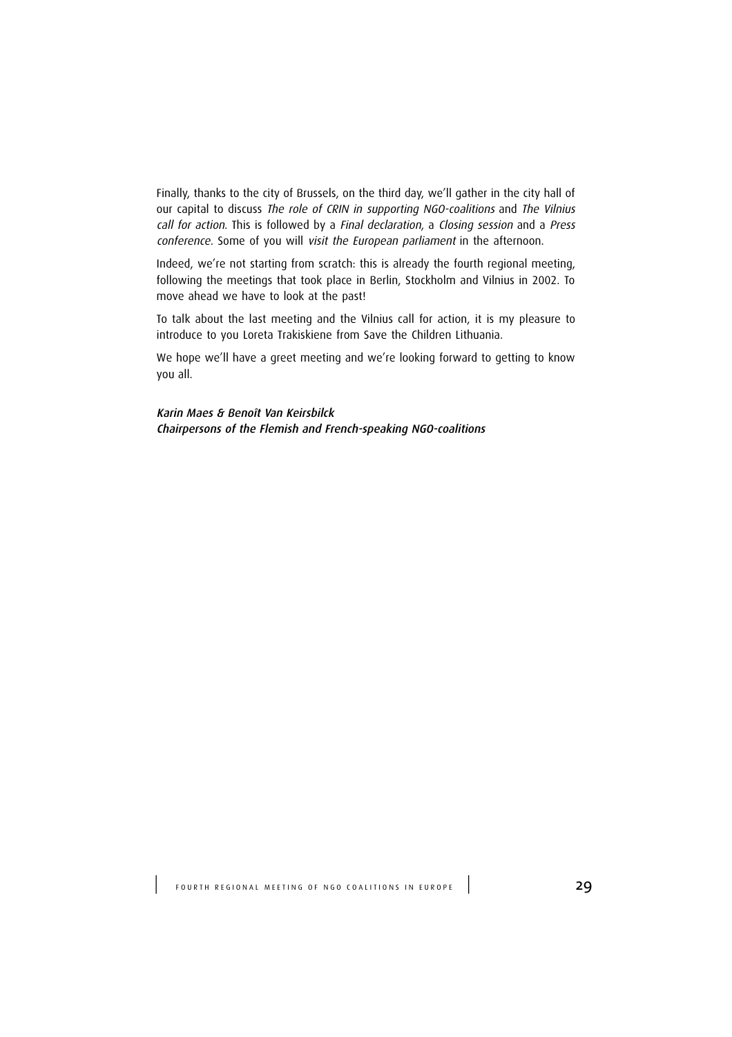Finally, thanks to the city of Brussels, on the third day, we'll gather in the city hall of our capital to discuss *The role of CRIN in supporting NGO-coalitions* and *The Vilnius call for action*. This is followed by a *Final declaration*, a *Closing session* and a *Press conference*. Some of you will *visit the European parliament* in the afternoon.

Indeed, we're not starting from scratch: this is already the fourth regional meeting, following the meetings that took place in Berlin, Stockholm and Vilnius in 2002. To move ahead we have to look at the past!

To talk about the last meeting and the Vilnius call for action, it is my pleasure to introduce to you Loreta Trakiskiene from Save the Children Lithuania.

We hope we'll have a greet meeting and we're looking forward to getting to know you all.

*Karin Maes & Benoît Van Keirsbilck*
*Chairpersons of the Flemish and French-speaking NGO-coalitions*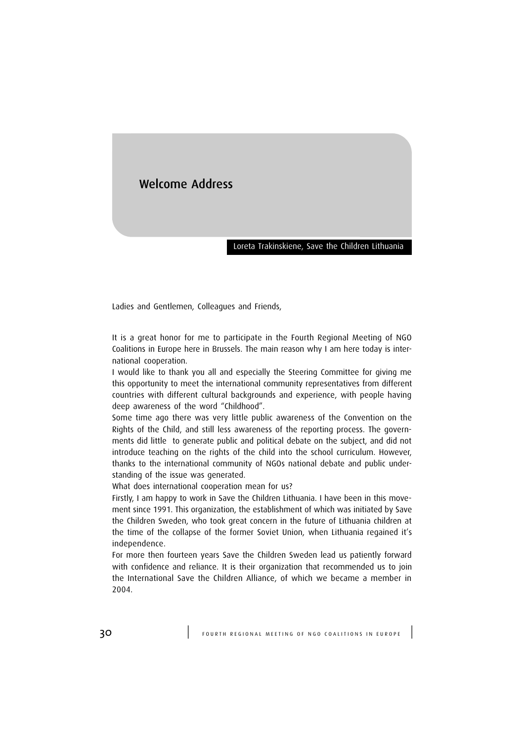# Welcome Address

Loreta Trakinskiene, Save the Children Lithuania

Ladies and Gentlemen, Colleagues and Friends,

It is a great honor for me to participate in the Fourth Regional Meeting of NGO Coalitions in Europe here in Brussels. The main reason why I am here today is international cooperation.

I would like to thank you all and especially the Steering Committee for giving me this opportunity to meet the international community representatives from different countries with different cultural backgrounds and experience, with people having deep awareness of the word "Childhood".

Some time ago there was very little public awareness of the Convention on the Rights of the Child, and still less awareness of the reporting process. The governments did little to generate public and political debate on the subject, and did not introduce teaching on the rights of the child into the school curriculum. However, thanks to the international community of NGOs national debate and public understanding of the issue was generated.

What does international cooperation mean for us?

Firstly, I am happy to work in Save the Children Lithuania. I have been in this movement since 1991. This organization, the establishment of which was initiated by Save the Children Sweden, who took great concern in the future of Lithuania children at the time of the collapse of the former Soviet Union, when Lithuania regained it's independence.

For more then fourteen years Save the Children Sweden lead us patiently forward with confidence and reliance. It is their organization that recommended us to join the International Save the Children Alliance, of which we became a member in 2004.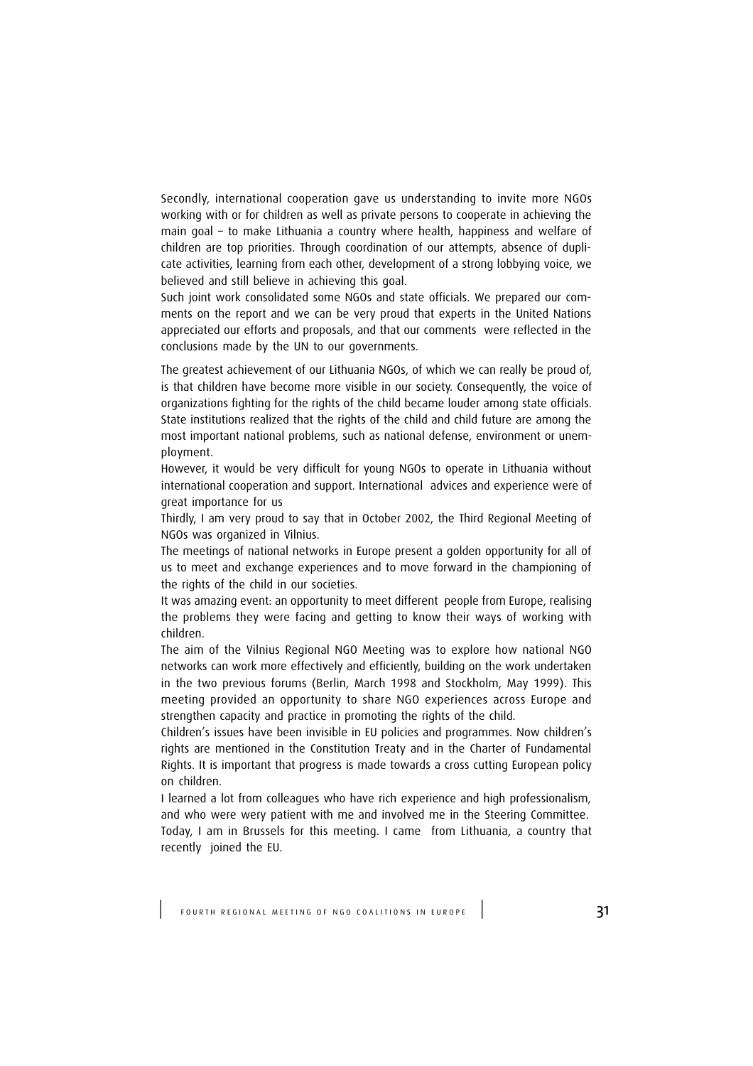Secondly, international cooperation gave us understanding to invite more NGOs working with or for children as well as private persons to cooperate in achieving the main goal – to make Lithuania a country where health, happiness and welfare of children are top priorities. Through coordination of our attempts, absence of duplicate activities, learning from each other, development of a strong lobbying voice, we believed and still believe in achieving this goal.

Such joint work consolidated some NGOs and state officials. We prepared our comments on the report and we can be very proud that experts in the United Nations appreciated our efforts and proposals, and that our comments were reflected in the conclusions made by the UN to our governments.

The greatest achievement of our Lithuania NGOs, of which we can really be proud of, is that children have become more visible in our society. Consequently, the voice of organizations fighting for the rights of the child became louder among state officials. State institutions realized that the rights of the child and child future are among the most important national problems, such as national defense, environment or unemployment.

However, it would be very difficult for young NGOs to operate in Lithuania without international cooperation and support. International advices and experience were of great importance for us

Thirdly, I am very proud to say that in October 2002, the Third Regional Meeting of NGOs was organized in Vilnius.

The meetings of national networks in Europe present a golden opportunity for all of us to meet and exchange experiences and to move forward in the championing of the rights of the child in our societies.

It was amazing event: an opportunity to meet different people from Europe, realising the problems they were facing and getting to know their ways of working with children.

The aim of the Vilnius Regional NGO Meeting was to explore how national NGO networks can work more effectively and efficiently, building on the work undertaken in the two previous forums (Berlin, March 1998 and Stockholm, May 1999). This meeting provided an opportunity to share NGO experiences across Europe and strengthen capacity and practice in promoting the rights of the child.

Children's issues have been invisible in EU policies and programmes. Now children's rights are mentioned in the Constitution Treaty and in the Charter of Fundamental Rights. It is important that progress is made towards a cross cutting European policy on children.

I learned a lot from colleagues who have rich experience and high professionalism, and who were wery patient with me and involved me in the Steering Committee.

Today, I am in Brussels for this meeting. I came from Lithuania, a country that recently joined the EU.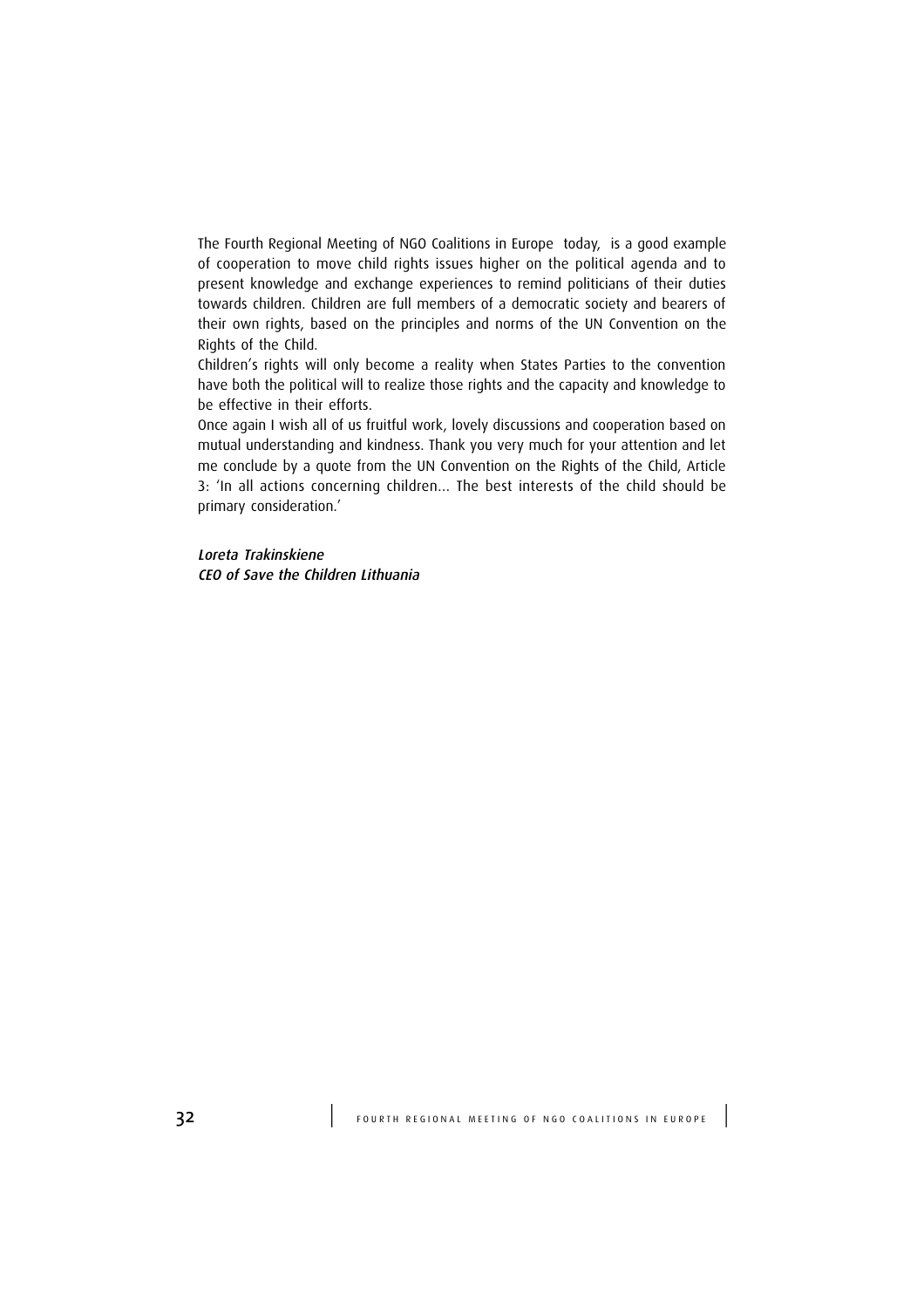The Fourth Regional Meeting of NGO Coalitions in Europe today, is a good example of cooperation to move child rights issues higher on the political agenda and to present knowledge and exchange experiences to remind politicians of their duties towards children. Children are full members of a democratic society and bearers of their own rights, based on the principles and norms of the UN Convention on the Rights of the Child.

Children's rights will only become a reality when States Parties to the convention have both the political will to realize those rights and the capacity and knowledge to be effective in their efforts.

Once again I wish all of us fruitful work, lovely discussions and cooperation based on mutual understanding and kindness. Thank you very much for your attention and let me conclude by a quote from the UN Convention on the Rights of the Child, Article 3: 'In all actions concerning children... The best interests of the child should be primary consideration.'

*Loreta Trakinskiene*
*CEO of Save the Children Lithuania*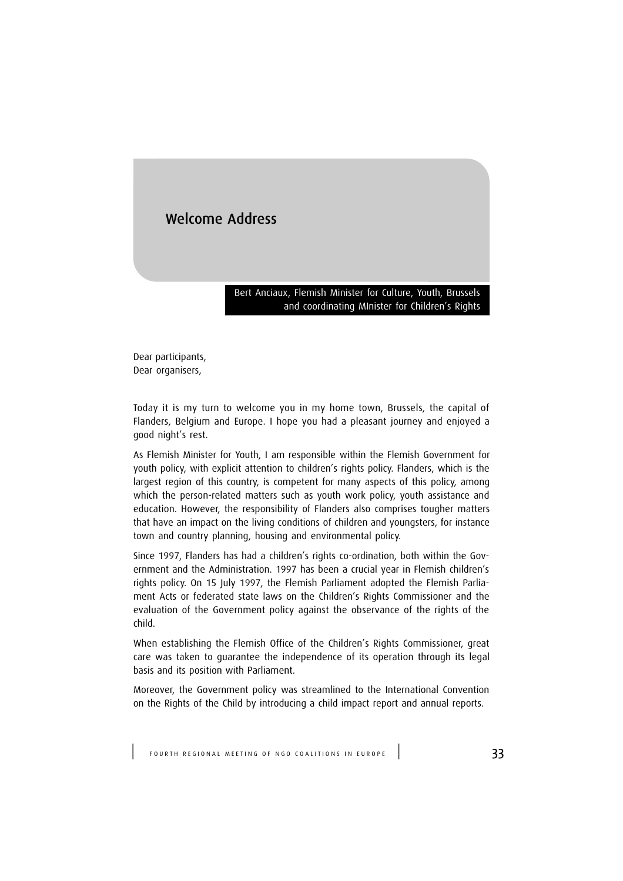# Welcome Address

Bert Anciaux, Flemish Minister for Culture, Youth, Brussels and coordinating MInister for Children's Rights

Dear participants,
Dear organisers,

Today it is my turn to welcome you in my home town, Brussels, the capital of Flanders, Belgium and Europe. I hope you had a pleasant journey and enjoyed a good night's rest.

As Flemish Minister for Youth, I am responsible within the Flemish Government for youth policy, with explicit attention to children's rights policy. Flanders, which is the largest region of this country, is competent for many aspects of this policy, among which the person-related matters such as youth work policy, youth assistance and education. However, the responsibility of Flanders also comprises tougher matters that have an impact on the living conditions of children and youngsters, for instance town and country planning, housing and environmental policy.

Since 1997, Flanders has had a children's rights co-ordination, both within the Government and the Administration. 1997 has been a crucial year in Flemish children's rights policy. On 15 July 1997, the Flemish Parliament adopted the Flemish Parliament Acts or federated state laws on the Children's Rights Commissioner and the evaluation of the Government policy against the observance of the rights of the child.

When establishing the Flemish Office of the Children's Rights Commissioner, great care was taken to guarantee the independence of its operation through its legal basis and its position with Parliament.

Moreover, the Government policy was streamlined to the International Convention on the Rights of the Child by introducing a child impact report and annual reports.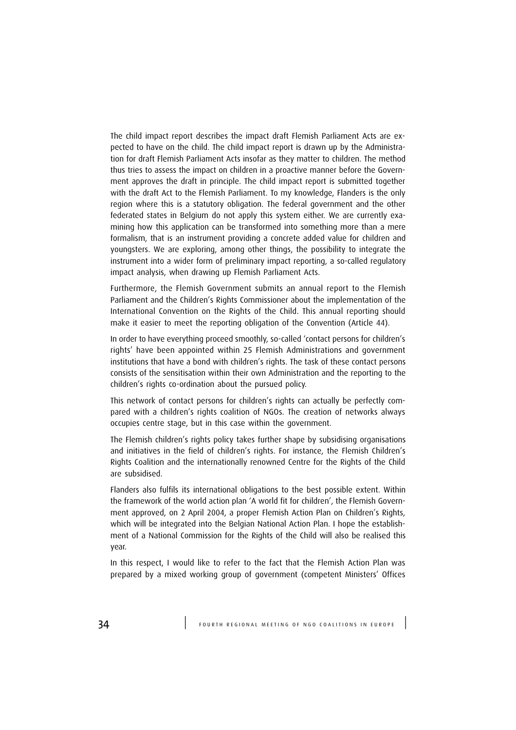The child impact report describes the impact draft Flemish Parliament Acts are expected to have on the child. The child impact report is drawn up by the Administration for draft Flemish Parliament Acts insofar as they matter to children. The method thus tries to assess the impact on children in a proactive manner before the Government approves the draft in principle. The child impact report is submitted together with the draft Act to the Flemish Parliament. To my knowledge, Flanders is the only region where this is a statutory obligation. The federal government and the other federated states in Belgium do not apply this system either. We are currently examining how this application can be transformed into something more than a mere formalism, that is an instrument providing a concrete added value for children and youngsters. We are exploring, among other things, the possibility to integrate the instrument into a wider form of preliminary impact reporting, a so-called regulatory impact analysis, when drawing up Flemish Parliament Acts.

Furthermore, the Flemish Government submits an annual report to the Flemish Parliament and the Children's Rights Commissioner about the implementation of the International Convention on the Rights of the Child. This annual reporting should make it easier to meet the reporting obligation of the Convention (Article 44).

In order to have everything proceed smoothly, so-called 'contact persons for children's rights' have been appointed within 25 Flemish Administrations and government institutions that have a bond with children's rights. The task of these contact persons consists of the sensitisation within their own Administration and the reporting to the children's rights co-ordination about the pursued policy.

This network of contact persons for children's rights can actually be perfectly compared with a children's rights coalition of NGOs. The creation of networks always occupies centre stage, but in this case within the government.

The Flemish children's rights policy takes further shape by subsidising organisations and initiatives in the field of children's rights. For instance, the Flemish Children's Rights Coalition and the internationally renowned Centre for the Rights of the Child are subsidised.

Flanders also fulfils its international obligations to the best possible extent. Within the framework of the world action plan 'A world fit for children', the Flemish Government approved, on 2 April 2004, a proper Flemish Action Plan on Children's Rights, which will be integrated into the Belgian National Action Plan. I hope the establishment of a National Commission for the Rights of the Child will also be realised this year.

In this respect, I would like to refer to the fact that the Flemish Action Plan was prepared by a mixed working group of government (competent Ministers' Offices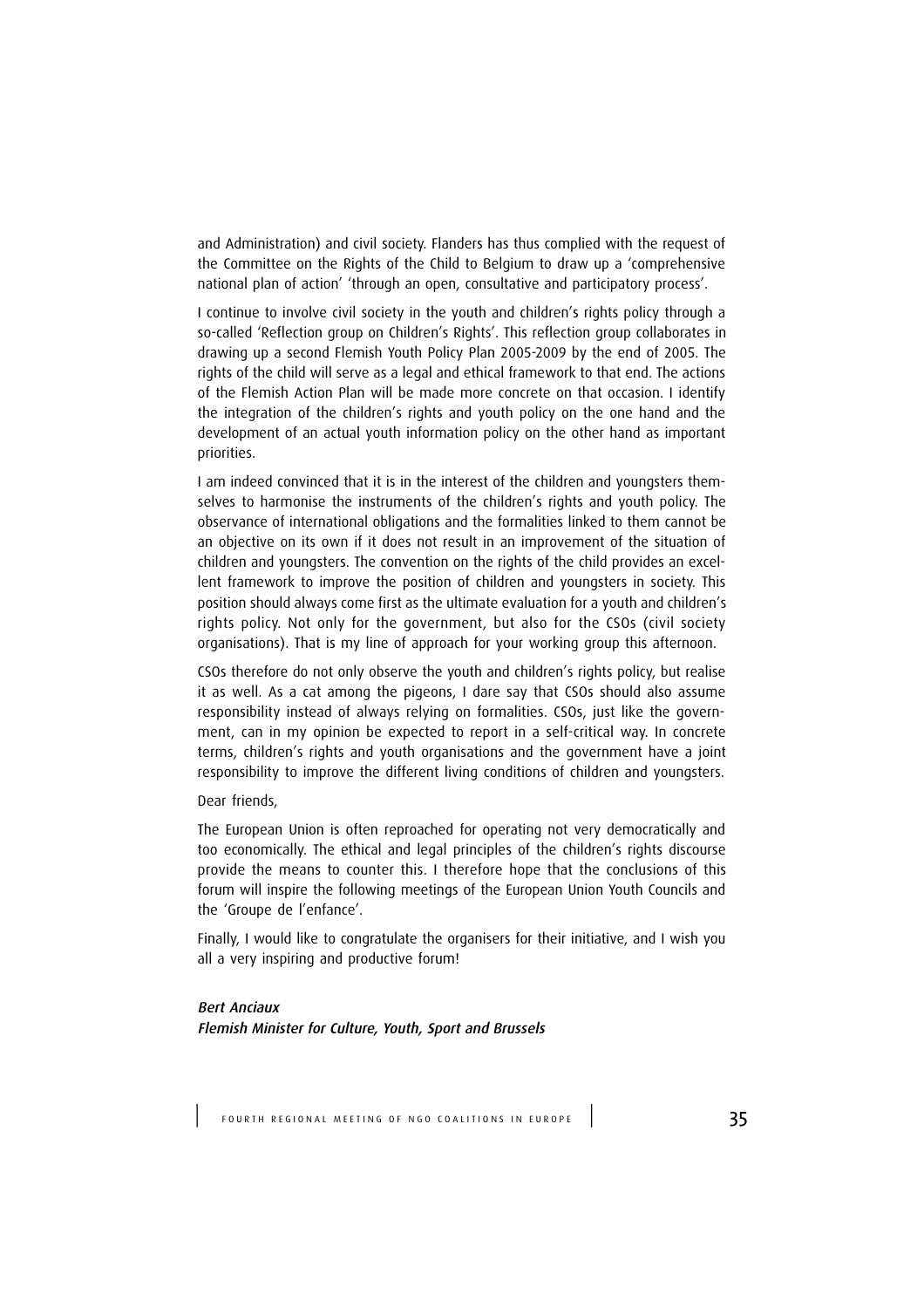and Administration) and civil society. Flanders has thus complied with the request of the Committee on the Rights of the Child to Belgium to draw up a 'comprehensive national plan of action' 'through an open, consultative and participatory process'.

I continue to involve civil society in the youth and children's rights policy through a so-called 'Reflection group on Children's Rights'. This reflection group collaborates in drawing up a second Flemish Youth Policy Plan 2005-2009 by the end of 2005. The rights of the child will serve as a legal and ethical framework to that end. The actions of the Flemish Action Plan will be made more concrete on that occasion. I identify the integration of the children's rights and youth policy on the one hand and the development of an actual youth information policy on the other hand as important priorities.

I am indeed convinced that it is in the interest of the children and youngsters themselves to harmonise the instruments of the children's rights and youth policy. The observance of international obligations and the formalities linked to them cannot be an objective on its own if it does not result in an improvement of the situation of children and youngsters. The convention on the rights of the child provides an excellent framework to improve the position of children and youngsters in society. This position should always come first as the ultimate evaluation for a youth and children's rights policy. Not only for the government, but also for the CSOs (civil society organisations). That is my line of approach for your working group this afternoon.

CSOs therefore do not only observe the youth and children's rights policy, but realise it as well. As a cat among the pigeons, I dare say that CSOs should also assume responsibility instead of always relying on formalities. CSOs, just like the government, can in my opinion be expected to report in a self-critical way. In concrete terms, children's rights and youth organisations and the government have a joint responsibility to improve the different living conditions of children and youngsters.

Dear friends,

The European Union is often reproached for operating not very democratically and too economically. The ethical and legal principles of the children's rights discourse provide the means to counter this. I therefore hope that the conclusions of this forum will inspire the following meetings of the European Union Youth Councils and the 'Groupe de l'enfance'.

Finally, I would like to congratulate the organisers for their initiative, and I wish you all a very inspiring and productive forum!

*Bert Anciaux*
*Flemish Minister for Culture, Youth, Sport and Brussels*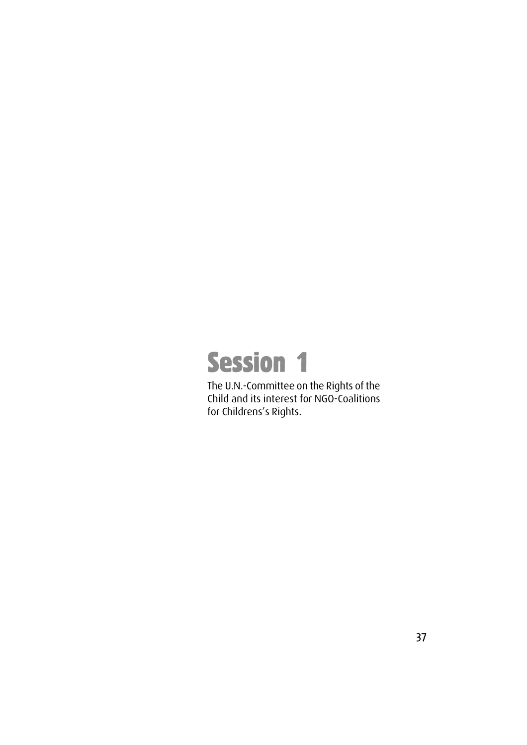# Session 1

The U.N.-Committee on the Rights of the Child and its interest for NGO-Coalitions for Childrens's Rights.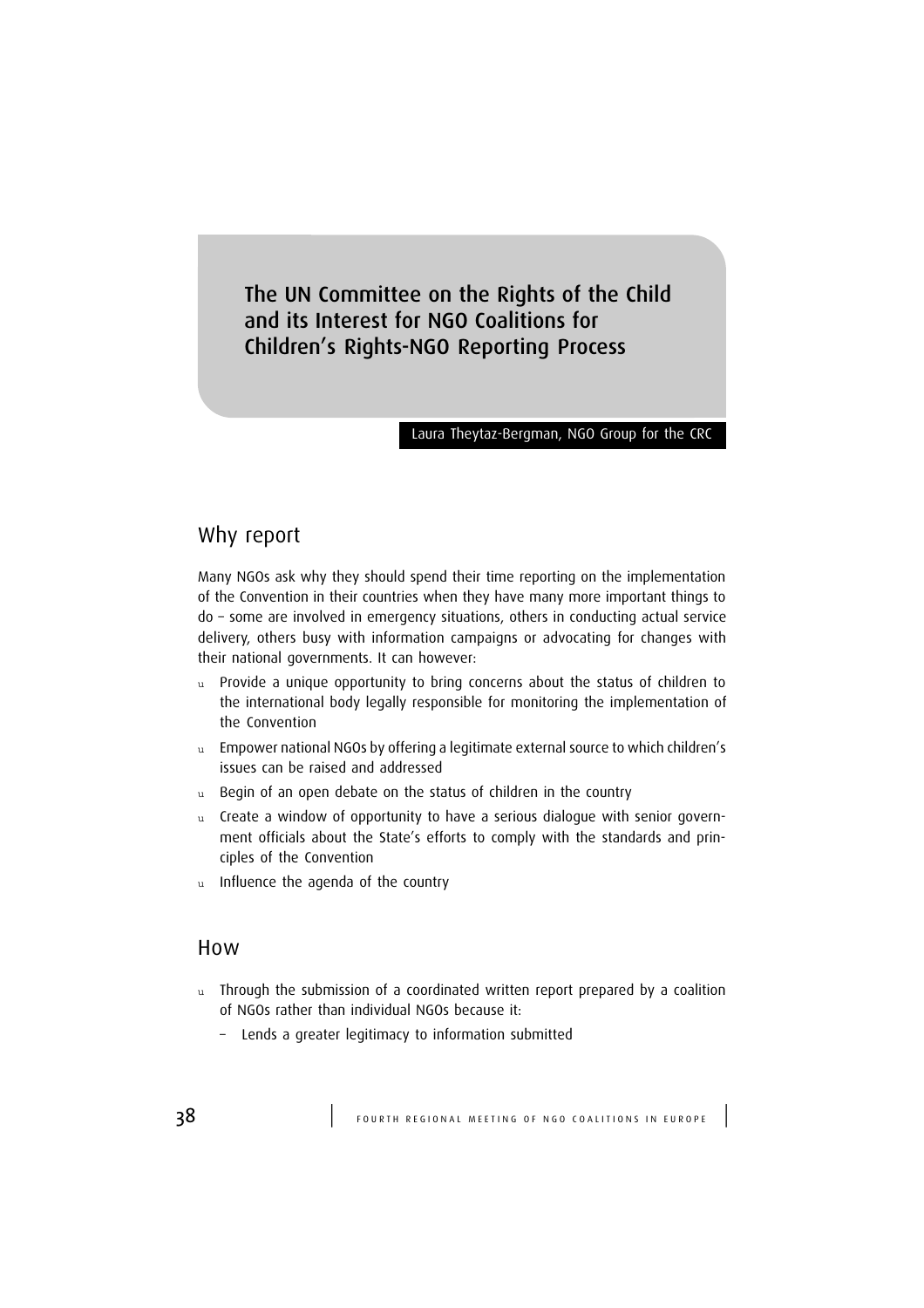# The UN Committee on the Rights of the Child and its Interest for NGO Coalitions for Children's Rights-NGO Reporting Process

Laura Theytaz-Bergman, NGO Group for the CRC

## Why report

Many NGOs ask why they should spend their time reporting on the implementation of the Convention in their countries when they have many more important things to do – some are involved in emergency situations, others in conducting actual service delivery, others busy with information campaigns or advocating for changes with their national governments. It can however:

- Provide a unique opportunity to bring concerns about the status of children to the international body legally responsible for monitoring the implementation of the Convention
- Empower national NGOs by offering a legitimate external source to which children's issues can be raised and addressed
- Begin of an open debate on the status of children in the country
- Create a window of opportunity to have a serious dialogue with senior government officials about the State's efforts to comply with the standards and principles of the Convention
- Influence the agenda of the country

## How

- Through the submission of a coordinated written report prepared by a coalition of NGOs rather than individual NGOs because it:
  - Lends a greater legitimacy to information submitted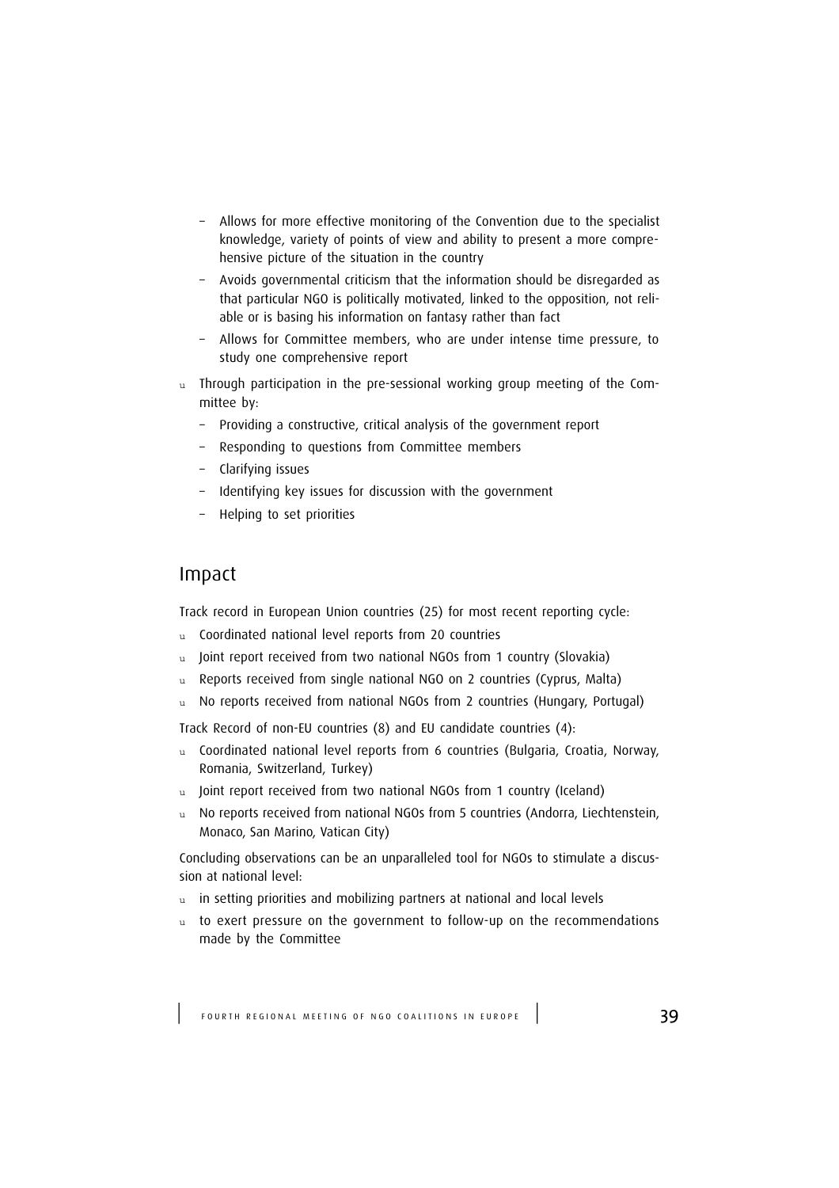- Allows for more effective monitoring of the Convention due to the specialist knowledge, variety of points of view and ability to present a more comprehensive picture of the situation in the country
  - Avoids governmental criticism that the information should be disregarded as that particular NGO is politically motivated, linked to the opposition, not reliable or is basing his information on fantasy rather than fact
  - Allows for Committee members, who are under intense time pressure, to study one comprehensive report
- Through participation in the pre-sessional working group meeting of the Committee by:
  - Providing a constructive, critical analysis of the government report
  - Responding to questions from Committee members
  - Clarifying issues
  - Identifying key issues for discussion with the government
  - Helping to set priorities

## Impact

Track record in European Union countries (25) for most recent reporting cycle:

- Coordinated national level reports from 20 countries
- Joint report received from two national NGOs from 1 country (Slovakia)
- Reports received from single national NGO on 2 countries (Cyprus, Malta)
- No reports received from national NGOs from 2 countries (Hungary, Portugal)

Track Record of non-EU countries (8) and EU candidate countries (4):

- Coordinated national level reports from 6 countries (Bulgaria, Croatia, Norway, Romania, Switzerland, Turkey)
- Joint report received from two national NGOs from 1 country (Iceland)
- No reports received from national NGOs from 5 countries (Andorra, Liechtenstein, Monaco, San Marino, Vatican City)

Concluding observations can be an unparalleled tool for NGOs to stimulate a discussion at national level:

- in setting priorities and mobilizing partners at national and local levels
- to exert pressure on the government to follow-up on the recommendations made by the Committee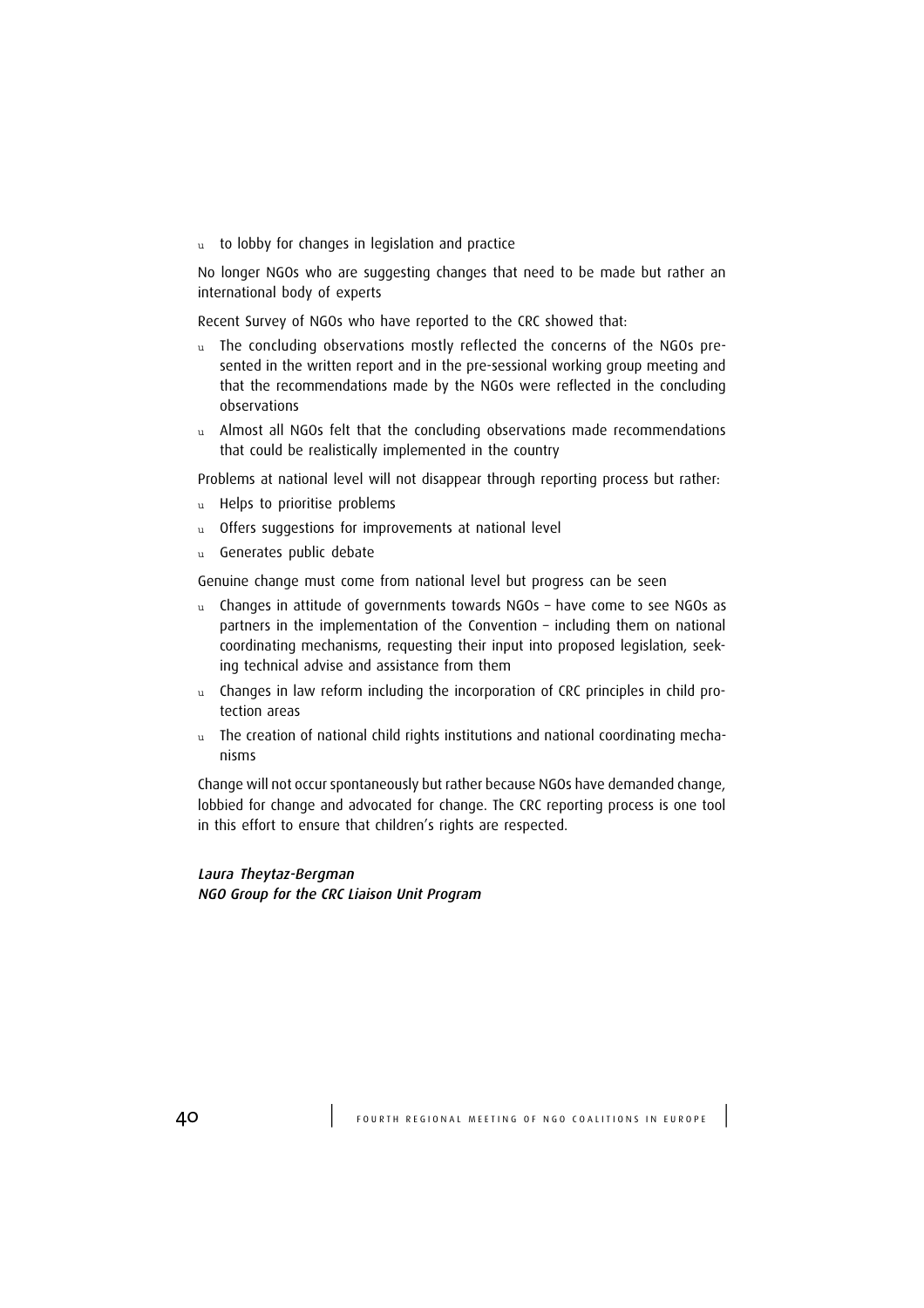- to lobby for changes in legislation and practice

No longer NGOs who are suggesting changes that need to be made but rather an international body of experts

Recent Survey of NGOs who have reported to the CRC showed that:

- The concluding observations mostly reflected the concerns of the NGOs presented in the written report and in the pre-sessional working group meeting and that the recommendations made by the NGOs were reflected in the concluding observations
- Almost all NGOs felt that the concluding observations made recommendations that could be realistically implemented in the country

Problems at national level will not disappear through reporting process but rather:

- Helps to prioritise problems
- Offers suggestions for improvements at national level
- Generates public debate

Genuine change must come from national level but progress can be seen

- Changes in attitude of governments towards NGOs – have come to see NGOs as partners in the implementation of the Convention – including them on national coordinating mechanisms, requesting their input into proposed legislation, seeking technical advise and assistance from them
- Changes in law reform including the incorporation of CRC principles in child protection areas
- The creation of national child rights institutions and national coordinating mechanisms

Change will not occur spontaneously but rather because NGOs have demanded change, lobbied for change and advocated for change. The CRC reporting process is one tool in this effort to ensure that children's rights are respected.

*Laura Theytaz-Bergman*
*NGO Group for the CRC Liaison Unit Program*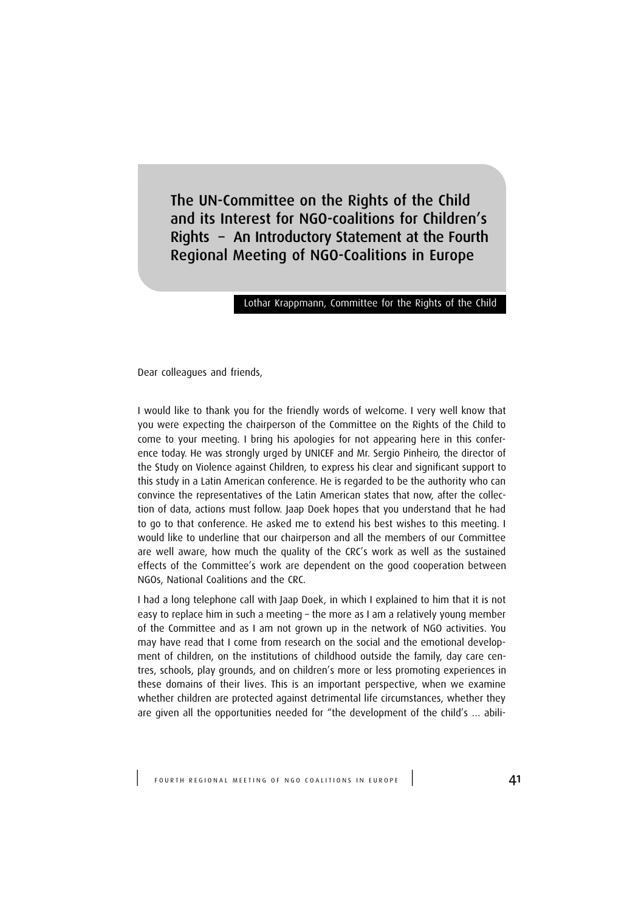# The UN-Committee on the Rights of the Child and its Interest for NGO-coalitions for Children's Rights – An Introductory Statement at the Fourth Regional Meeting of NGO-Coalitions in Europe

Lothar Krappmann, Committee for the Rights of the Child

Dear colleagues and friends,

I would like to thank you for the friendly words of welcome. I very well know that you were expecting the chairperson of the Committee on the Rights of the Child to come to your meeting. I bring his apologies for not appearing here in this conference today. He was strongly urged by UNICEF and Mr. Sergio Pinheiro, the director of the Study on Violence against Children, to express his clear and significant support to this study in a Latin American conference. He is regarded to be the authority who can convince the representatives of the Latin American states that now, after the collection of data, actions must follow. Jaap Doek hopes that you understand that he had to go to that conference. He asked me to extend his best wishes to this meeting. I would like to underline that our chairperson and all the members of our Committee are well aware, how much the quality of the CRC's work as well as the sustained effects of the Committee's work are dependent on the good cooperation between NGOs, National Coalitions and the CRC.

I had a long telephone call with Jaap Doek, in which I explained to him that it is not easy to replace him in such a meeting – the more as I am a relatively young member of the Committee and as I am not grown up in the network of NGO activities. You may have read that I come from research on the social and the emotional development of children, on the institutions of childhood outside the family, day care centres, schools, play grounds, and on children's more or less promoting experiences in these domains of their lives. This is an important perspective, when we examine whether children are protected against detrimental life circumstances, whether they are given all the opportunities needed for "the development of the child's … abili-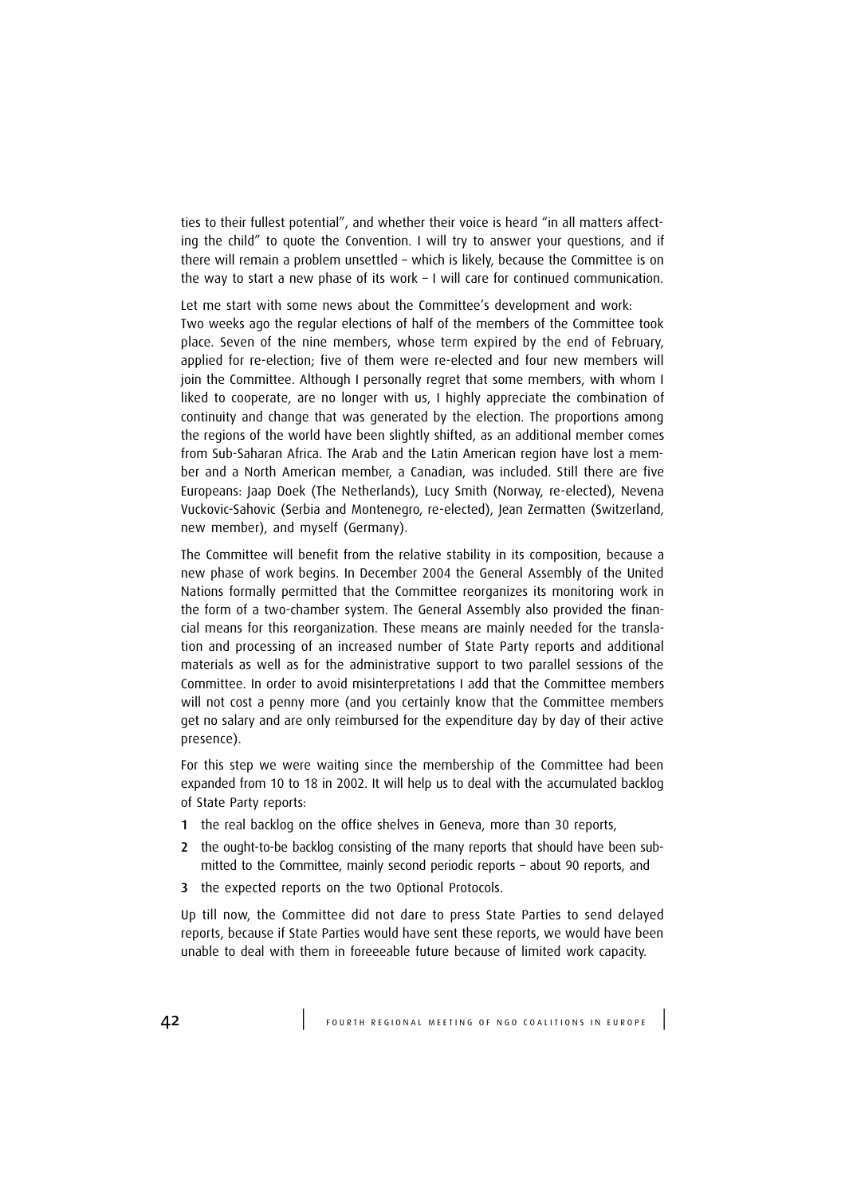ties to their fullest potential", and whether their voice is heard "in all matters affecting the child" to quote the Convention. I will try to answer your questions, and if there will remain a problem unsettled – which is likely, because the Committee is on the way to start a new phase of its work – I will care for continued communication.

Let me start with some news about the Committee's development and work:
Two weeks ago the regular elections of half of the members of the Committee took place. Seven of the nine members, whose term expired by the end of February, applied for re-election; five of them were re-elected and four new members will join the Committee. Although I personally regret that some members, with whom I liked to cooperate, are no longer with us, I highly appreciate the combination of continuity and change that was generated by the election. The proportions among the regions of the world have been slightly shifted, as an additional member comes from Sub-Saharan Africa. The Arab and the Latin American region have lost a member and a North American member, a Canadian, was included. Still there are five Europeans: Jaap Doek (The Netherlands), Lucy Smith (Norway, re-elected), Nevena Vuckovic-Sahovic (Serbia and Montenegro, re-elected), Jean Zermatten (Switzerland, new member), and myself (Germany).

The Committee will benefit from the relative stability in its composition, because a new phase of work begins. In December 2004 the General Assembly of the United Nations formally permitted that the Committee reorganizes its monitoring work in the form of a two-chamber system. The General Assembly also provided the financial means for this reorganization. These means are mainly needed for the translation and processing of an increased number of State Party reports and additional materials as well as for the administrative support to two parallel sessions of the Committee. In order to avoid misinterpretations I add that the Committee members will not cost a penny more (and you certainly know that the Committee members get no salary and are only reimbursed for the expenditure day by day of their active presence).

For this step we were waiting since the membership of the Committee had been expanded from 10 to 18 in 2002. It will help us to deal with the accumulated backlog of State Party reports:

1. the real backlog on the office shelves in Geneva, more than 30 reports,
2. the ought-to-be backlog consisting of the many reports that should have been submitted to the Committee, mainly second periodic reports – about 90 reports, and
3. the expected reports on the two Optional Protocols.

Up till now, the Committee did not dare to press State Parties to send delayed reports, because if State Parties would have sent these reports, we would have been unable to deal with them in foreeeable future because of limited work capacity.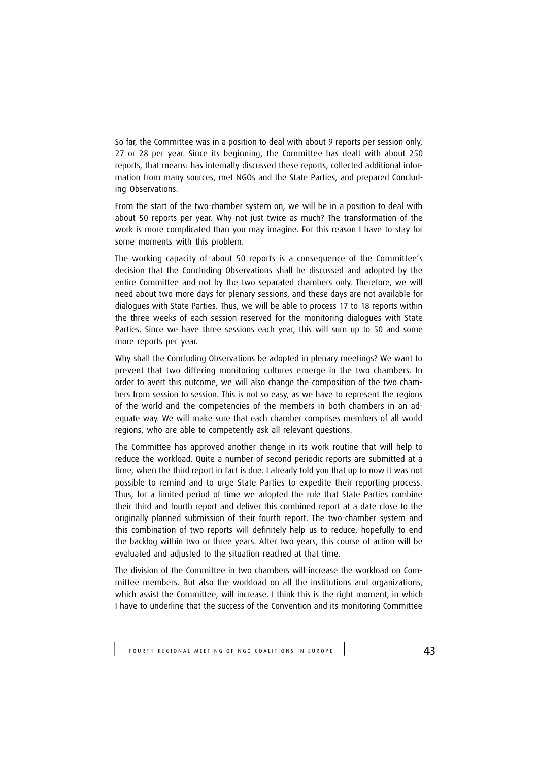So far, the Committee was in a position to deal with about 9 reports per session only, 27 or 28 per year. Since its beginning, the Committee has dealt with about 250 reports, that means: has internally discussed these reports, collected additional information from many sources, met NGOs and the State Parties, and prepared Concluding Observations.

From the start of the two-chamber system on, we will be in a position to deal with about 50 reports per year. Why not just twice as much? The transformation of the work is more complicated than you may imagine. For this reason I have to stay for some moments with this problem.

The working capacity of about 50 reports is a consequence of the Committee's decision that the Concluding Observations shall be discussed and adopted by the entire Committee and not by the two separated chambers only. Therefore, we will need about two more days for plenary sessions, and these days are not available for dialogues with State Parties. Thus, we will be able to process 17 to 18 reports within the three weeks of each session reserved for the monitoring dialogues with State Parties. Since we have three sessions each year, this will sum up to 50 and some more reports per year.

Why shall the Concluding Observations be adopted in plenary meetings? We want to prevent that two differing monitoring cultures emerge in the two chambers. In order to avert this outcome, we will also change the composition of the two chambers from session to session. This is not so easy, as we have to represent the regions of the world and the competencies of the members in both chambers in an adequate way. We will make sure that each chamber comprises members of all world regions, who are able to competently ask all relevant questions.

The Committee has approved another change in its work routine that will help to reduce the workload. Quite a number of second periodic reports are submitted at a time, when the third report in fact is due. I already told you that up to now it was not possible to remind and to urge State Parties to expedite their reporting process. Thus, for a limited period of time we adopted the rule that State Parties combine their third and fourth report and deliver this combined report at a date close to the originally planned submission of their fourth report. The two-chamber system and this combination of two reports will definitely help us to reduce, hopefully to end the backlog within two or three years. After two years, this course of action will be evaluated and adjusted to the situation reached at that time.

The division of the Committee in two chambers will increase the workload on Committee members. But also the workload on all the institutions and organizations, which assist the Committee, will increase. I think this is the right moment, in which I have to underline that the success of the Convention and its monitoring Committee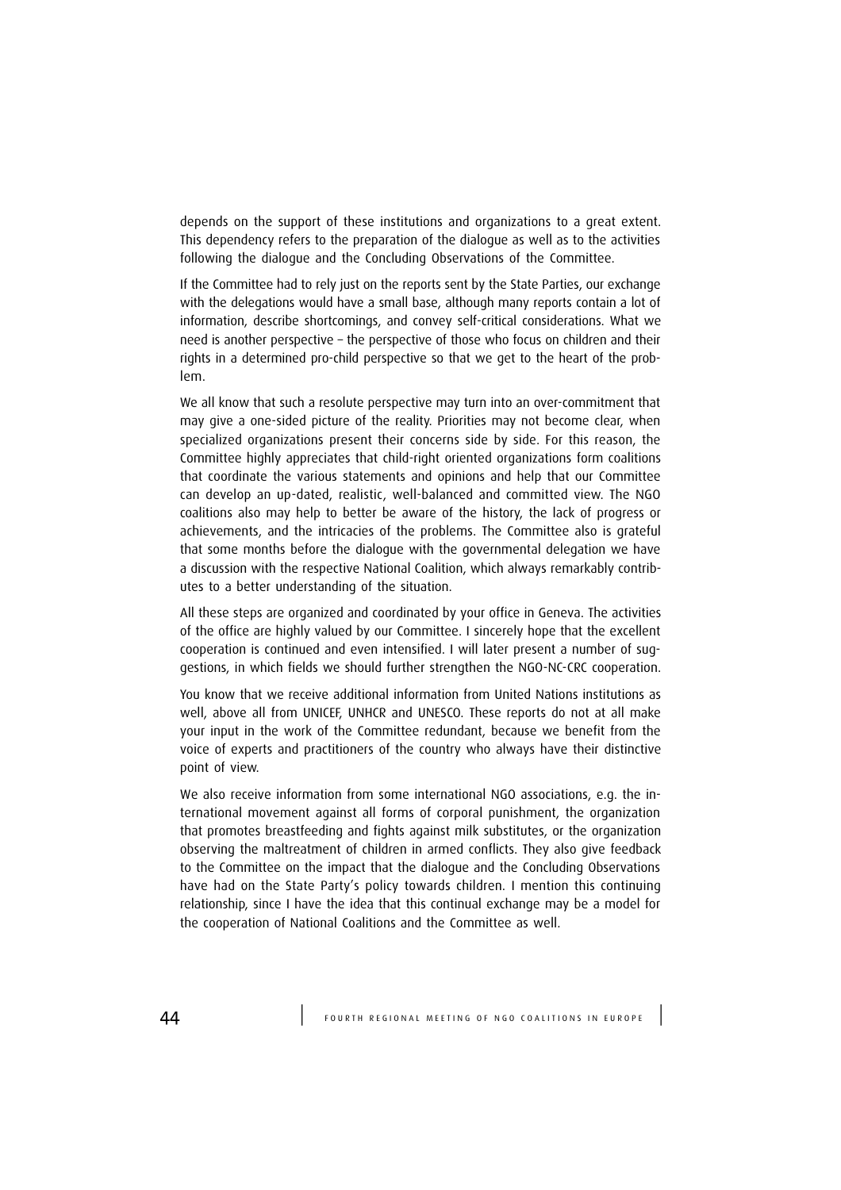depends on the support of these institutions and organizations to a great extent. This dependency refers to the preparation of the dialogue as well as to the activities following the dialogue and the Concluding Observations of the Committee.

If the Committee had to rely just on the reports sent by the State Parties, our exchange with the delegations would have a small base, although many reports contain a lot of information, describe shortcomings, and convey self-critical considerations. What we need is another perspective – the perspective of those who focus on children and their rights in a determined pro-child perspective so that we get to the heart of the problem.

We all know that such a resolute perspective may turn into an over-commitment that may give a one-sided picture of the reality. Priorities may not become clear, when specialized organizations present their concerns side by side. For this reason, the Committee highly appreciates that child-right oriented organizations form coalitions that coordinate the various statements and opinions and help that our Committee can develop an up-dated, realistic, well-balanced and committed view. The NGO coalitions also may help to better be aware of the history, the lack of progress or achievements, and the intricacies of the problems. The Committee also is grateful that some months before the dialogue with the governmental delegation we have a discussion with the respective National Coalition, which always remarkably contributes to a better understanding of the situation.

All these steps are organized and coordinated by your office in Geneva. The activities of the office are highly valued by our Committee. I sincerely hope that the excellent cooperation is continued and even intensified. I will later present a number of suggestions, in which fields we should further strengthen the NGO-NC-CRC cooperation.

You know that we receive additional information from United Nations institutions as well, above all from UNICEF, UNHCR and UNESCO. These reports do not at all make your input in the work of the Committee redundant, because we benefit from the voice of experts and practitioners of the country who always have their distinctive point of view.

We also receive information from some international NGO associations, e.g. the international movement against all forms of corporal punishment, the organization that promotes breastfeeding and fights against milk substitutes, or the organization observing the maltreatment of children in armed conflicts. They also give feedback to the Committee on the impact that the dialogue and the Concluding Observations have had on the State Party's policy towards children. I mention this continuing relationship, since I have the idea that this continual exchange may be a model for the cooperation of National Coalitions and the Committee as well.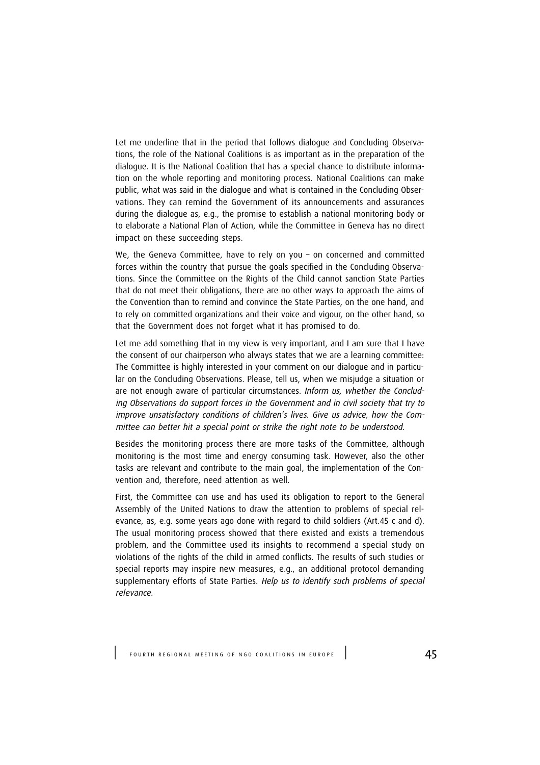Let me underline that in the period that follows dialogue and Concluding Observations, the role of the National Coalitions is as important as in the preparation of the dialogue. It is the National Coalition that has a special chance to distribute information on the whole reporting and monitoring process. National Coalitions can make public, what was said in the dialogue and what is contained in the Concluding Observations. They can remind the Government of its announcements and assurances during the dialogue as, e.g., the promise to establish a national monitoring body or to elaborate a National Plan of Action, while the Committee in Geneva has no direct impact on these succeeding steps.

We, the Geneva Committee, have to rely on you – on concerned and committed forces within the country that pursue the goals specified in the Concluding Observations. Since the Committee on the Rights of the Child cannot sanction State Parties that do not meet their obligations, there are no other ways to approach the aims of the Convention than to remind and convince the State Parties, on the one hand, and to rely on committed organizations and their voice and vigour, on the other hand, so that the Government does not forget what it has promised to do.

Let me add something that in my view is very important, and I am sure that I have the consent of our chairperson who always states that we are a learning committee: The Committee is highly interested in your comment on our dialogue and in particular on the Concluding Observations. Please, tell us, when we misjudge a situation or are not enough aware of particular circumstances. *Inform us, whether the Concluding Observations do support forces in the Government and in civil society that try to improve unsatisfactory conditions of children's lives. Give us advice, how the Committee can better hit a special point or strike the right note to be understood.*

Besides the monitoring process there are more tasks of the Committee, although monitoring is the most time and energy consuming task. However, also the other tasks are relevant and contribute to the main goal, the implementation of the Convention and, therefore, need attention as well.

First, the Committee can use and has used its obligation to report to the General Assembly of the United Nations to draw the attention to problems of special relevance, as, e.g. some years ago done with regard to child soldiers (Art.45 c and d). The usual monitoring process showed that there existed and exists a tremendous problem, and the Committee used its insights to recommend a special study on violations of the rights of the child in armed conflicts. The results of such studies or special reports may inspire new measures, e.g., an additional protocol demanding supplementary efforts of State Parties. *Help us to identify such problems of special relevance.*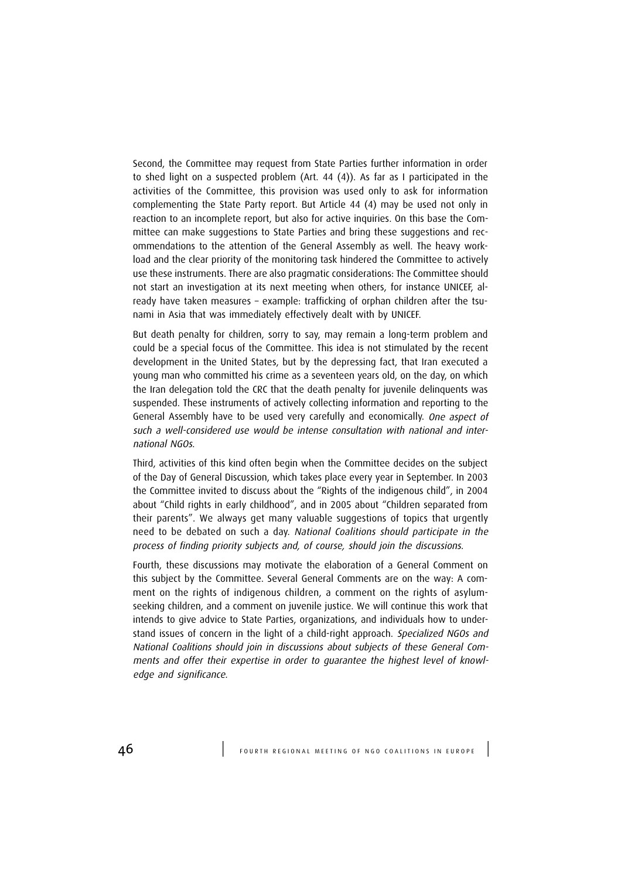Second, the Committee may request from State Parties further information in order to shed light on a suspected problem (Art. 44 (4)). As far as I participated in the activities of the Committee, this provision was used only to ask for information complementing the State Party report. But Article 44 (4) may be used not only in reaction to an incomplete report, but also for active inquiries. On this base the Committee can make suggestions to State Parties and bring these suggestions and recommendations to the attention of the General Assembly as well. The heavy workload and the clear priority of the monitoring task hindered the Committee to actively use these instruments. There are also pragmatic considerations: The Committee should not start an investigation at its next meeting when others, for instance UNICEF, already have taken measures – example: trafficking of orphan children after the tsunami in Asia that was immediately effectively dealt with by UNICEF.

But death penalty for children, sorry to say, may remain a long-term problem and could be a special focus of the Committee. This idea is not stimulated by the recent development in the United States, but by the depressing fact, that Iran executed a young man who committed his crime as a seventeen years old, on the day, on which the Iran delegation told the CRC that the death penalty for juvenile delinquents was suspended. These instruments of actively collecting information and reporting to the General Assembly have to be used very carefully and economically. *One aspect of such a well-considered use would be intense consultation with national and international NGOs.*

Third, activities of this kind often begin when the Committee decides on the subject of the Day of General Discussion, which takes place every year in September. In 2003 the Committee invited to discuss about the "Rights of the indigenous child", in 2004 about "Child rights in early childhood", and in 2005 about "Children separated from their parents". We always get many valuable suggestions of topics that urgently need to be debated on such a day. *National Coalitions should participate in the process of finding priority subjects and, of course, should join the discussions.*

Fourth, these discussions may motivate the elaboration of a General Comment on this subject by the Committee. Several General Comments are on the way: A comment on the rights of indigenous children, a comment on the rights of asylum-seeking children, and a comment on juvenile justice. We will continue this work that intends to give advice to State Parties, organizations, and individuals how to understand issues of concern in the light of a child-right approach. *Specialized NGOs and National Coalitions should join in discussions about subjects of these General Comments and offer their expertise in order to guarantee the highest level of knowledge and significance.*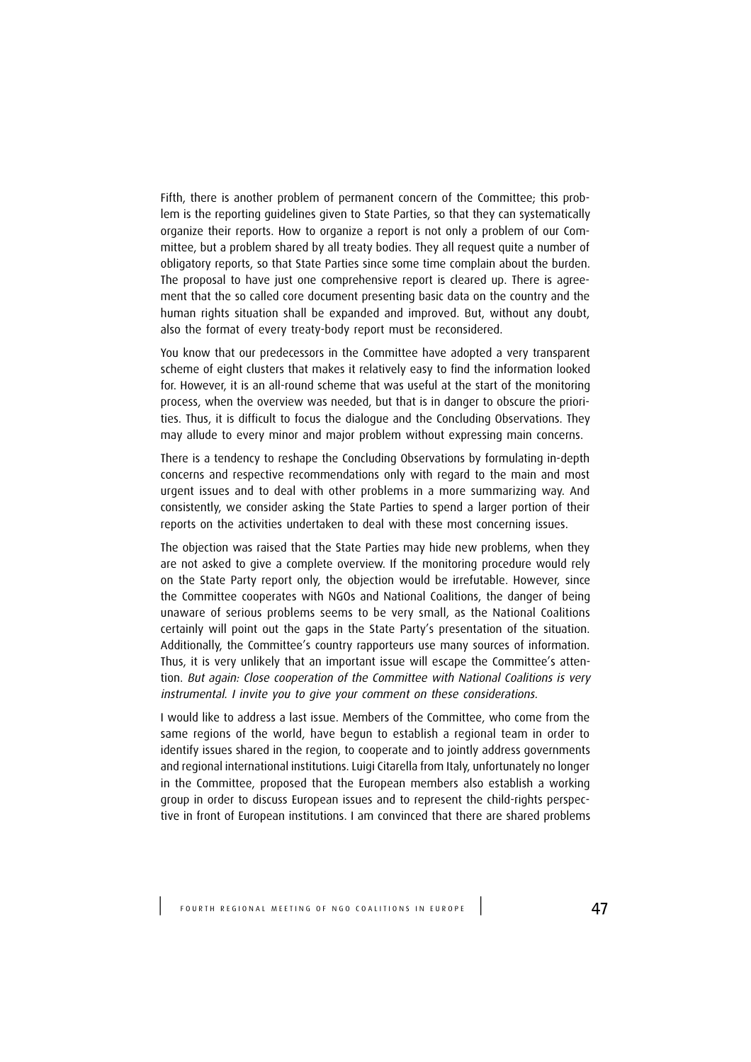Fifth, there is another problem of permanent concern of the Committee; this problem is the reporting guidelines given to State Parties, so that they can systematically organize their reports. How to organize a report is not only a problem of our Committee, but a problem shared by all treaty bodies. They all request quite a number of obligatory reports, so that State Parties since some time complain about the burden. The proposal to have just one comprehensive report is cleared up. There is agreement that the so called core document presenting basic data on the country and the human rights situation shall be expanded and improved. But, without any doubt, also the format of every treaty-body report must be reconsidered.

You know that our predecessors in the Committee have adopted a very transparent scheme of eight clusters that makes it relatively easy to find the information looked for. However, it is an all-round scheme that was useful at the start of the monitoring process, when the overview was needed, but that is in danger to obscure the priorities. Thus, it is difficult to focus the dialogue and the Concluding Observations. They may allude to every minor and major problem without expressing main concerns.

There is a tendency to reshape the Concluding Observations by formulating in-depth concerns and respective recommendations only with regard to the main and most urgent issues and to deal with other problems in a more summarizing way. And consistently, we consider asking the State Parties to spend a larger portion of their reports on the activities undertaken to deal with these most concerning issues.

The objection was raised that the State Parties may hide new problems, when they are not asked to give a complete overview. If the monitoring procedure would rely on the State Party report only, the objection would be irrefutable. However, since the Committee cooperates with NGOs and National Coalitions, the danger of being unaware of serious problems seems to be very small, as the National Coalitions certainly will point out the gaps in the State Party's presentation of the situation. Additionally, the Committee's country rapporteurs use many sources of information. Thus, it is very unlikely that an important issue will escape the Committee's attention. *But again: Close cooperation of the Committee with National Coalitions is very instrumental. I invite you to give your comment on these considerations.*

I would like to address a last issue. Members of the Committee, who come from the same regions of the world, have begun to establish a regional team in order to identify issues shared in the region, to cooperate and to jointly address governments and regional international institutions. Luigi Citarella from Italy, unfortunately no longer in the Committee, proposed that the European members also establish a working group in order to discuss European issues and to represent the child-rights perspective in front of European institutions. I am convinced that there are shared problems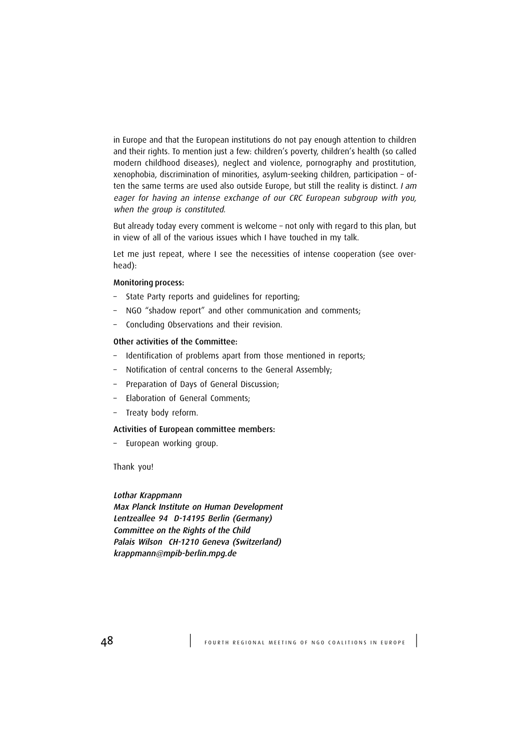in Europe and that the European institutions do not pay enough attention to children and their rights. To mention just a few: children's poverty, children's health (so called modern childhood diseases), neglect and violence, pornography and prostitution, xenophobia, discrimination of minorities, asylum-seeking children, participation – often the same terms are used also outside Europe, but still the reality is distinct. *I am eager for having an intense exchange of our CRC European subgroup with you, when the group is constituted.*

But already today every comment is welcome – not only with regard to this plan, but in view of all of the various issues which I have touched in my talk.

Let me just repeat, where I see the necessities of intense cooperation (see overhead):

**Monitoring process:**

- State Party reports and guidelines for reporting;
- NGO "shadow report" and other communication and comments;
- Concluding Observations and their revision.

**Other activities of the Committee:**

- Identification of problems apart from those mentioned in reports;
- Notification of central concerns to the General Assembly;
- Preparation of Days of General Discussion;
- Elaboration of General Comments;
- Treaty body reform.

**Activities of European committee members:**

- European working group.

Thank you!

*Lothar Krappmann*
*Max Planck Institute on Human Development*
*Lentzeallee 94 D-14195 Berlin (Germany)*
*Committee on the Rights of the Child*
*Palais Wilson CH-1210 Geneva (Switzerland)*
*krappmann@mpib-berlin.mpg.de*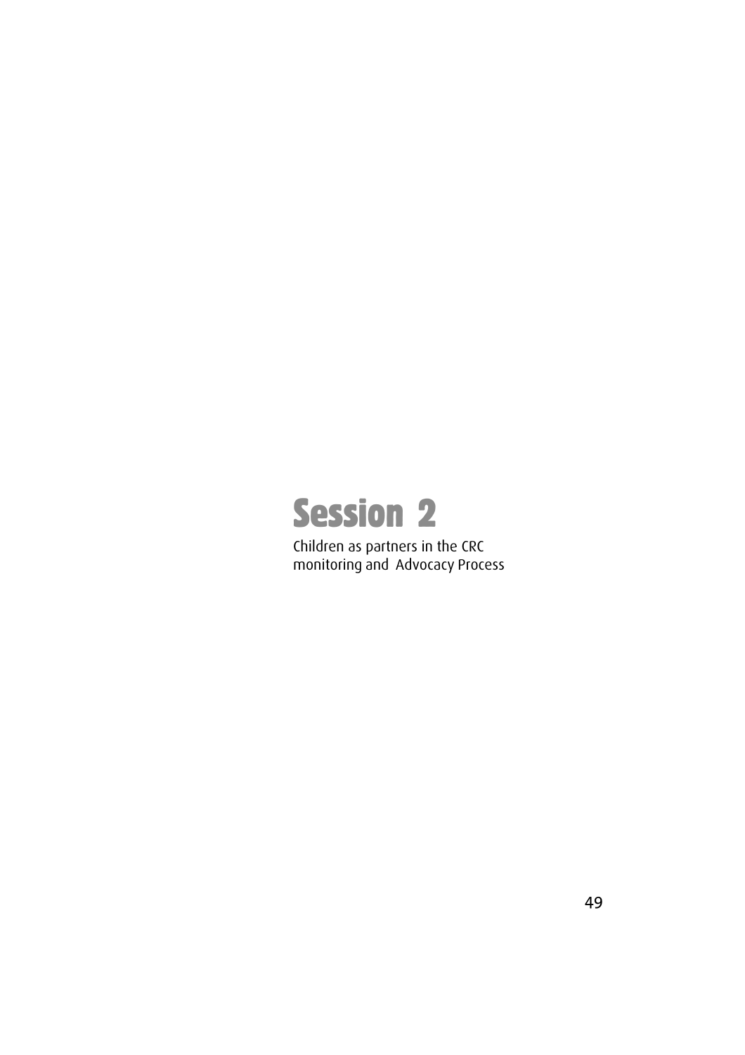# Session 2

Children as partners in the CRC monitoring and Advocacy Process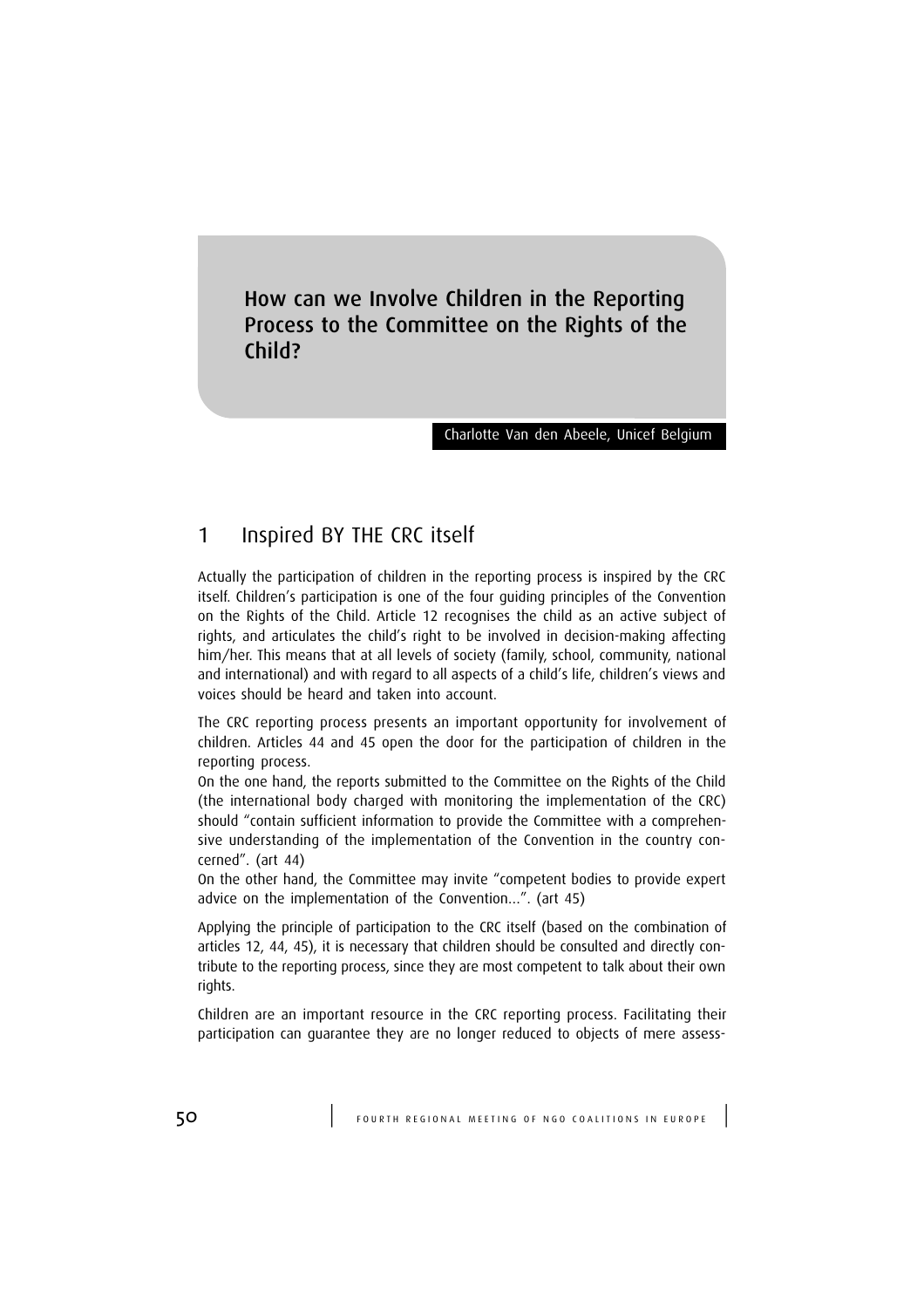# How can we Involve Children in the Reporting Process to the Committee on the Rights of the Child?

Charlotte Van den Abeele, Unicef Belgium

## 1 Inspired BY THE CRC itself

Actually the participation of children in the reporting process is inspired by the CRC itself. Children's participation is one of the four guiding principles of the Convention on the Rights of the Child. Article 12 recognises the child as an active subject of rights, and articulates the child's right to be involved in decision-making affecting him/her. This means that at all levels of society (family, school, community, national and international) and with regard to all aspects of a child's life, children's views and voices should be heard and taken into account.

The CRC reporting process presents an important opportunity for involvement of children. Articles 44 and 45 open the door for the participation of children in the reporting process.

On the one hand, the reports submitted to the Committee on the Rights of the Child (the international body charged with monitoring the implementation of the CRC) should "contain sufficient information to provide the Committee with a comprehensive understanding of the implementation of the Convention in the country concerned". (art 44)

On the other hand, the Committee may invite "competent bodies to provide expert advice on the implementation of the Convention...". (art 45)

Applying the principle of participation to the CRC itself (based on the combination of articles 12, 44, 45), it is necessary that children should be consulted and directly contribute to the reporting process, since they are most competent to talk about their own rights.

Children are an important resource in the CRC reporting process. Facilitating their participation can guarantee they are no longer reduced to objects of mere assess-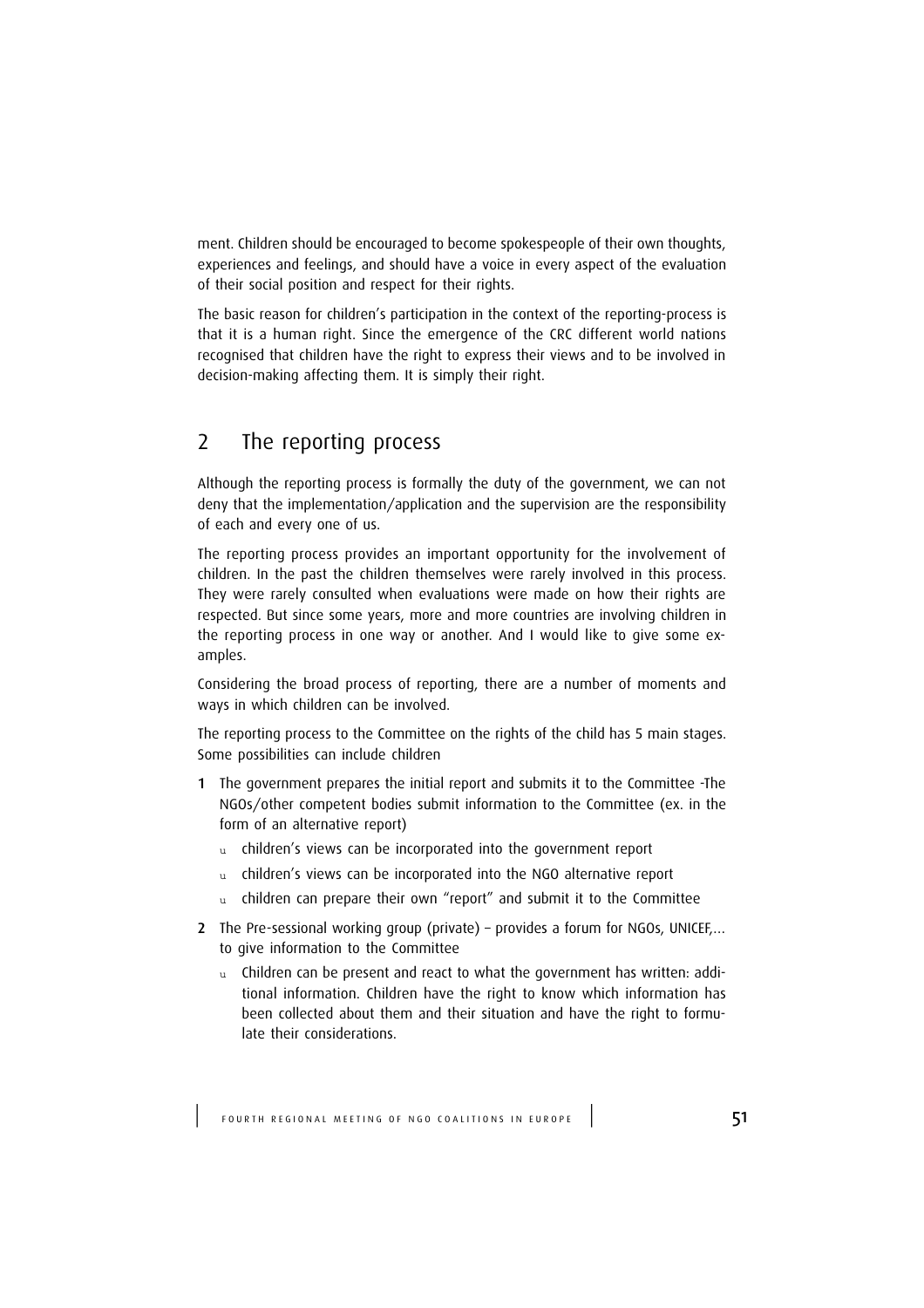ment. Children should be encouraged to become spokespeople of their own thoughts, experiences and feelings, and should have a voice in every aspect of the evaluation of their social position and respect for their rights.

The basic reason for children's participation in the context of the reporting-process is that it is a human right. Since the emergence of the CRC different world nations recognised that children have the right to express their views and to be involved in decision-making affecting them. It is simply their right.

## 2 The reporting process

Although the reporting process is formally the duty of the government, we can not deny that the implementation/application and the supervision are the responsibility of each and every one of us.

The reporting process provides an important opportunity for the involvement of children. In the past the children themselves were rarely involved in this process. They were rarely consulted when evaluations were made on how their rights are respected. But since some years, more and more countries are involving children in the reporting process in one way or another. And I would like to give some examples.

Considering the broad process of reporting, there are a number of moments and ways in which children can be involved.

The reporting process to the Committee on the rights of the child has 5 main stages. Some possibilities can include children

1. The government prepares the initial report and submits it to the Committee -The NGOs/other competent bodies submit information to the Committee (ex. in the form of an alternative report)
   - children's views can be incorporated into the government report
   - children's views can be incorporated into the NGO alternative report
   - children can prepare their own "report" and submit it to the Committee
2. The Pre-sessional working group (private) – provides a forum for NGOs, UNICEF,... to give information to the Committee
   - Children can be present and react to what the government has written: additional information. Children have the right to know which information has been collected about them and their situation and have the right to formulate their considerations.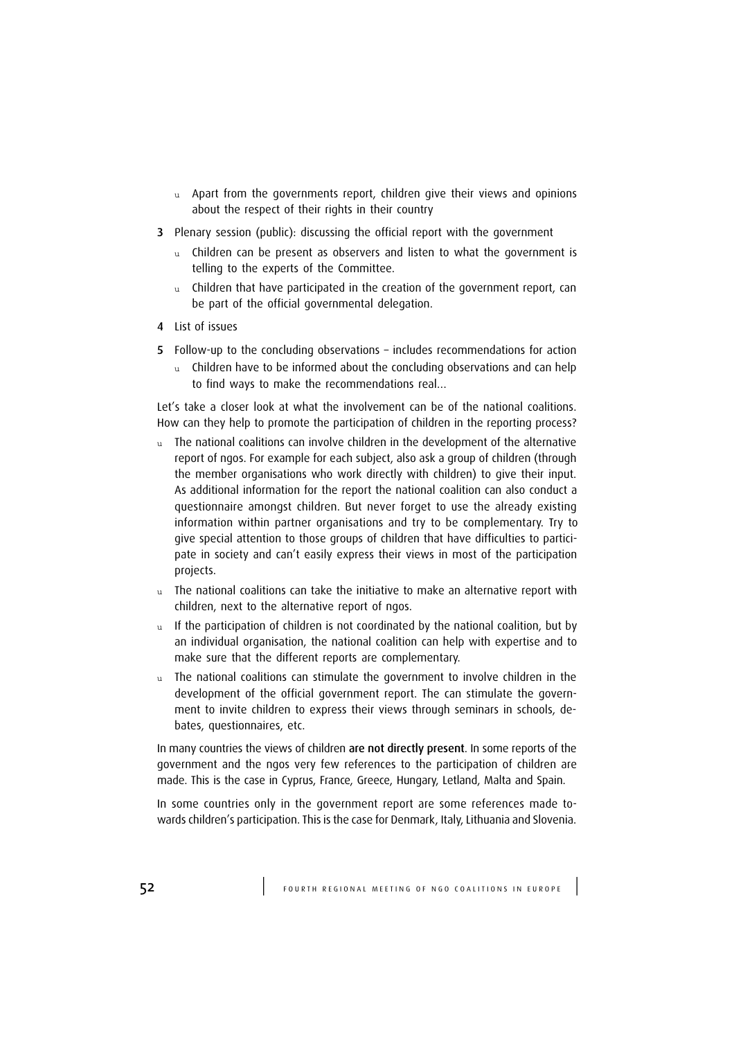- Apart from the governments report, children give their views and opinions about the respect of their rights in their country

3. Plenary session (public): discussing the official report with the government
   - Children can be present as observers and listen to what the government is telling to the experts of the Committee.
   - Children that have participated in the creation of the government report, can be part of the official governmental delegation.
4. List of issues
5. Follow-up to the concluding observations – includes recommendations for action
   - Children have to be informed about the concluding observations and can help to find ways to make the recommendations real...

Let's take a closer look at what the involvement can be of the national coalitions. How can they help to promote the participation of children in the reporting process?

- The national coalitions can involve children in the development of the alternative report of ngos. For example for each subject, also ask a group of children (through the member organisations who work directly with children) to give their input. As additional information for the report the national coalition can also conduct a questionnaire amongst children. But never forget to use the already existing information within partner organisations and try to be complementary. Try to give special attention to those groups of children that have difficulties to participate in society and can't easily express their views in most of the participation projects.
- The national coalitions can take the initiative to make an alternative report with children, next to the alternative report of ngos.
- If the participation of children is not coordinated by the national coalition, but by an individual organisation, the national coalition can help with expertise and to make sure that the different reports are complementary.
- The national coalitions can stimulate the government to involve children in the development of the official government report. The can stimulate the government to invite children to express their views through seminars in schools, debates, questionnaires, etc.

In many countries the views of children **are not directly present**. In some reports of the government and the ngos very few references to the participation of children are made. This is the case in Cyprus, France, Greece, Hungary, Letland, Malta and Spain.

In some countries only in the government report are some references made towards children's participation. This is the case for Denmark, Italy, Lithuania and Slovenia.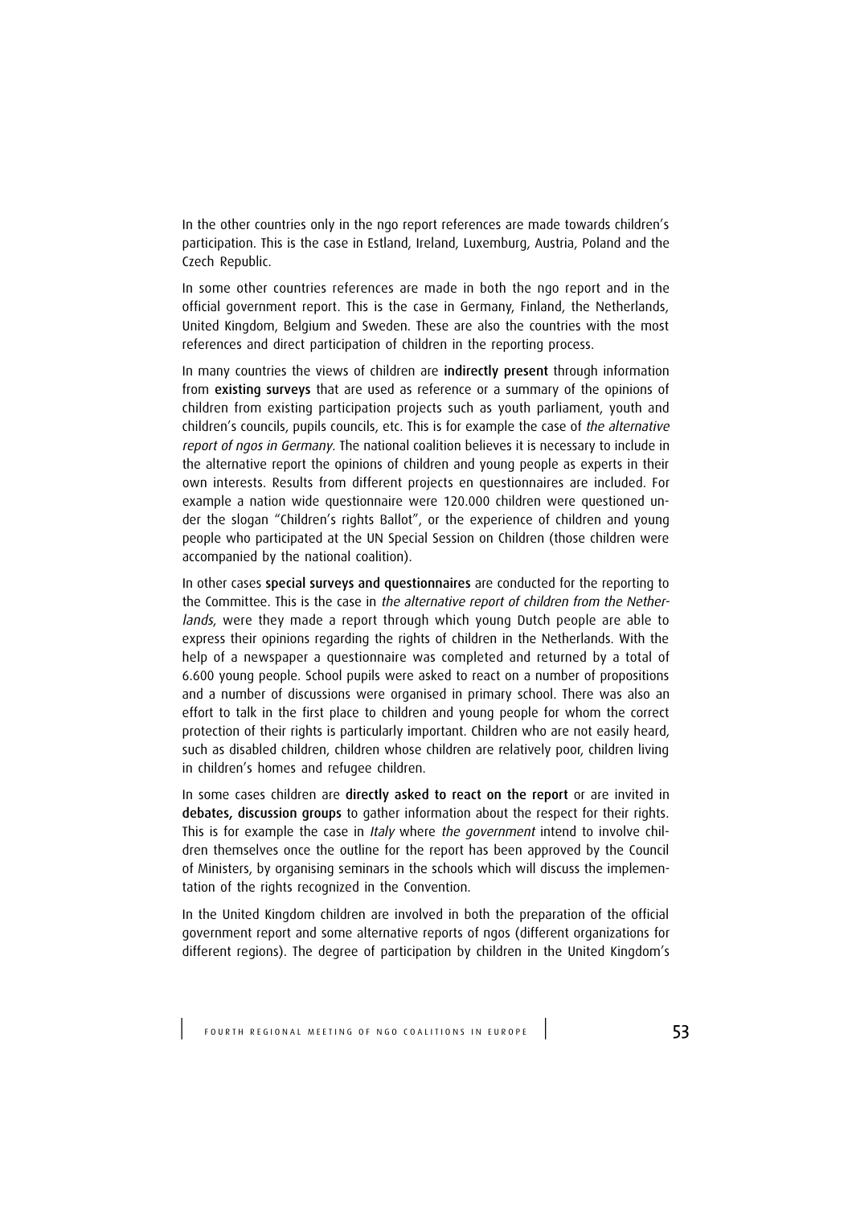In the other countries only in the ngo report references are made towards children's participation. This is the case in Estland, Ireland, Luxemburg, Austria, Poland and the Czech Republic.

In some other countries references are made in both the ngo report and in the official government report. This is the case in Germany, Finland, the Netherlands, United Kingdom, Belgium and Sweden. These are also the countries with the most references and direct participation of children in the reporting process.

In many countries the views of children are **indirectly present** through information from **existing surveys** that are used as reference or a summary of the opinions of children from existing participation projects such as youth parliament, youth and children's councils, pupils councils, etc. This is for example the case of *the alternative report of ngos in Germany*. The national coalition believes it is necessary to include in the alternative report the opinions of children and young people as experts in their own interests. Results from different projects en questionnaires are included. For example a nation wide questionnaire were 120.000 children were questioned under the slogan "Children's rights Ballot", or the experience of children and young people who participated at the UN Special Session on Children (those children were accompanied by the national coalition).

In other cases **special surveys and questionnaires** are conducted for the reporting to the Committee. This is the case in *the alternative report of children from the Netherlands*, were they made a report through which young Dutch people are able to express their opinions regarding the rights of children in the Netherlands. With the help of a newspaper a questionnaire was completed and returned by a total of 6.600 young people. School pupils were asked to react on a number of propositions and a number of discussions were organised in primary school. There was also an effort to talk in the first place to children and young people for whom the correct protection of their rights is particularly important. Children who are not easily heard, such as disabled children, children whose children are relatively poor, children living in children's homes and refugee children.

In some cases children are **directly asked to react on the report** or are invited in **debates, discussion groups** to gather information about the respect for their rights. This is for example the case in *Italy* where *the government* intend to involve children themselves once the outline for the report has been approved by the Council of Ministers, by organising seminars in the schools which will discuss the implementation of the rights recognized in the Convention.

In the United Kingdom children are involved in both the preparation of the official government report and some alternative reports of ngos (different organizations for different regions). The degree of participation by children in the United Kingdom's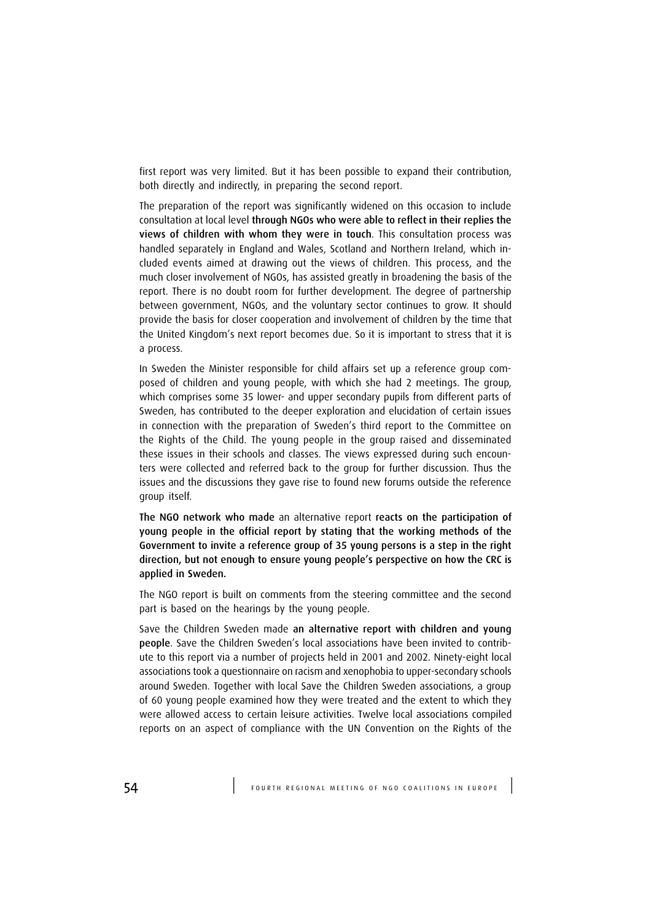first report was very limited. But it has been possible to expand their contribution, both directly and indirectly, in preparing the second report.

The preparation of the report was significantly widened on this occasion to include consultation at local level **through NGOs who were able to reflect in their replies the views of children with whom they were in touch**. This consultation process was handled separately in England and Wales, Scotland and Northern Ireland, which included events aimed at drawing out the views of children. This process, and the much closer involvement of NGOs, has assisted greatly in broadening the basis of the report. There is no doubt room for further development. The degree of partnership between government, NGOs, and the voluntary sector continues to grow. It should provide the basis for closer cooperation and involvement of children by the time that the United Kingdom's next report becomes due. So it is important to stress that it is a process.

In Sweden the Minister responsible for child affairs set up a reference group composed of children and young people, with which she had 2 meetings. The group, which comprises some 35 lower- and upper secondary pupils from different parts of Sweden, has contributed to the deeper exploration and elucidation of certain issues in connection with the preparation of Sweden's third report to the Committee on the Rights of the Child. The young people in the group raised and disseminated these issues in their schools and classes. The views expressed during such encounters were collected and referred back to the group for further discussion. Thus the issues and the discussions they gave rise to found new forums outside the reference group itself.

**The NGO network who made** an alternative report **reacts on the participation of young people in the official report by stating that the working methods of the Government to invite a reference group of 35 young persons is a step in the right direction, but not enough to ensure young people's perspective on how the CRC is applied in Sweden.**

The NGO report is built on comments from the steering committee and the second part is based on the hearings by the young people.

Save the Children Sweden made **an alternative report with children and young people**. Save the Children Sweden's local associations have been invited to contribute to this report via a number of projects held in 2001 and 2002. Ninety-eight local associations took a questionnaire on racism and xenophobia to upper-secondary schools around Sweden. Together with local Save the Children Sweden associations, a group of 60 young people examined how they were treated and the extent to which they were allowed access to certain leisure activities. Twelve local associations compiled reports on an aspect of compliance with the UN Convention on the Rights of the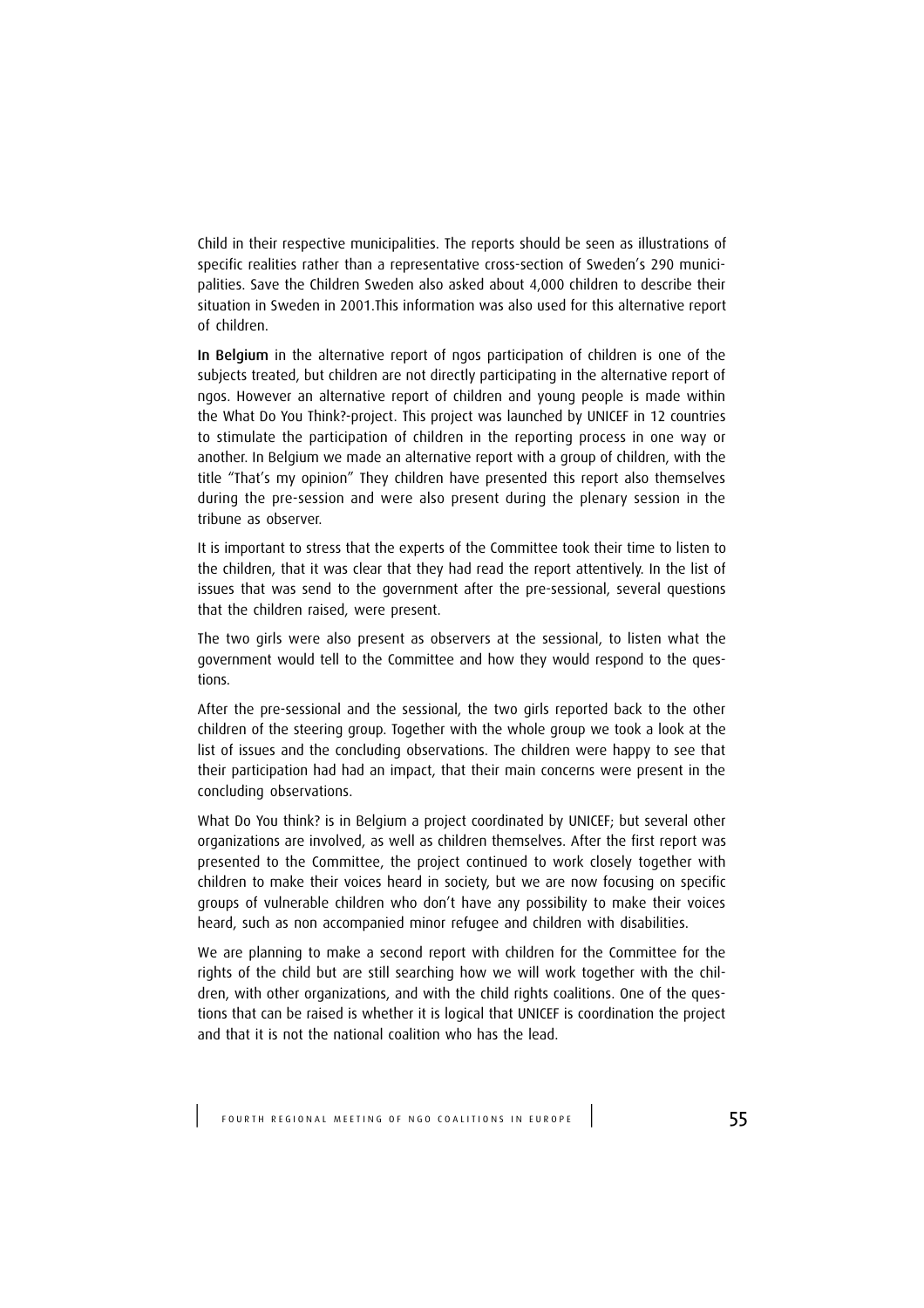Child in their respective municipalities. The reports should be seen as illustrations of specific realities rather than a representative cross-section of Sweden's 290 municipalities. Save the Children Sweden also asked about 4,000 children to describe their situation in Sweden in 2001.This information was also used for this alternative report of children.

**In Belgium** in the alternative report of ngos participation of children is one of the subjects treated, but children are not directly participating in the alternative report of ngos. However an alternative report of children and young people is made within the What Do You Think?-project. This project was launched by UNICEF in 12 countries to stimulate the participation of children in the reporting process in one way or another. In Belgium we made an alternative report with a group of children, with the title "That's my opinion" They children have presented this report also themselves during the pre-session and were also present during the plenary session in the tribune as observer.

It is important to stress that the experts of the Committee took their time to listen to the children, that it was clear that they had read the report attentively. In the list of issues that was send to the government after the pre-sessional, several questions that the children raised, were present.

The two girls were also present as observers at the sessional, to listen what the government would tell to the Committee and how they would respond to the questions.

After the pre-sessional and the sessional, the two girls reported back to the other children of the steering group. Together with the whole group we took a look at the list of issues and the concluding observations. The children were happy to see that their participation had had an impact, that their main concerns were present in the concluding observations.

What Do You think? is in Belgium a project coordinated by UNICEF; but several other organizations are involved, as well as children themselves. After the first report was presented to the Committee, the project continued to work closely together with children to make their voices heard in society, but we are now focusing on specific groups of vulnerable children who don't have any possibility to make their voices heard, such as non accompanied minor refugee and children with disabilities.

We are planning to make a second report with children for the Committee for the rights of the child but are still searching how we will work together with the children, with other organizations, and with the child rights coalitions. One of the questions that can be raised is whether it is logical that UNICEF is coordination the project and that it is not the national coalition who has the lead.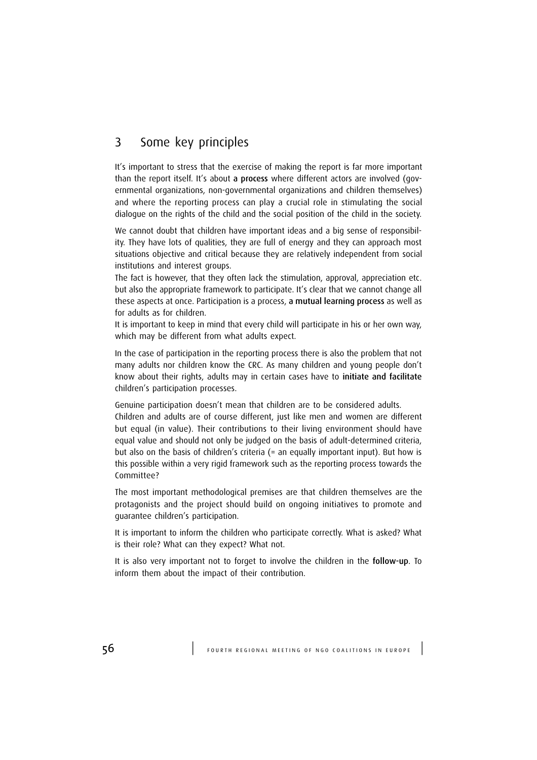## 3 Some key principles

It's important to stress that the exercise of making the report is far more important than the report itself. It's about **a process** where different actors are involved (governmental organizations, non-governmental organizations and children themselves) and where the reporting process can play a crucial role in stimulating the social dialogue on the rights of the child and the social position of the child in the society.

We cannot doubt that children have important ideas and a big sense of responsibility. They have lots of qualities, they are full of energy and they can approach most situations objective and critical because they are relatively independent from social institutions and interest groups.

The fact is however, that they often lack the stimulation, approval, appreciation etc. but also the appropriate framework to participate. It's clear that we cannot change all these aspects at once. Participation is a process, **a mutual learning process** as well as for adults as for children.

It is important to keep in mind that every child will participate in his or her own way, which may be different from what adults expect.

In the case of participation in the reporting process there is also the problem that not many adults nor children know the CRC. As many children and young people don't know about their rights, adults may in certain cases have to **initiate and facilitate** children's participation processes.

Genuine participation doesn't mean that children are to be considered adults.

Children and adults are of course different, just like men and women are different but equal (in value). Their contributions to their living environment should have equal value and should not only be judged on the basis of adult-determined criteria, but also on the basis of children's criteria (= an equally important input). But how is this possible within a very rigid framework such as the reporting process towards the Committee?

The most important methodological premises are that children themselves are the protagonists and the project should build on ongoing initiatives to promote and guarantee children's participation.

It is important to inform the children who participate correctly. What is asked? What is their role? What can they expect? What not.

It is also very important not to forget to involve the children in the **follow-up**. To inform them about the impact of their contribution.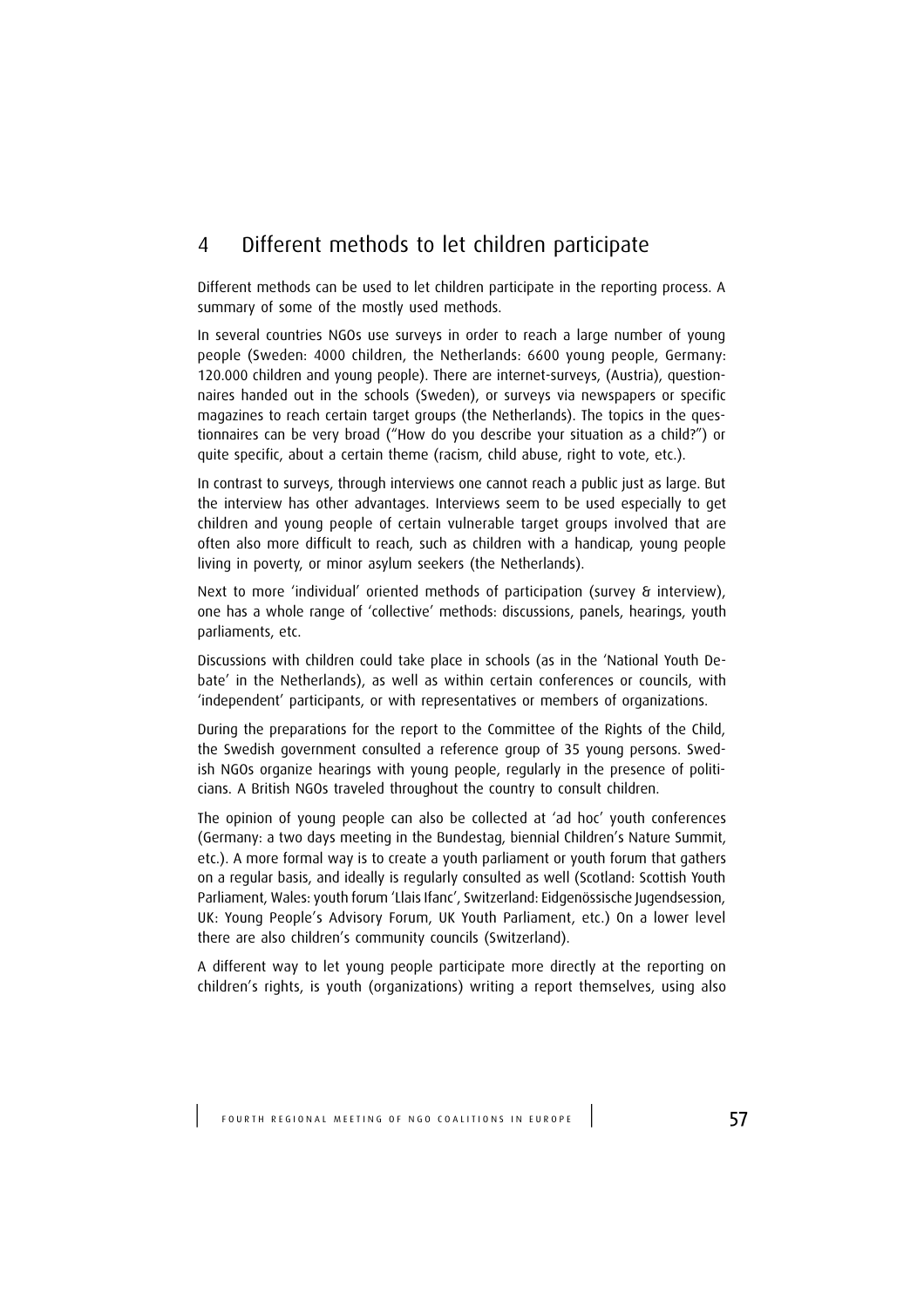# 4 Different methods to let children participate

Different methods can be used to let children participate in the reporting process. A summary of some of the mostly used methods.

In several countries NGOs use surveys in order to reach a large number of young people (Sweden: 4000 children, the Netherlands: 6600 young people, Germany: 120.000 children and young people). There are internet-surveys, (Austria), questionnaires handed out in the schools (Sweden), or surveys via newspapers or specific magazines to reach certain target groups (the Netherlands). The topics in the questionnaires can be very broad ("How do you describe your situation as a child?") or quite specific, about a certain theme (racism, child abuse, right to vote, etc.).

In contrast to surveys, through interviews one cannot reach a public just as large. But the interview has other advantages. Interviews seem to be used especially to get children and young people of certain vulnerable target groups involved that are often also more difficult to reach, such as children with a handicap, young people living in poverty, or minor asylum seekers (the Netherlands).

Next to more 'individual' oriented methods of participation (survey & interview), one has a whole range of 'collective' methods: discussions, panels, hearings, youth parliaments, etc.

Discussions with children could take place in schools (as in the 'National Youth Debate' in the Netherlands), as well as within certain conferences or councils, with 'independent' participants, or with representatives or members of organizations.

During the preparations for the report to the Committee of the Rights of the Child, the Swedish government consulted a reference group of 35 young persons. Swedish NGOs organize hearings with young people, regularly in the presence of politicians. A British NGOs traveled throughout the country to consult children.

The opinion of young people can also be collected at 'ad hoc' youth conferences (Germany: a two days meeting in the Bundestag, biennial Children's Nature Summit, etc.). A more formal way is to create a youth parliament or youth forum that gathers on a regular basis, and ideally is regularly consulted as well (Scotland: Scottish Youth Parliament, Wales: youth forum 'Llais Ifanc', Switzerland: Eidgenössische Jugendsession, UK: Young People's Advisory Forum, UK Youth Parliament, etc.) On a lower level there are also children's community councils (Switzerland).

A different way to let young people participate more directly at the reporting on children's rights, is youth (organizations) writing a report themselves, using also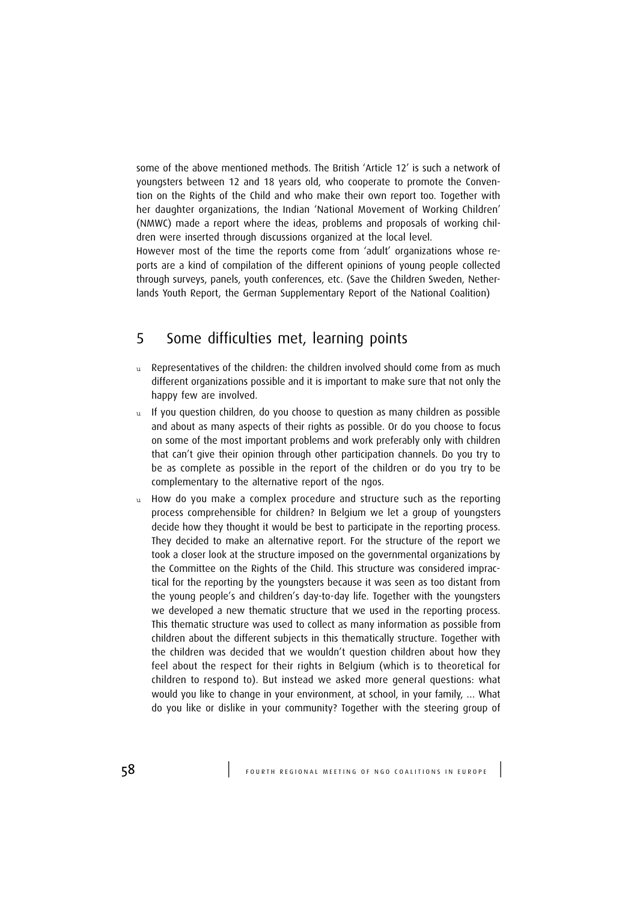some of the above mentioned methods. The British 'Article 12' is such a network of youngsters between 12 and 18 years old, who cooperate to promote the Convention on the Rights of the Child and who make their own report too. Together with her daughter organizations, the Indian 'National Movement of Working Children' (NMWC) made a report where the ideas, problems and proposals of working children were inserted through discussions organized at the local level.
However most of the time the reports come from 'adult' organizations whose reports are a kind of compilation of the different opinions of young people collected through surveys, panels, youth conferences, etc. (Save the Children Sweden, Netherlands Youth Report, the German Supplementary Report of the National Coalition)

## 5 Some difficulties met, learning points

- Representatives of the children: the children involved should come from as much different organizations possible and it is important to make sure that not only the happy few are involved.
- If you question children, do you choose to question as many children as possible and about as many aspects of their rights as possible. Or do you choose to focus on some of the most important problems and work preferably only with children that can't give their opinion through other participation channels. Do you try to be as complete as possible in the report of the children or do you try to be complementary to the alternative report of the ngos.
- How do you make a complex procedure and structure such as the reporting process comprehensible for children? In Belgium we let a group of youngsters decide how they thought it would be best to participate in the reporting process. They decided to make an alternative report. For the structure of the report we took a closer look at the structure imposed on the governmental organizations by the Committee on the Rights of the Child. This structure was considered impractical for the reporting by the youngsters because it was seen as too distant from the young people's and children's day-to-day life. Together with the youngsters we developed a new thematic structure that we used in the reporting process. This thematic structure was used to collect as many information as possible from children about the different subjects in this thematically structure. Together with the children was decided that we wouldn't question children about how they feel about the respect for their rights in Belgium (which is to theoretical for children to respond to). But instead we asked more general questions: what would you like to change in your environment, at school, in your family, ... What do you like or dislike in your community? Together with the steering group of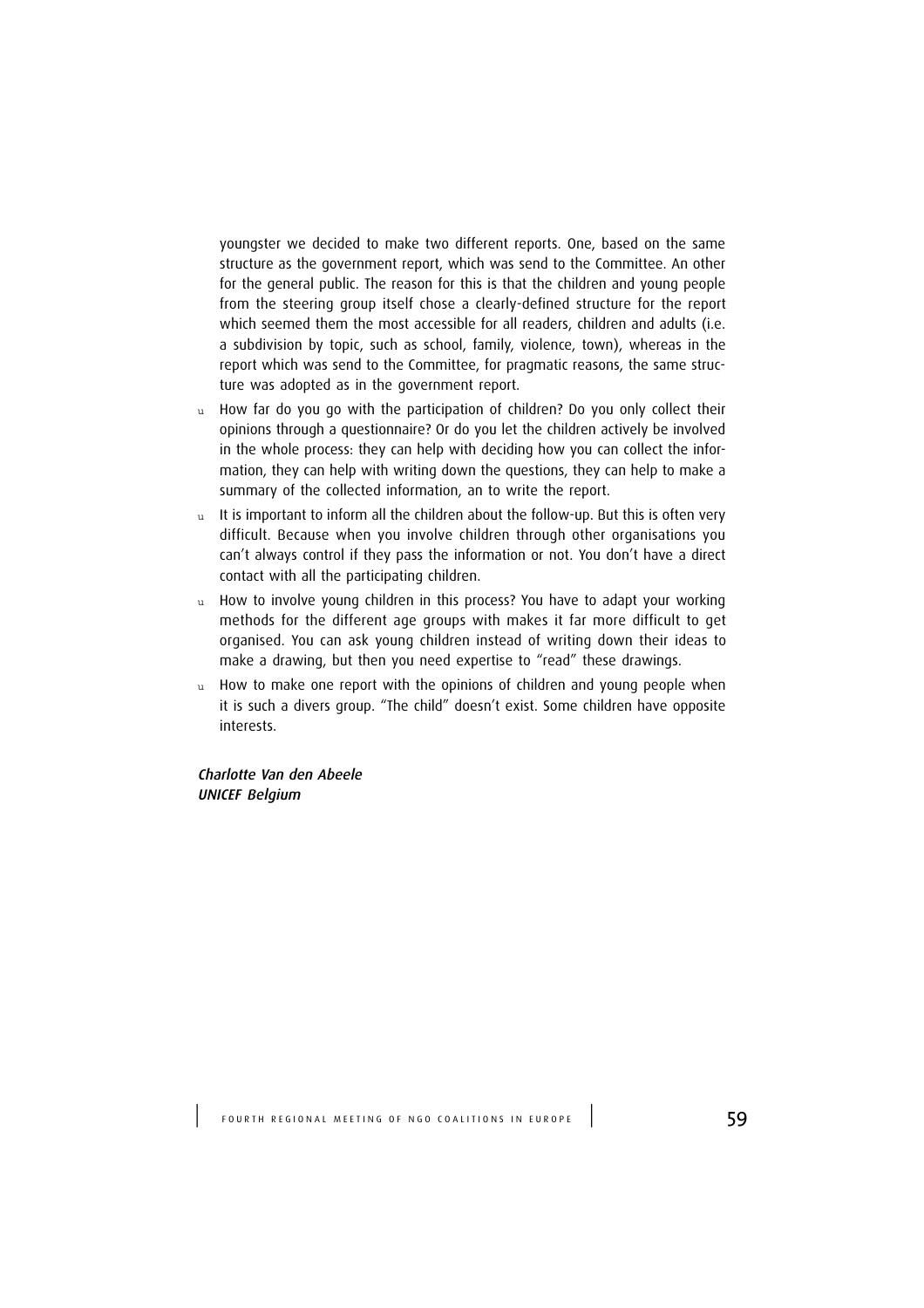youngster we decided to make two different reports. One, based on the same structure as the government report, which was send to the Committee. An other for the general public. The reason for this is that the children and young people from the steering group itself chose a clearly-defined structure for the report which seemed them the most accessible for all readers, children and adults (i.e. a subdivision by topic, such as school, family, violence, town), whereas in the report which was send to the Committee, for pragmatic reasons, the same structure was adopted as in the government report.

- How far do you go with the participation of children? Do you only collect their opinions through a questionnaire? Or do you let the children actively be involved in the whole process: they can help with deciding how you can collect the information, they can help with writing down the questions, they can help to make a summary of the collected information, an to write the report.
- It is important to inform all the children about the follow-up. But this is often very difficult. Because when you involve children through other organisations you can't always control if they pass the information or not. You don't have a direct contact with all the participating children.
- How to involve young children in this process? You have to adapt your working methods for the different age groups with makes it far more difficult to get organised. You can ask young children instead of writing down their ideas to make a drawing, but then you need expertise to "read" these drawings.
- How to make one report with the opinions of children and young people when it is such a divers group. "The child" doesn't exist. Some children have opposite interests.

*Charlotte Van den Abeele*
*UNICEF Belgium*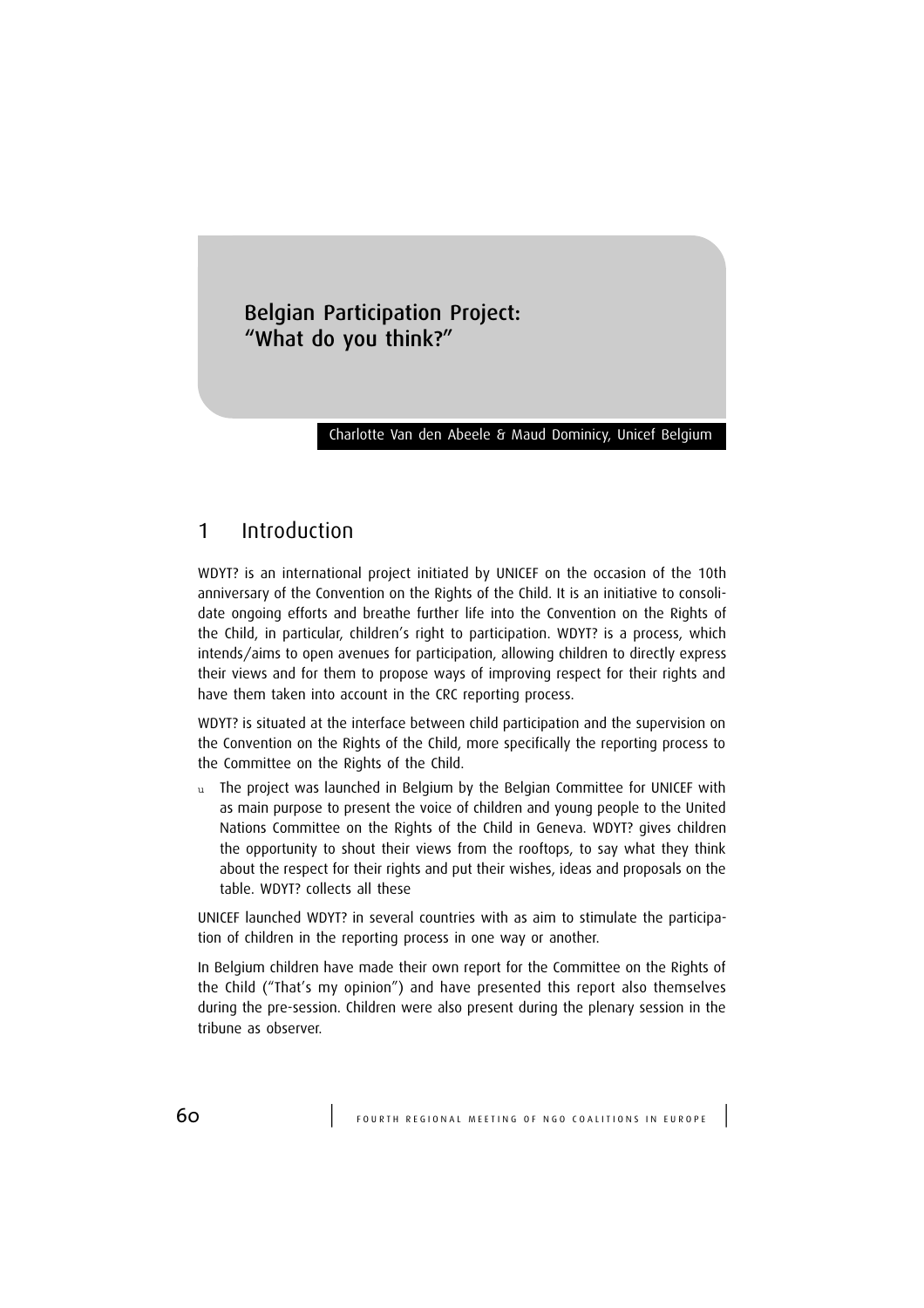# Belgian Participation Project: "What do you think?"

Charlotte Van den Abeele & Maud Dominicy, Unicef Belgium

## 1 Introduction

WDYT? is an international project initiated by UNICEF on the occasion of the 10th anniversary of the Convention on the Rights of the Child. It is an initiative to consolidate ongoing efforts and breathe further life into the Convention on the Rights of the Child, in particular, children's right to participation. WDYT? is a process, which intends/aims to open avenues for participation, allowing children to directly express their views and for them to propose ways of improving respect for their rights and have them taken into account in the CRC reporting process.

WDYT? is situated at the interface between child participation and the supervision on the Convention on the Rights of the Child, more specifically the reporting process to the Committee on the Rights of the Child.

- The project was launched in Belgium by the Belgian Committee for UNICEF with as main purpose to present the voice of children and young people to the United Nations Committee on the Rights of the Child in Geneva. WDYT? gives children the opportunity to shout their views from the rooftops, to say what they think about the respect for their rights and put their wishes, ideas and proposals on the table. WDYT? collects all these

UNICEF launched WDYT? in several countries with as aim to stimulate the participation of children in the reporting process in one way or another.

In Belgium children have made their own report for the Committee on the Rights of the Child ("That's my opinion") and have presented this report also themselves during the pre-session. Children were also present during the plenary session in the tribune as observer.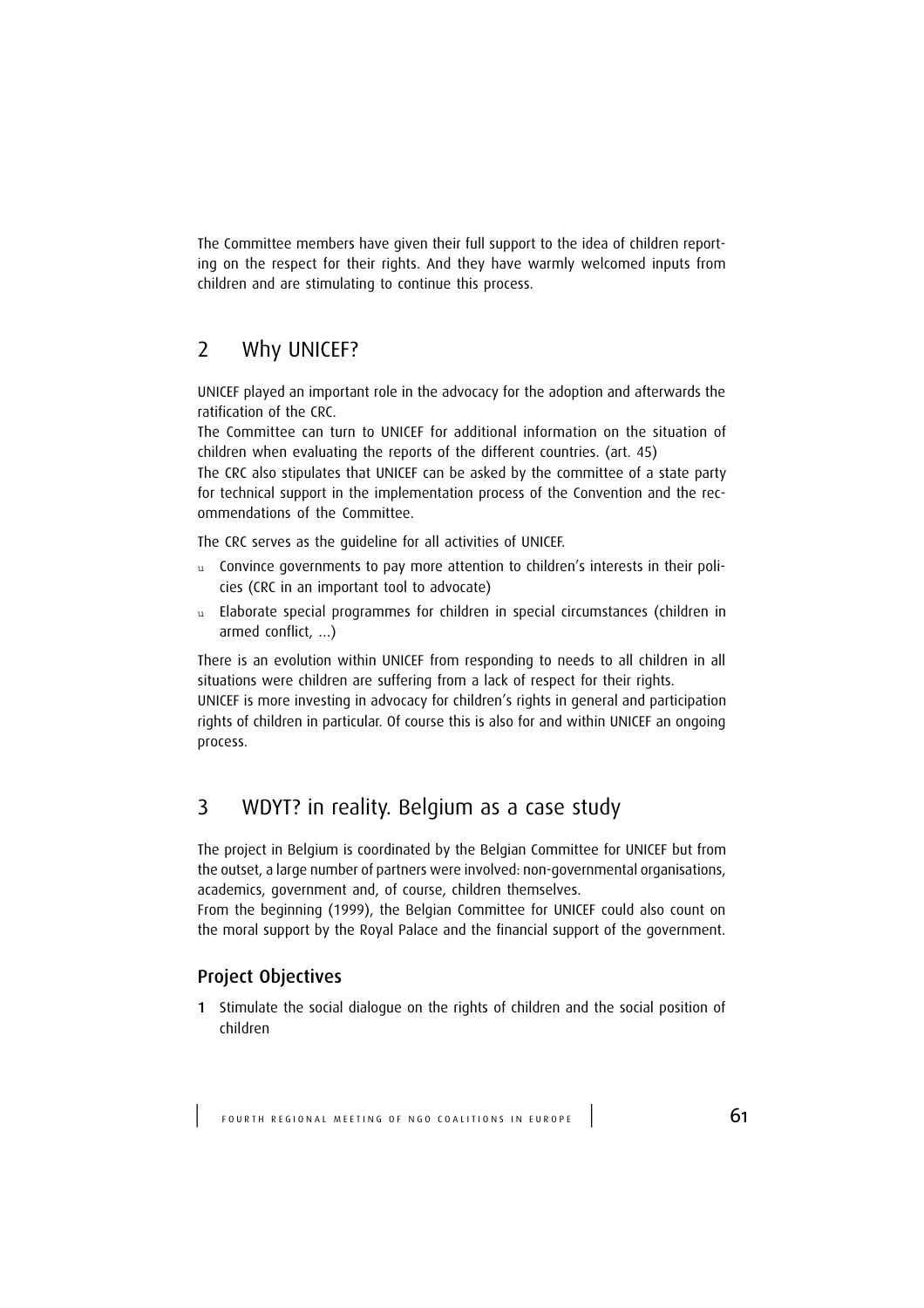The Committee members have given their full support to the idea of children reporting on the respect for their rights. And they have warmly welcomed inputs from children and are stimulating to continue this process.

## 2 Why UNICEF?

UNICEF played an important role in the advocacy for the adoption and afterwards the ratification of the CRC.

The Committee can turn to UNICEF for additional information on the situation of children when evaluating the reports of the different countries. (art. 45)

The CRC also stipulates that UNICEF can be asked by the committee of a state party for technical support in the implementation process of the Convention and the recommendations of the Committee.

The CRC serves as the guideline for all activities of UNICEF.

- Convince governments to pay more attention to children's interests in their policies (CRC in an important tool to advocate)
- Elaborate special programmes for children in special circumstances (children in armed conflict, ...)

There is an evolution within UNICEF from responding to needs to all children in all situations were children are suffering from a lack of respect for their rights.

UNICEF is more investing in advocacy for children's rights in general and participation rights of children in particular. Of course this is also for and within UNICEF an ongoing process.

## 3 WDYT? in reality. Belgium as a case study

The project in Belgium is coordinated by the Belgian Committee for UNICEF but from the outset, a large number of partners were involved: non-governmental organisations, academics, government and, of course, children themselves.

From the beginning (1999), the Belgian Committee for UNICEF could also count on the moral support by the Royal Palace and the financial support of the government.

### Project Objectives

1. Stimulate the social dialogue on the rights of children and the social position of children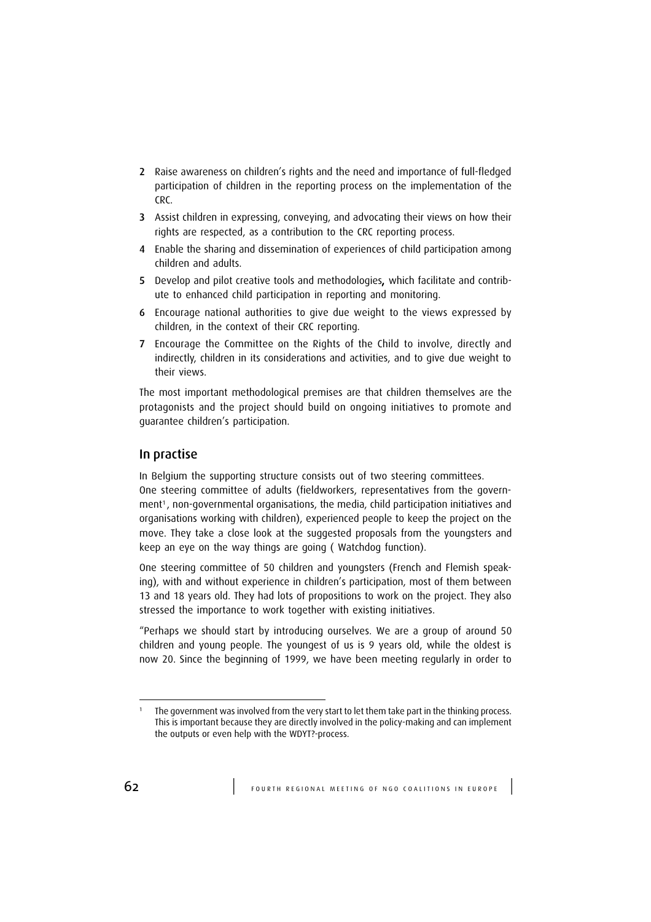2. Raise awareness on children's rights and the need and importance of full-fledged participation of children in the reporting process on the implementation of the CRC.
3. Assist children in expressing, conveying, and advocating their views on how their rights are respected, as a contribution to the CRC reporting process.
4. Enable the sharing and dissemination of experiences of child participation among children and adults.
5. Develop and pilot creative tools and methodologies**,** which facilitate and contribute to enhanced child participation in reporting and monitoring.
6. Encourage national authorities to give due weight to the views expressed by children, in the context of their CRC reporting.
7. Encourage the Committee on the Rights of the Child to involve, directly and indirectly, children in its considerations and activities, and to give due weight to their views.

The most important methodological premises are that children themselves are the protagonists and the project should build on ongoing initiatives to promote and guarantee children's participation.

## In practise

In Belgium the supporting structure consists out of two steering committees.
One steering committee of adults (fieldworkers, representatives from the government[1], non-governmental organisations, the media, child participation initiatives and organisations working with children), experienced people to keep the project on the move. They take a close look at the suggested proposals from the youngsters and keep an eye on the way things are going ( Watchdog function).

One steering committee of 50 children and youngsters (French and Flemish speaking), with and without experience in children's participation, most of them between 13 and 18 years old. They had lots of propositions to work on the project. They also stressed the importance to work together with existing initiatives.

"Perhaps we should start by introducing ourselves. We are a group of around 50 children and young people. The youngest of us is 9 years old, while the oldest is now 20. Since the beginning of 1999, we have been meeting regularly in order to

[1] The government was involved from the very start to let them take part in the thinking process. This is important because they are directly involved in the policy-making and can implement the outputs or even help with the WDYT?-process.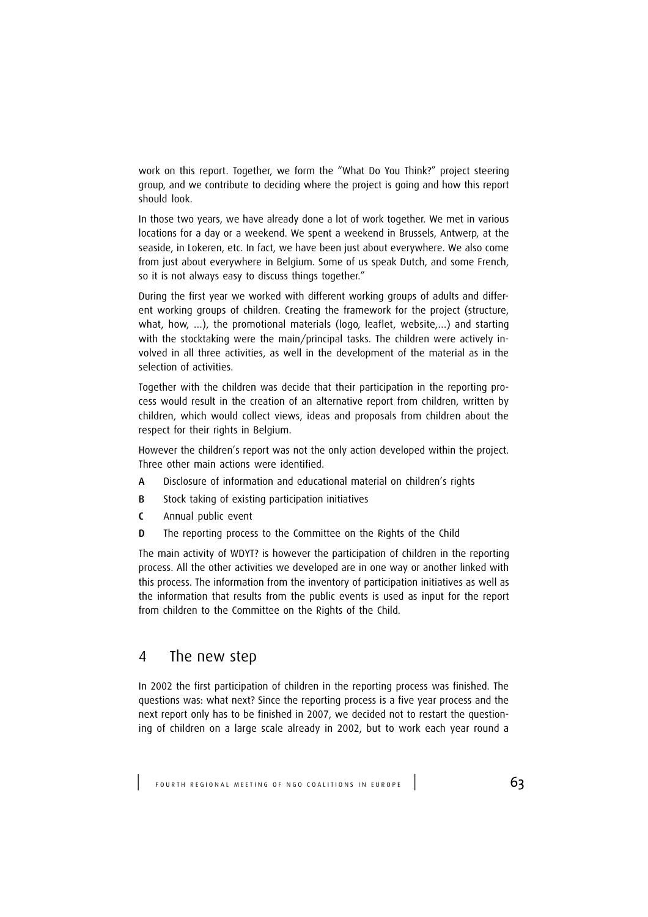work on this report. Together, we form the "What Do You Think?" project steering group, and we contribute to deciding where the project is going and how this report should look.

In those two years, we have already done a lot of work together. We met in various locations for a day or a weekend. We spent a weekend in Brussels, Antwerp, at the seaside, in Lokeren, etc. In fact, we have been just about everywhere. We also come from just about everywhere in Belgium. Some of us speak Dutch, and some French, so it is not always easy to discuss things together."

During the first year we worked with different working groups of adults and different working groups of children. Creating the framework for the project (structure, what, how, ...), the promotional materials (logo, leaflet, website,...) and starting with the stocktaking were the main/principal tasks. The children were actively involved in all three activities, as well in the development of the material as in the selection of activities.

Together with the children was decide that their participation in the reporting process would result in the creation of an alternative report from children, written by children, which would collect views, ideas and proposals from children about the respect for their rights in Belgium.

However the children's report was not the only action developed within the project. Three other main actions were identified.

- **A** Disclosure of information and educational material on children's rights
- **B** Stock taking of existing participation initiatives
- **C** Annual public event
- **D** The reporting process to the Committee on the Rights of the Child

The main activity of WDYT? is however the participation of children in the reporting process. All the other activities we developed are in one way or another linked with this process. The information from the inventory of participation initiatives as well as the information that results from the public events is used as input for the report from children to the Committee on the Rights of the Child.

## 4 The new step

In 2002 the first participation of children in the reporting process was finished. The questions was: what next? Since the reporting process is a five year process and the next report only has to be finished in 2007, we decided not to restart the questioning of children on a large scale already in 2002, but to work each year round a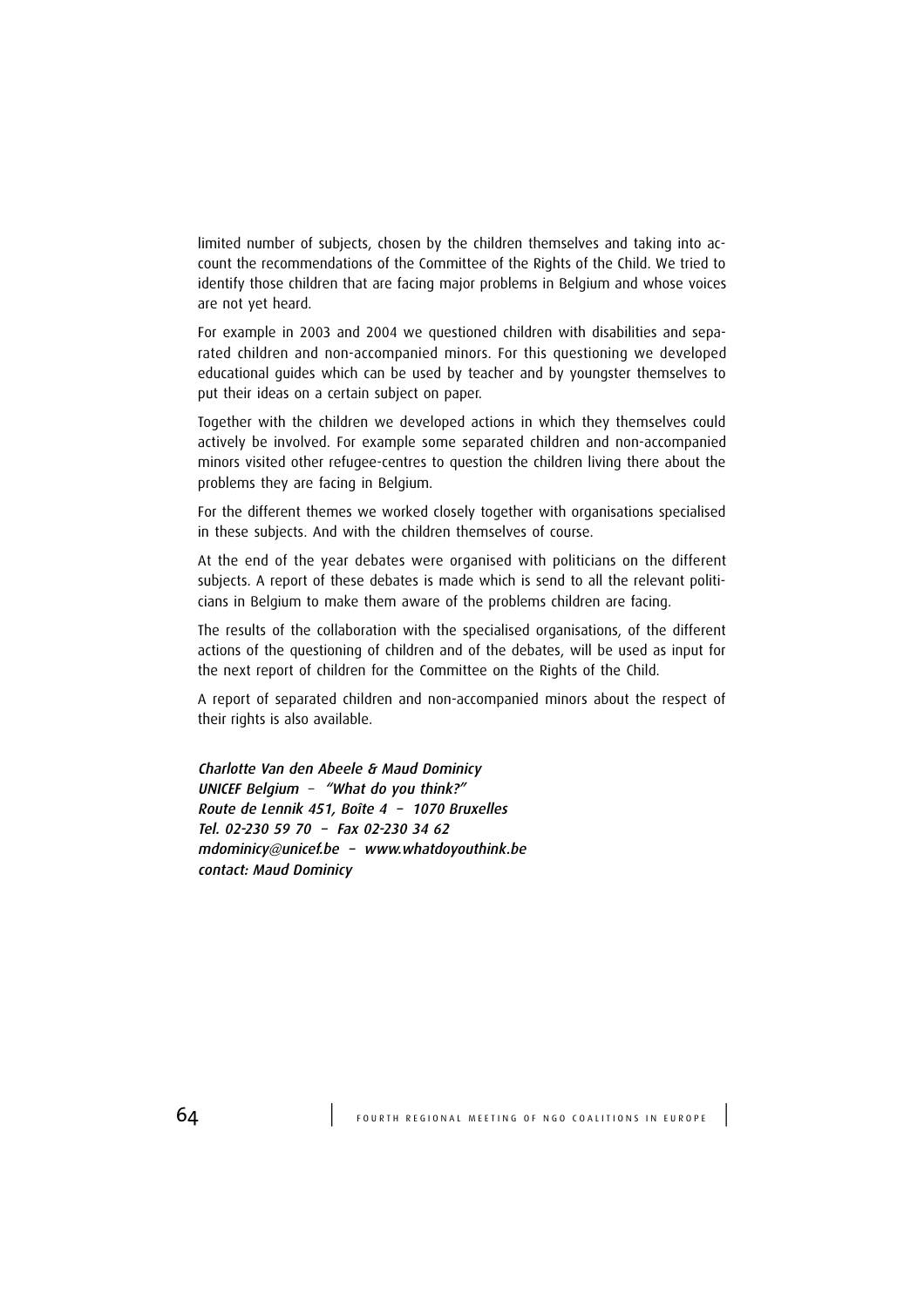limited number of subjects, chosen by the children themselves and taking into account the recommendations of the Committee of the Rights of the Child. We tried to identify those children that are facing major problems in Belgium and whose voices are not yet heard.

For example in 2003 and 2004 we questioned children with disabilities and separated children and non-accompanied minors. For this questioning we developed educational guides which can be used by teacher and by youngster themselves to put their ideas on a certain subject on paper.

Together with the children we developed actions in which they themselves could actively be involved. For example some separated children and non-accompanied minors visited other refugee-centres to question the children living there about the problems they are facing in Belgium.

For the different themes we worked closely together with organisations specialised in these subjects. And with the children themselves of course.

At the end of the year debates were organised with politicians on the different subjects. A report of these debates is made which is send to all the relevant politicians in Belgium to make them aware of the problems children are facing.

The results of the collaboration with the specialised organisations, of the different actions of the questioning of children and of the debates, will be used as input for the next report of children for the Committee on the Rights of the Child.

A report of separated children and non-accompanied minors about the respect of their rights is also available.

*Charlotte Van den Abeele & Maud Dominicy*
*UNICEF Belgium – "What do you think?"*
*Route de Lennik 451, Boîte 4 – 1070 Bruxelles*
*Tel. 02-230 59 70 – Fax 02-230 34 62*
*mdominicy@unicef.be – www.whatdoyouthink.be*
*contact: Maud Dominicy*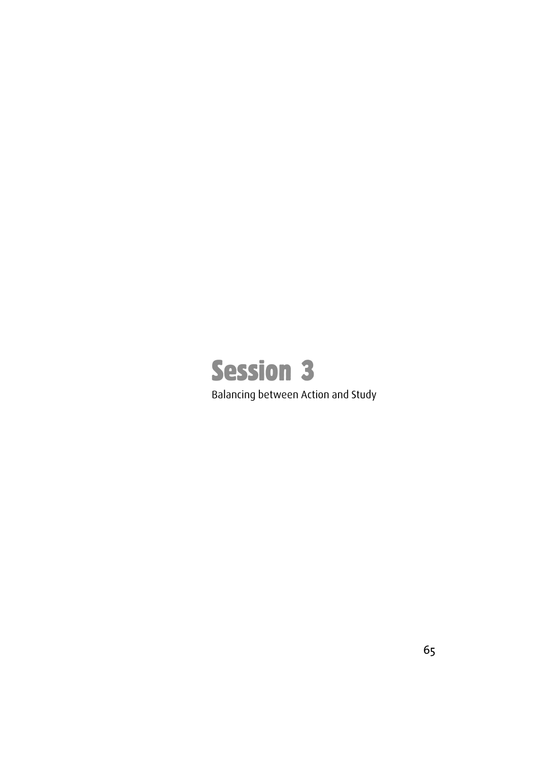# Session 3

Balancing between Action and Study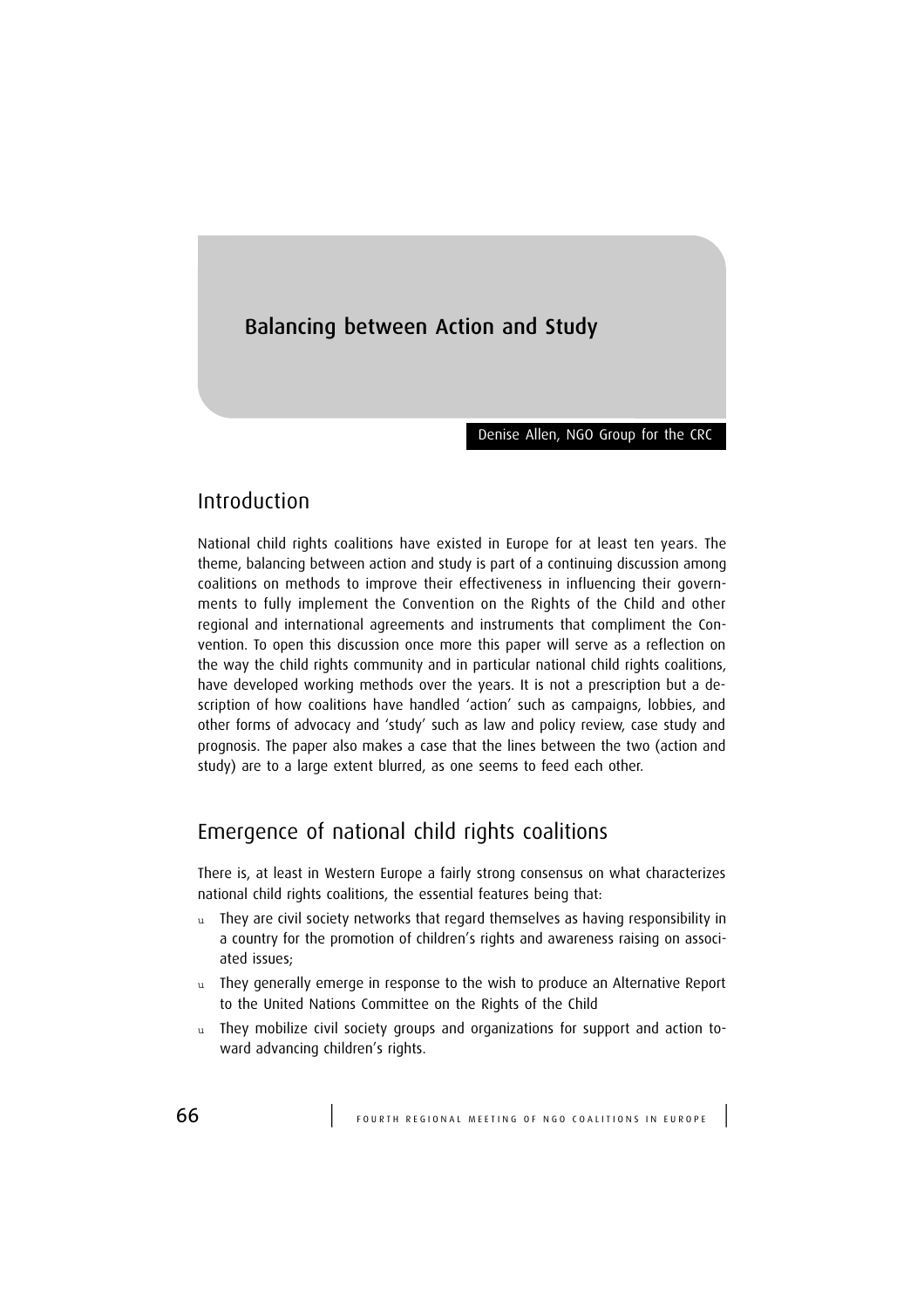# Balancing between Action and Study

Denise Allen, NGO Group for the CRC

## Introduction

National child rights coalitions have existed in Europe for at least ten years. The theme, balancing between action and study is part of a continuing discussion among coalitions on methods to improve their effectiveness in influencing their governments to fully implement the Convention on the Rights of the Child and other regional and international agreements and instruments that compliment the Convention. To open this discussion once more this paper will serve as a reflection on the way the child rights community and in particular national child rights coalitions, have developed working methods over the years. It is not a prescription but a description of how coalitions have handled 'action' such as campaigns, lobbies, and other forms of advocacy and 'study' such as law and policy review, case study and prognosis. The paper also makes a case that the lines between the two (action and study) are to a large extent blurred, as one seems to feed each other.

## Emergence of national child rights coalitions

There is, at least in Western Europe a fairly strong consensus on what characterizes national child rights coalitions, the essential features being that:

- They are civil society networks that regard themselves as having responsibility in a country for the promotion of children's rights and awareness raising on associated issues;
- They generally emerge in response to the wish to produce an Alternative Report to the United Nations Committee on the Rights of the Child
- They mobilize civil society groups and organizations for support and action toward advancing children's rights.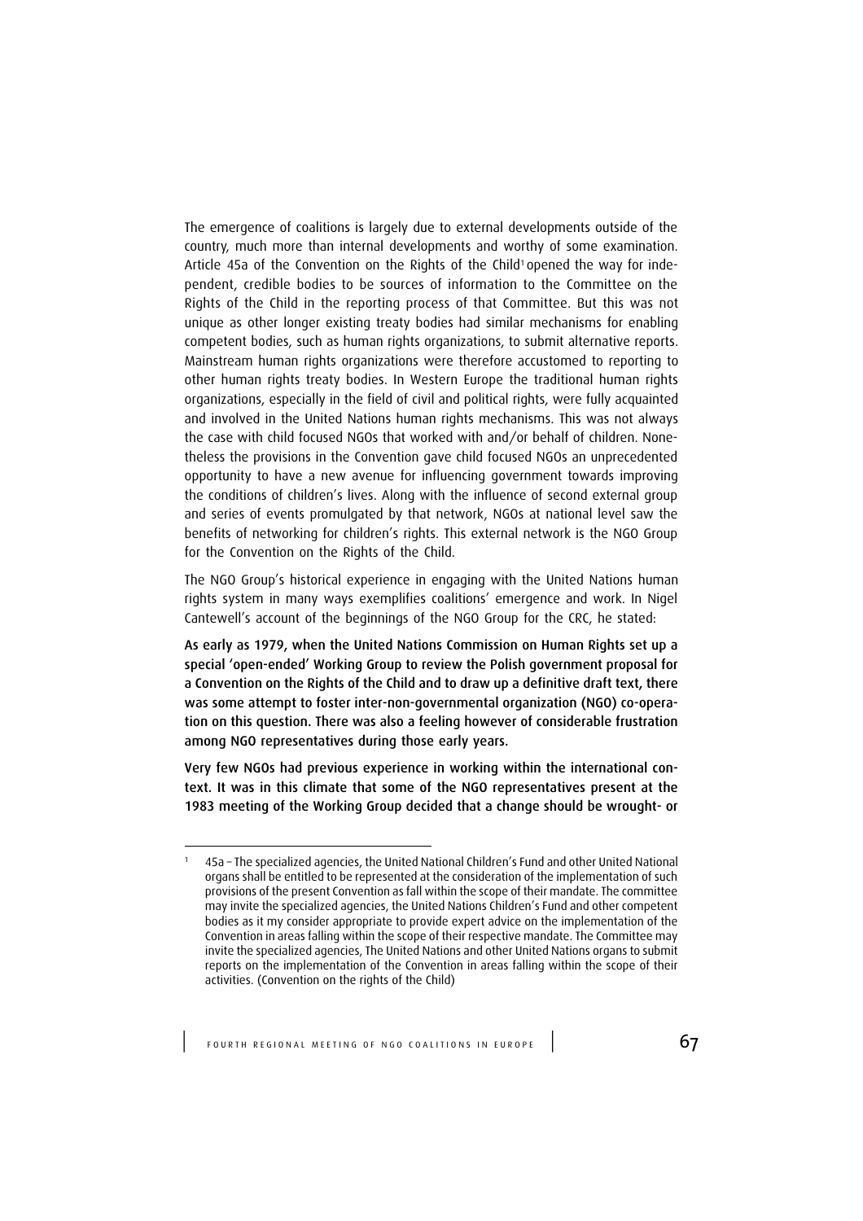The emergence of coalitions is largely due to external developments outside of the country, much more than internal developments and worthy of some examination. Article 45a of the Convention on the Rights of the Child[1] opened the way for independent, credible bodies to be sources of information to the Committee on the Rights of the Child in the reporting process of that Committee. But this was not unique as other longer existing treaty bodies had similar mechanisms for enabling competent bodies, such as human rights organizations, to submit alternative reports. Mainstream human rights organizations were therefore accustomed to reporting to other human rights treaty bodies. In Western Europe the traditional human rights organizations, especially in the field of civil and political rights, were fully acquainted and involved in the United Nations human rights mechanisms. This was not always the case with child focused NGOs that worked with and/or behalf of children. Nonetheless the provisions in the Convention gave child focused NGOs an unprecedented opportunity to have a new avenue for influencing government towards improving the conditions of children's lives. Along with the influence of second external group and series of events promulgated by that network, NGOs at national level saw the benefits of networking for children's rights. This external network is the NGO Group for the Convention on the Rights of the Child.

The NGO Group's historical experience in engaging with the United Nations human rights system in many ways exemplifies coalitions' emergence and work. In Nigel Cantewell's account of the beginnings of the NGO Group for the CRC, he stated:

**As early as 1979, when the United Nations Commission on Human Rights set up a special 'open-ended' Working Group to review the Polish government proposal for a Convention on the Rights of the Child and to draw up a definitive draft text, there was some attempt to foster inter-non-governmental organization (NGO) co-operation on this question. There was also a feeling however of considerable frustration among NGO representatives during those early years.**

**Very few NGOs had previous experience in working within the international context. It was in this climate that some of the NGO representatives present at the 1983 meeting of the Working Group decided that a change should be wrought- or**

---

[1] 45a – The specialized agencies, the United National Children's Fund and other United National organs shall be entitled to be represented at the consideration of the implementation of such provisions of the present Convention as fall within the scope of their mandate. The committee may invite the specialized agencies, the United Nations Children's Fund and other competent bodies as it my consider appropriate to provide expert advice on the implementation of the Convention in areas falling within the scope of their respective mandate. The Committee may invite the specialized agencies, The United Nations and other United Nations organs to submit reports on the implementation of the Convention in areas falling within the scope of their activities. (Convention on the rights of the Child)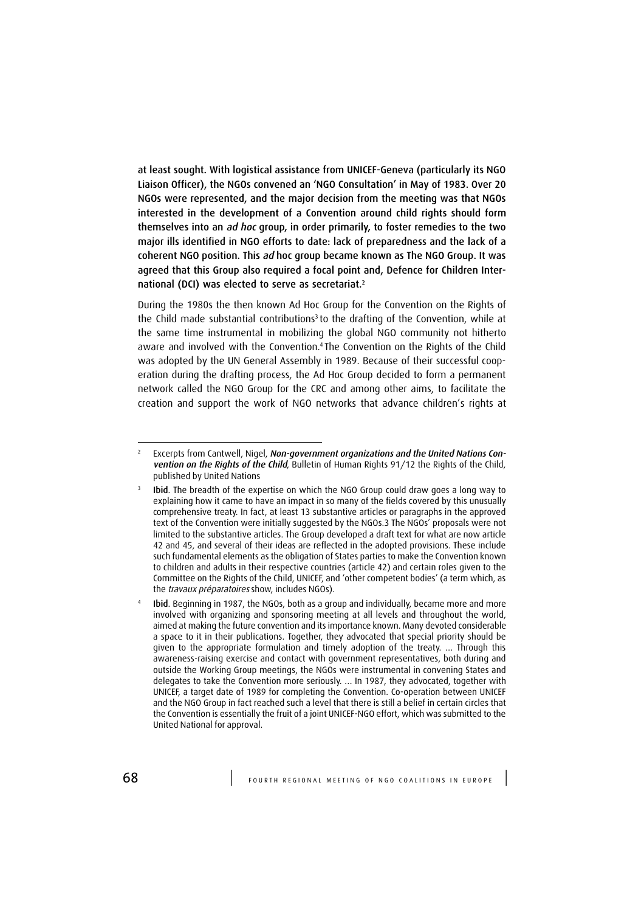at least sought. With logistical assistance from UNICEF-Geneva (particularly its NGO Liaison Officer), the NGOs convened an 'NGO Consultation' in May of 1983. Over 20 NGOs were represented, and the major decision from the meeting was that NGOs interested in the development of a Convention around child rights should form themselves into an *ad hoc* group, in order primarily, to foster remedies to the two major ills identified in NGO efforts to date: lack of preparedness and the lack of a coherent NGO position. This *ad* hoc group became known as The NGO Group. It was agreed that this Group also required a focal point and, Defence for Children International (DCI) was elected to serve as secretariat.[2]

During the 1980s the then known Ad Hoc Group for the Convention on the Rights of the Child made substantial contributions[3] to the drafting of the Convention, while at the same time instrumental in mobilizing the global NGO community not hitherto aware and involved with the Convention.[4] The Convention on the Rights of the Child was adopted by the UN General Assembly in 1989. Because of their successful cooperation during the drafting process, the Ad Hoc Group decided to form a permanent network called the NGO Group for the CRC and among other aims, to facilitate the creation and support the work of NGO networks that advance children's rights at

---

[2] Excerpts from Cantwell, Nigel, ***Non-government organizations and the United Nations Convention on the Rights of the Child***, Bulletin of Human Rights 91/12 the Rights of the Child, published by United Nations

[3] **Ibid**. The breadth of the expertise on which the NGO Group could draw goes a long way to explaining how it came to have an impact in so many of the fields covered by this unusually comprehensive treaty. In fact, at least 13 substantive articles or paragraphs in the approved text of the Convention were initially suggested by the NGOs.3 The NGOs' proposals were not limited to the substantive articles. The Group developed a draft text for what are now article 42 and 45, and several of their ideas are reflected in the adopted provisions. These include such fundamental elements as the obligation of States parties to make the Convention known to children and adults in their respective countries (article 42) and certain roles given to the Committee on the Rights of the Child, UNICEF, and 'other competent bodies' (a term which, as the *travaux préparatoires* show, includes NGOs).

[4] **Ibid**. Beginning in 1987, the NGOs, both as a group and individually, became more and more involved with organizing and sponsoring meeting at all levels and throughout the world, aimed at making the future convention and its importance known. Many devoted considerable a space to it in their publications. Together, they advocated that special priority should be given to the appropriate formulation and timely adoption of the treaty. ... Through this awareness-raising exercise and contact with government representatives, both during and outside the Working Group meetings, the NGOs were instrumental in convening States and delegates to take the Convention more seriously. ... In 1987, they advocated, together with UNICEF, a target date of 1989 for completing the Convention. Co-operation between UNICEF and the NGO Group in fact reached such a level that there is still a belief in certain circles that the Convention is essentially the fruit of a joint UNICEF-NGO effort, which was submitted to the United National for approval.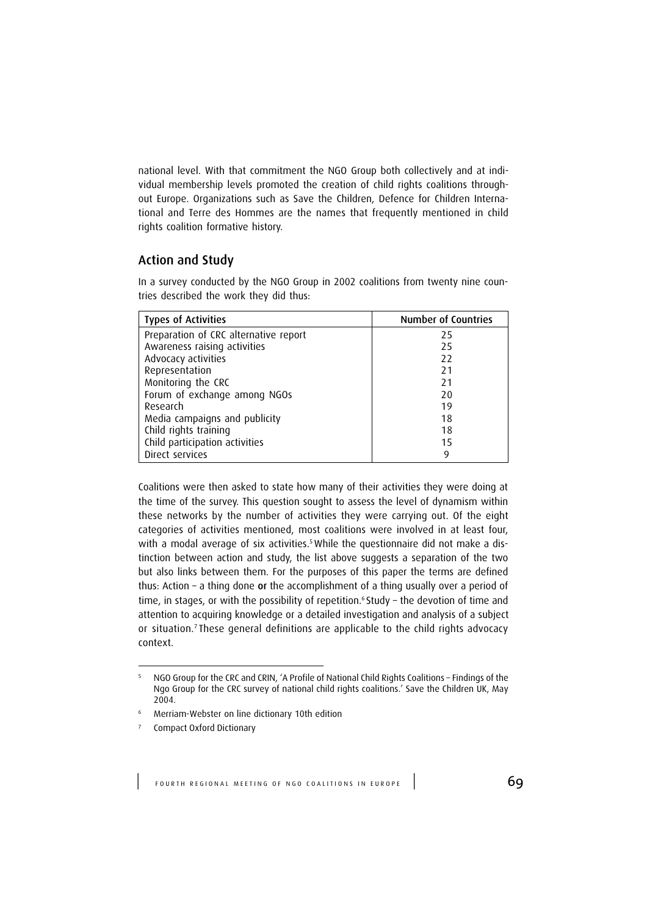national level. With that commitment the NGO Group both collectively and at individual membership levels promoted the creation of child rights coalitions throughout Europe. Organizations such as Save the Children, Defence for Children International and Terre des Hommes are the names that frequently mentioned in child rights coalition formative history.

## Action and Study

In a survey conducted by the NGO Group in 2002 coalitions from twenty nine countries described the work they did thus:

| Types of Activities | Number of Countries |
|---|---|
| Preparation of CRC alternative report | 25 |
| Awareness raising activities | 25 |
| Advocacy activities | 22 |
| Representation | 21 |
| Monitoring the CRC | 21 |
| Forum of exchange among NGOs | 20 |
| Research | 19 |
| Media campaigns and publicity | 18 |
| Child rights training | 18 |
| Child participation activities | 15 |
| Direct services | 9 |

Coalitions were then asked to state how many of their activities they were doing at the time of the survey. This question sought to assess the level of dynamism within these networks by the number of activities they were carrying out. Of the eight categories of activities mentioned, most coalitions were involved in at least four, with a modal average of six activities.[5] While the questionnaire did not make a distinction between action and study, the list above suggests a separation of the two but also links between them. For the purposes of this paper the terms are defined thus: Action – a thing done **or** the accomplishment of a thing usually over a period of time, in stages, or with the possibility of repetition.[6] Study – the devotion of time and attention to acquiring knowledge or a detailed investigation and analysis of a subject or situation.[7] These general definitions are applicable to the child rights advocacy context.

---

[5] NGO Group for the CRC and CRIN, 'A Profile of National Child Rights Coalitions – Findings of the Ngo Group for the CRC survey of national child rights coalitions.' Save the Children UK, May 2004.

[6] Merriam-Webster on line dictionary 10th edition

[7] Compact Oxford Dictionary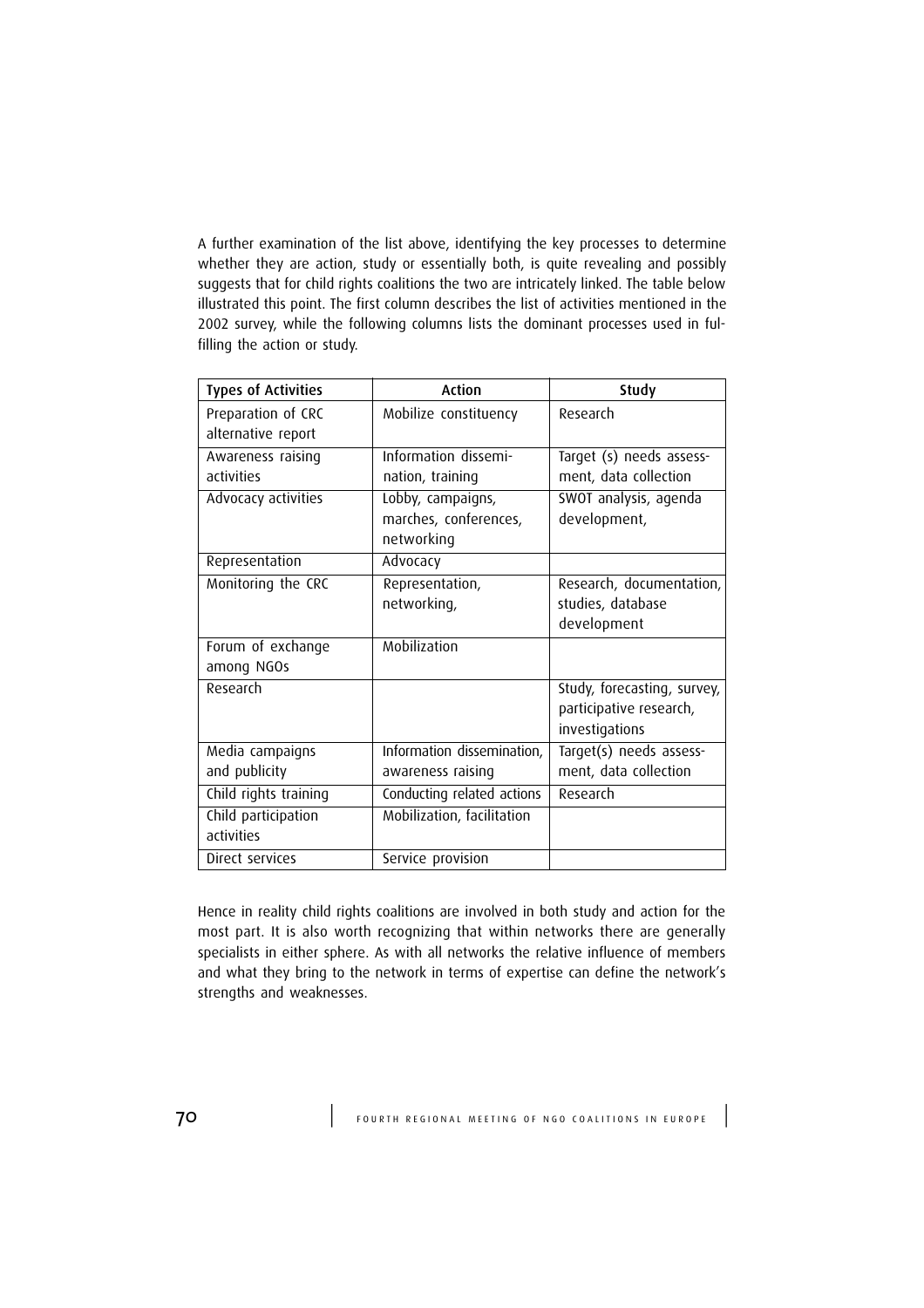A further examination of the list above, identifying the key processes to determine whether they are action, study or essentially both, is quite revealing and possibly suggests that for child rights coalitions the two are intricately linked. The table below illustrated this point. The first column describes the list of activities mentioned in the 2002 survey, while the following columns lists the dominant processes used in fulfilling the action or study.

| Types of Activities | Action | Study |
|---|---|---|
| Preparation of CRC alternative report | Mobilize constituency | Research |
| Awareness raising activities | Information dissemination, training | Target (s) needs assessment, data collection |
| Advocacy activities | Lobby, campaigns, marches, conferences, networking | SWOT analysis, agenda development, |
| Representation | Advocacy | |
| Monitoring the CRC | Representation, networking, | Research, documentation, studies, database development |
| Forum of exchange among NGOs | Mobilization | |
| Research | | Study, forecasting, survey, participative research, investigations |
| Media campaigns and publicity | Information dissemination, awareness raising | Target(s) needs assessment, data collection |
| Child rights training | Conducting related actions | Research |
| Child participation activities | Mobilization, facilitation | |
| Direct services | Service provision | |

Hence in reality child rights coalitions are involved in both study and action for the most part. It is also worth recognizing that within networks there are generally specialists in either sphere. As with all networks the relative influence of members and what they bring to the network in terms of expertise can define the network's strengths and weaknesses.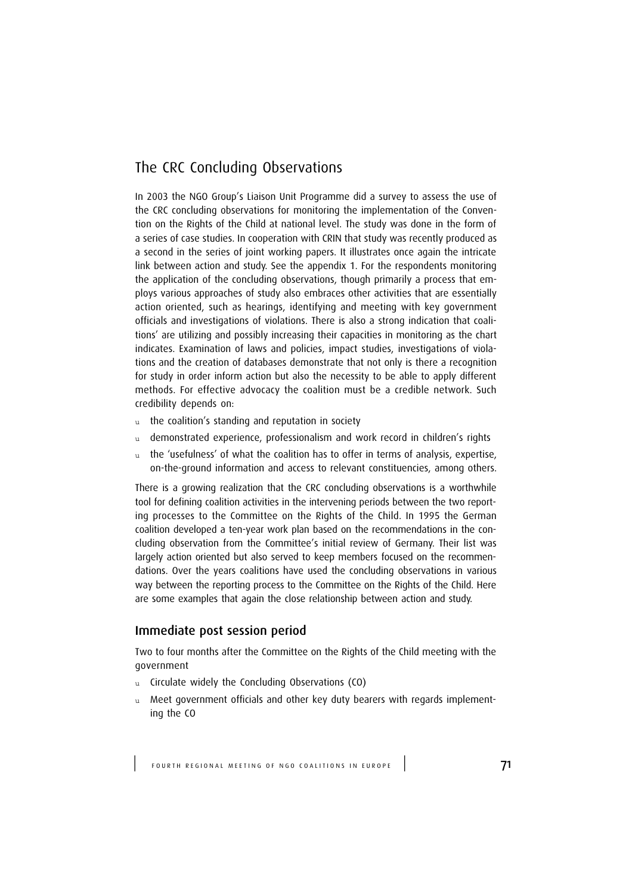## The CRC Concluding Observations

In 2003 the NGO Group's Liaison Unit Programme did a survey to assess the use of the CRC concluding observations for monitoring the implementation of the Convention on the Rights of the Child at national level. The study was done in the form of a series of case studies. In cooperation with CRIN that study was recently produced as a second in the series of joint working papers. It illustrates once again the intricate link between action and study. See the appendix 1. For the respondents monitoring the application of the concluding observations, though primarily a process that employs various approaches of study also embraces other activities that are essentially action oriented, such as hearings, identifying and meeting with key government officials and investigations of violations. There is also a strong indication that coalitions' are utilizing and possibly increasing their capacities in monitoring as the chart indicates. Examination of laws and policies, impact studies, investigations of violations and the creation of databases demonstrate that not only is there a recognition for study in order inform action but also the necessity to be able to apply different methods. For effective advocacy the coalition must be a credible network. Such credibility depends on:

- the coalition's standing and reputation in society
- demonstrated experience, professionalism and work record in children's rights
- the 'usefulness' of what the coalition has to offer in terms of analysis, expertise, on-the-ground information and access to relevant constituencies, among others.

There is a growing realization that the CRC concluding observations is a worthwhile tool for defining coalition activities in the intervening periods between the two reporting processes to the Committee on the Rights of the Child. In 1995 the German coalition developed a ten-year work plan based on the recommendations in the concluding observation from the Committee's initial review of Germany. Their list was largely action oriented but also served to keep members focused on the recommendations. Over the years coalitions have used the concluding observations in various way between the reporting process to the Committee on the Rights of the Child. Here are some examples that again the close relationship between action and study.

### Immediate post session period

Two to four months after the Committee on the Rights of the Child meeting with the government

- Circulate widely the Concluding Observations (CO)
- Meet government officials and other key duty bearers with regards implementing the CO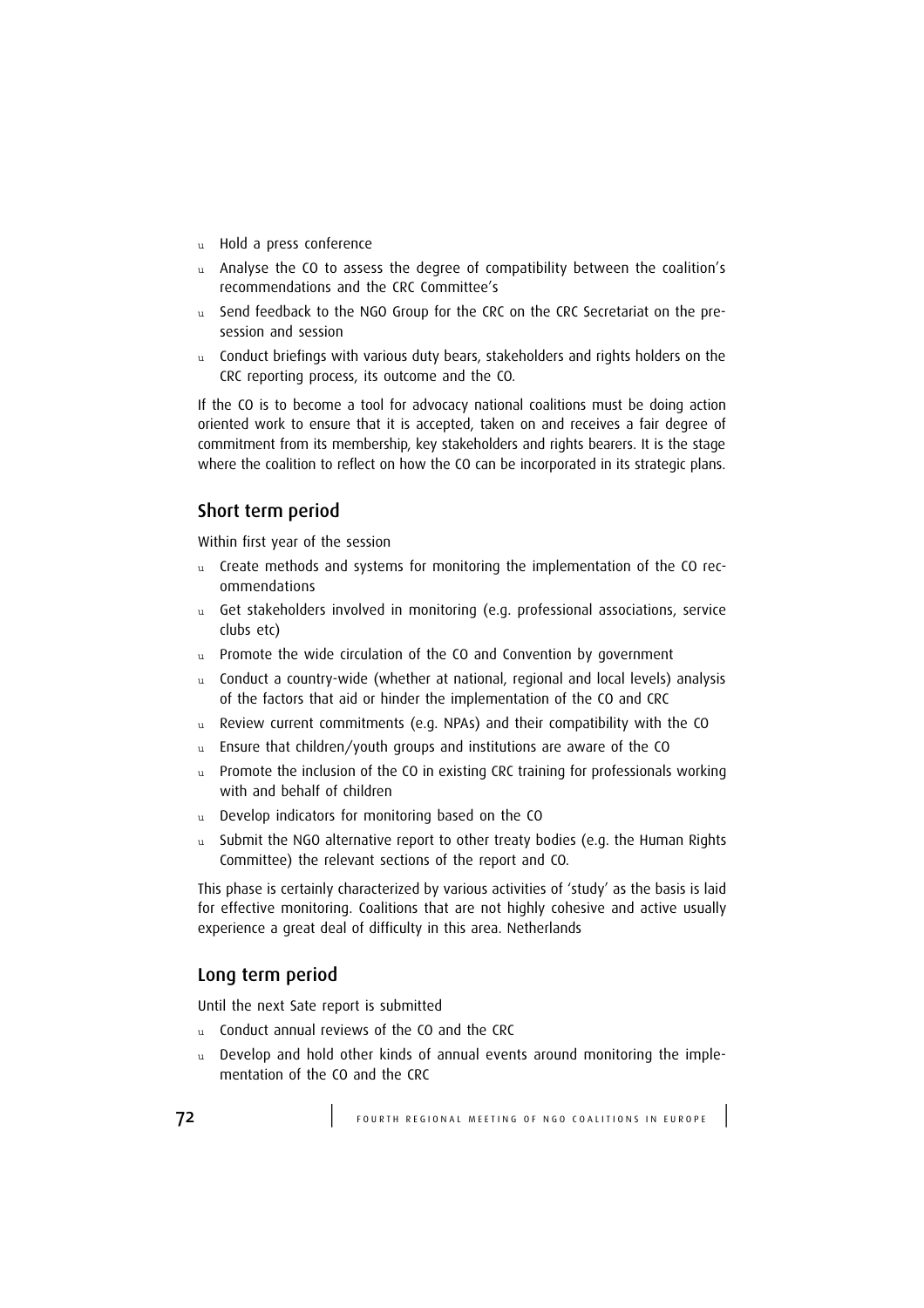- Hold a press conference
- Analyse the CO to assess the degree of compatibility between the coalition's recommendations and the CRC Committee's
- Send feedback to the NGO Group for the CRC on the CRC Secretariat on the pre-session and session
- Conduct briefings with various duty bears, stakeholders and rights holders on the CRC reporting process, its outcome and the CO.

If the CO is to become a tool for advocacy national coalitions must be doing action oriented work to ensure that it is accepted, taken on and receives a fair degree of commitment from its membership, key stakeholders and rights bearers. It is the stage where the coalition to reflect on how the CO can be incorporated in its strategic plans.

## Short term period

Within first year of the session

- Create methods and systems for monitoring the implementation of the CO recommendations
- Get stakeholders involved in monitoring (e.g. professional associations, service clubs etc)
- Promote the wide circulation of the CO and Convention by government
- Conduct a country-wide (whether at national, regional and local levels) analysis of the factors that aid or hinder the implementation of the CO and CRC
- Review current commitments (e.g. NPAs) and their compatibility with the CO
- Ensure that children/youth groups and institutions are aware of the CO
- Promote the inclusion of the CO in existing CRC training for professionals working with and behalf of children
- Develop indicators for monitoring based on the CO
- Submit the NGO alternative report to other treaty bodies (e.g. the Human Rights Committee) the relevant sections of the report and CO.

This phase is certainly characterized by various activities of 'study' as the basis is laid for effective monitoring. Coalitions that are not highly cohesive and active usually experience a great deal of difficulty in this area. Netherlands

## Long term period

Until the next Sate report is submitted

- Conduct annual reviews of the CO and the CRC
- Develop and hold other kinds of annual events around monitoring the implementation of the CO and the CRC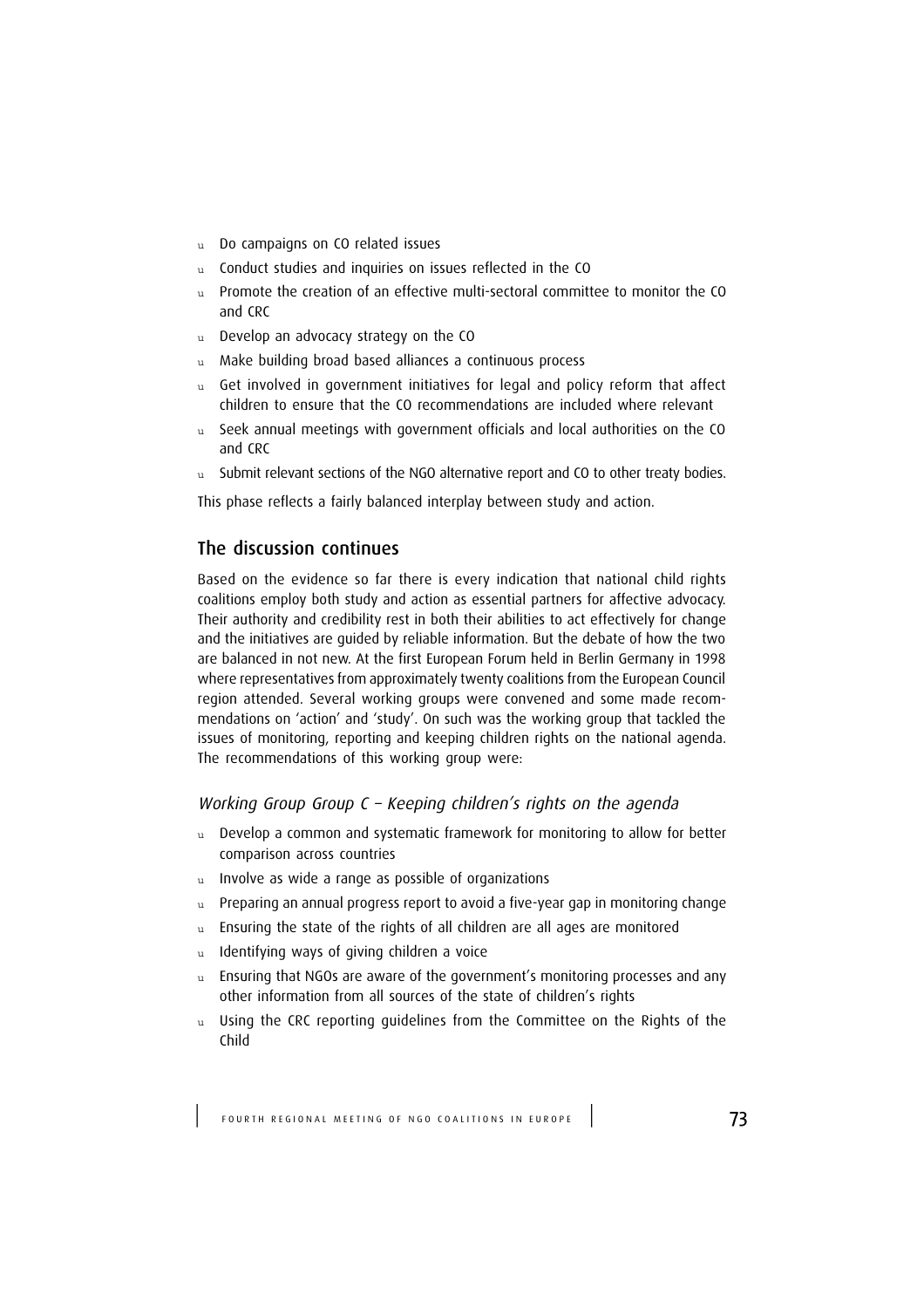- Do campaigns on CO related issues
- Conduct studies and inquiries on issues reflected in the CO
- Promote the creation of an effective multi-sectoral committee to monitor the CO and CRC
- Develop an advocacy strategy on the CO
- Make building broad based alliances a continuous process
- Get involved in government initiatives for legal and policy reform that affect children to ensure that the CO recommendations are included where relevant
- Seek annual meetings with government officials and local authorities on the CO and CRC
- Submit relevant sections of the NGO alternative report and CO to other treaty bodies.

This phase reflects a fairly balanced interplay between study and action.

## The discussion continues

Based on the evidence so far there is every indication that national child rights coalitions employ both study and action as essential partners for affective advocacy. Their authority and credibility rest in both their abilities to act effectively for change and the initiatives are guided by reliable information. But the debate of how the two are balanced in not new. At the first European Forum held in Berlin Germany in 1998 where representatives from approximately twenty coalitions from the European Council region attended. Several working groups were convened and some made recommendations on 'action' and 'study'. On such was the working group that tackled the issues of monitoring, reporting and keeping children rights on the national agenda. The recommendations of this working group were:

### *Working Group Group C – Keeping children's rights on the agenda*

- Develop a common and systematic framework for monitoring to allow for better comparison across countries
- Involve as wide a range as possible of organizations
- Preparing an annual progress report to avoid a five-year gap in monitoring change
- Ensuring the state of the rights of all children are all ages are monitored
- Identifying ways of giving children a voice
- Ensuring that NGOs are aware of the government's monitoring processes and any other information from all sources of the state of children's rights
- Using the CRC reporting guidelines from the Committee on the Rights of the Child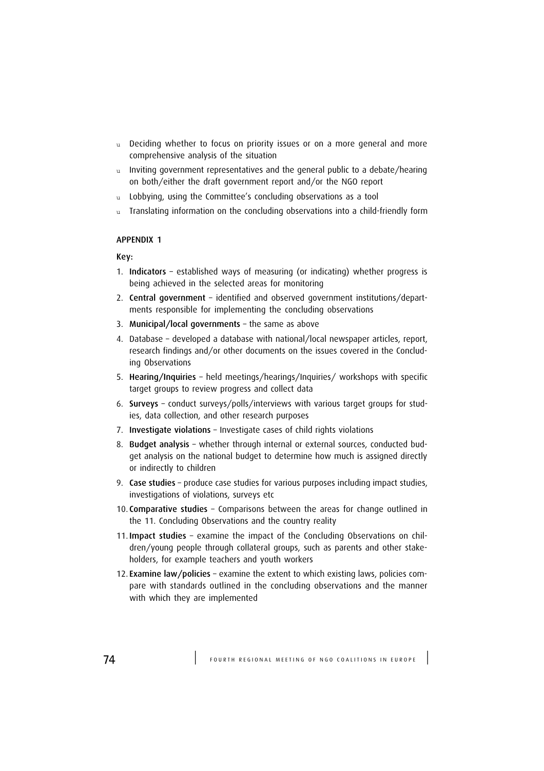- Deciding whether to focus on priority issues or on a more general and more comprehensive analysis of the situation
- Inviting government representatives and the general public to a debate/hearing on both/either the draft government report and/or the NGO report
- Lobbying, using the Committee's concluding observations as a tool
- Translating information on the concluding observations into a child-friendly form

### APPENDIX 1

Key:

1. **Indicators** – established ways of measuring (or indicating) whether progress is being achieved in the selected areas for monitoring
2. **Central government** – identified and observed government institutions/departments responsible for implementing the concluding observations
3. **Municipal/local governments** – the same as above
4. Database – developed a database with national/local newspaper articles, report, research findings and/or other documents on the issues covered in the Concluding Observations
5. **Hearing/Inquiries** – held meetings/hearings/Inquiries/ workshops with specific target groups to review progress and collect data
6. **Surveys** – conduct surveys/polls/interviews with various target groups for studies, data collection, and other research purposes
7. **Investigate violations** – Investigate cases of child rights violations
8. **Budget analysis** – whether through internal or external sources, conducted budget analysis on the national budget to determine how much is assigned directly or indirectly to children
9. **Case studies** – produce case studies for various purposes including impact studies, investigations of violations, surveys etc
10. **Comparative studies** – Comparisons between the areas for change outlined in the 11. Concluding Observations and the country reality
11. **Impact studies** – examine the impact of the Concluding Observations on children/young people through collateral groups, such as parents and other stakeholders, for example teachers and youth workers
12. **Examine law/policies** – examine the extent to which existing laws, policies compare with standards outlined in the concluding observations and the manner with which they are implemented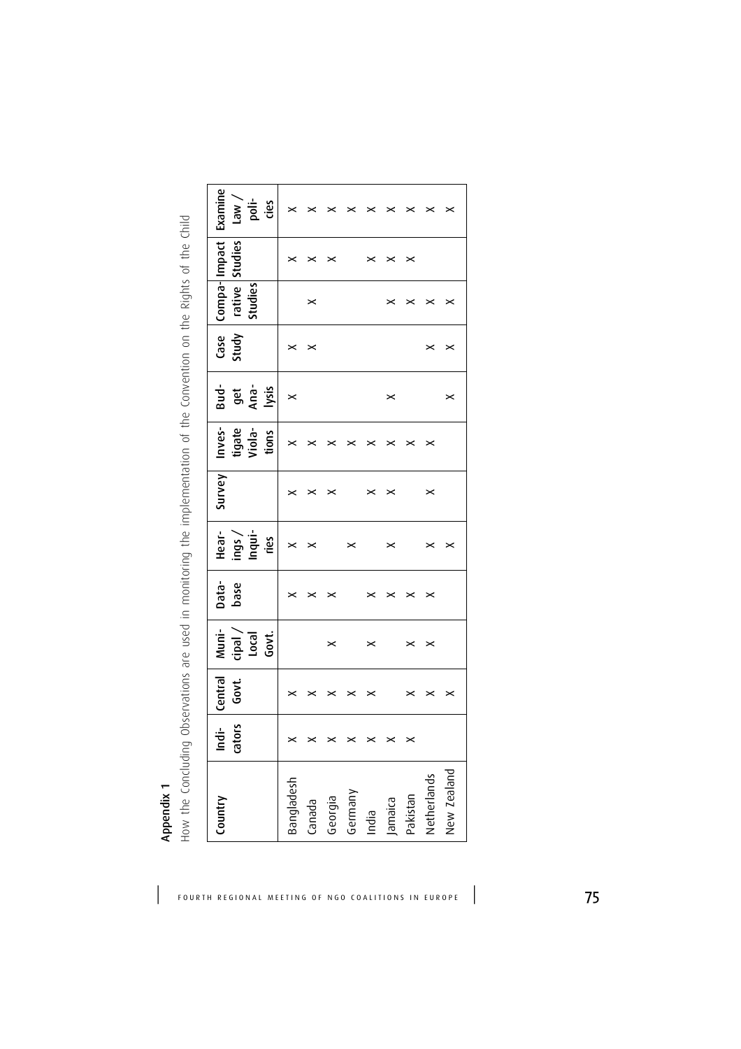**Appendix 1**

How the Concluding Observations are used in monitoring the implementation of the Convention on the Rights of the Child

| Country | Indicators | Central Govt. | Municipal / Local Govt. | Database | Hearings / Inquiries | Survey | Investigate Violations | Budget Analysis | Case Study | Comparative Studies | Impact Studies | Examine law / policies |
|---|---|---|---|---|---|---|---|---|---|---|---|---|
| Bangladesh | × | × | | × | × | × | × | × | × | | × | × |
| Canada | × | × | | × | × | × | × | | × | × | × | × |
| Georgia | × | × | × | × | | × | × | | | | × | × |
| Germany | × | × | | | × | | × | | | | | × |
| India | × | × | × | × | | × | × | | | | × | × |
| Jamaica | × | | | × | × | × | × | × | | × | × | × |
| Pakistan | × | × | × | × | | | × | | | × | × | × |
| Netherlands | | × | × | × | × | × | × | | × | × | | × |
| New Zealand | | × | | | × | | | × | × | × | | × |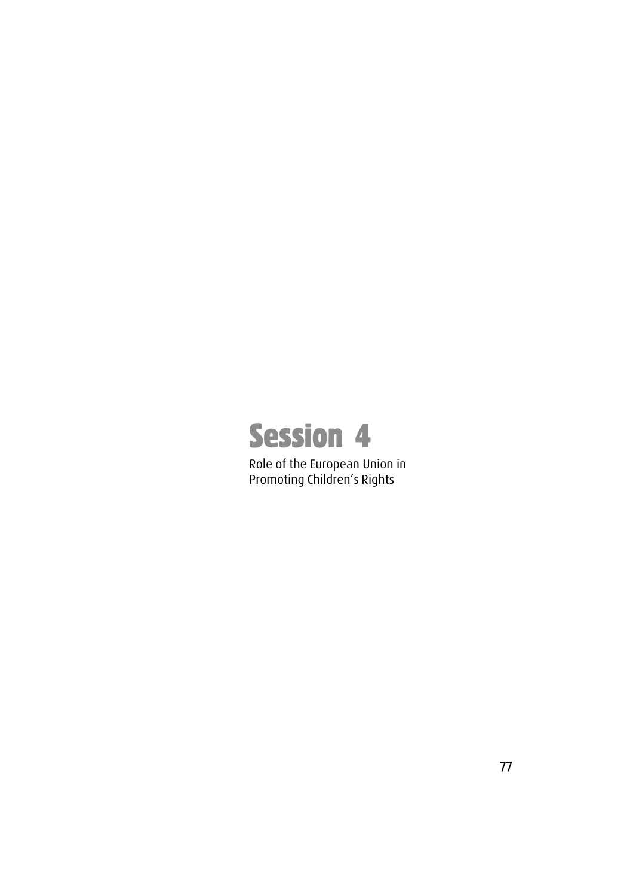# Session 4

Role of the European Union in Promoting Children's Rights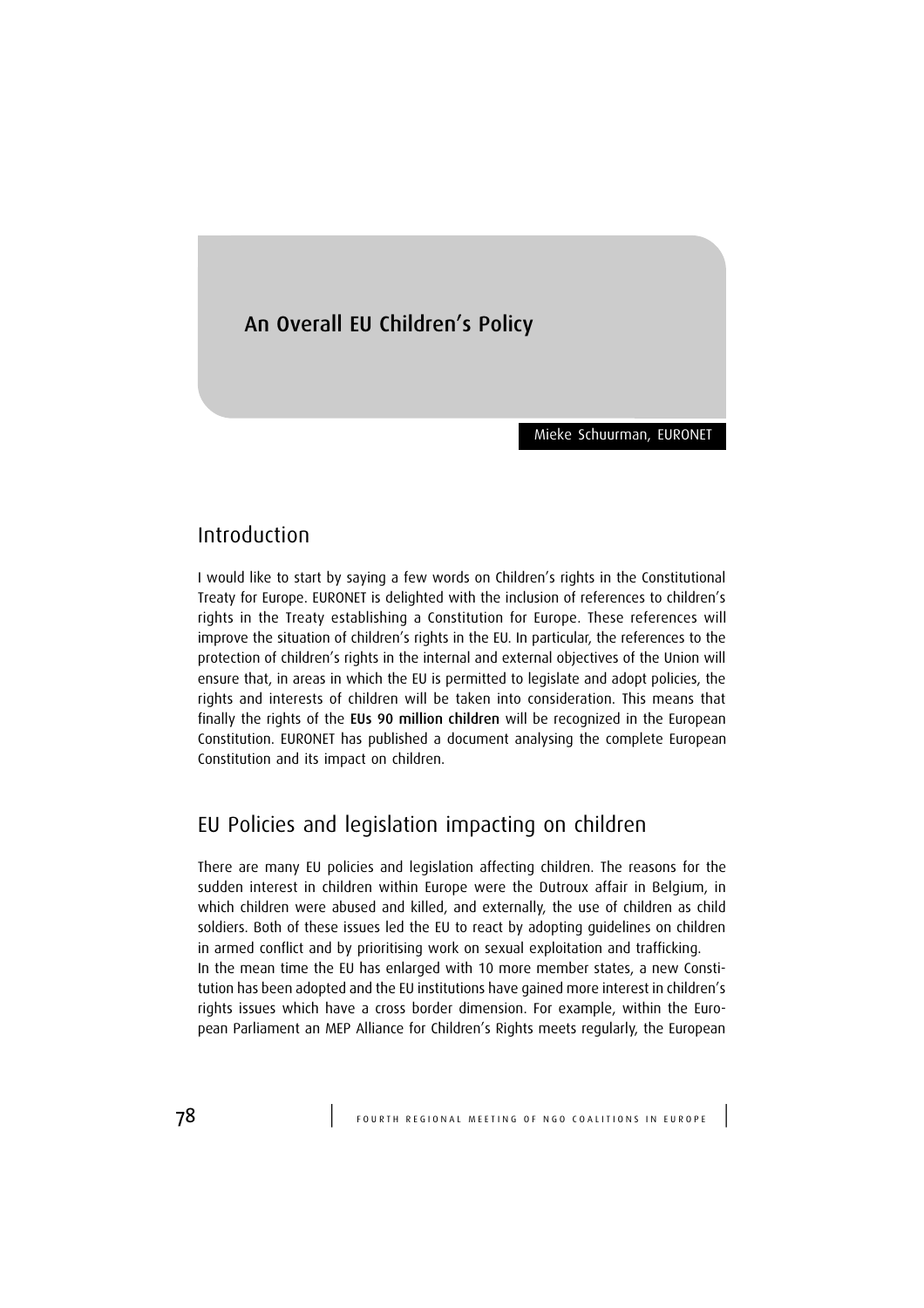# An Overall EU Children's Policy

Mieke Schuurman, EURONET

## Introduction

I would like to start by saying a few words on Children's rights in the Constitutional Treaty for Europe. EURONET is delighted with the inclusion of references to children's rights in the Treaty establishing a Constitution for Europe. These references will improve the situation of children's rights in the EU. In particular, the references to the protection of children's rights in the internal and external objectives of the Union will ensure that, in areas in which the EU is permitted to legislate and adopt policies, the rights and interests of children will be taken into consideration. This means that finally the rights of the **EUs 90 million children** will be recognized in the European Constitution. EURONET has published a document analysing the complete European Constitution and its impact on children.

## EU Policies and legislation impacting on children

There are many EU policies and legislation affecting children. The reasons for the sudden interest in children within Europe were the Dutroux affair in Belgium, in which children were abused and killed, and externally, the use of children as child soldiers. Both of these issues led the EU to react by adopting guidelines on children in armed conflict and by prioritising work on sexual exploitation and trafficking.

In the mean time the EU has enlarged with 10 more member states, a new Constitution has been adopted and the EU institutions have gained more interest in children's rights issues which have a cross border dimension. For example, within the European Parliament an MEP Alliance for Children's Rights meets regularly, the European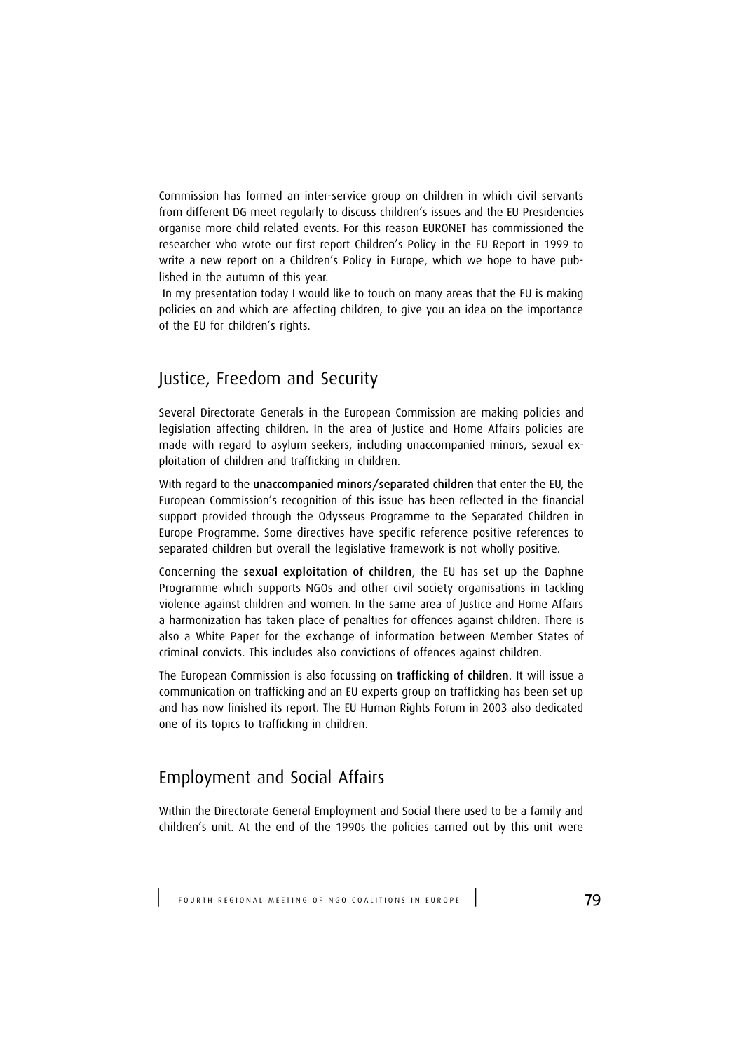Commission has formed an inter-service group on children in which civil servants from different DG meet regularly to discuss children's issues and the EU Presidencies organise more child related events. For this reason EURONET has commissioned the researcher who wrote our first report Children's Policy in the EU Report in 1999 to write a new report on a Children's Policy in Europe, which we hope to have published in the autumn of this year.

In my presentation today I would like to touch on many areas that the EU is making policies on and which are affecting children, to give you an idea on the importance of the EU for children's rights.

## Justice, Freedom and Security

Several Directorate Generals in the European Commission are making policies and legislation affecting children. In the area of Justice and Home Affairs policies are made with regard to asylum seekers, including unaccompanied minors, sexual exploitation of children and trafficking in children.

With regard to the **unaccompanied minors/separated children** that enter the EU, the European Commission's recognition of this issue has been reflected in the financial support provided through the Odysseus Programme to the Separated Children in Europe Programme. Some directives have specific reference positive references to separated children but overall the legislative framework is not wholly positive.

Concerning the **sexual exploitation of children**, the EU has set up the Daphne Programme which supports NGOs and other civil society organisations in tackling violence against children and women. In the same area of Justice and Home Affairs a harmonization has taken place of penalties for offences against children. There is also a White Paper for the exchange of information between Member States of criminal convicts. This includes also convictions of offences against children.

The European Commission is also focussing on **trafficking of children**. It will issue a communication on trafficking and an EU experts group on trafficking has been set up and has now finished its report. The EU Human Rights Forum in 2003 also dedicated one of its topics to trafficking in children.

## Employment and Social Affairs

Within the Directorate General Employment and Social there used to be a family and children's unit. At the end of the 1990s the policies carried out by this unit were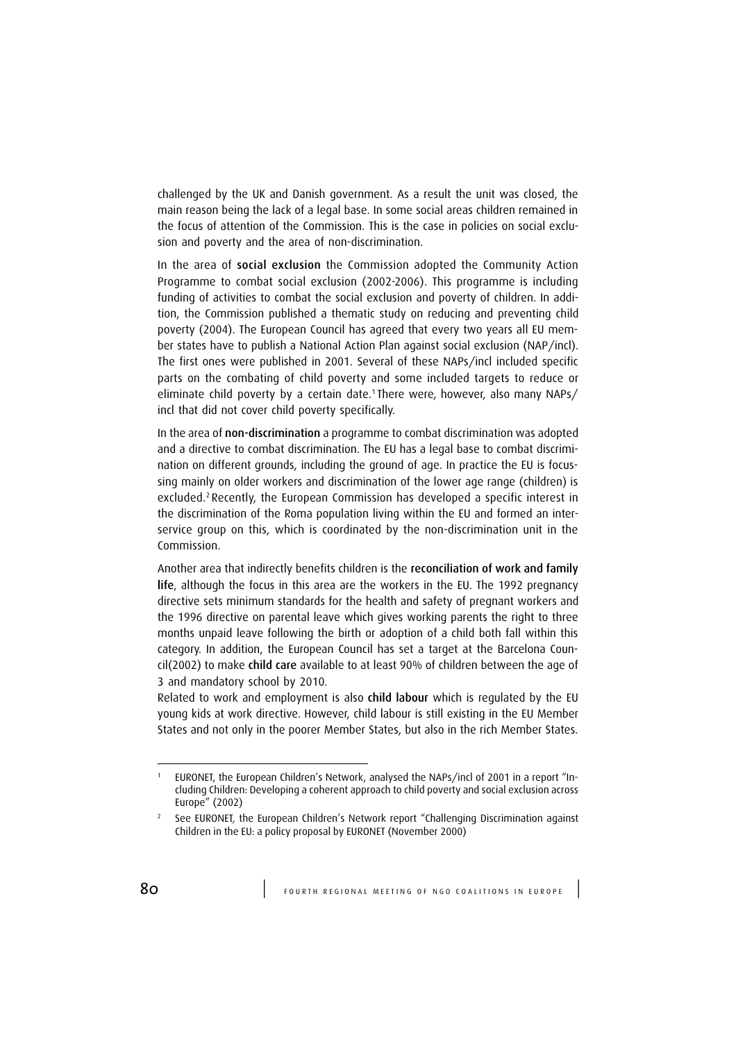challenged by the UK and Danish government. As a result the unit was closed, the main reason being the lack of a legal base. In some social areas children remained in the focus of attention of the Commission. This is the case in policies on social exclusion and poverty and the area of non-discrimination.

In the area of **social exclusion** the Commission adopted the Community Action Programme to combat social exclusion (2002-2006). This programme is including funding of activities to combat the social exclusion and poverty of children. In addition, the Commission published a thematic study on reducing and preventing child poverty (2004). The European Council has agreed that every two years all EU member states have to publish a National Action Plan against social exclusion (NAP/incl). The first ones were published in 2001. Several of these NAPs/incl included specific parts on the combating of child poverty and some included targets to reduce or eliminate child poverty by a certain date.[1] There were, however, also many NAPs/incl that did not cover child poverty specifically.

In the area of **non-discrimination** a programme to combat discrimination was adopted and a directive to combat discrimination. The EU has a legal base to combat discrimination on different grounds, including the ground of age. In practice the EU is focussing mainly on older workers and discrimination of the lower age range (children) is excluded.[2] Recently, the European Commission has developed a specific interest in the discrimination of the Roma population living within the EU and formed an interservice group on this, which is coordinated by the non-discrimination unit in the Commission.

Another area that indirectly benefits children is the **reconciliation of work and family life**, although the focus in this area are the workers in the EU. The 1992 pregnancy directive sets minimum standards for the health and safety of pregnant workers and the 1996 directive on parental leave which gives working parents the right to three months unpaid leave following the birth or adoption of a child both fall within this category. In addition, the European Council has set a target at the Barcelona Council(2002) to make **child care** available to at least 90% of children between the age of 3 and mandatory school by 2010.

Related to work and employment is also **child labour** which is regulated by the EU young kids at work directive. However, child labour is still existing in the EU Member States and not only in the poorer Member States, but also in the rich Member States.

---

[1] EURONET, the European Children's Network, analysed the NAPs/incl of 2001 in a report "Including Children: Developing a coherent approach to child poverty and social exclusion across Europe" (2002)

[2] See EURONET, the European Children's Network report "Challenging Discrimination against Children in the EU: a policy proposal by EURONET (November 2000)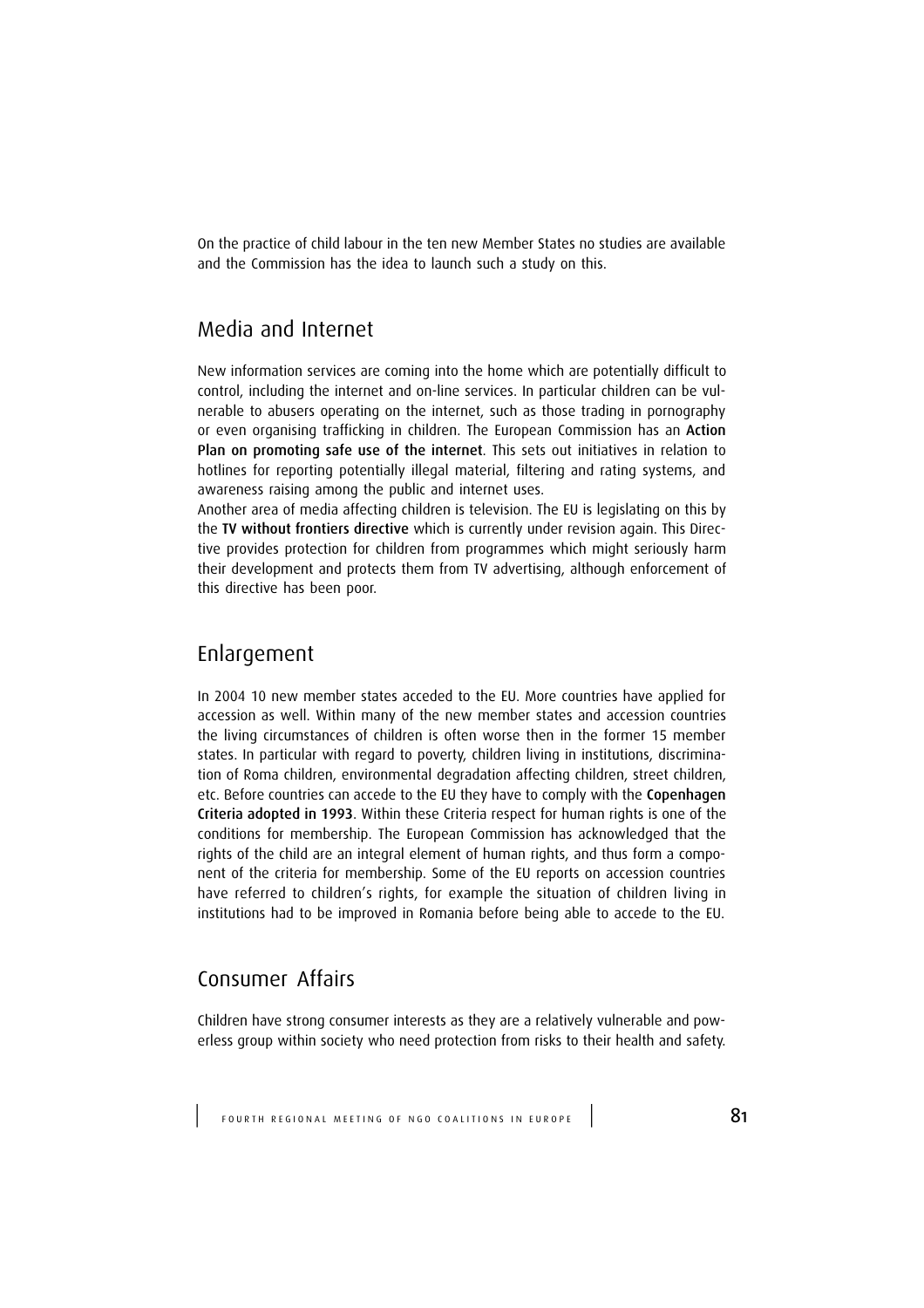On the practice of child labour in the ten new Member States no studies are available and the Commission has the idea to launch such a study on this.

## Media and Internet

New information services are coming into the home which are potentially difficult to control, including the internet and on-line services. In particular children can be vulnerable to abusers operating on the internet, such as those trading in pornography or even organising trafficking in children. The European Commission has an **Action Plan on promoting safe use of the internet**. This sets out initiatives in relation to hotlines for reporting potentially illegal material, filtering and rating systems, and awareness raising among the public and internet uses.

Another area of media affecting children is television. The EU is legislating on this by the **TV without frontiers directive** which is currently under revision again. This Directive provides protection for children from programmes which might seriously harm their development and protects them from TV advertising, although enforcement of this directive has been poor.

## Enlargement

In 2004 10 new member states acceded to the EU. More countries have applied for accession as well. Within many of the new member states and accession countries the living circumstances of children is often worse then in the former 15 member states. In particular with regard to poverty, children living in institutions, discrimination of Roma children, environmental degradation affecting children, street children, etc. Before countries can accede to the EU they have to comply with the **Copenhagen Criteria adopted in 1993**. Within these Criteria respect for human rights is one of the conditions for membership. The European Commission has acknowledged that the rights of the child are an integral element of human rights, and thus form a component of the criteria for membership. Some of the EU reports on accession countries have referred to children's rights, for example the situation of children living in institutions had to be improved in Romania before being able to accede to the EU.

## Consumer Affairs

Children have strong consumer interests as they are a relatively vulnerable and powerless group within society who need protection from risks to their health and safety.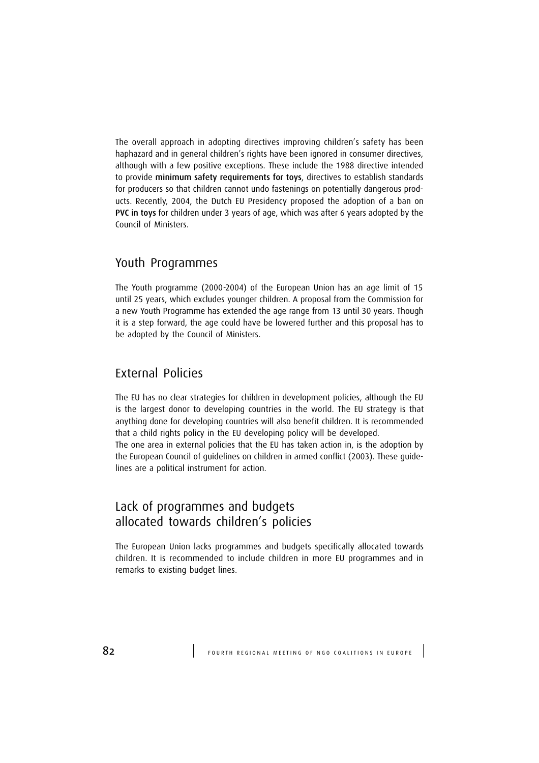The overall approach in adopting directives improving children's safety has been haphazard and in general children's rights have been ignored in consumer directives, although with a few positive exceptions. These include the 1988 directive intended to provide **minimum safety requirements for toys**, directives to establish standards for producers so that children cannot undo fastenings on potentially dangerous products. Recently, 2004, the Dutch EU Presidency proposed the adoption of a ban on **PVC in toys** for children under 3 years of age, which was after 6 years adopted by the Council of Ministers.

## Youth Programmes

The Youth programme (2000-2004) of the European Union has an age limit of 15 until 25 years, which excludes younger children. A proposal from the Commission for a new Youth Programme has extended the age range from 13 until 30 years. Though it is a step forward, the age could have be lowered further and this proposal has to be adopted by the Council of Ministers.

## External Policies

The EU has no clear strategies for children in development policies, although the EU is the largest donor to developing countries in the world. The EU strategy is that anything done for developing countries will also benefit children. It is recommended that a child rights policy in the EU developing policy will be developed.
The one area in external policies that the EU has taken action in, is the adoption by the European Council of guidelines on children in armed conflict (2003). These guidelines are a political instrument for action.

## Lack of programmes and budgets allocated towards children's policies

The European Union lacks programmes and budgets specifically allocated towards children. It is recommended to include children in more EU programmes and in remarks to existing budget lines.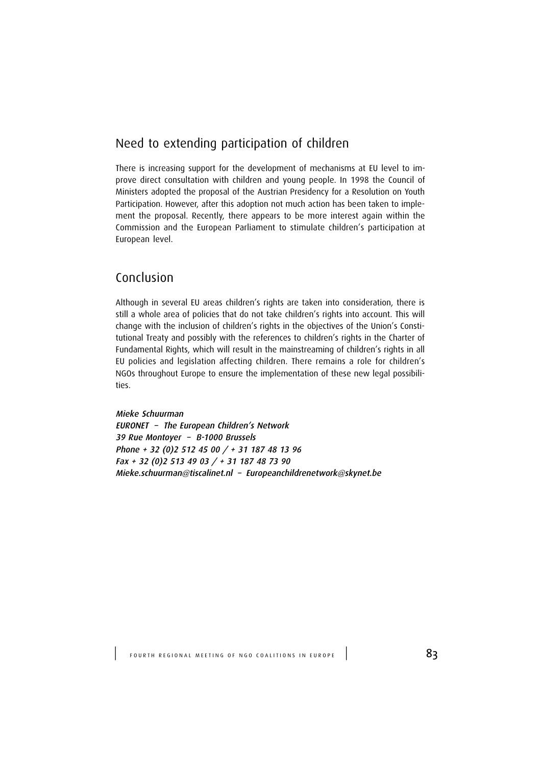## Need to extending participation of children

There is increasing support for the development of mechanisms at EU level to improve direct consultation with children and young people. In 1998 the Council of Ministers adopted the proposal of the Austrian Presidency for a Resolution on Youth Participation. However, after this adoption not much action has been taken to implement the proposal. Recently, there appears to be more interest again within the Commission and the European Parliament to stimulate children's participation at European level.

## Conclusion

Although in several EU areas children's rights are taken into consideration, there is still a whole area of policies that do not take children's rights into account. This will change with the inclusion of children's rights in the objectives of the Union's Constitutional Treaty and possibly with the references to children's rights in the Charter of Fundamental Rights, which will result in the mainstreaming of children's rights in all EU policies and legislation affecting children. There remains a role for children's NGOs throughout Europe to ensure the implementation of these new legal possibilities.

*Mieke Schuurman*
*EURONET – The European Children's Network*
*39 Rue Montoyer – B-1000 Brussels*
*Phone + 32 (0)2 512 45 00 / + 31 187 48 13 96*
*Fax + 32 (0)2 513 49 03 / + 31 187 48 73 90*
*Mieke.schuurman@tiscalinet.nl – Europeanchildrenetwork@skynet.be*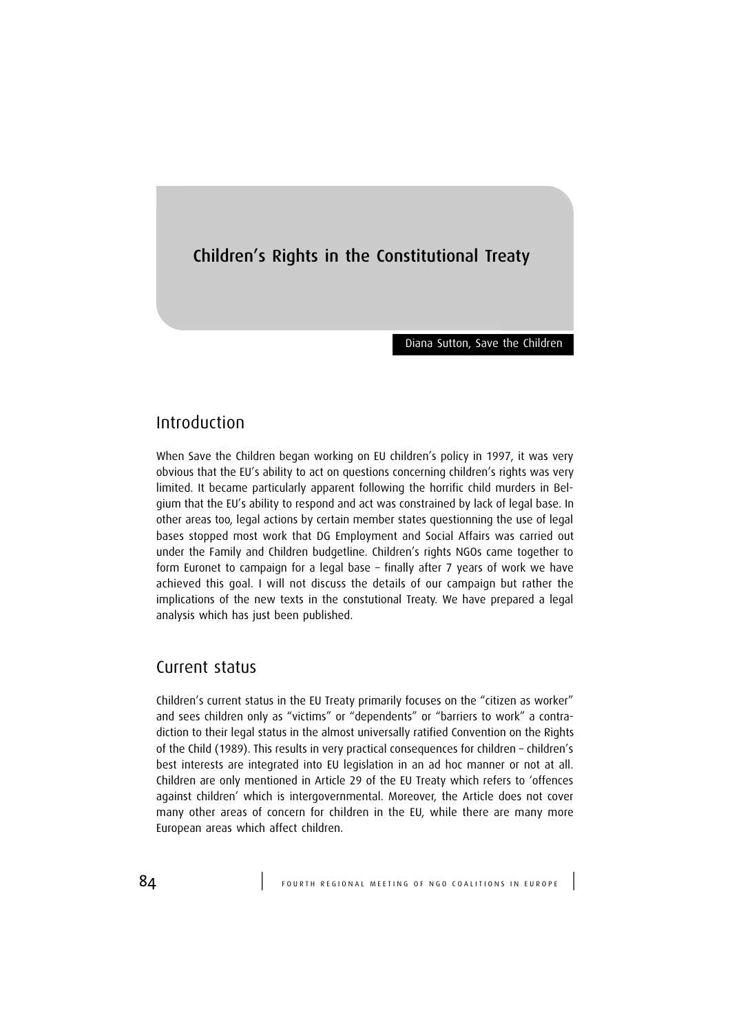# Children's Rights in the Constitutional Treaty

Diana Sutton, Save the Children

## Introduction

When Save the Children began working on EU children's policy in 1997, it was very obvious that the EU's ability to act on questions concerning children's rights was very limited. It became particularly apparent following the horrific child murders in Belgium that the EU's ability to respond and act was constrained by lack of legal base. In other areas too, legal actions by certain member states questionning the use of legal bases stopped most work that DG Employment and Social Affairs was carried out under the Family and Children budgetline. Children's rights NGOs came together to form Euronet to campaign for a legal base – finally after 7 years of work we have achieved this goal. I will not discuss the details of our campaign but rather the implications of the new texts in the constutional Treaty. We have prepared a legal analysis which has just been published.

## Current status

Children's current status in the EU Treaty primarily focuses on the "citizen as worker" and sees children only as "victims" or "dependents" or "barriers to work" a contradiction to their legal status in the almost universally ratified Convention on the Rights of the Child (1989). This results in very practical consequences for children – children's best interests are integrated into EU legislation in an ad hoc manner or not at all. Children are only mentioned in Article 29 of the EU Treaty which refers to 'offences against children' which is intergovernmental. Moreover, the Article does not cover many other areas of concern for children in the EU, while there are many more European areas which affect children.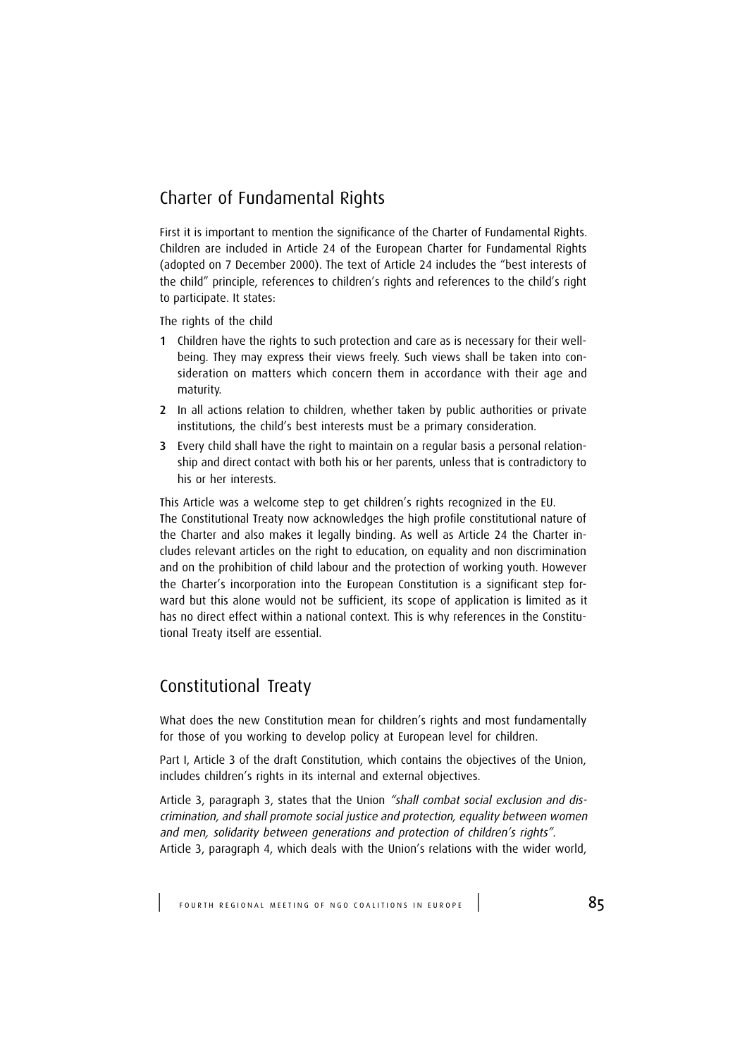## Charter of Fundamental Rights

First it is important to mention the significance of the Charter of Fundamental Rights. Children are included in Article 24 of the European Charter for Fundamental Rights (adopted on 7 December 2000). The text of Article 24 includes the "best interests of the child" principle, references to children's rights and references to the child's right to participate. It states:

The rights of the child

1. Children have the rights to such protection and care as is necessary for their well-being. They may express their views freely. Such views shall be taken into consideration on matters which concern them in accordance with their age and maturity.
2. In all actions relation to children, whether taken by public authorities or private institutions, the child's best interests must be a primary consideration.
3. Every child shall have the right to maintain on a regular basis a personal relationship and direct contact with both his or her parents, unless that is contradictory to his or her interests.

This Article was a welcome step to get children's rights recognized in the EU.
The Constitutional Treaty now acknowledges the high profile constitutional nature of the Charter and also makes it legally binding. As well as Article 24 the Charter includes relevant articles on the right to education, on equality and non discrimination and on the prohibition of child labour and the protection of working youth. However the Charter's incorporation into the European Constitution is a significant step forward but this alone would not be sufficient, its scope of application is limited as it has no direct effect within a national context. This is why references in the Constitutional Treaty itself are essential.

## Constitutional Treaty

What does the new Constitution mean for children's rights and most fundamentally for those of you working to develop policy at European level for children.

Part I, Article 3 of the draft Constitution, which contains the objectives of the Union, includes children's rights in its internal and external objectives.

Article 3, paragraph 3, states that the Union *"shall combat social exclusion and discrimination, and shall promote social justice and protection, equality between women and men, solidarity between generations and protection of children's rights".*
Article 3, paragraph 4, which deals with the Union's relations with the wider world,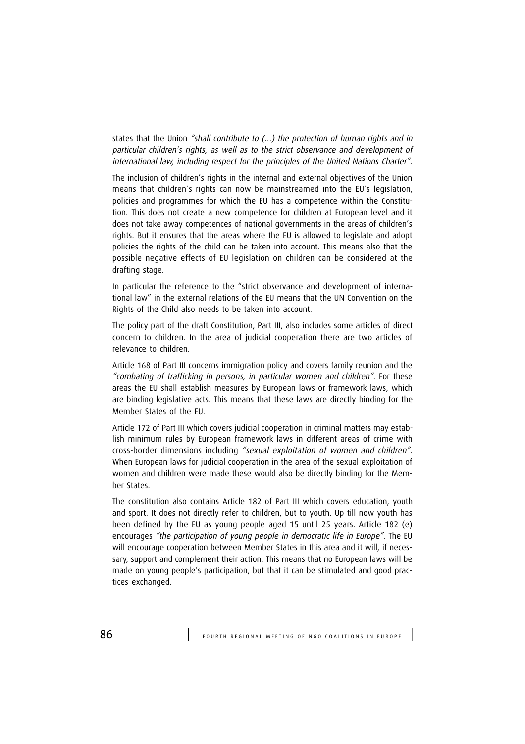states that the Union *"shall contribute to (...) the protection of human rights and in particular children's rights, as well as to the strict observance and development of international law, including respect for the principles of the United Nations Charter"*.

The inclusion of children's rights in the internal and external objectives of the Union means that children's rights can now be mainstreamed into the EU's legislation, policies and programmes for which the EU has a competence within the Constitution. This does not create a new competence for children at European level and it does not take away competences of national governments in the areas of children's rights. But it ensures that the areas where the EU is allowed to legislate and adopt policies the rights of the child can be taken into account. This means also that the possible negative effects of EU legislation on children can be considered at the drafting stage.

In particular the reference to the "strict observance and development of international law" in the external relations of the EU means that the UN Convention on the Rights of the Child also needs to be taken into account.

The policy part of the draft Constitution, Part III, also includes some articles of direct concern to children. In the area of judicial cooperation there are two articles of relevance to children.

Article 168 of Part III concerns immigration policy and covers family reunion and the *"combating of trafficking in persons, in particular women and children"*. For these areas the EU shall establish measures by European laws or framework laws, which are binding legislative acts. This means that these laws are directly binding for the Member States of the EU.

Article 172 of Part III which covers judicial cooperation in criminal matters may establish minimum rules by European framework laws in different areas of crime with cross-border dimensions including *"sexual exploitation of women and children"*. When European laws for judicial cooperation in the area of the sexual exploitation of women and children were made these would also be directly binding for the Member States.

The constitution also contains Article 182 of Part III which covers education, youth and sport. It does not directly refer to children, but to youth. Up till now youth has been defined by the EU as young people aged 15 until 25 years. Article 182 (e) encourages *"the participation of young people in democratic life in Europe"*. The EU will encourage cooperation between Member States in this area and it will, if necessary, support and complement their action. This means that no European laws will be made on young people's participation, but that it can be stimulated and good practices exchanged.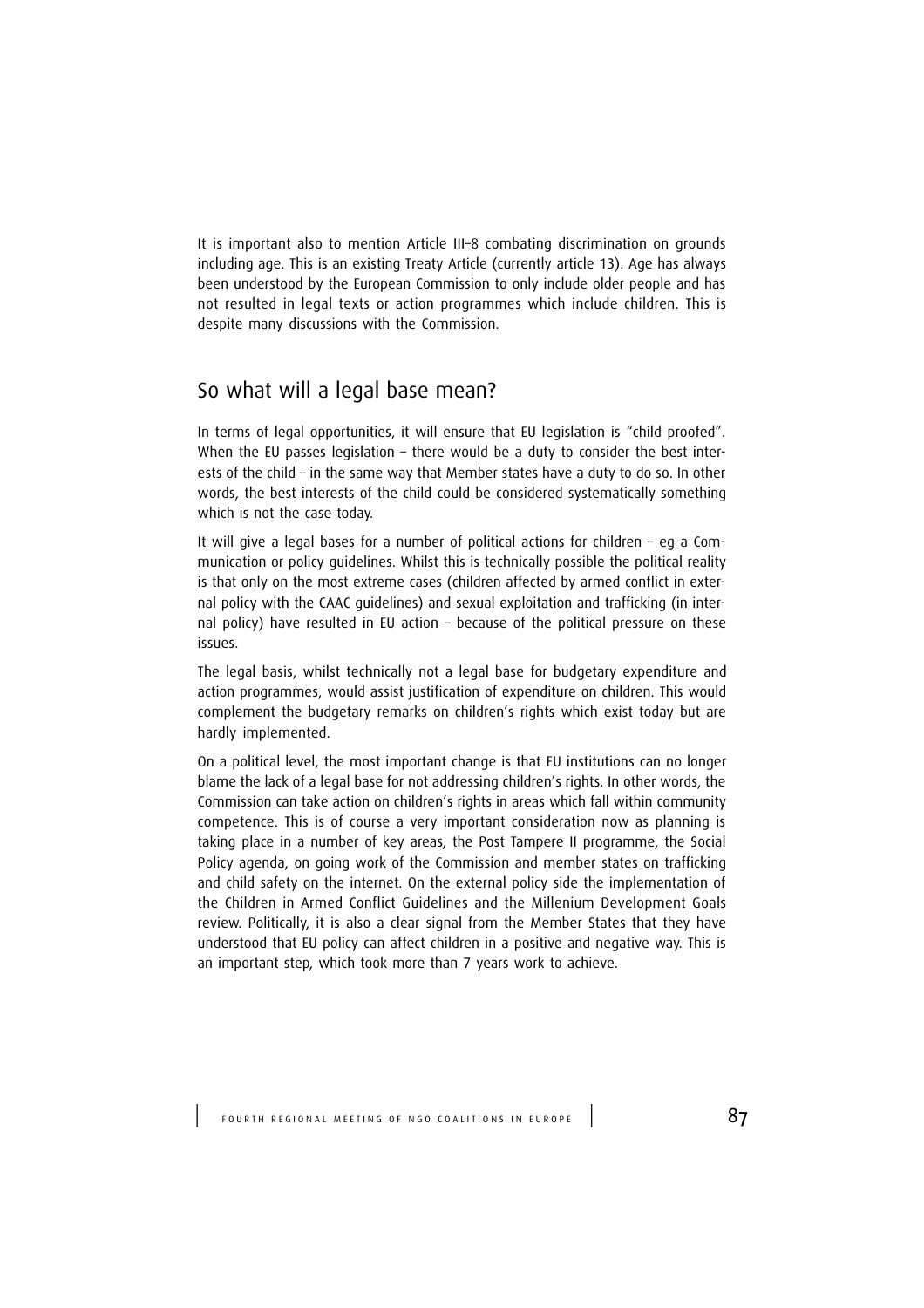It is important also to mention Article III–8 combating discrimination on grounds including age. This is an existing Treaty Article (currently article 13). Age has always been understood by the European Commission to only include older people and has not resulted in legal texts or action programmes which include children. This is despite many discussions with the Commission.

## So what will a legal base mean?

In terms of legal opportunities, it will ensure that EU legislation is "child proofed". When the EU passes legislation – there would be a duty to consider the best interests of the child – in the same way that Member states have a duty to do so. In other words, the best interests of the child could be considered systematically something which is not the case today.

It will give a legal bases for a number of political actions for children – eg a Communication or policy guidelines. Whilst this is technically possible the political reality is that only on the most extreme cases (children affected by armed conflict in external policy with the CAAC guidelines) and sexual exploitation and trafficking (in internal policy) have resulted in EU action – because of the political pressure on these issues.

The legal basis, whilst technically not a legal base for budgetary expenditure and action programmes, would assist justification of expenditure on children. This would complement the budgetary remarks on children's rights which exist today but are hardly implemented.

On a political level, the most important change is that EU institutions can no longer blame the lack of a legal base for not addressing children's rights. In other words, the Commission can take action on children's rights in areas which fall within community competence. This is of course a very important consideration now as planning is taking place in a number of key areas, the Post Tampere II programme, the Social Policy agenda, on going work of the Commission and member states on trafficking and child safety on the internet. On the external policy side the implementation of the Children in Armed Conflict Guidelines and the Millenium Development Goals review. Politically, it is also a clear signal from the Member States that they have understood that EU policy can affect children in a positive and negative way. This is an important step, which took more than 7 years work to achieve.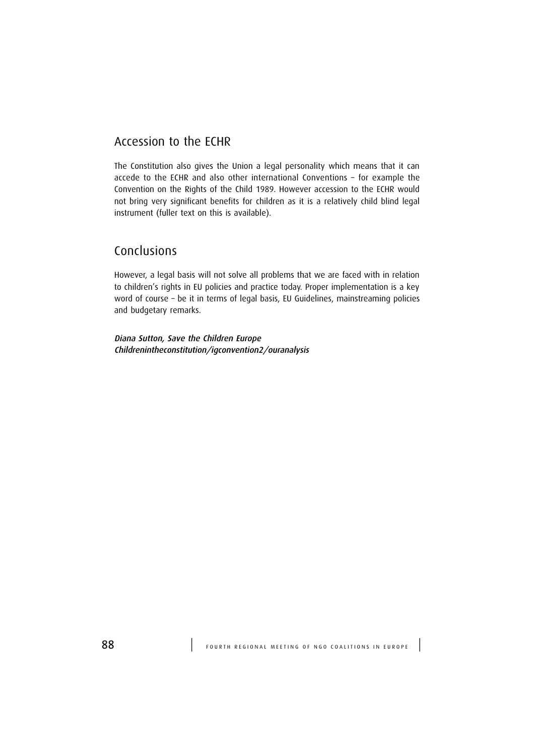## Accession to the ECHR

The Constitution also gives the Union a legal personality which means that it can accede to the ECHR and also other international Conventions – for example the Convention on the Rights of the Child 1989. However accession to the ECHR would not bring very significant benefits for children as it is a relatively child blind legal instrument (fuller text on this is available).

## Conclusions

However, a legal basis will not solve all problems that we are faced with in relation to children's rights in EU policies and practice today. Proper implementation is a key word of course – be it in terms of legal basis, EU Guidelines, mainstreaming policies and budgetary remarks.

*Diana Sutton, Save the Children Europe*
*Childrenintheconstitution/igconvention2/ouranalysis*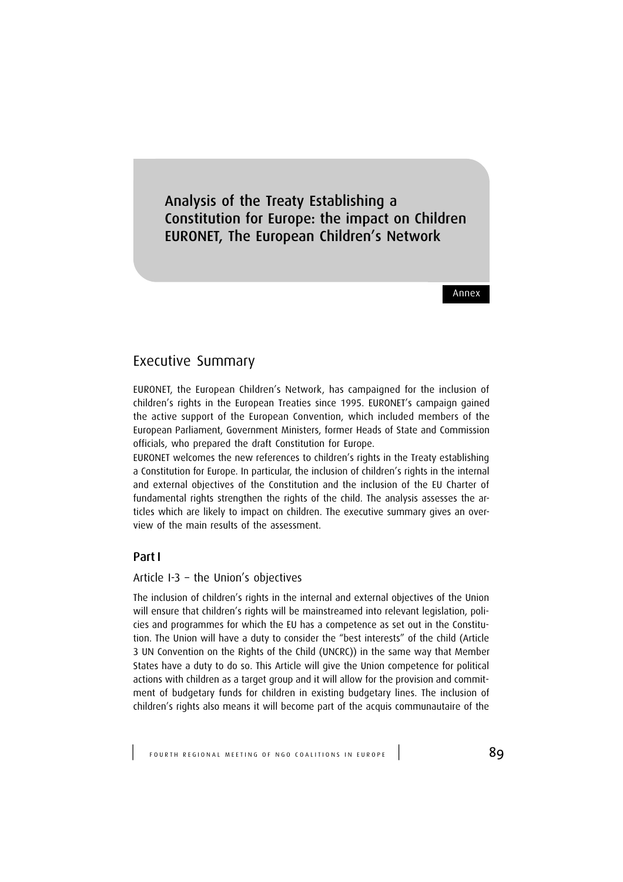# Analysis of the Treaty Establishing a Constitution for Europe: the impact on Children EURONET, The European Children's Network

Annex

## Executive Summary

EURONET, the European Children's Network, has campaigned for the inclusion of children's rights in the European Treaties since 1995. EURONET's campaign gained the active support of the European Convention, which included members of the European Parliament, Government Ministers, former Heads of State and Commission officials, who prepared the draft Constitution for Europe.

EURONET welcomes the new references to children's rights in the Treaty establishing a Constitution for Europe. In particular, the inclusion of children's rights in the internal and external objectives of the Constitution and the inclusion of the EU Charter of fundamental rights strengthen the rights of the child. The analysis assesses the articles which are likely to impact on children. The executive summary gives an overview of the main results of the assessment.

### Part I

#### Article I-3 – the Union's objectives

The inclusion of children's rights in the internal and external objectives of the Union will ensure that children's rights will be mainstreamed into relevant legislation, policies and programmes for which the EU has a competence as set out in the Constitution. The Union will have a duty to consider the "best interests" of the child (Article 3 UN Convention on the Rights of the Child (UNCRC)) in the same way that Member States have a duty to do so. This Article will give the Union competence for political actions with children as a target group and it will allow for the provision and commitment of budgetary funds for children in existing budgetary lines. The inclusion of children's rights also means it will become part of the acquis communautaire of the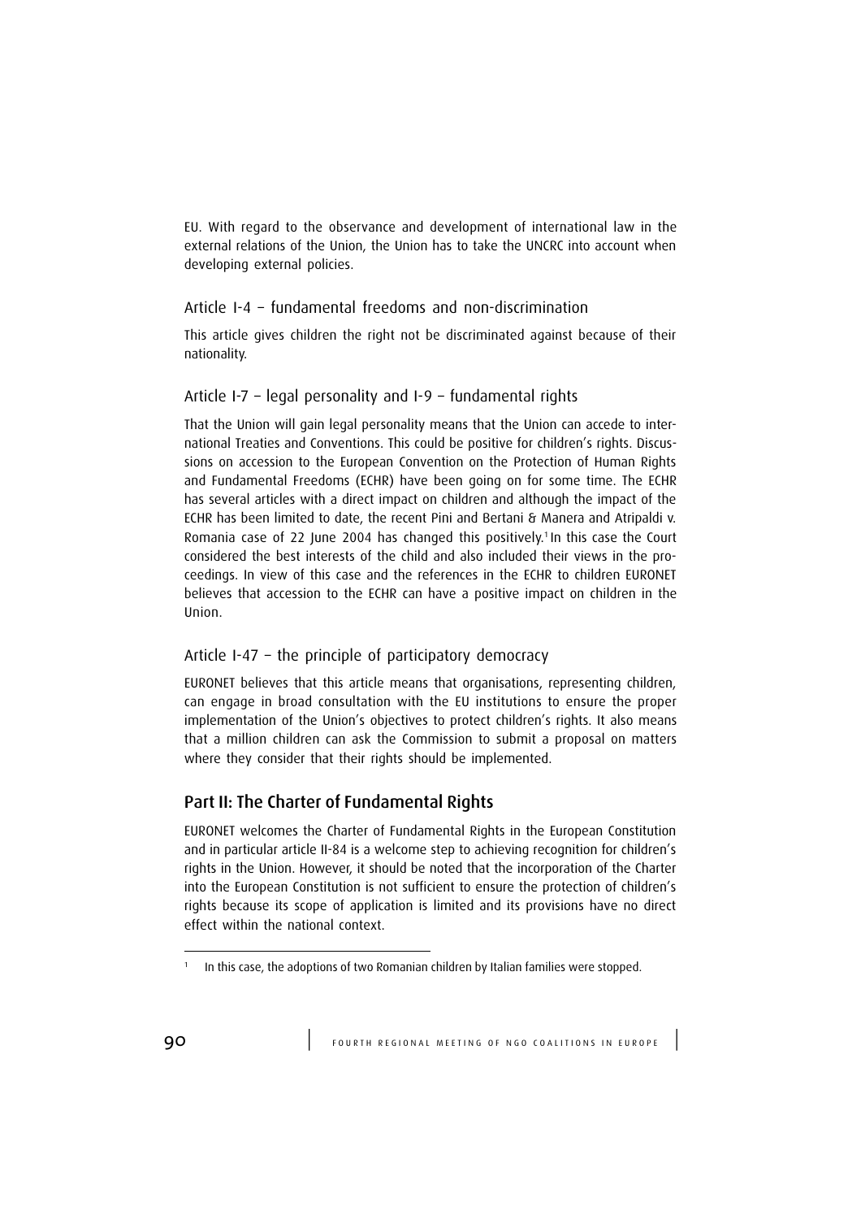EU. With regard to the observance and development of international law in the external relations of the Union, the Union has to take the UNCRC into account when developing external policies.

### Article I-4 – fundamental freedoms and non-discrimination

This article gives children the right not be discriminated against because of their nationality.

### Article I-7 – legal personality and I-9 – fundamental rights

That the Union will gain legal personality means that the Union can accede to international Treaties and Conventions. This could be positive for children's rights. Discussions on accession to the European Convention on the Protection of Human Rights and Fundamental Freedoms (ECHR) have been going on for some time. The ECHR has several articles with a direct impact on children and although the impact of the ECHR has been limited to date, the recent Pini and Bertani & Manera and Atripaldi v. Romania case of 22 June 2004 has changed this positively.[1] In this case the Court considered the best interests of the child and also included their views in the proceedings. In view of this case and the references in the ECHR to children EURONET believes that accession to the ECHR can have a positive impact on children in the Union.

### Article I-47 – the principle of participatory democracy

EURONET believes that this article means that organisations, representing children, can engage in broad consultation with the EU institutions to ensure the proper implementation of the Union's objectives to protect children's rights. It also means that a million children can ask the Commission to submit a proposal on matters where they consider that their rights should be implemented.

## Part II: The Charter of Fundamental Rights

EURONET welcomes the Charter of Fundamental Rights in the European Constitution and in particular article II-84 is a welcome step to achieving recognition for children's rights in the Union. However, it should be noted that the incorporation of the Charter into the European Constitution is not sufficient to ensure the protection of children's rights because its scope of application is limited and its provisions have no direct effect within the national context.

[1] In this case, the adoptions of two Romanian children by Italian families were stopped.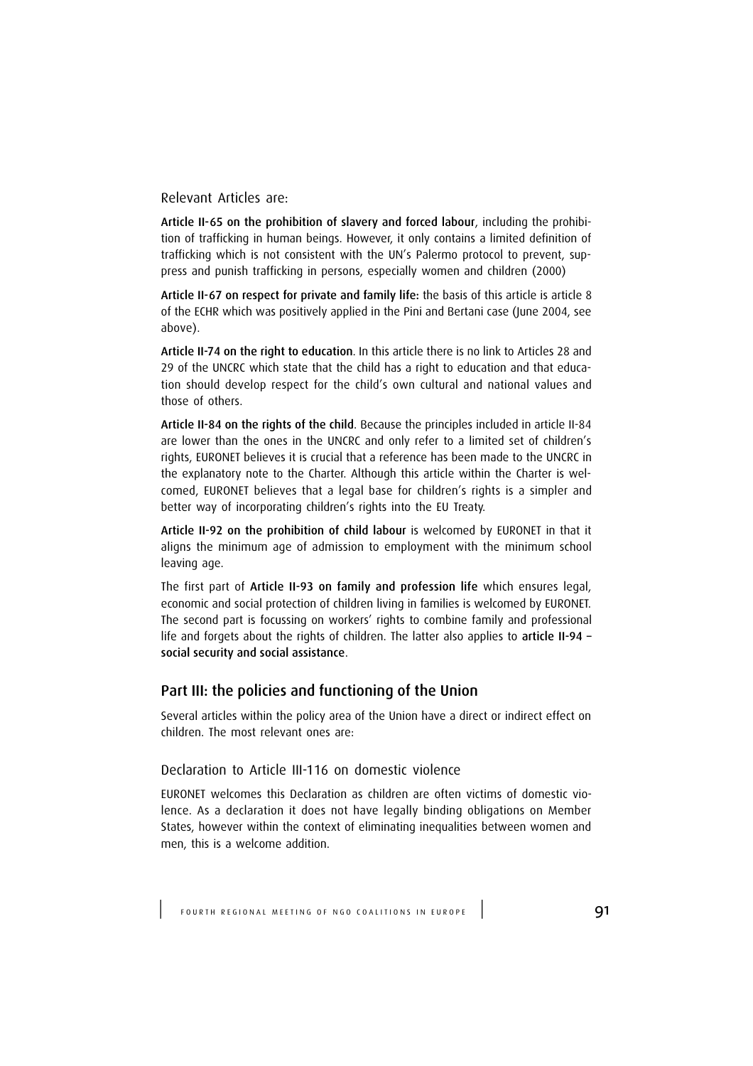### Relevant Articles are:

**Article II-65 on the prohibition of slavery and forced labour**, including the prohibition of trafficking in human beings. However, it only contains a limited definition of trafficking which is not consistent with the UN's Palermo protocol to prevent, suppress and punish trafficking in persons, especially women and children (2000)

**Article II-67 on respect for private and family life:** the basis of this article is article 8 of the ECHR which was positively applied in the Pini and Bertani case (June 2004, see above).

**Article II-74 on the right to education**. In this article there is no link to Articles 28 and 29 of the UNCRC which state that the child has a right to education and that education should develop respect for the child's own cultural and national values and those of others.

**Article II-84 on the rights of the child**. Because the principles included in article II-84 are lower than the ones in the UNCRC and only refer to a limited set of children's rights, EURONET believes it is crucial that a reference has been made to the UNCRC in the explanatory note to the Charter. Although this article within the Charter is welcomed, EURONET believes that a legal base for children's rights is a simpler and better way of incorporating children's rights into the EU Treaty.

**Article II-92 on the prohibition of child labour** is welcomed by EURONET in that it aligns the minimum age of admission to employment with the minimum school leaving age.

The first part of **Article II-93 on family and profession life** which ensures legal, economic and social protection of children living in families is welcomed by EURONET. The second part is focussing on workers' rights to combine family and professional life and forgets about the rights of children. The latter also applies to **article II-94 – social security and social assistance**.

## Part III: the policies and functioning of the Union

Several articles within the policy area of the Union have a direct or indirect effect on children. The most relevant ones are:

### Declaration to Article III-116 on domestic violence

EURONET welcomes this Declaration as children are often victims of domestic violence. As a declaration it does not have legally binding obligations on Member States, however within the context of eliminating inequalities between women and men, this is a welcome addition.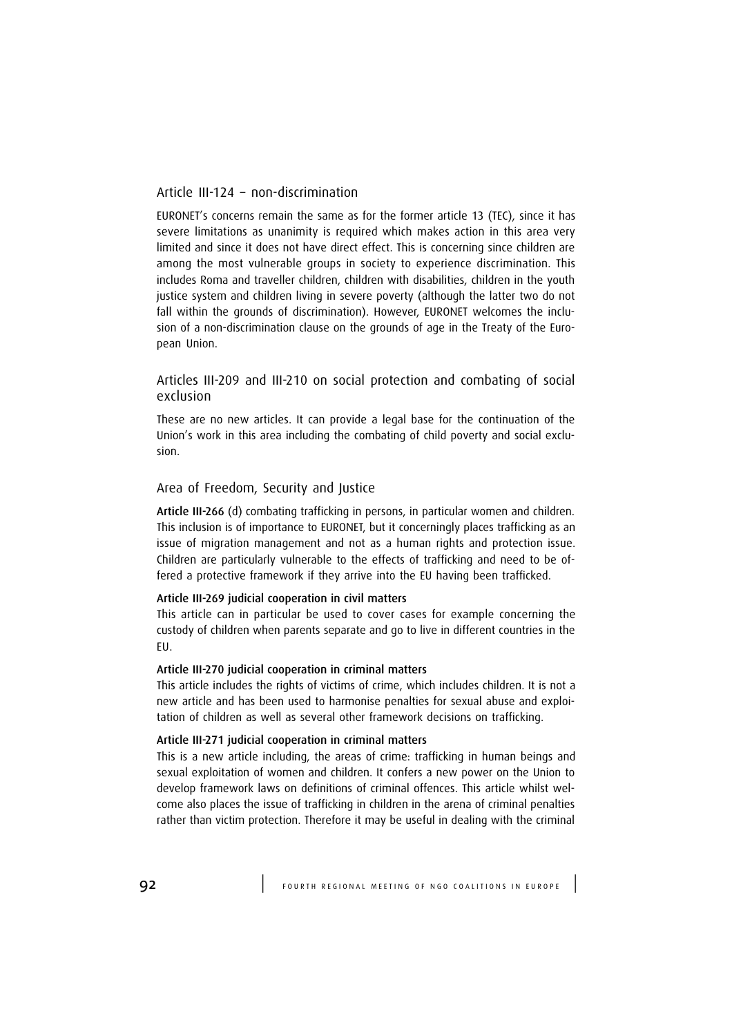## Article III-124 – non-discrimination

EURONET's concerns remain the same as for the former article 13 (TEC), since it has severe limitations as unanimity is required which makes action in this area very limited and since it does not have direct effect. This is concerning since children are among the most vulnerable groups in society to experience discrimination. This includes Roma and traveller children, children with disabilities, children in the youth justice system and children living in severe poverty (although the latter two do not fall within the grounds of discrimination). However, EURONET welcomes the inclusion of a non-discrimination clause on the grounds of age in the Treaty of the European Union.

## Articles III-209 and III-210 on social protection and combating of social exclusion

These are no new articles. It can provide a legal base for the continuation of the Union's work in this area including the combating of child poverty and social exclusion.

## Area of Freedom, Security and Justice

**Article III-266** (d) combating trafficking in persons, in particular women and children. This inclusion is of importance to EURONET, but it concerningly places trafficking as an issue of migration management and not as a human rights and protection issue. Children are particularly vulnerable to the effects of trafficking and need to be offered a protective framework if they arrive into the EU having been trafficked.

**Article III-269 judicial cooperation in civil matters**
This article can in particular be used to cover cases for example concerning the custody of children when parents separate and go to live in different countries in the EU.

**Article III-270 judicial cooperation in criminal matters**
This article includes the rights of victims of crime, which includes children. It is not a new article and has been used to harmonise penalties for sexual abuse and exploitation of children as well as several other framework decisions on trafficking.

**Article III-271 judicial cooperation in criminal matters**
This is a new article including, the areas of crime: trafficking in human beings and sexual exploitation of women and children. It confers a new power on the Union to develop framework laws on definitions of criminal offences. This article whilst welcome also places the issue of trafficking in children in the arena of criminal penalties rather than victim protection. Therefore it may be useful in dealing with the criminal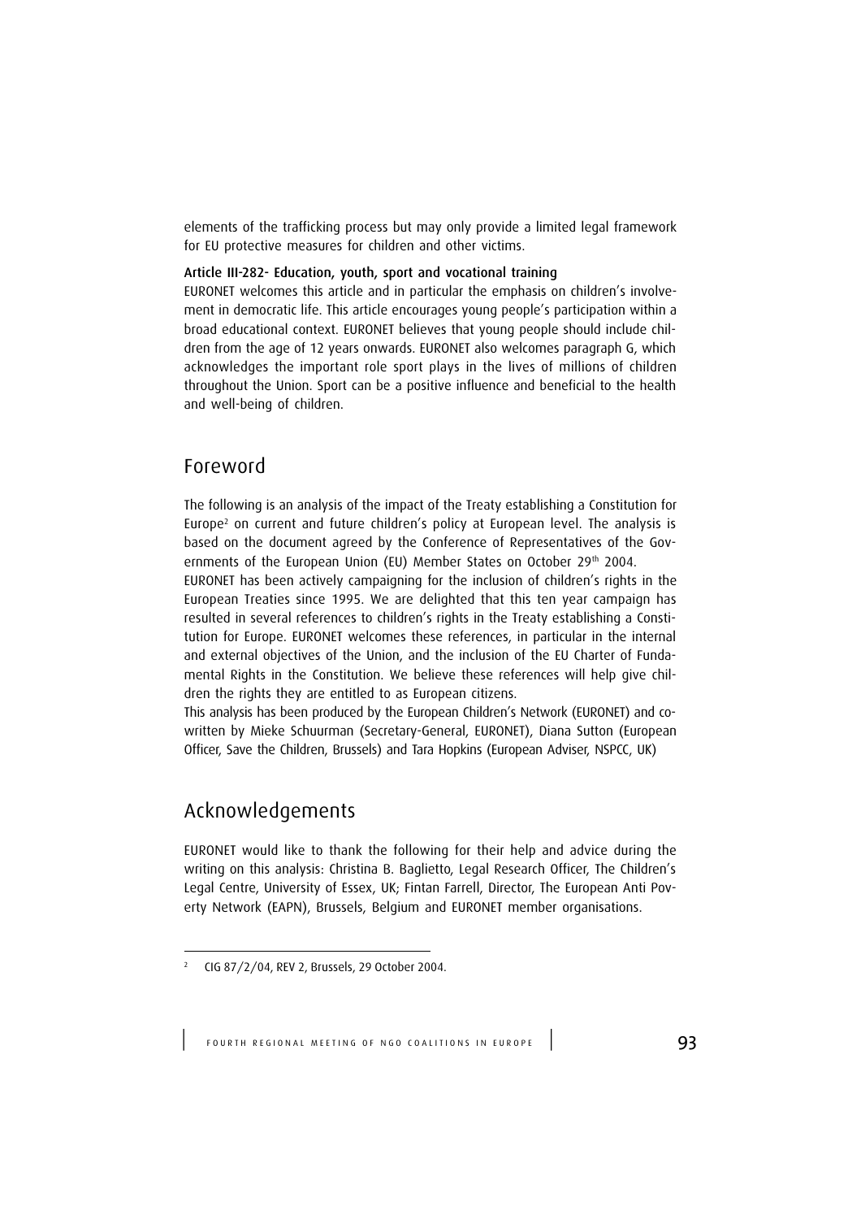elements of the trafficking process but may only provide a limited legal framework for EU protective measures for children and other victims.

**Article III-282- Education, youth, sport and vocational training**

EURONET welcomes this article and in particular the emphasis on children's involvement in democratic life. This article encourages young people's participation within a broad educational context. EURONET believes that young people should include children from the age of 12 years onwards. EURONET also welcomes paragraph G, which acknowledges the important role sport plays in the lives of millions of children throughout the Union. Sport can be a positive influence and beneficial to the health and well-being of children.

## Foreword

The following is an analysis of the impact of the Treaty establishing a Constitution for Europe[2] on current and future children's policy at European level. The analysis is based on the document agreed by the Conference of Representatives of the Governments of the European Union (EU) Member States on October 29th 2004.

EURONET has been actively campaigning for the inclusion of children's rights in the European Treaties since 1995. We are delighted that this ten year campaign has resulted in several references to children's rights in the Treaty establishing a Constitution for Europe. EURONET welcomes these references, in particular in the internal and external objectives of the Union, and the inclusion of the EU Charter of Fundamental Rights in the Constitution. We believe these references will help give children the rights they are entitled to as European citizens.

This analysis has been produced by the European Children's Network (EURONET) and co-written by Mieke Schuurman (Secretary-General, EURONET), Diana Sutton (European Officer, Save the Children, Brussels) and Tara Hopkins (European Adviser, NSPCC, UK)

## Acknowledgements

EURONET would like to thank the following for their help and advice during the writing on this analysis: Christina B. Baglietto, Legal Research Officer, The Children's Legal Centre, University of Essex, UK; Fintan Farrell, Director, The European Anti Poverty Network (EAPN), Brussels, Belgium and EURONET member organisations.

---

[2] CIG 87/2/04, REV 2, Brussels, 29 October 2004.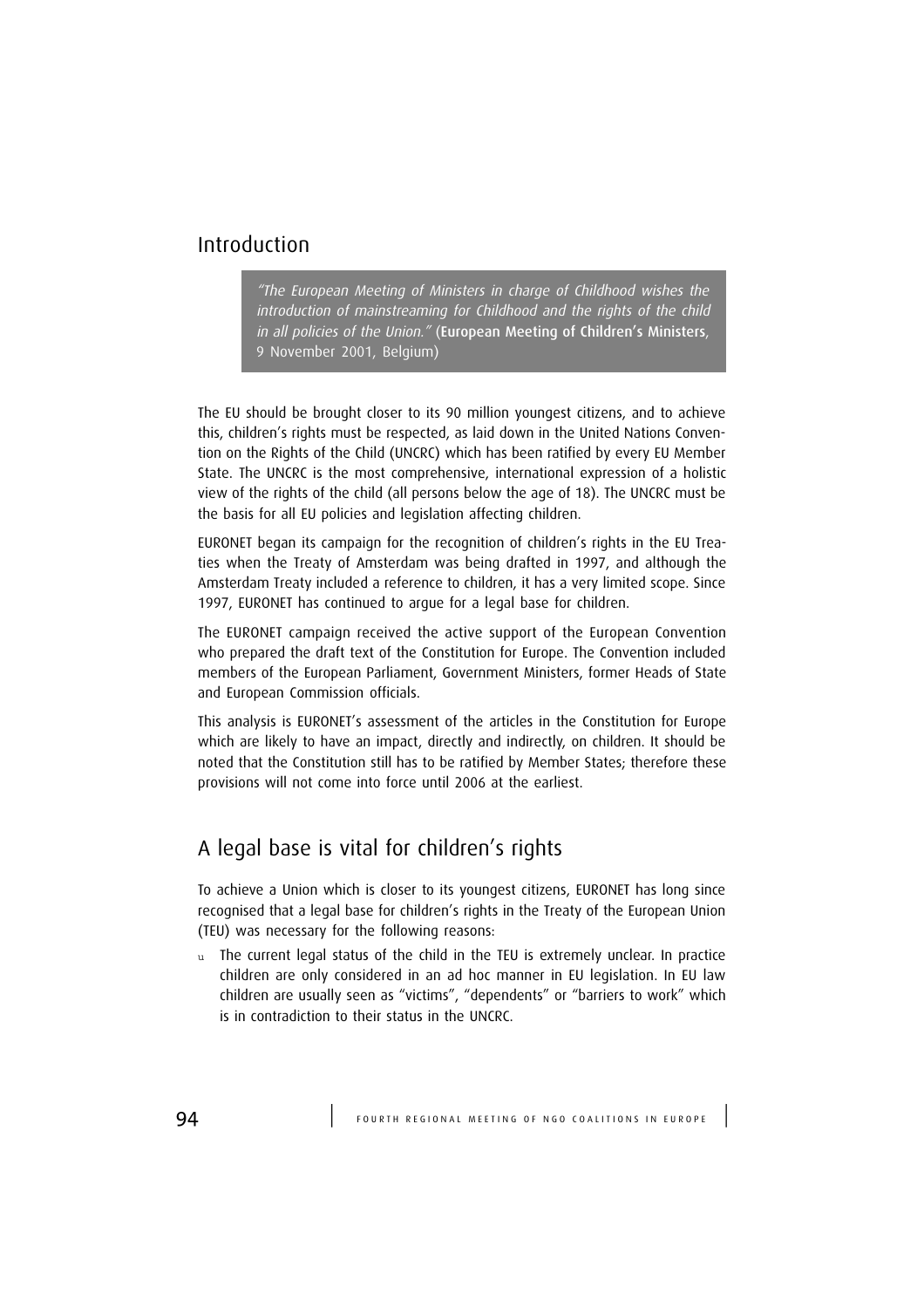## Introduction

> *"The European Meeting of Ministers in charge of Childhood wishes the introduction of mainstreaming for Childhood and the rights of the child in all policies of the Union."* (European Meeting of Children's Ministers, 9 November 2001, Belgium)

The EU should be brought closer to its 90 million youngest citizens, and to achieve this, children's rights must be respected, as laid down in the United Nations Convention on the Rights of the Child (UNCRC) which has been ratified by every EU Member State. The UNCRC is the most comprehensive, international expression of a holistic view of the rights of the child (all persons below the age of 18). The UNCRC must be the basis for all EU policies and legislation affecting children.

EURONET began its campaign for the recognition of children's rights in the EU Treaties when the Treaty of Amsterdam was being drafted in 1997, and although the Amsterdam Treaty included a reference to children, it has a very limited scope. Since 1997, EURONET has continued to argue for a legal base for children.

The EURONET campaign received the active support of the European Convention who prepared the draft text of the Constitution for Europe. The Convention included members of the European Parliament, Government Ministers, former Heads of State and European Commission officials.

This analysis is EURONET's assessment of the articles in the Constitution for Europe which are likely to have an impact, directly and indirectly, on children. It should be noted that the Constitution still has to be ratified by Member States; therefore these provisions will not come into force until 2006 at the earliest.

## A legal base is vital for children's rights

To achieve a Union which is closer to its youngest citizens, EURONET has long since recognised that a legal base for children's rights in the Treaty of the European Union (TEU) was necessary for the following reasons:

- The current legal status of the child in the TEU is extremely unclear. In practice children are only considered in an ad hoc manner in EU legislation. In EU law children are usually seen as "victims", "dependents" or "barriers to work" which is in contradiction to their status in the UNCRC.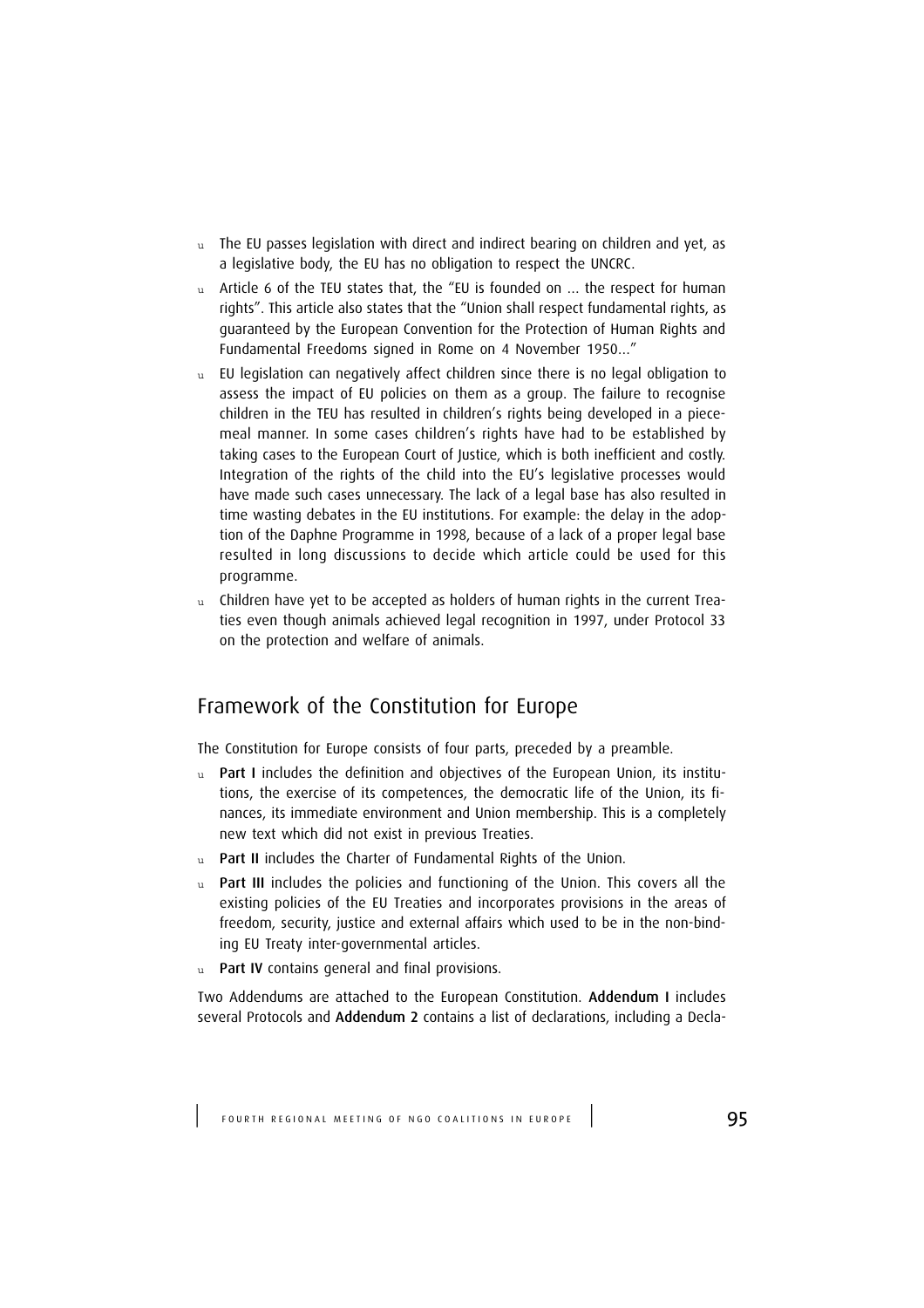- The EU passes legislation with direct and indirect bearing on children and yet, as a legislative body, the EU has no obligation to respect the UNCRC.
- Article 6 of the TEU states that, the "EU is founded on ... the respect for human rights". This article also states that the "Union shall respect fundamental rights, as guaranteed by the European Convention for the Protection of Human Rights and Fundamental Freedoms signed in Rome on 4 November 1950..."
- EU legislation can negatively affect children since there is no legal obligation to assess the impact of EU policies on them as a group. The failure to recognise children in the TEU has resulted in children's rights being developed in a piece-meal manner. In some cases children's rights have had to be established by taking cases to the European Court of Justice, which is both inefficient and costly. Integration of the rights of the child into the EU's legislative processes would have made such cases unnecessary. The lack of a legal base has also resulted in time wasting debates in the EU institutions. For example: the delay in the adoption of the Daphne Programme in 1998, because of a lack of a proper legal base resulted in long discussions to decide which article could be used for this programme.
- Children have yet to be accepted as holders of human rights in the current Treaties even though animals achieved legal recognition in 1997, under Protocol 33 on the protection and welfare of animals.

## Framework of the Constitution for Europe

The Constitution for Europe consists of four parts, preceded by a preamble.

- **Part I** includes the definition and objectives of the European Union, its institutions, the exercise of its competences, the democratic life of the Union, its finances, its immediate environment and Union membership. This is a completely new text which did not exist in previous Treaties.
- **Part II** includes the Charter of Fundamental Rights of the Union.
- **Part III** includes the policies and functioning of the Union. This covers all the existing policies of the EU Treaties and incorporates provisions in the areas of freedom, security, justice and external affairs which used to be in the non-binding EU Treaty inter-governmental articles.
- **Part IV** contains general and final provisions.

Two Addendums are attached to the European Constitution. **Addendum I** includes several Protocols and **Addendum 2** contains a list of declarations, including a Decla-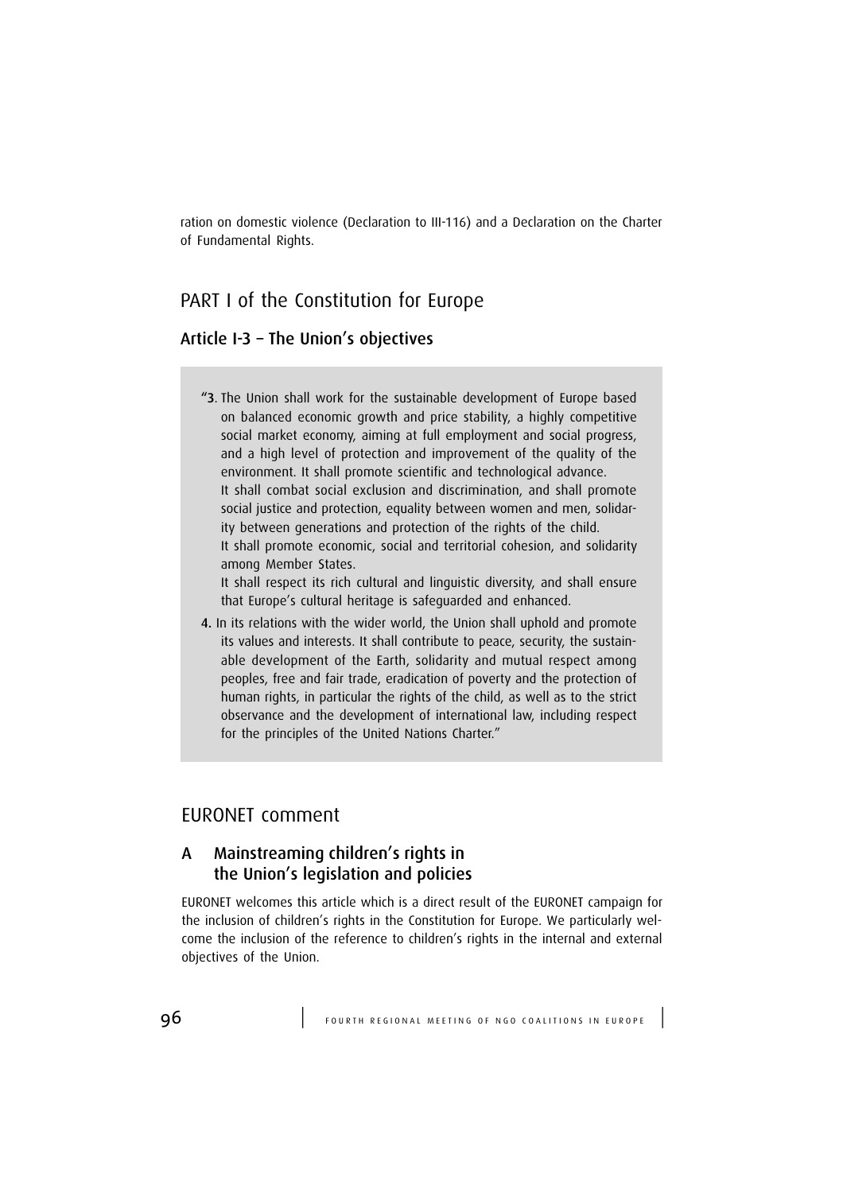ration on domestic violence (Declaration to III-116) and a Declaration on the Charter of Fundamental Rights.

# PART I of the Constitution for Europe

## Article I-3 – The Union's objectives

> "3. The Union shall work for the sustainable development of Europe based on balanced economic growth and price stability, a highly competitive social market economy, aiming at full employment and social progress, and a high level of protection and improvement of the quality of the environment. It shall promote scientific and technological advance.
> It shall combat social exclusion and discrimination, and shall promote social justice and protection, equality between women and men, solidarity between generations and protection of the rights of the child.
> It shall promote economic, social and territorial cohesion, and solidarity among Member States.
> It shall respect its rich cultural and linguistic diversity, and shall ensure that Europe's cultural heritage is safeguarded and enhanced.
>
> 4. In its relations with the wider world, the Union shall uphold and promote its values and interests. It shall contribute to peace, security, the sustainable development of the Earth, solidarity and mutual respect among peoples, free and fair trade, eradication of poverty and the protection of human rights, in particular the rights of the child, as well as to the strict observance and the development of international law, including respect for the principles of the United Nations Charter."

# EURONET comment

## A Mainstreaming children's rights in the Union's legislation and policies

EURONET welcomes this article which is a direct result of the EURONET campaign for the inclusion of children's rights in the Constitution for Europe. We particularly welcome the inclusion of the reference to children's rights in the internal and external objectives of the Union.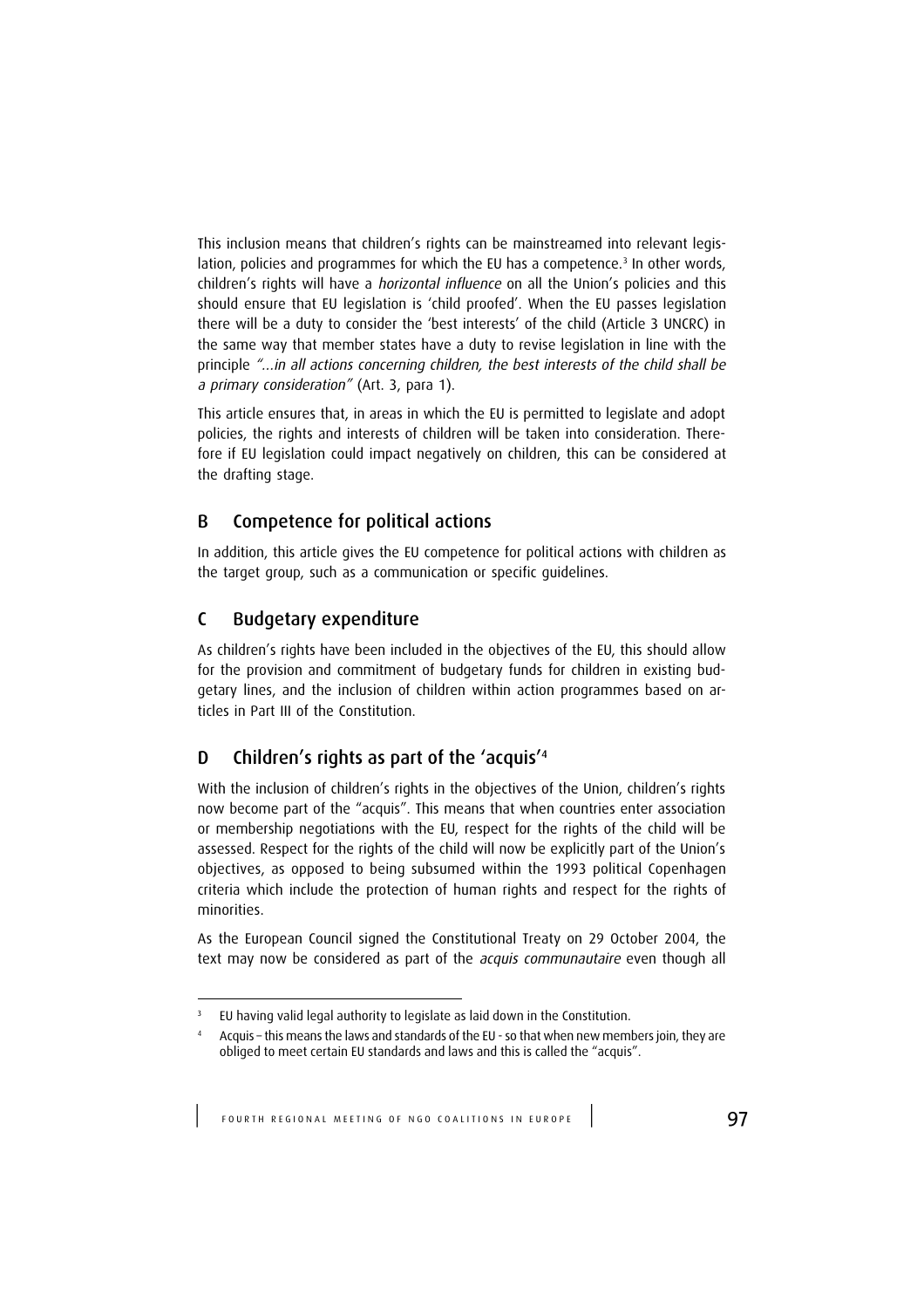This inclusion means that children's rights can be mainstreamed into relevant legislation, policies and programmes for which the EU has a competence.[3] In other words, children's rights will have a *horizontal influence* on all the Union's policies and this should ensure that EU legislation is 'child proofed'. When the EU passes legislation there will be a duty to consider the 'best interests' of the child (Article 3 UNCRC) in the same way that member states have a duty to revise legislation in line with the principle *"...in all actions concerning children, the best interests of the child shall be a primary consideration"* (Art. 3, para 1).

This article ensures that, in areas in which the EU is permitted to legislate and adopt policies, the rights and interests of children will be taken into consideration. Therefore if EU legislation could impact negatively on children, this can be considered at the drafting stage.

## B Competence for political actions

In addition, this article gives the EU competence for political actions with children as the target group, such as a communication or specific guidelines.

## C Budgetary expenditure

As children's rights have been included in the objectives of the EU, this should allow for the provision and commitment of budgetary funds for children in existing budgetary lines, and the inclusion of children within action programmes based on articles in Part III of the Constitution.

## D Children's rights as part of the 'acquis'[4]

With the inclusion of children's rights in the objectives of the Union, children's rights now become part of the "acquis". This means that when countries enter association or membership negotiations with the EU, respect for the rights of the child will be assessed. Respect for the rights of the child will now be explicitly part of the Union's objectives, as opposed to being subsumed within the 1993 political Copenhagen criteria which include the protection of human rights and respect for the rights of minorities.

As the European Council signed the Constitutional Treaty on 29 October 2004, the text may now be considered as part of the *acquis communautaire* even though all

---

[3] EU having valid legal authority to legislate as laid down in the Constitution.

[4] Acquis – this means the laws and standards of the EU - so that when new members join, they are obliged to meet certain EU standards and laws and this is called the "acquis".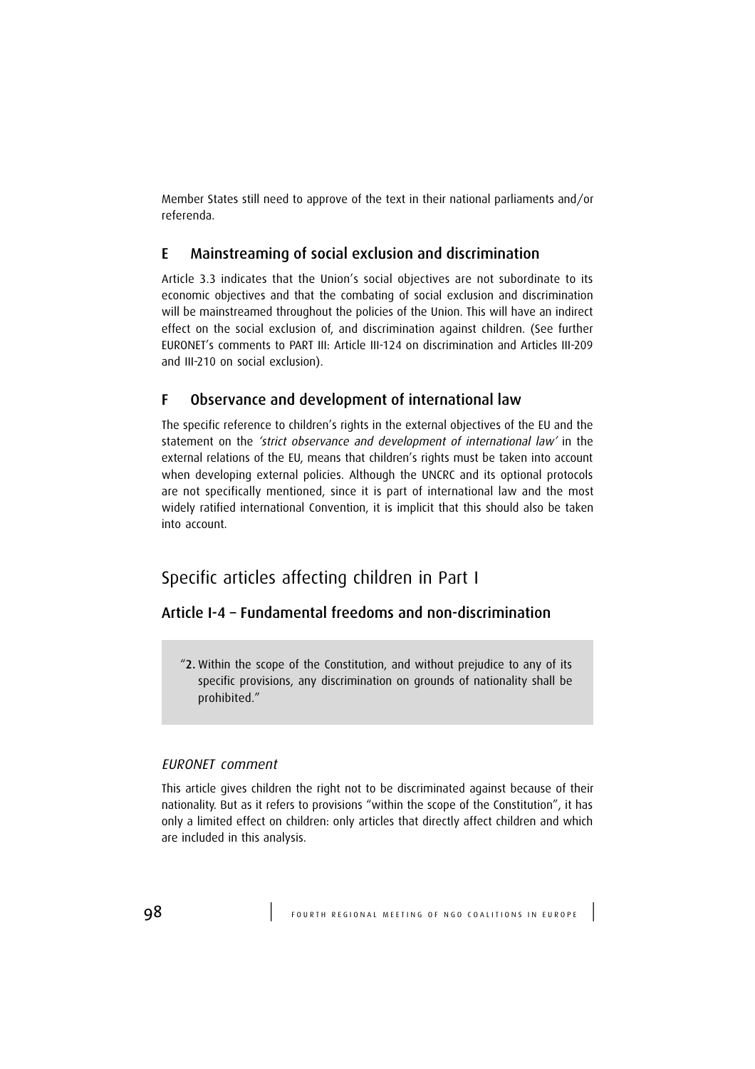Member States still need to approve of the text in their national parliaments and/or referenda.

## E Mainstreaming of social exclusion and discrimination

Article 3.3 indicates that the Union's social objectives are not subordinate to its economic objectives and that the combating of social exclusion and discrimination will be mainstreamed throughout the policies of the Union. This will have an indirect effect on the social exclusion of, and discrimination against children. (See further EURONET's comments to PART III: Article III-124 on discrimination and Articles III-209 and III-210 on social exclusion).

## F Observance and development of international law

The specific reference to children's rights in the external objectives of the EU and the statement on the *'strict observance and development of international law'* in the external relations of the EU, means that children's rights must be taken into account when developing external policies. Although the UNCRC and its optional protocols are not specifically mentioned, since it is part of international law and the most widely ratified international Convention, it is implicit that this should also be taken into account.

# Specific articles affecting children in Part I

## Article I-4 – Fundamental freedoms and non-discrimination

> "**2.** Within the scope of the Constitution, and without prejudice to any of its specific provisions, any discrimination on grounds of nationality shall be prohibited."

### *EURONET comment*

This article gives children the right not to be discriminated against because of their nationality. But as it refers to provisions "within the scope of the Constitution", it has only a limited effect on children: only articles that directly affect children and which are included in this analysis.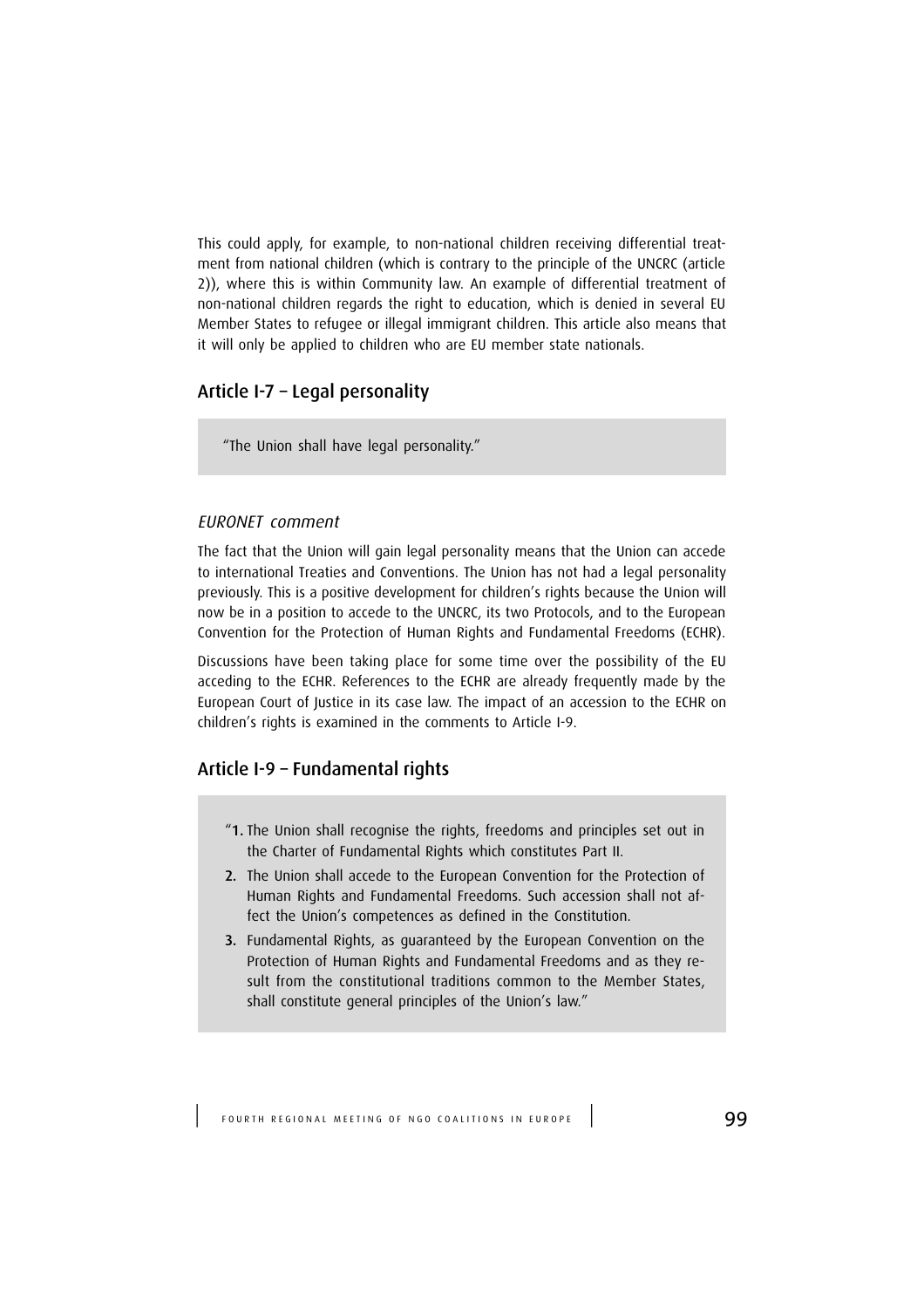This could apply, for example, to non-national children receiving differential treatment from national children (which is contrary to the principle of the UNCRC (article 2)), where this is within Community law. An example of differential treatment of non-national children regards the right to education, which is denied in several EU Member States to refugee or illegal immigrant children. This article also means that it will only be applied to children who are EU member state nationals.

## Article I-7 – Legal personality

> "The Union shall have legal personality."

### *EURONET comment*

The fact that the Union will gain legal personality means that the Union can accede to international Treaties and Conventions. The Union has not had a legal personality previously. This is a positive development for children's rights because the Union will now be in a position to accede to the UNCRC, its two Protocols, and to the European Convention for the Protection of Human Rights and Fundamental Freedoms (ECHR).

Discussions have been taking place for some time over the possibility of the EU acceding to the ECHR. References to the ECHR are already frequently made by the European Court of Justice in its case law. The impact of an accession to the ECHR on children's rights is examined in the comments to Article I-9.

## Article I-9 – Fundamental rights

> "**1.** The Union shall recognise the rights, freedoms and principles set out in the Charter of Fundamental Rights which constitutes Part II.
>
> **2.** The Union shall accede to the European Convention for the Protection of Human Rights and Fundamental Freedoms. Such accession shall not affect the Union's competences as defined in the Constitution.
>
> **3.** Fundamental Rights, as guaranteed by the European Convention on the Protection of Human Rights and Fundamental Freedoms and as they result from the constitutional traditions common to the Member States, shall constitute general principles of the Union's law."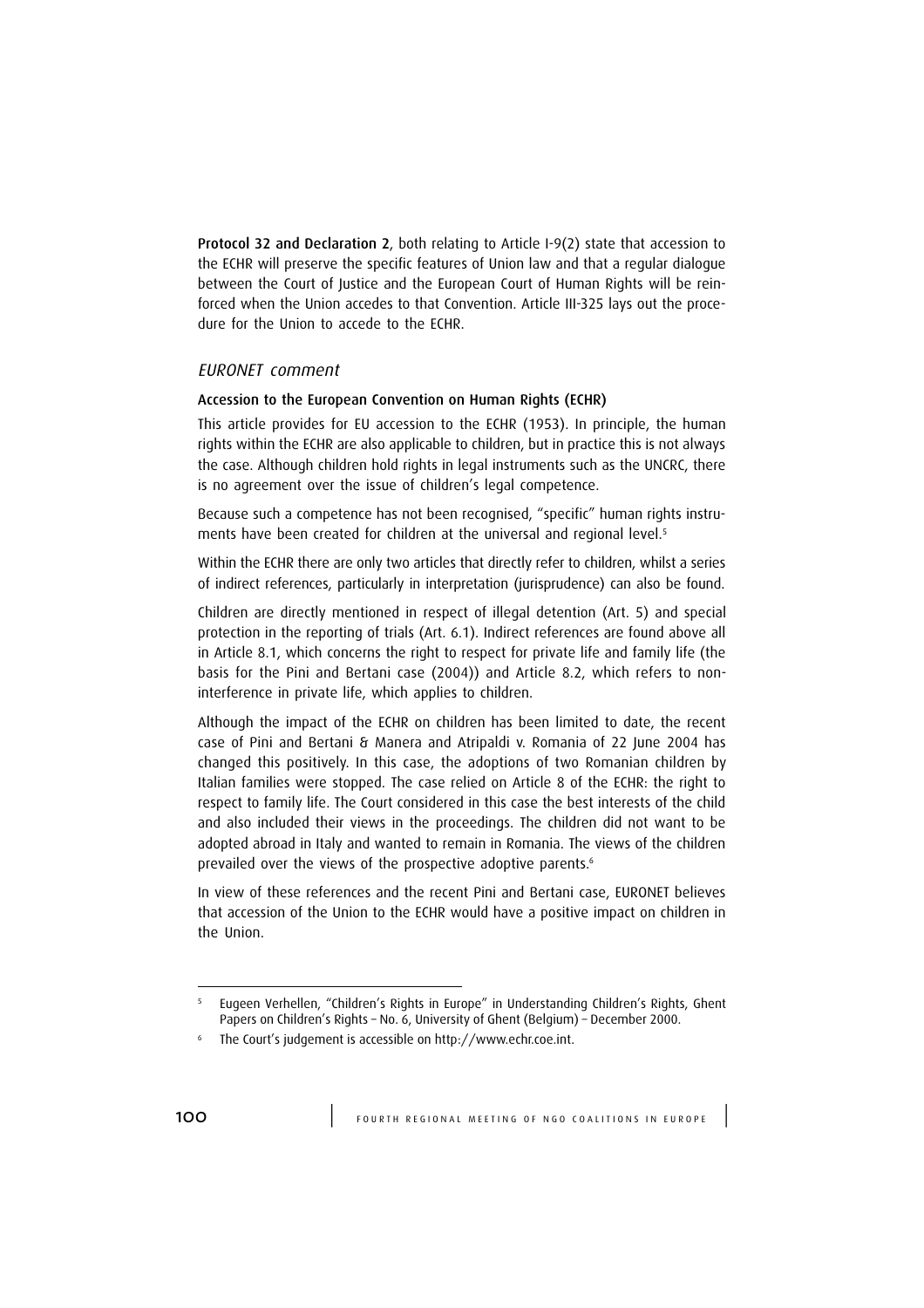**Protocol 32 and Declaration 2**, both relating to Article I-9(2) state that accession to the ECHR will preserve the specific features of Union law and that a regular dialogue between the Court of Justice and the European Court of Human Rights will be reinforced when the Union accedes to that Convention. Article III-325 lays out the procedure for the Union to accede to the ECHR.

### *EURONET comment*

#### Accession to the European Convention on Human Rights (ECHR)

This article provides for EU accession to the ECHR (1953). In principle, the human rights within the ECHR are also applicable to children, but in practice this is not always the case. Although children hold rights in legal instruments such as the UNCRC, there is no agreement over the issue of children's legal competence.

Because such a competence has not been recognised, "specific" human rights instruments have been created for children at the universal and regional level.[5]

Within the ECHR there are only two articles that directly refer to children, whilst a series of indirect references, particularly in interpretation (jurisprudence) can also be found.

Children are directly mentioned in respect of illegal detention (Art. 5) and special protection in the reporting of trials (Art. 6.1). Indirect references are found above all in Article 8.1, which concerns the right to respect for private life and family life (the basis for the Pini and Bertani case (2004)) and Article 8.2, which refers to non-interference in private life, which applies to children.

Although the impact of the ECHR on children has been limited to date, the recent case of Pini and Bertani & Manera and Atripaldi v. Romania of 22 June 2004 has changed this positively. In this case, the adoptions of two Romanian children by Italian families were stopped. The case relied on Article 8 of the ECHR: the right to respect to family life. The Court considered in this case the best interests of the child and also included their views in the proceedings. The children did not want to be adopted abroad in Italy and wanted to remain in Romania. The views of the children prevailed over the views of the prospective adoptive parents.[6]

In view of these references and the recent Pini and Bertani case, EURONET believes that accession of the Union to the ECHR would have a positive impact on children in the Union.

---

[5] Eugeen Verhellen, "Children's Rights in Europe" in Understanding Children's Rights, Ghent Papers on Children's Rights – No. 6, University of Ghent (Belgium) – December 2000.

[6] The Court's judgement is accessible on http://www.echr.coe.int.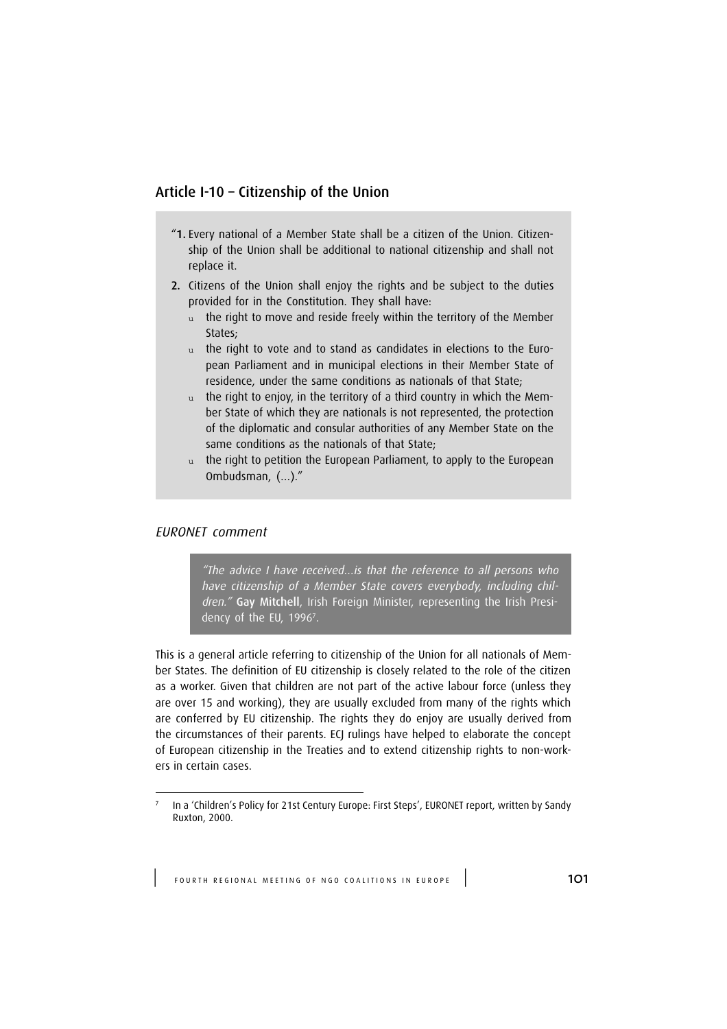## Article I-10 – Citizenship of the Union

"**1.** Every national of a Member State shall be a citizen of the Union. Citizenship of the Union shall be additional to national citizenship and shall not replace it.

**2.** Citizens of the Union shall enjoy the rights and be subject to the duties provided for in the Constitution. They shall have:

- the right to move and reside freely within the territory of the Member States;
- the right to vote and to stand as candidates in elections to the European Parliament and in municipal elections in their Member State of residence, under the same conditions as nationals of that State;
- the right to enjoy, in the territory of a third country in which the Member State of which they are nationals is not represented, the protection of the diplomatic and consular authorities of any Member State on the same conditions as the nationals of that State;
- the right to petition the European Parliament, to apply to the European Ombudsman, (...)."

### *EURONET comment*

> *"The advice I have received...is that the reference to all persons who have citizenship of a Member State covers everybody, including children."* **Gay Mitchell**, Irish Foreign Minister, representing the Irish Presidency of the EU, 1996[7].

This is a general article referring to citizenship of the Union for all nationals of Member States. The definition of EU citizenship is closely related to the role of the citizen as a worker. Given that children are not part of the active labour force (unless they are over 15 and working), they are usually excluded from many of the rights which are conferred by EU citizenship. The rights they do enjoy are usually derived from the circumstances of their parents. ECJ rulings have helped to elaborate the concept of European citizenship in the Treaties and to extend citizenship rights to non-workers in certain cases.

---

[7] In a 'Children's Policy for 21st Century Europe: First Steps', EURONET report, written by Sandy Ruxton, 2000.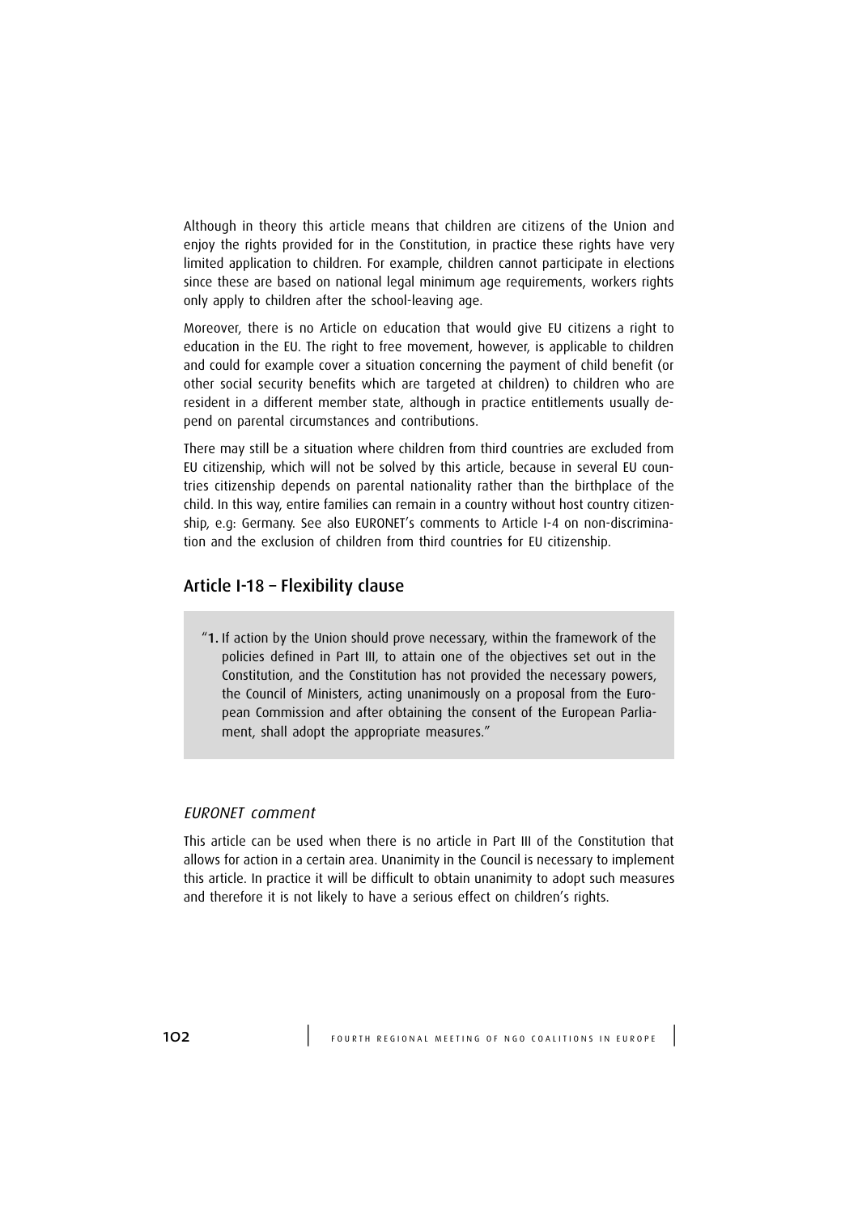Although in theory this article means that children are citizens of the Union and enjoy the rights provided for in the Constitution, in practice these rights have very limited application to children. For example, children cannot participate in elections since these are based on national legal minimum age requirements, workers rights only apply to children after the school-leaving age.

Moreover, there is no Article on education that would give EU citizens a right to education in the EU. The right to free movement, however, is applicable to children and could for example cover a situation concerning the payment of child benefit (or other social security benefits which are targeted at children) to children who are resident in a different member state, although in practice entitlements usually depend on parental circumstances and contributions.

There may still be a situation where children from third countries are excluded from EU citizenship, which will not be solved by this article, because in several EU countries citizenship depends on parental nationality rather than the birthplace of the child. In this way, entire families can remain in a country without host country citizenship, e.g: Germany. See also EURONET's comments to Article I-4 on non-discrimination and the exclusion of children from third countries for EU citizenship.

## Article I-18 – Flexibility clause

> "**1.** If action by the Union should prove necessary, within the framework of the policies defined in Part III, to attain one of the objectives set out in the Constitution, and the Constitution has not provided the necessary powers, the Council of Ministers, acting unanimously on a proposal from the European Commission and after obtaining the consent of the European Parliament, shall adopt the appropriate measures."

### *EURONET comment*

This article can be used when there is no article in Part III of the Constitution that allows for action in a certain area. Unanimity in the Council is necessary to implement this article. In practice it will be difficult to obtain unanimity to adopt such measures and therefore it is not likely to have a serious effect on children's rights.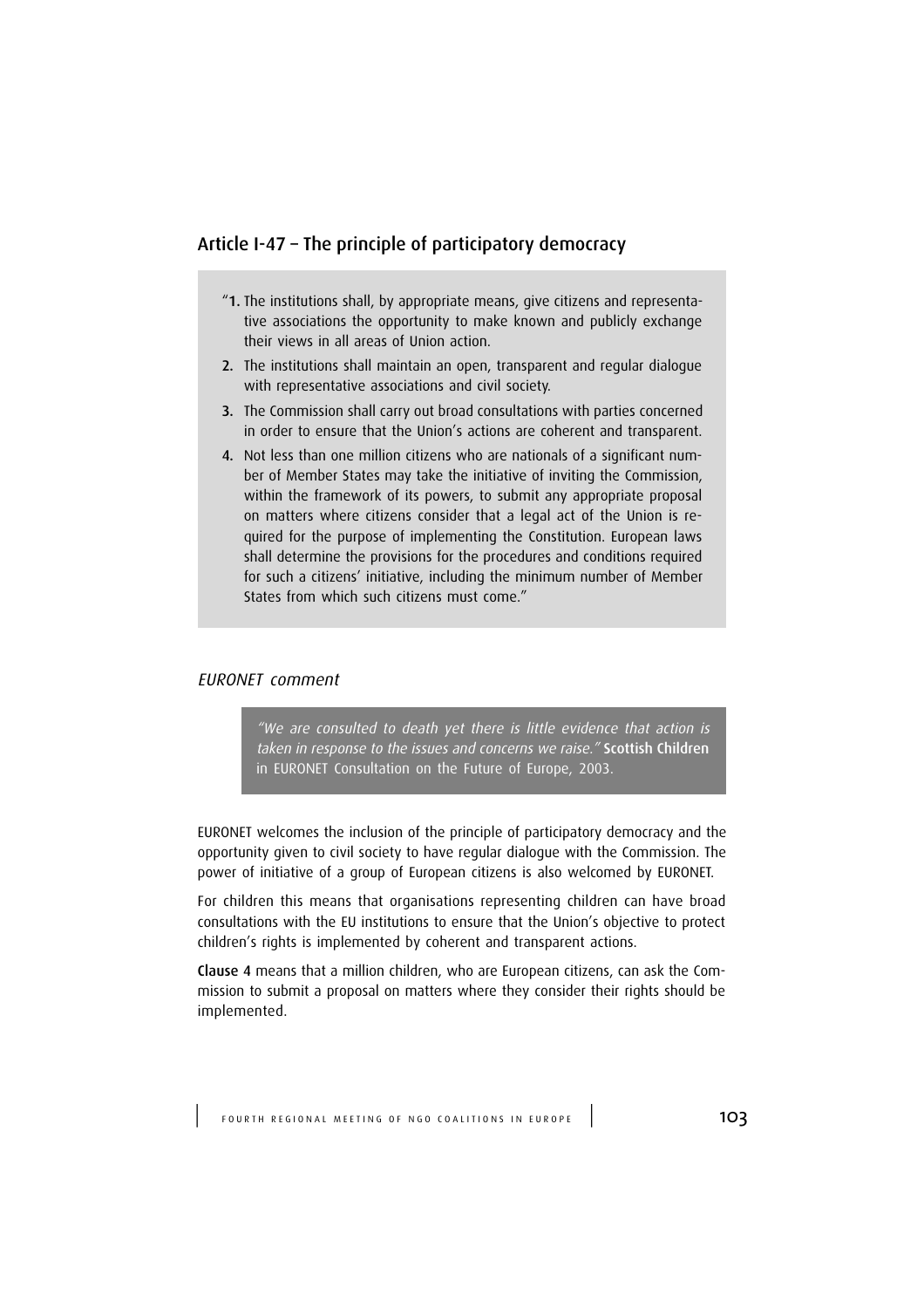## Article I-47 – The principle of participatory democracy

> "**1.** The institutions shall, by appropriate means, give citizens and representative associations the opportunity to make known and publicly exchange their views in all areas of Union action.
>
> **2.** The institutions shall maintain an open, transparent and regular dialogue with representative associations and civil society.
>
> **3.** The Commission shall carry out broad consultations with parties concerned in order to ensure that the Union's actions are coherent and transparent.
>
> **4.** Not less than one million citizens who are nationals of a significant number of Member States may take the initiative of inviting the Commission, within the framework of its powers, to submit any appropriate proposal on matters where citizens consider that a legal act of the Union is required for the purpose of implementing the Constitution. European laws shall determine the provisions for the procedures and conditions required for such a citizens' initiative, including the minimum number of Member States from which such citizens must come."

### *EURONET comment*

> *"We are consulted to death yet there is little evidence that action is taken in response to the issues and concerns we raise."* **Scottish Children** in EURONET Consultation on the Future of Europe, 2003.

EURONET welcomes the inclusion of the principle of participatory democracy and the opportunity given to civil society to have regular dialogue with the Commission. The power of initiative of a group of European citizens is also welcomed by EURONET.

For children this means that organisations representing children can have broad consultations with the EU institutions to ensure that the Union's objective to protect children's rights is implemented by coherent and transparent actions.

**Clause 4** means that a million children, who are European citizens, can ask the Commission to submit a proposal on matters where they consider their rights should be implemented.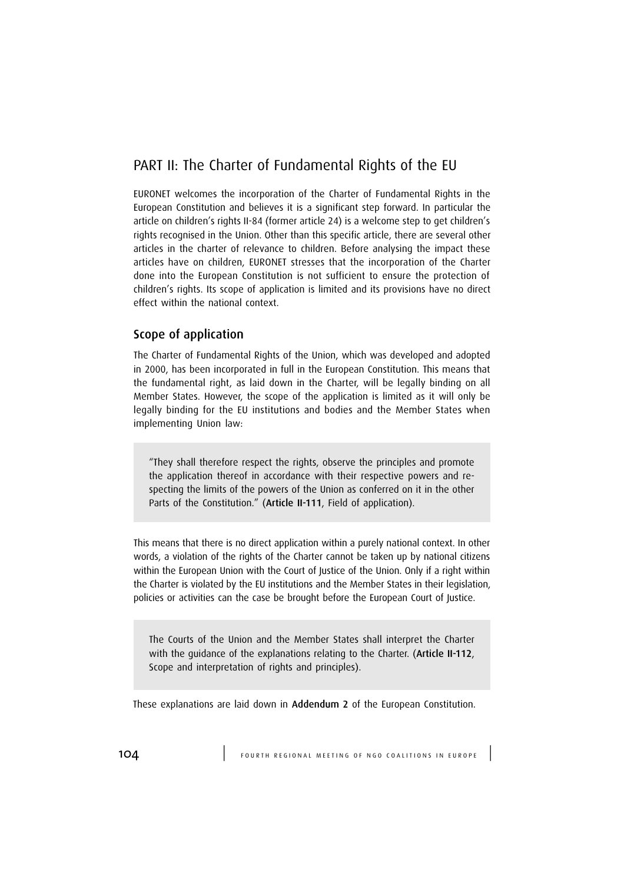## PART II: The Charter of Fundamental Rights of the EU

EURONET welcomes the incorporation of the Charter of Fundamental Rights in the European Constitution and believes it is a significant step forward. In particular the article on children's rights II-84 (former article 24) is a welcome step to get children's rights recognised in the Union. Other than this specific article, there are several other articles in the charter of relevance to children. Before analysing the impact these articles have on children, EURONET stresses that the incorporation of the Charter done into the European Constitution is not sufficient to ensure the protection of children's rights. Its scope of application is limited and its provisions have no direct effect within the national context.

### Scope of application

The Charter of Fundamental Rights of the Union, which was developed and adopted in 2000, has been incorporated in full in the European Constitution. This means that the fundamental right, as laid down in the Charter, will be legally binding on all Member States. However, the scope of the application is limited as it will only be legally binding for the EU institutions and bodies and the Member States when implementing Union law:

> "They shall therefore respect the rights, observe the principles and promote the application thereof in accordance with their respective powers and respecting the limits of the powers of the Union as conferred on it in the other Parts of the Constitution." (**Article II-111**, Field of application).

This means that there is no direct application within a purely national context. In other words, a violation of the rights of the Charter cannot be taken up by national citizens within the European Union with the Court of Justice of the Union. Only if a right within the Charter is violated by the EU institutions and the Member States in their legislation, policies or activities can the case be brought before the European Court of Justice.

> The Courts of the Union and the Member States shall interpret the Charter with the guidance of the explanations relating to the Charter. (**Article II-112**, Scope and interpretation of rights and principles).

These explanations are laid down in **Addendum 2** of the European Constitution.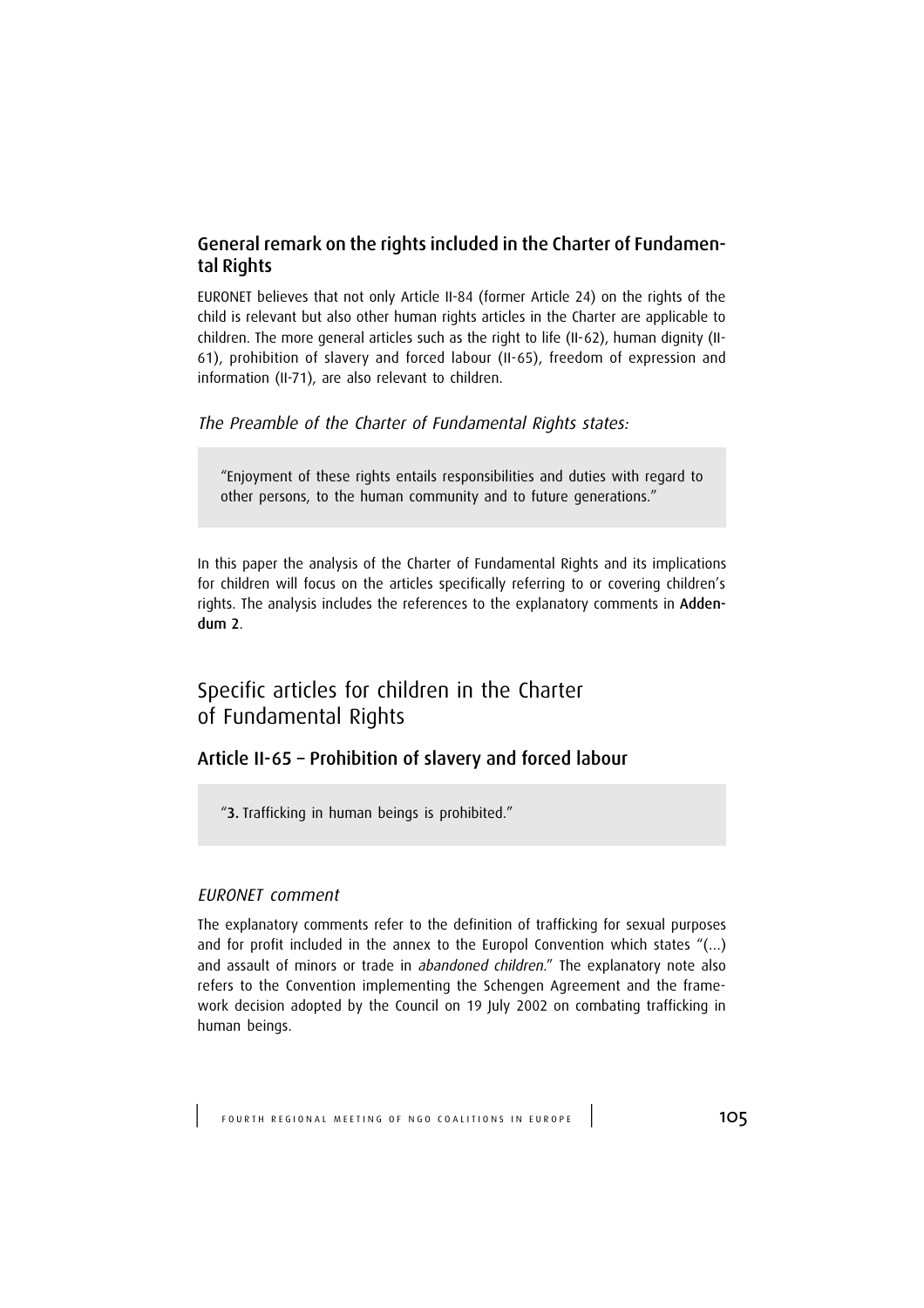### General remark on the rights included in the Charter of Fundamental Rights

EURONET believes that not only Article II-84 (former Article 24) on the rights of the child is relevant but also other human rights articles in the Charter are applicable to children. The more general articles such as the right to life (II-62), human dignity (II-61), prohibition of slavery and forced labour (II-65), freedom of expression and information (II-71), are also relevant to children.

*The Preamble of the Charter of Fundamental Rights states:*

> "Enjoyment of these rights entails responsibilities and duties with regard to other persons, to the human community and to future generations."

In this paper the analysis of the Charter of Fundamental Rights and its implications for children will focus on the articles specifically referring to or covering children's rights. The analysis includes the references to the explanatory comments in **Addendum 2**.

## Specific articles for children in the Charter of Fundamental Rights

### Article II-65 – Prohibition of slavery and forced labour

> "**3.** Trafficking in human beings is prohibited."

#### *EURONET comment*

The explanatory comments refer to the definition of trafficking for sexual purposes and for profit included in the annex to the Europol Convention which states "(...) and assault of minors or trade in *abandoned children*." The explanatory note also refers to the Convention implementing the Schengen Agreement and the framework decision adopted by the Council on 19 July 2002 on combating trafficking in human beings.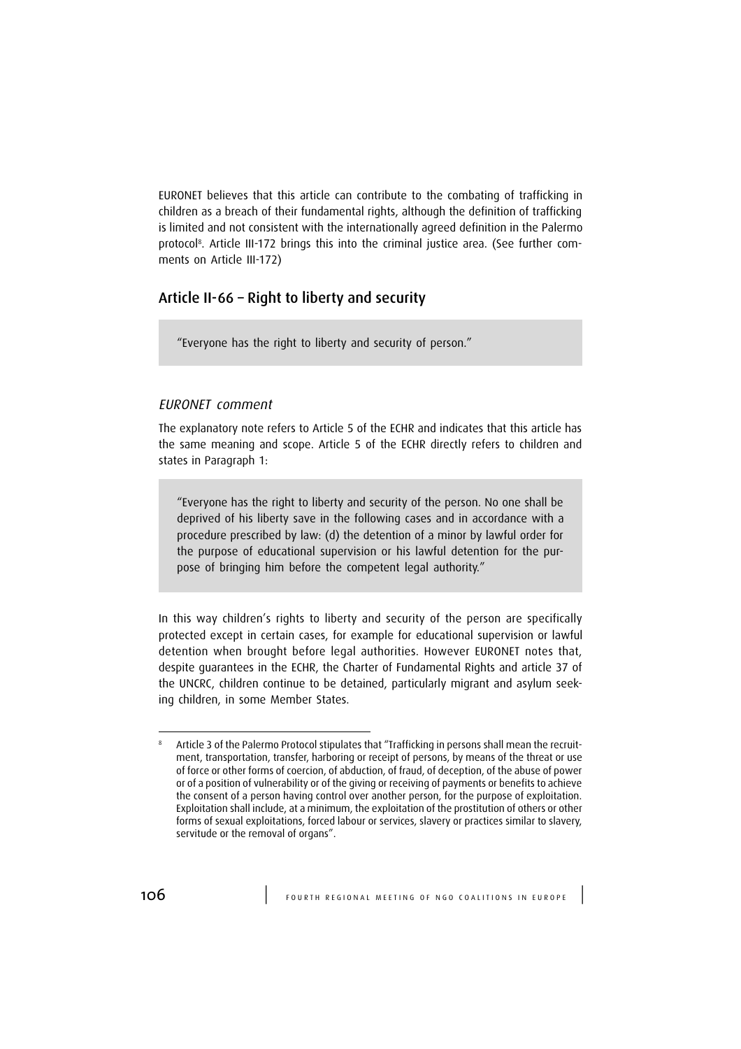EURONET believes that this article can contribute to the combating of trafficking in children as a breach of their fundamental rights, although the definition of trafficking is limited and not consistent with the internationally agreed definition in the Palermo protocol[8]. Article III-172 brings this into the criminal justice area. (See further comments on Article III-172)

## Article II-66 – Right to liberty and security

> "Everyone has the right to liberty and security of person."

### *EURONET comment*

The explanatory note refers to Article 5 of the ECHR and indicates that this article has the same meaning and scope. Article 5 of the ECHR directly refers to children and states in Paragraph 1:

> "Everyone has the right to liberty and security of the person. No one shall be deprived of his liberty save in the following cases and in accordance with a procedure prescribed by law: (d) the detention of a minor by lawful order for the purpose of educational supervision or his lawful detention for the purpose of bringing him before the competent legal authority."

In this way children's rights to liberty and security of the person are specifically protected except in certain cases, for example for educational supervision or lawful detention when brought before legal authorities. However EURONET notes that, despite guarantees in the ECHR, the Charter of Fundamental Rights and article 37 of the UNCRC, children continue to be detained, particularly migrant and asylum seeking children, in some Member States.

---

[8] Article 3 of the Palermo Protocol stipulates that "Trafficking in persons shall mean the recruitment, transportation, transfer, harboring or receipt of persons, by means of the threat or use of force or other forms of coercion, of abduction, of fraud, of deception, of the abuse of power or of a position of vulnerability or of the giving or receiving of payments or benefits to achieve the consent of a person having control over another person, for the purpose of exploitation. Exploitation shall include, at a minimum, the exploitation of the prostitution of others or other forms of sexual exploitations, forced labour or services, slavery or practices similar to slavery, servitude or the removal of organs".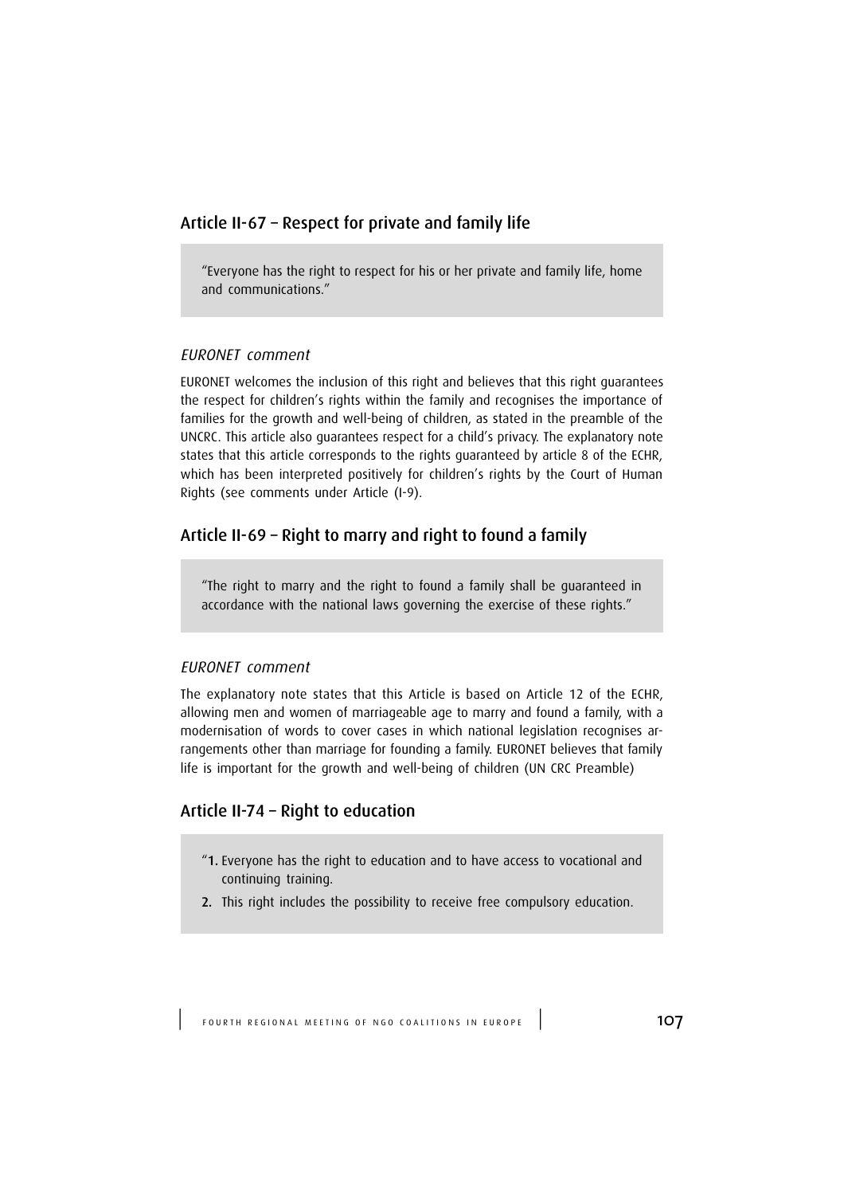## Article II-67 – Respect for private and family life

"Everyone has the right to respect for his or her private and family life, home and communications."

### *EURONET comment*

EURONET welcomes the inclusion of this right and believes that this right guarantees the respect for children's rights within the family and recognises the importance of families for the growth and well-being of children, as stated in the preamble of the UNCRC. This article also guarantees respect for a child's privacy. The explanatory note states that this article corresponds to the rights guaranteed by article 8 of the ECHR, which has been interpreted positively for children's rights by the Court of Human Rights (see comments under Article (I-9).

## Article II-69 – Right to marry and right to found a family

"The right to marry and the right to found a family shall be guaranteed in accordance with the national laws governing the exercise of these rights."

### *EURONET comment*

The explanatory note states that this Article is based on Article 12 of the ECHR, allowing men and women of marriageable age to marry and found a family, with a modernisation of words to cover cases in which national legislation recognises arrangements other than marriage for founding a family. EURONET believes that family life is important for the growth and well-being of children (UN CRC Preamble)

## Article II-74 – Right to education

"**1.** Everyone has the right to education and to have access to vocational and continuing training.

**2.** This right includes the possibility to receive free compulsory education.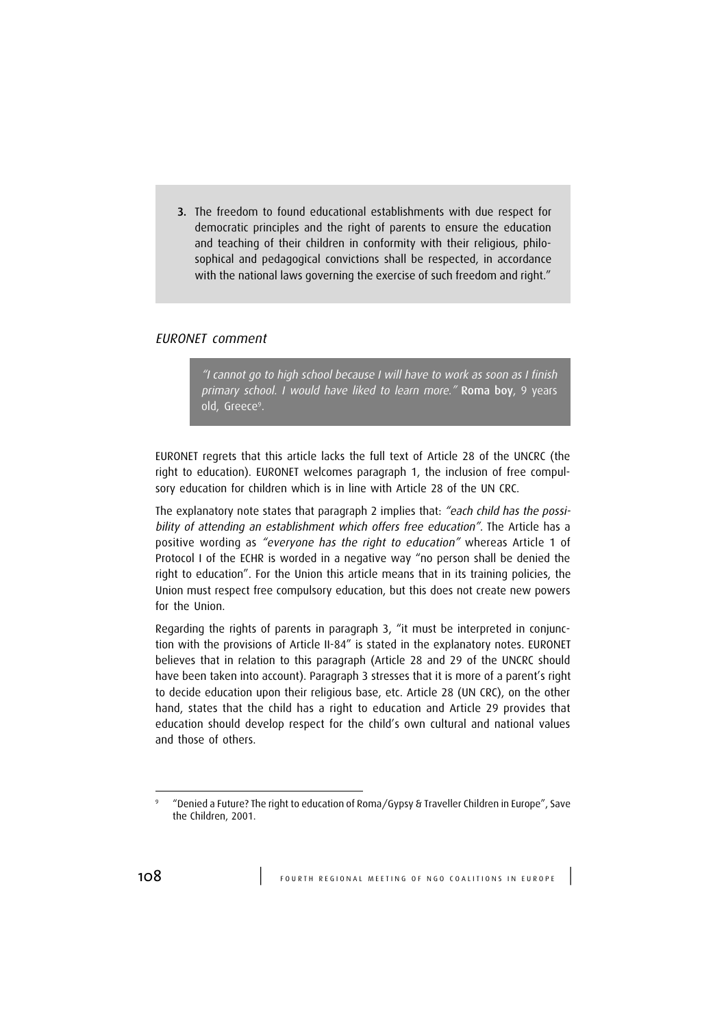3. The freedom to found educational establishments with due respect for democratic principles and the right of parents to ensure the education and teaching of their children in conformity with their religious, philosophical and pedagogical convictions shall be respected, in accordance with the national laws governing the exercise of such freedom and right."

*EURONET comment*

> *"I cannot go to high school because I will have to work as soon as I finish primary school. I would have liked to learn more."* **Roma boy**, 9 years old, Greece[9].

EURONET regrets that this article lacks the full text of Article 28 of the UNCRC (the right to education). EURONET welcomes paragraph 1, the inclusion of free compulsory education for children which is in line with Article 28 of the UN CRC.

The explanatory note states that paragraph 2 implies that: *"each child has the possibility of attending an establishment which offers free education"*. The Article has a positive wording as *"everyone has the right to education"* whereas Article 1 of Protocol I of the ECHR is worded in a negative way "no person shall be denied the right to education". For the Union this article means that in its training policies, the Union must respect free compulsory education, but this does not create new powers for the Union.

Regarding the rights of parents in paragraph 3, "it must be interpreted in conjunction with the provisions of Article II-84" is stated in the explanatory notes. EURONET believes that in relation to this paragraph (Article 28 and 29 of the UNCRC should have been taken into account). Paragraph 3 stresses that it is more of a parent's right to decide education upon their religious base, etc. Article 28 (UN CRC), on the other hand, states that the child has a right to education and Article 29 provides that education should develop respect for the child's own cultural and national values and those of others.

[9] "Denied a Future? The right to education of Roma/Gypsy & Traveller Children in Europe", Save the Children, 2001.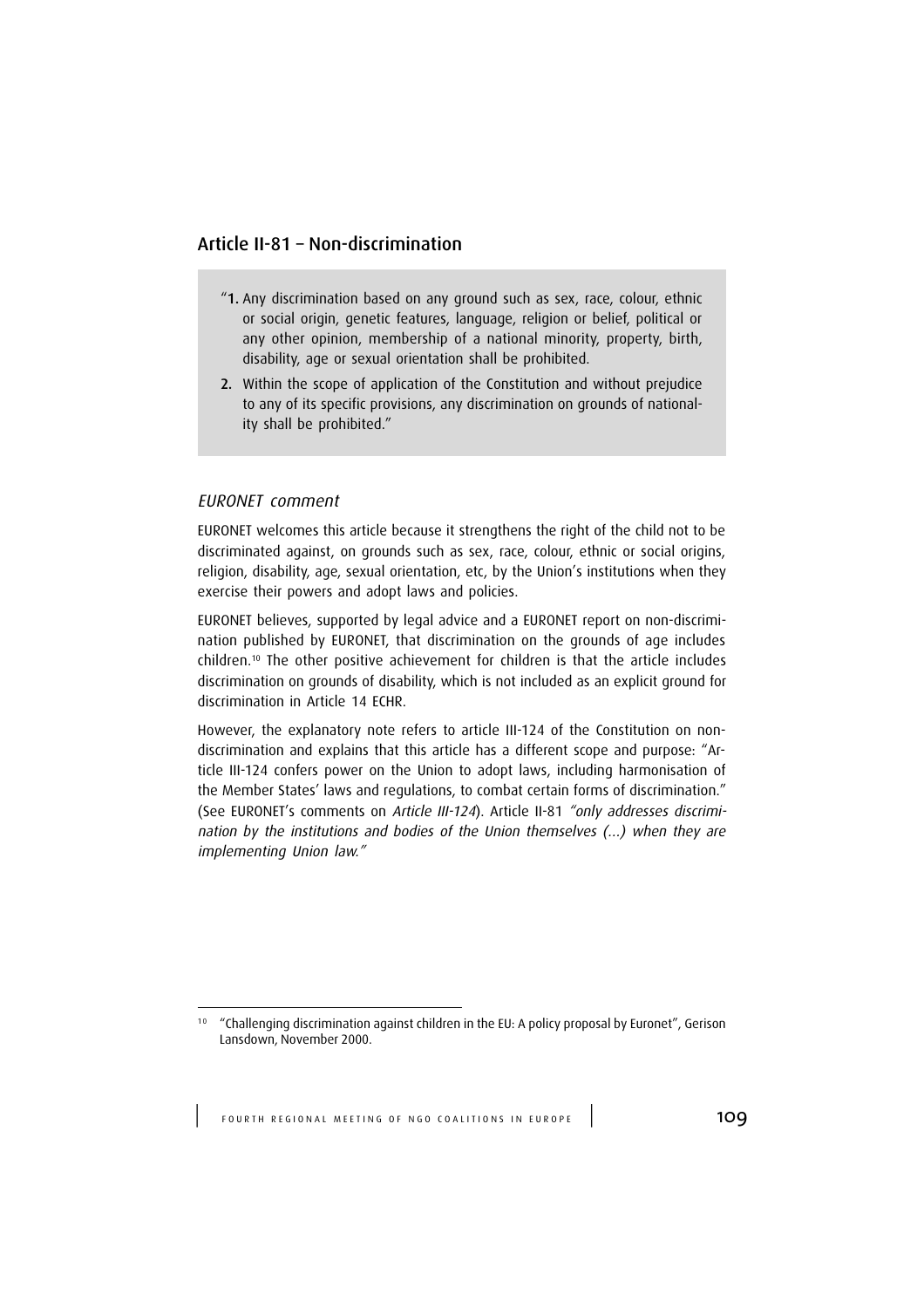## Article II-81 – Non-discrimination

> "1. Any discrimination based on any ground such as sex, race, colour, ethnic or social origin, genetic features, language, religion or belief, political or any other opinion, membership of a national minority, property, birth, disability, age or sexual orientation shall be prohibited.
>
> 2. Within the scope of application of the Constitution and without prejudice to any of its specific provisions, any discrimination on grounds of nationality shall be prohibited."

### *EURONET comment*

EURONET welcomes this article because it strengthens the right of the child not to be discriminated against, on grounds such as sex, race, colour, ethnic or social origins, religion, disability, age, sexual orientation, etc, by the Union's institutions when they exercise their powers and adopt laws and policies.

EURONET believes, supported by legal advice and a EURONET report on non-discrimination published by EURONET, that discrimination on the grounds of age includes children.[10] The other positive achievement for children is that the article includes discrimination on grounds of disability, which is not included as an explicit ground for discrimination in Article 14 ECHR.

However, the explanatory note refers to article III-124 of the Constitution on non-discrimination and explains that this article has a different scope and purpose: "Article III-124 confers power on the Union to adopt laws, including harmonisation of the Member States' laws and regulations, to combat certain forms of discrimination." (See EURONET's comments on *Article III-124*). Article II-81 *"only addresses discrimination by the institutions and bodies of the Union themselves (...) when they are implementing Union law."*

---

[10] "Challenging discrimination against children in the EU: A policy proposal by Euronet", Gerison Lansdown, November 2000.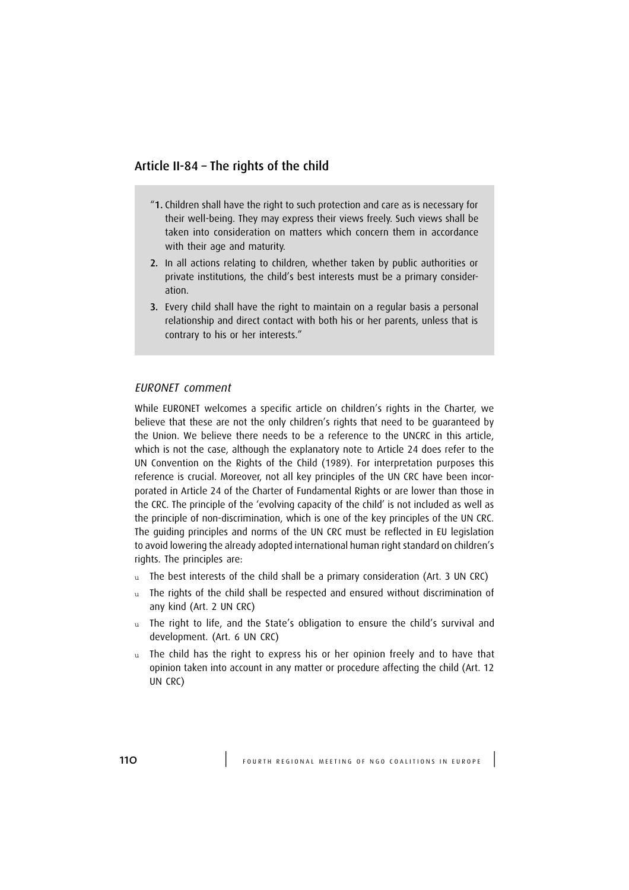## Article II-84 – The rights of the child

> "1. Children shall have the right to such protection and care as is necessary for their well-being. They may express their views freely. Such views shall be taken into consideration on matters which concern them in accordance with their age and maturity.
>
> 2. In all actions relating to children, whether taken by public authorities or private institutions, the child's best interests must be a primary consideration.
>
> 3. Every child shall have the right to maintain on a regular basis a personal relationship and direct contact with both his or her parents, unless that is contrary to his or her interests."

### *EURONET comment*

While EURONET welcomes a specific article on children's rights in the Charter, we believe that these are not the only children's rights that need to be guaranteed by the Union. We believe there needs to be a reference to the UNCRC in this article, which is not the case, although the explanatory note to Article 24 does refer to the UN Convention on the Rights of the Child (1989). For interpretation purposes this reference is crucial. Moreover, not all key principles of the UN CRC have been incorporated in Article 24 of the Charter of Fundamental Rights or are lower than those in the CRC. The principle of the 'evolving capacity of the child' is not included as well as the principle of non-discrimination, which is one of the key principles of the UN CRC. The guiding principles and norms of the UN CRC must be reflected in EU legislation to avoid lowering the already adopted international human right standard on children's rights. The principles are:

- The best interests of the child shall be a primary consideration (Art. 3 UN CRC)
- The rights of the child shall be respected and ensured without discrimination of any kind (Art. 2 UN CRC)
- The right to life, and the State's obligation to ensure the child's survival and development. (Art. 6 UN CRC)
- The child has the right to express his or her opinion freely and to have that opinion taken into account in any matter or procedure affecting the child (Art. 12 UN CRC)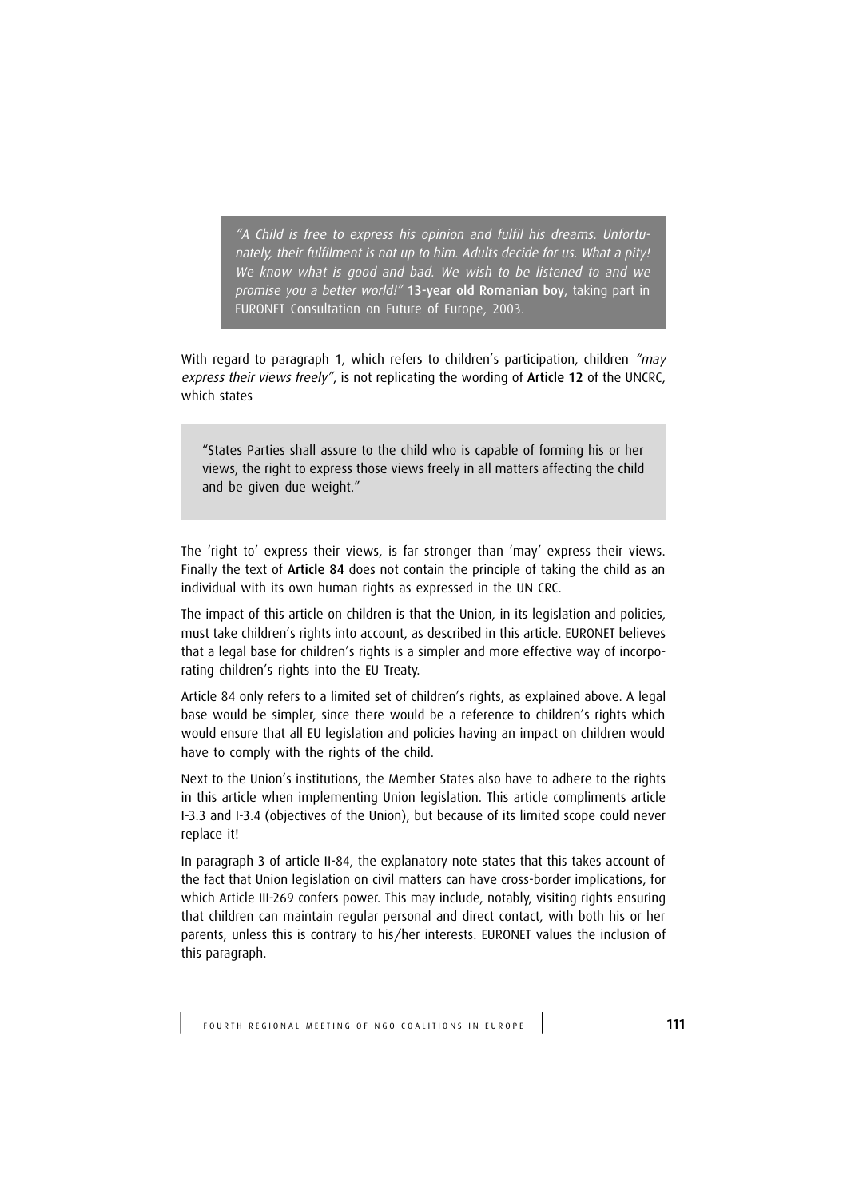> *"A Child is free to express his opinion and fulfil his dreams. Unfortunately, their fulfilment is not up to him. Adults decide for us. What a pity! We know what is good and bad. We wish to be listened to and we promise you a better world!"* **13-year old Romanian boy**, taking part in EURONET Consultation on Future of Europe, 2003.

With regard to paragraph 1, which refers to children's participation, children *"may express their views freely"*, is not replicating the wording of **Article 12** of the UNCRC, which states

> "States Parties shall assure to the child who is capable of forming his or her views, the right to express those views freely in all matters affecting the child and be given due weight."

The 'right to' express their views, is far stronger than 'may' express their views. Finally the text of **Article 84** does not contain the principle of taking the child as an individual with its own human rights as expressed in the UN CRC.

The impact of this article on children is that the Union, in its legislation and policies, must take children's rights into account, as described in this article. EURONET believes that a legal base for children's rights is a simpler and more effective way of incorporating children's rights into the EU Treaty.

Article 84 only refers to a limited set of children's rights, as explained above. A legal base would be simpler, since there would be a reference to children's rights which would ensure that all EU legislation and policies having an impact on children would have to comply with the rights of the child.

Next to the Union's institutions, the Member States also have to adhere to the rights in this article when implementing Union legislation. This article compliments article I-3.3 and I-3.4 (objectives of the Union), but because of its limited scope could never replace it!

In paragraph 3 of article II-84, the explanatory note states that this takes account of the fact that Union legislation on civil matters can have cross-border implications, for which Article III-269 confers power. This may include, notably, visiting rights ensuring that children can maintain regular personal and direct contact, with both his or her parents, unless this is contrary to his/her interests. EURONET values the inclusion of this paragraph.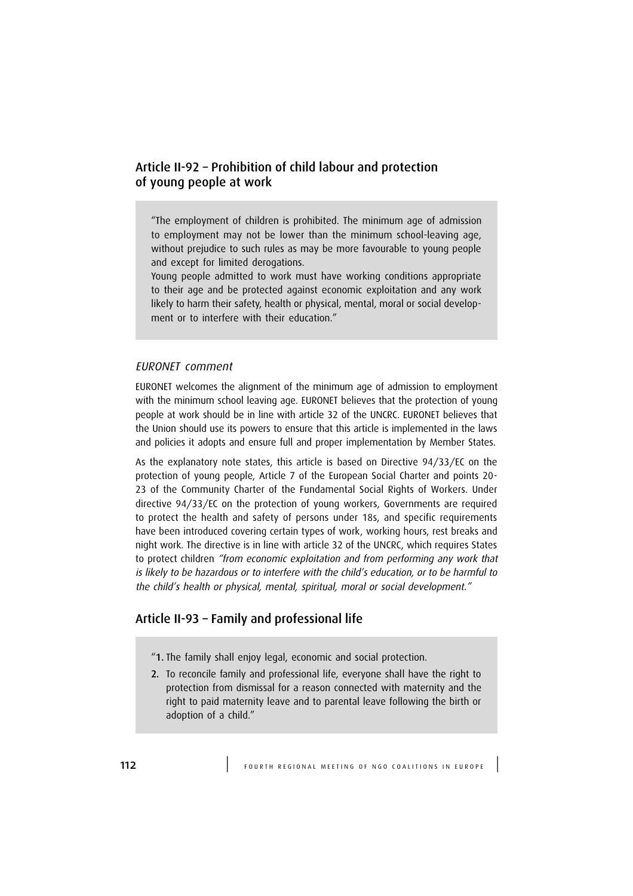## Article II-92 – Prohibition of child labour and protection of young people at work

> "The employment of children is prohibited. The minimum age of admission to employment may not be lower than the minimum school-leaving age, without prejudice to such rules as may be more favourable to young people and except for limited derogations.
> Young people admitted to work must have working conditions appropriate to their age and be protected against economic exploitation and any work likely to harm their safety, health or physical, mental, moral or social development or to interfere with their education."

### *EURONET comment*

EURONET welcomes the alignment of the minimum age of admission to employment with the minimum school leaving age. EURONET believes that the protection of young people at work should be in line with article 32 of the UNCRC. EURONET believes that the Union should use its powers to ensure that this article is implemented in the laws and policies it adopts and ensure full and proper implementation by Member States.

As the explanatory note states, this article is based on Directive 94/33/EC on the protection of young people, Article 7 of the European Social Charter and points 20-23 of the Community Charter of the Fundamental Social Rights of Workers. Under directive 94/33/EC on the protection of young workers, Governments are required to protect the health and safety of persons under 18s, and specific requirements have been introduced covering certain types of work, working hours, rest breaks and night work. The directive is in line with article 32 of the UNCRC, which requires States to protect children *"from economic exploitation and from performing any work that is likely to be hazardous or to interfere with the child's education, or to be harmful to the child's health or physical, mental, spiritual, moral or social development."*

## Article II-93 – Family and professional life

> "**1.** The family shall enjoy legal, economic and social protection.
> **2.** To reconcile family and professional life, everyone shall have the right to protection from dismissal for a reason connected with maternity and the right to paid maternity leave and to parental leave following the birth or adoption of a child."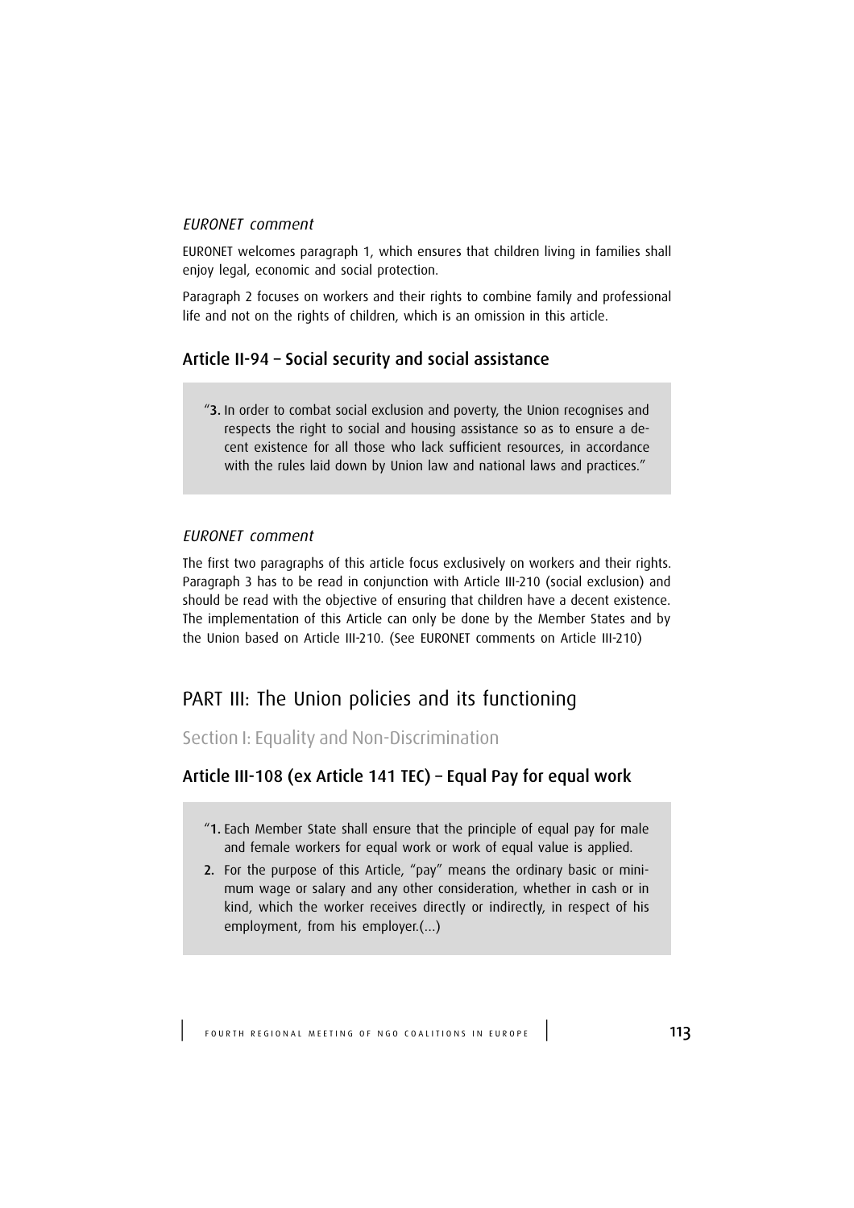*EURONET comment*

EURONET welcomes paragraph 1, which ensures that children living in families shall enjoy legal, economic and social protection.

Paragraph 2 focuses on workers and their rights to combine family and professional life and not on the rights of children, which is an omission in this article.

### Article II-94 – Social security and social assistance

> "**3.** In order to combat social exclusion and poverty, the Union recognises and respects the right to social and housing assistance so as to ensure a decent existence for all those who lack sufficient resources, in accordance with the rules laid down by Union law and national laws and practices."

*EURONET comment*

The first two paragraphs of this article focus exclusively on workers and their rights. Paragraph 3 has to be read in conjunction with Article III-210 (social exclusion) and should be read with the objective of ensuring that children have a decent existence. The implementation of this Article can only be done by the Member States and by the Union based on Article III-210. (See EURONET comments on Article III-210)

## PART III: The Union policies and its functioning

### Section I: Equality and Non-Discrimination

### Article III-108 (ex Article 141 TEC) – Equal Pay for equal work

> "**1.** Each Member State shall ensure that the principle of equal pay for male and female workers for equal work or work of equal value is applied.
>
> **2.** For the purpose of this Article, "pay" means the ordinary basic or minimum wage or salary and any other consideration, whether in cash or in kind, which the worker receives directly or indirectly, in respect of his employment, from his employer.(...)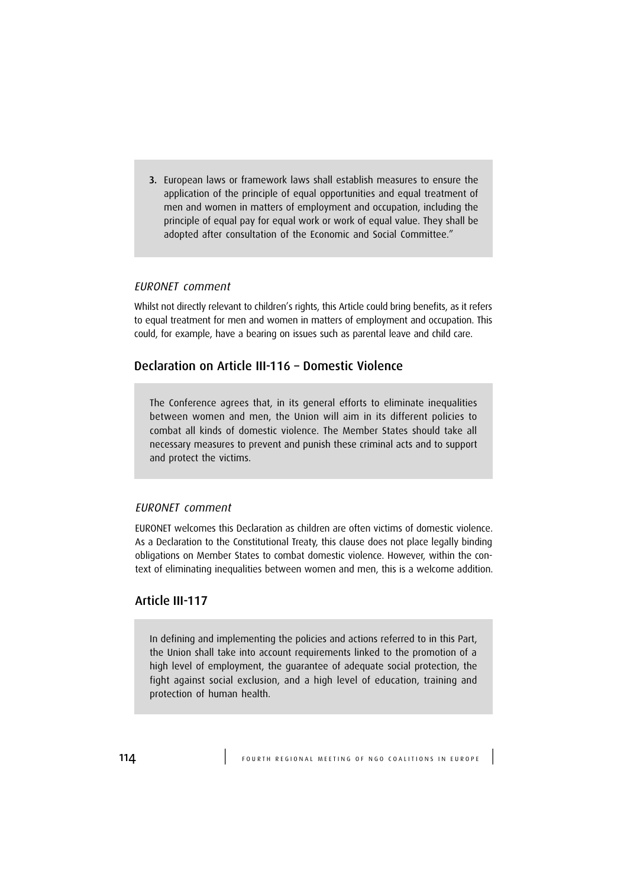3. European laws or framework laws shall establish measures to ensure the application of the principle of equal opportunities and equal treatment of men and women in matters of employment and occupation, including the principle of equal pay for equal work or work of equal value. They shall be adopted after consultation of the Economic and Social Committee."

### *EURONET comment*

Whilst not directly relevant to children's rights, this Article could bring benefits, as it refers to equal treatment for men and women in matters of employment and occupation. This could, for example, have a bearing on issues such as parental leave and child care.

## Declaration on Article III-116 – Domestic Violence

The Conference agrees that, in its general efforts to eliminate inequalities between women and men, the Union will aim in its different policies to combat all kinds of domestic violence. The Member States should take all necessary measures to prevent and punish these criminal acts and to support and protect the victims.

### *EURONET comment*

EURONET welcomes this Declaration as children are often victims of domestic violence. As a Declaration to the Constitutional Treaty, this clause does not place legally binding obligations on Member States to combat domestic violence. However, within the context of eliminating inequalities between women and men, this is a welcome addition.

## Article III-117

In defining and implementing the policies and actions referred to in this Part, the Union shall take into account requirements linked to the promotion of a high level of employment, the guarantee of adequate social protection, the fight against social exclusion, and a high level of education, training and protection of human health.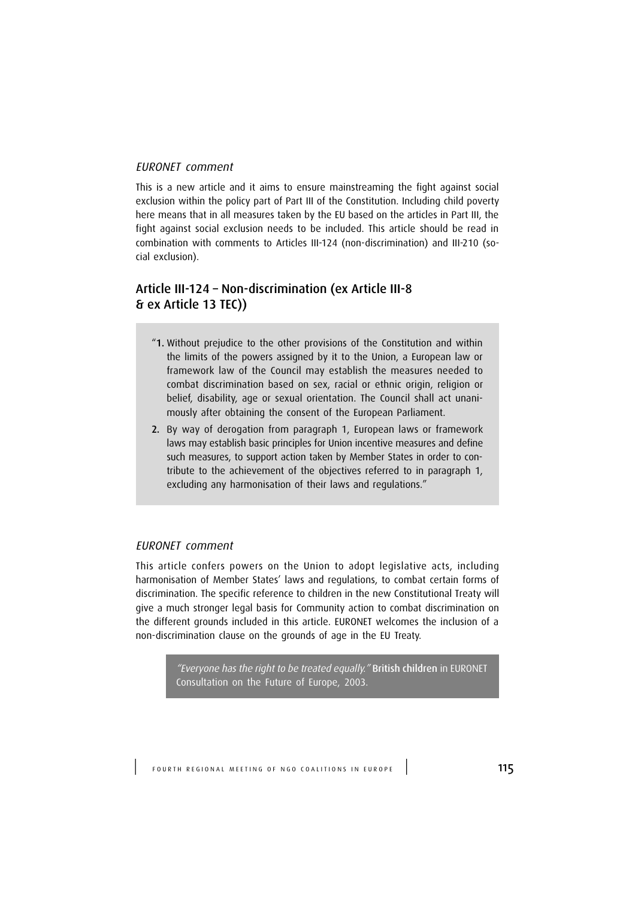### *EURONET comment*

This is a new article and it aims to ensure mainstreaming the fight against social exclusion within the policy part of Part III of the Constitution. Including child poverty here means that in all measures taken by the EU based on the articles in Part III, the fight against social exclusion needs to be included. This article should be read in combination with comments to Articles III-124 (non-discrimination) and III-210 (social exclusion).

## Article III-124 – Non-discrimination (ex Article III-8 & ex Article 13 TEC))

"**1.** Without prejudice to the other provisions of the Constitution and within the limits of the powers assigned by it to the Union, a European law or framework law of the Council may establish the measures needed to combat discrimination based on sex, racial or ethnic origin, religion or belief, disability, age or sexual orientation. The Council shall act unanimously after obtaining the consent of the European Parliament.

**2.** By way of derogation from paragraph 1, European laws or framework laws may establish basic principles for Union incentive measures and define such measures, to support action taken by Member States in order to contribute to the achievement of the objectives referred to in paragraph 1, excluding any harmonisation of their laws and regulations."

### *EURONET comment*

This article confers powers on the Union to adopt legislative acts, including harmonisation of Member States' laws and regulations, to combat certain forms of discrimination. The specific reference to children in the new Constitutional Treaty will give a much stronger legal basis for Community action to combat discrimination on the different grounds included in this article. EURONET welcomes the inclusion of a non-discrimination clause on the grounds of age in the EU Treaty.

> *"Everyone has the right to be treated equally."* **British children** in EURONET Consultation on the Future of Europe, 2003.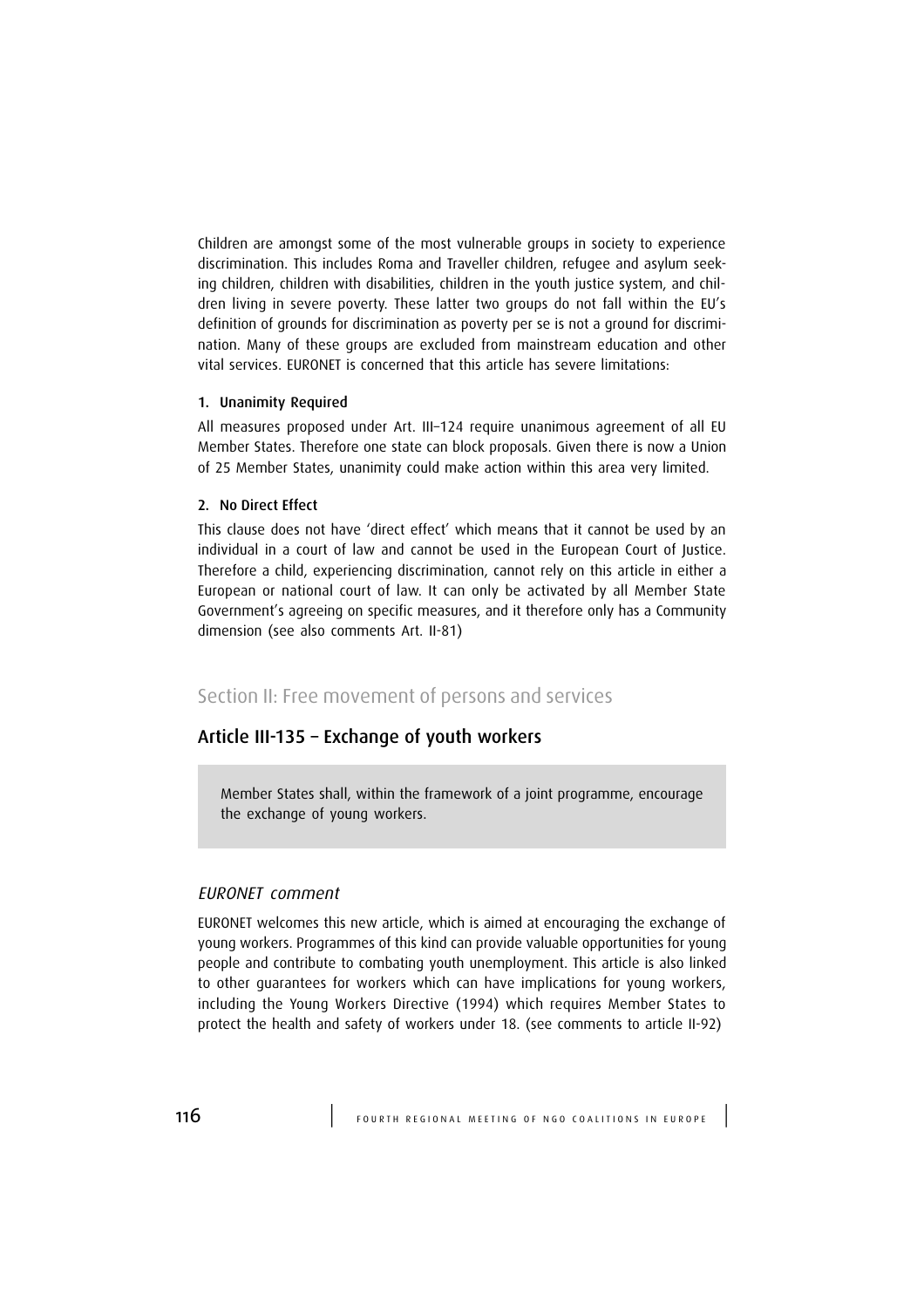Children are amongst some of the most vulnerable groups in society to experience discrimination. This includes Roma and Traveller children, refugee and asylum seeking children, children with disabilities, children in the youth justice system, and children living in severe poverty. These latter two groups do not fall within the EU's definition of grounds for discrimination as poverty per se is not a ground for discrimination. Many of these groups are excluded from mainstream education and other vital services. EURONET is concerned that this article has severe limitations:

**1. Unanimity Required**

All measures proposed under Art. III–124 require unanimous agreement of all EU Member States. Therefore one state can block proposals. Given there is now a Union of 25 Member States, unanimity could make action within this area very limited.

**2. No Direct Effect**

This clause does not have 'direct effect' which means that it cannot be used by an individual in a court of law and cannot be used in the European Court of Justice. Therefore a child, experiencing discrimination, cannot rely on this article in either a European or national court of law. It can only be activated by all Member State Government's agreeing on specific measures, and it therefore only has a Community dimension (see also comments Art. II-81)

## Section II: Free movement of persons and services

## Article III-135 – Exchange of youth workers

> Member States shall, within the framework of a joint programme, encourage the exchange of young workers.

### *EURONET comment*

EURONET welcomes this new article, which is aimed at encouraging the exchange of young workers. Programmes of this kind can provide valuable opportunities for young people and contribute to combating youth unemployment. This article is also linked to other guarantees for workers which can have implications for young workers, including the Young Workers Directive (1994) which requires Member States to protect the health and safety of workers under 18. (see comments to article II-92)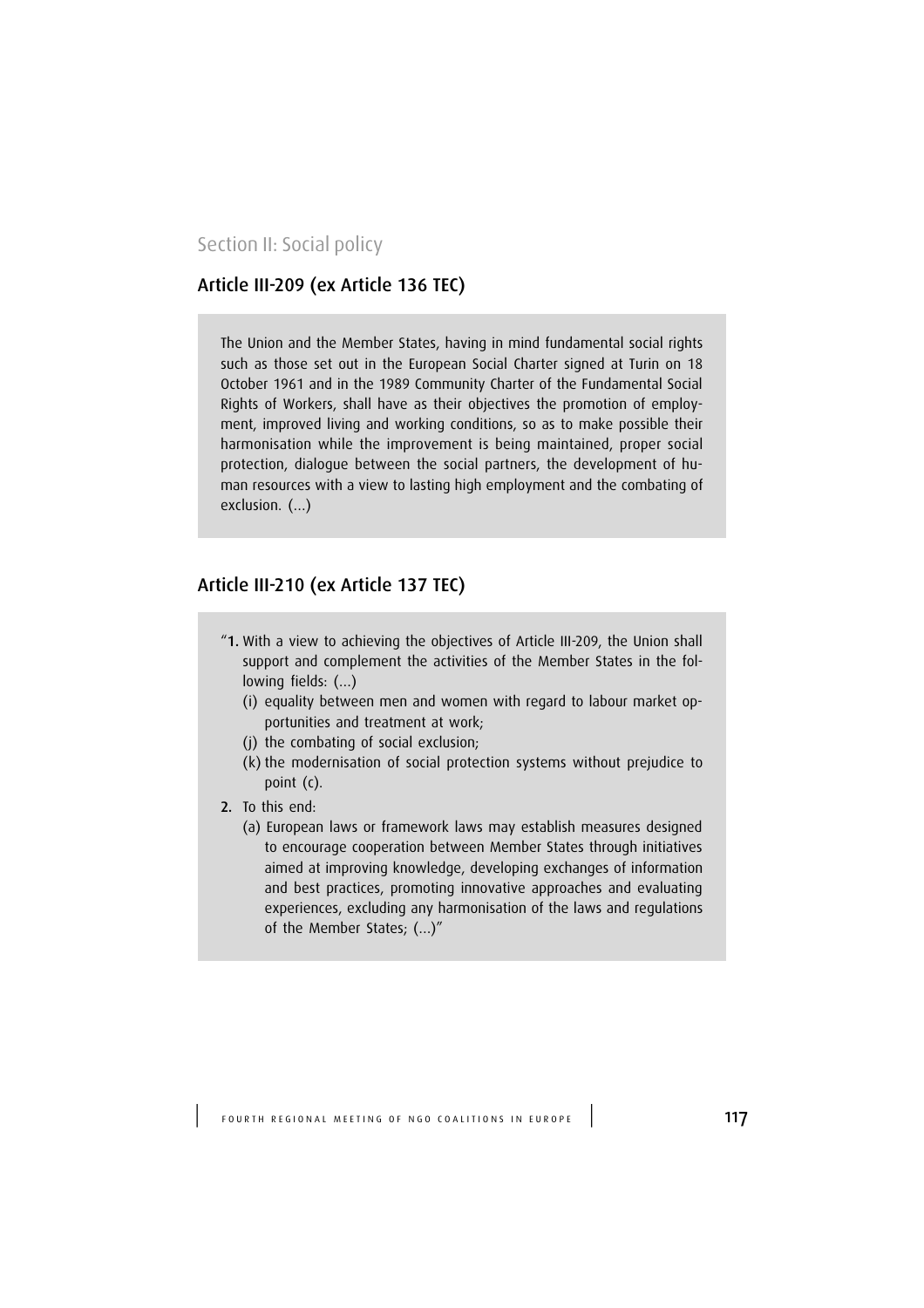## Section II: Social policy

### Article III-209 (ex Article 136 TEC)

The Union and the Member States, having in mind fundamental social rights such as those set out in the European Social Charter signed at Turin on 18 October 1961 and in the 1989 Community Charter of the Fundamental Social Rights of Workers, shall have as their objectives the promotion of employment, improved living and working conditions, so as to make possible their harmonisation while the improvement is being maintained, proper social protection, dialogue between the social partners, the development of human resources with a view to lasting high employment and the combating of exclusion. (...)

### Article III-210 (ex Article 137 TEC)

"**1.** With a view to achieving the objectives of Article III-209, the Union shall support and complement the activities of the Member States in the following fields: (...)

(i) equality between men and women with regard to labour market opportunities and treatment at work;

(j) the combating of social exclusion;

(k) the modernisation of social protection systems without prejudice to point (c).

**2.** To this end:

(a) European laws or framework laws may establish measures designed to encourage cooperation between Member States through initiatives aimed at improving knowledge, developing exchanges of information and best practices, promoting innovative approaches and evaluating experiences, excluding any harmonisation of the laws and regulations of the Member States; (...)"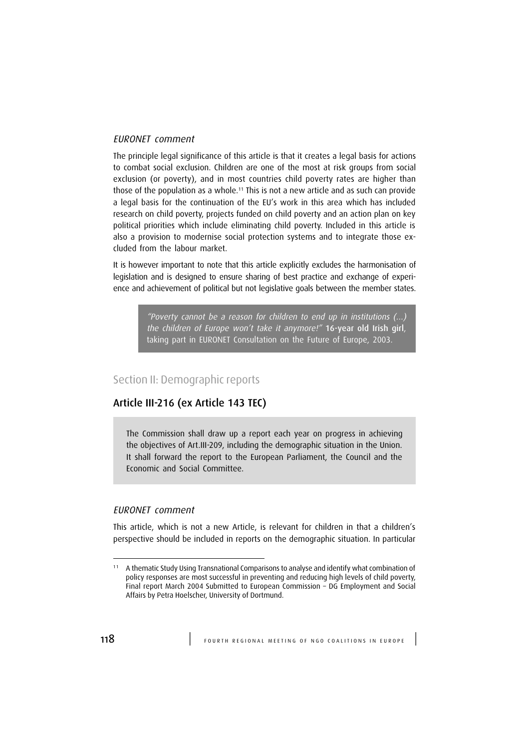*EURONET comment*

The principle legal significance of this article is that it creates a legal basis for actions to combat social exclusion. Children are one of the most at risk groups from social exclusion (or poverty), and in most countries child poverty rates are higher than those of the population as a whole.[11] This is not a new article and as such can provide a legal basis for the continuation of the EU's work in this area which has included research on child poverty, projects funded on child poverty and an action plan on key political priorities which include eliminating child poverty. Included in this article is also a provision to modernise social protection systems and to integrate those excluded from the labour market.

It is however important to note that this article explicitly excludes the harmonisation of legislation and is designed to ensure sharing of best practice and exchange of experience and achievement of political but not legislative goals between the member states.

> *"Poverty cannot be a reason for children to end up in institutions (...) the children of Europe won't take it anymore!"* **16-year old Irish girl**, taking part in EURONET Consultation on the Future of Europe, 2003.

## Section II: Demographic reports

### Article III-216 (ex Article 143 TEC)

> The Commission shall draw up a report each year on progress in achieving the objectives of Art.III-209, including the demographic situation in the Union. It shall forward the report to the European Parliament, the Council and the Economic and Social Committee.

*EURONET comment*

This article, which is not a new Article, is relevant for children in that a children's perspective should be included in reports on the demographic situation. In particular

---

[11] A thematic Study Using Transnational Comparisons to analyse and identify what combination of policy responses are most successful in preventing and reducing high levels of child poverty, Final report March 2004 Submitted to European Commission – DG Employment and Social Affairs by Petra Hoelscher, University of Dortmund.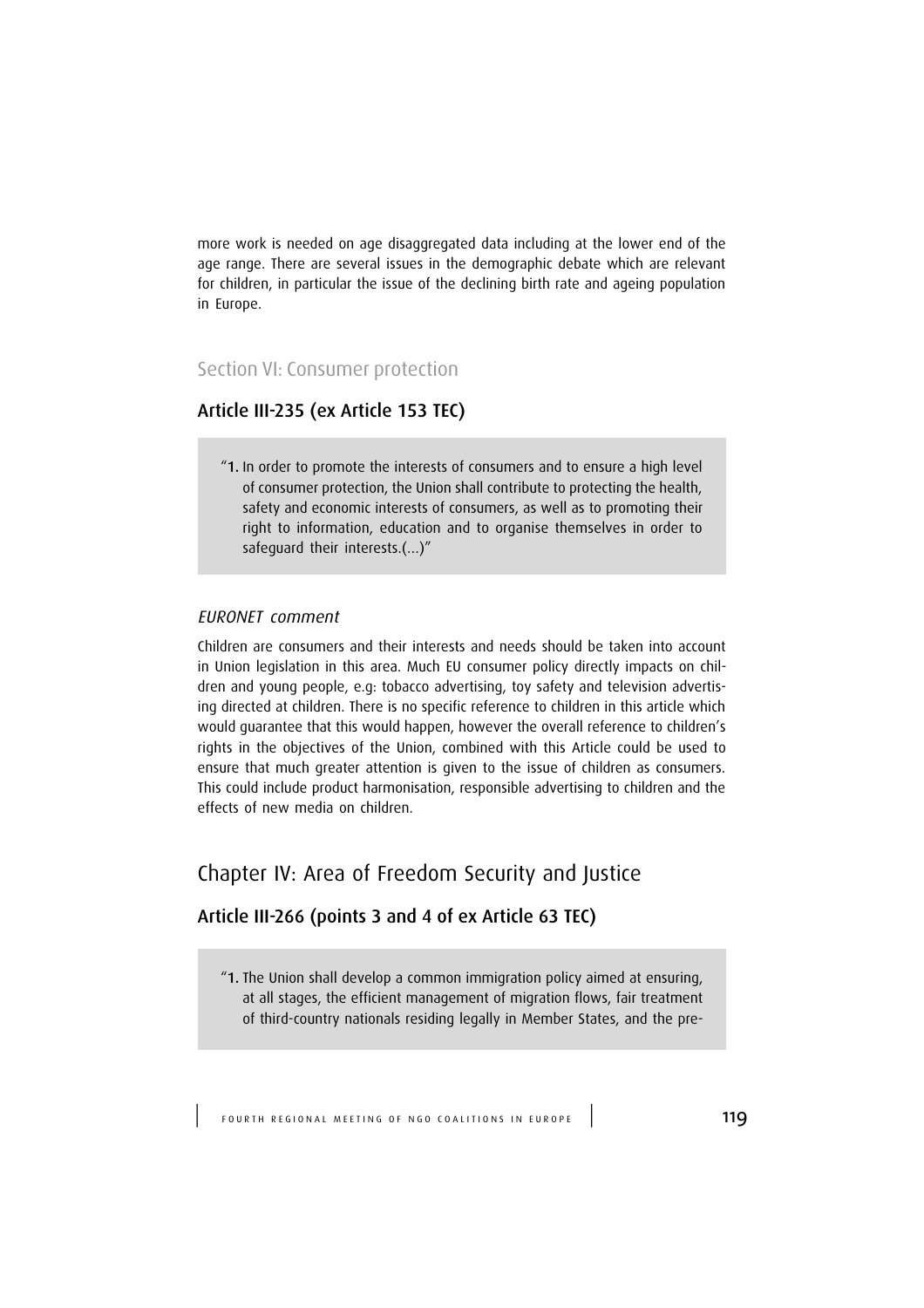more work is needed on age disaggregated data including at the lower end of the age range. There are several issues in the demographic debate which are relevant for children, in particular the issue of the declining birth rate and ageing population in Europe.

### Section VI: Consumer protection

#### Article III-235 (ex Article 153 TEC)

> "**1.** In order to promote the interests of consumers and to ensure a high level of consumer protection, the Union shall contribute to protecting the health, safety and economic interests of consumers, as well as to promoting their right to information, education and to organise themselves in order to safeguard their interests.(...)"

*EURONET comment*

Children are consumers and their interests and needs should be taken into account in Union legislation in this area. Much EU consumer policy directly impacts on children and young people, e.g: tobacco advertising, toy safety and television advertising directed at children. There is no specific reference to children in this article which would guarantee that this would happen, however the overall reference to children's rights in the objectives of the Union, combined with this Article could be used to ensure that much greater attention is given to the issue of children as consumers. This could include product harmonisation, responsible advertising to children and the effects of new media on children.

## Chapter IV: Area of Freedom Security and Justice

#### Article III-266 (points 3 and 4 of ex Article 63 TEC)

> "**1.** The Union shall develop a common immigration policy aimed at ensuring, at all stages, the efficient management of migration flows, fair treatment of third-country nationals residing legally in Member States, and the pre-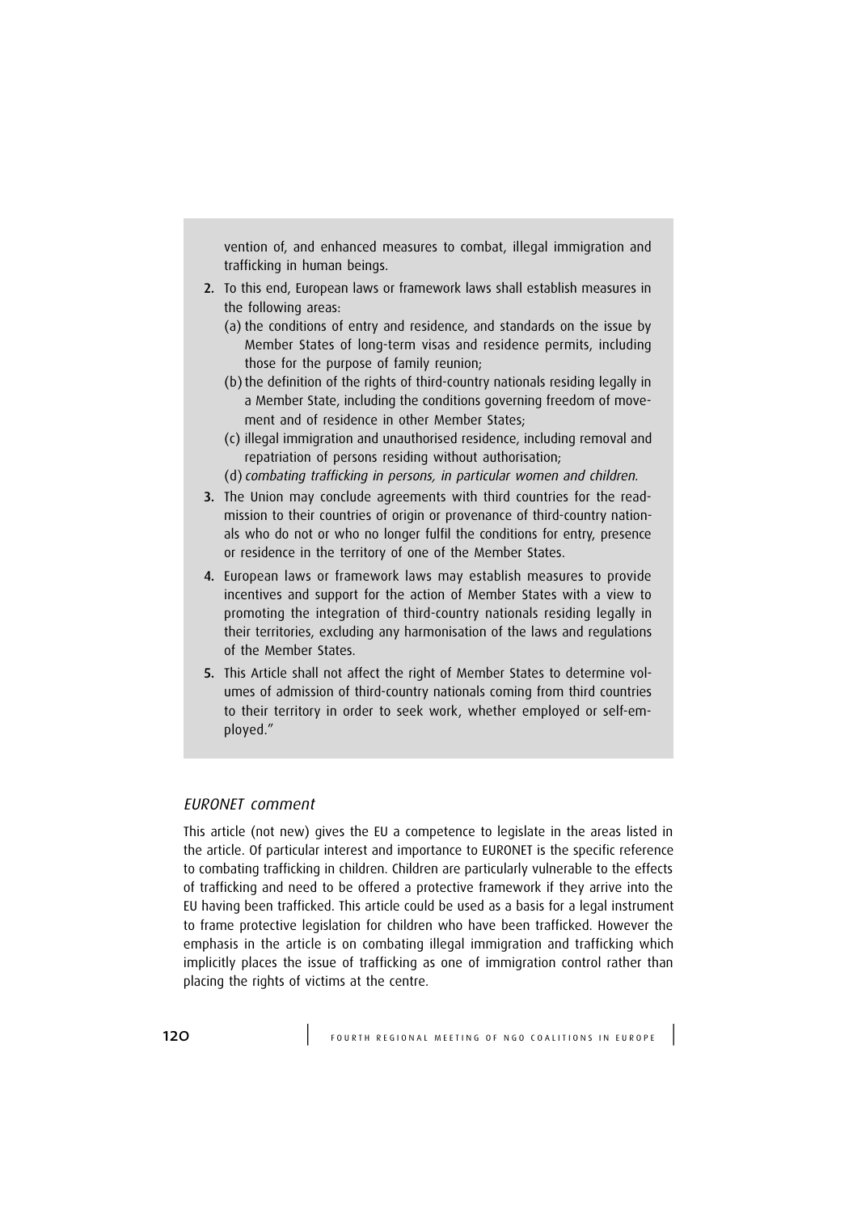vention of, and enhanced measures to combat, illegal immigration and trafficking in human beings.

2. To this end, European laws or framework laws shall establish measures in the following areas:
   (a) the conditions of entry and residence, and standards on the issue by Member States of long-term visas and residence permits, including those for the purpose of family reunion;
   (b) the definition of the rights of third-country nationals residing legally in a Member State, including the conditions governing freedom of movement and of residence in other Member States;
   (c) illegal immigration and unauthorised residence, including removal and repatriation of persons residing without authorisation;
   (d) *combating trafficking in persons, in particular women and children.*
3. The Union may conclude agreements with third countries for the readmission to their countries of origin or provenance of third-country nationals who do not or who no longer fulfil the conditions for entry, presence or residence in the territory of one of the Member States.
4. European laws or framework laws may establish measures to provide incentives and support for the action of Member States with a view to promoting the integration of third-country nationals residing legally in their territories, excluding any harmonisation of the laws and regulations of the Member States.
5. This Article shall not affect the right of Member States to determine volumes of admission of third-country nationals coming from third countries to their territory in order to seek work, whether employed or self-employed."

### *EURONET comment*

This article (not new) gives the EU a competence to legislate in the areas listed in the article. Of particular interest and importance to EURONET is the specific reference to combating trafficking in children. Children are particularly vulnerable to the effects of trafficking and need to be offered a protective framework if they arrive into the EU having been trafficked. This article could be used as a basis for a legal instrument to frame protective legislation for children who have been trafficked. However the emphasis in the article is on combating illegal immigration and trafficking which implicitly places the issue of trafficking as one of immigration control rather than placing the rights of victims at the centre.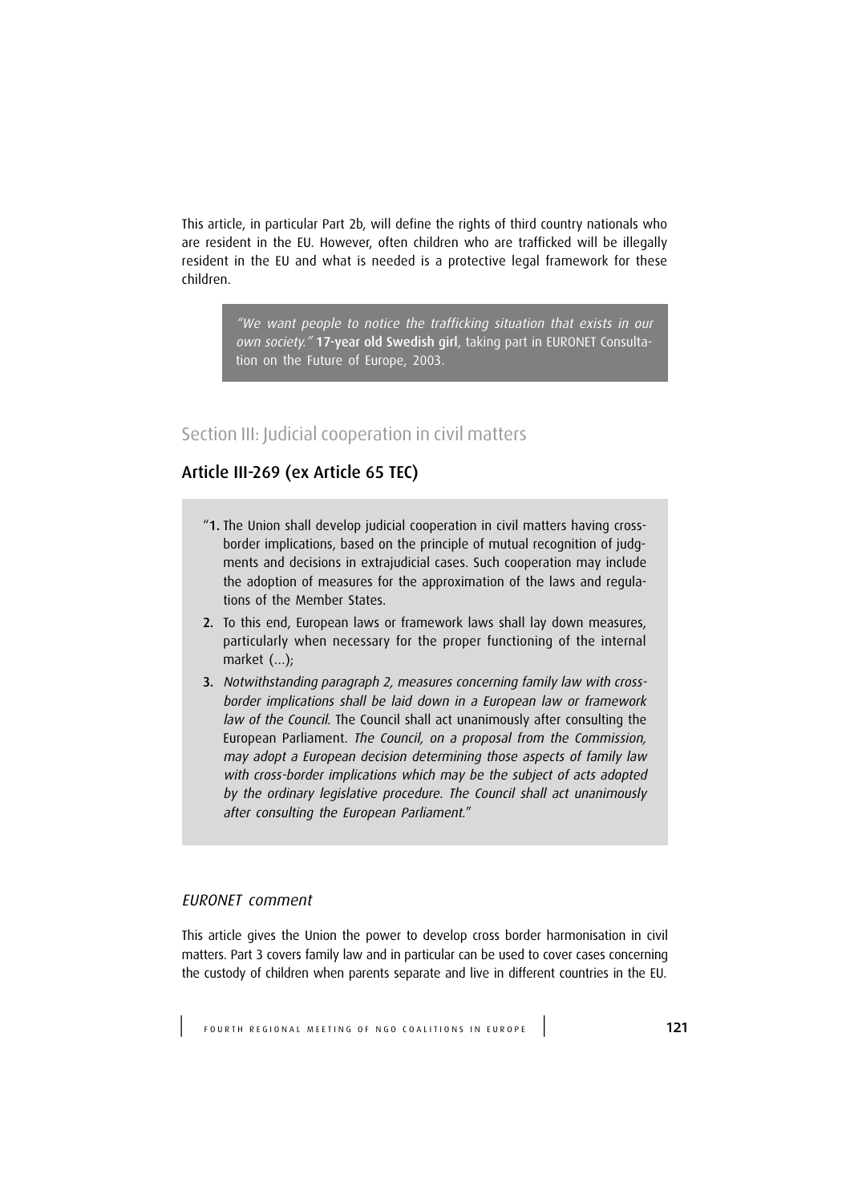This article, in particular Part 2b, will define the rights of third country nationals who are resident in the EU. However, often children who are trafficked will be illegally resident in the EU and what is needed is a protective legal framework for these children.

> *"We want people to notice the trafficking situation that exists in our own society."* **17-year old Swedish girl**, taking part in EURONET Consultation on the Future of Europe, 2003.

## Section III: Judicial cooperation in civil matters

### Article III-269 (ex Article 65 TEC)

"**1.** The Union shall develop judicial cooperation in civil matters having cross-border implications, based on the principle of mutual recognition of judgments and decisions in extrajudicial cases. Such cooperation may include the adoption of measures for the approximation of the laws and regulations of the Member States.

**2.** To this end, European laws or framework laws shall lay down measures, particularly when necessary for the proper functioning of the internal market (...);

**3.** *Notwithstanding paragraph 2, measures concerning family law with cross-border implications shall be laid down in a European law or framework law of the Council.* The Council shall act unanimously after consulting the European Parliament. *The Council, on a proposal from the Commission, may adopt a European decision determining those aspects of family law with cross-border implications which may be the subject of acts adopted by the ordinary legislative procedure. The Council shall act unanimously after consulting the European Parliament.*"

### *EURONET comment*

This article gives the Union the power to develop cross border harmonisation in civil matters. Part 3 covers family law and in particular can be used to cover cases concerning the custody of children when parents separate and live in different countries in the EU.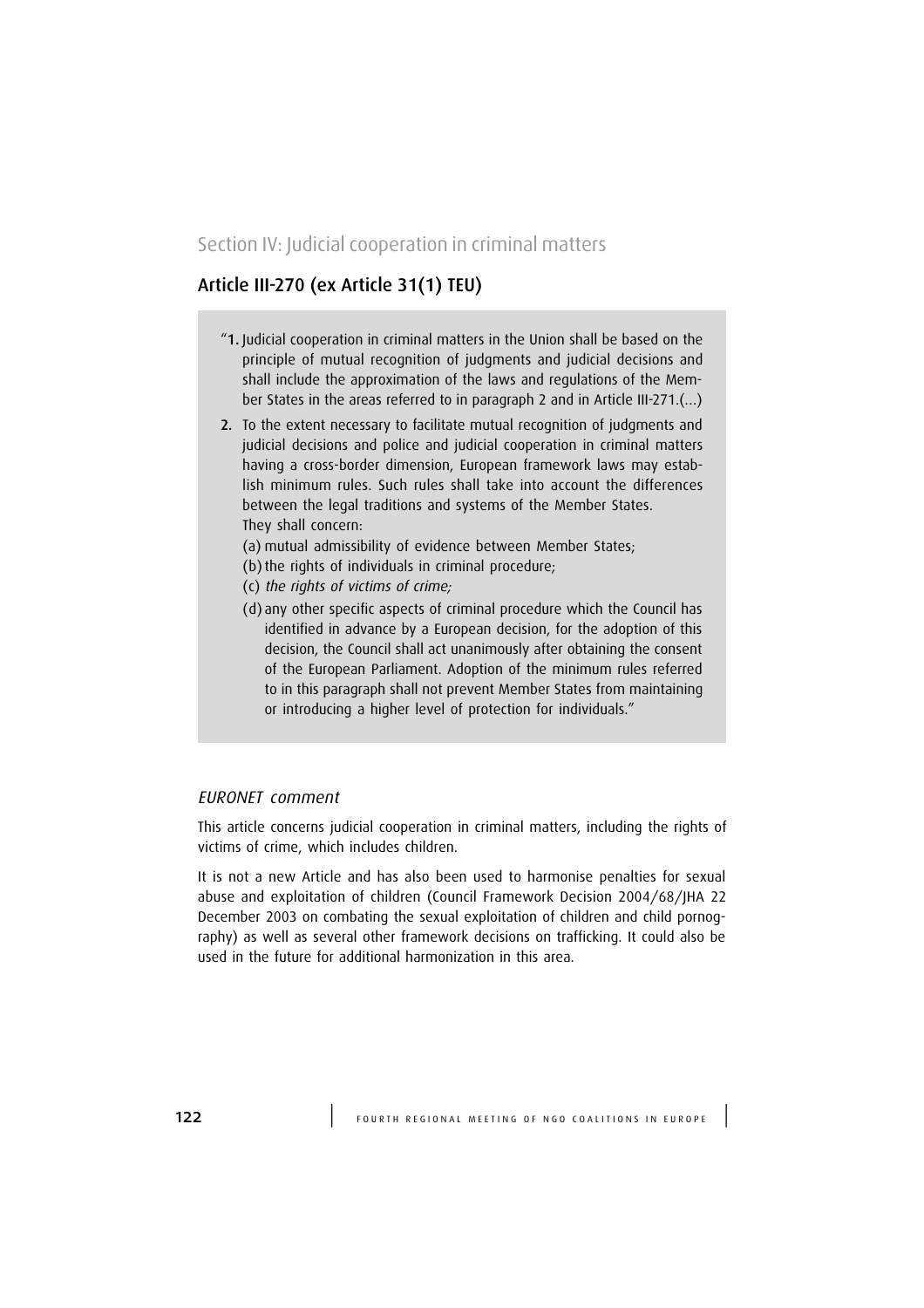## Section IV: Judicial cooperation in criminal matters

### Article III-270 (ex Article 31(1) TEU)

"**1.** Judicial cooperation in criminal matters in the Union shall be based on the principle of mutual recognition of judgments and judicial decisions and shall include the approximation of the laws and regulations of the Member States in the areas referred to in paragraph 2 and in Article III-271.(...)

**2.** To the extent necessary to facilitate mutual recognition of judgments and judicial decisions and police and judicial cooperation in criminal matters having a cross-border dimension, European framework laws may establish minimum rules. Such rules shall take into account the differences between the legal traditions and systems of the Member States.
They shall concern:

(a) mutual admissibility of evidence between Member States;
(b) the rights of individuals in criminal procedure;
(c) *the rights of victims of crime;*
(d) any other specific aspects of criminal procedure which the Council has identified in advance by a European decision, for the adoption of this decision, the Council shall act unanimously after obtaining the consent of the European Parliament. Adoption of the minimum rules referred to in this paragraph shall not prevent Member States from maintaining or introducing a higher level of protection for individuals."

*EURONET comment*

This article concerns judicial cooperation in criminal matters, including the rights of victims of crime, which includes children.

It is not a new Article and has also been used to harmonise penalties for sexual abuse and exploitation of children (Council Framework Decision 2004/68/JHA 22 December 2003 on combating the sexual exploitation of children and child pornography) as well as several other framework decisions on trafficking. It could also be used in the future for additional harmonization in this area.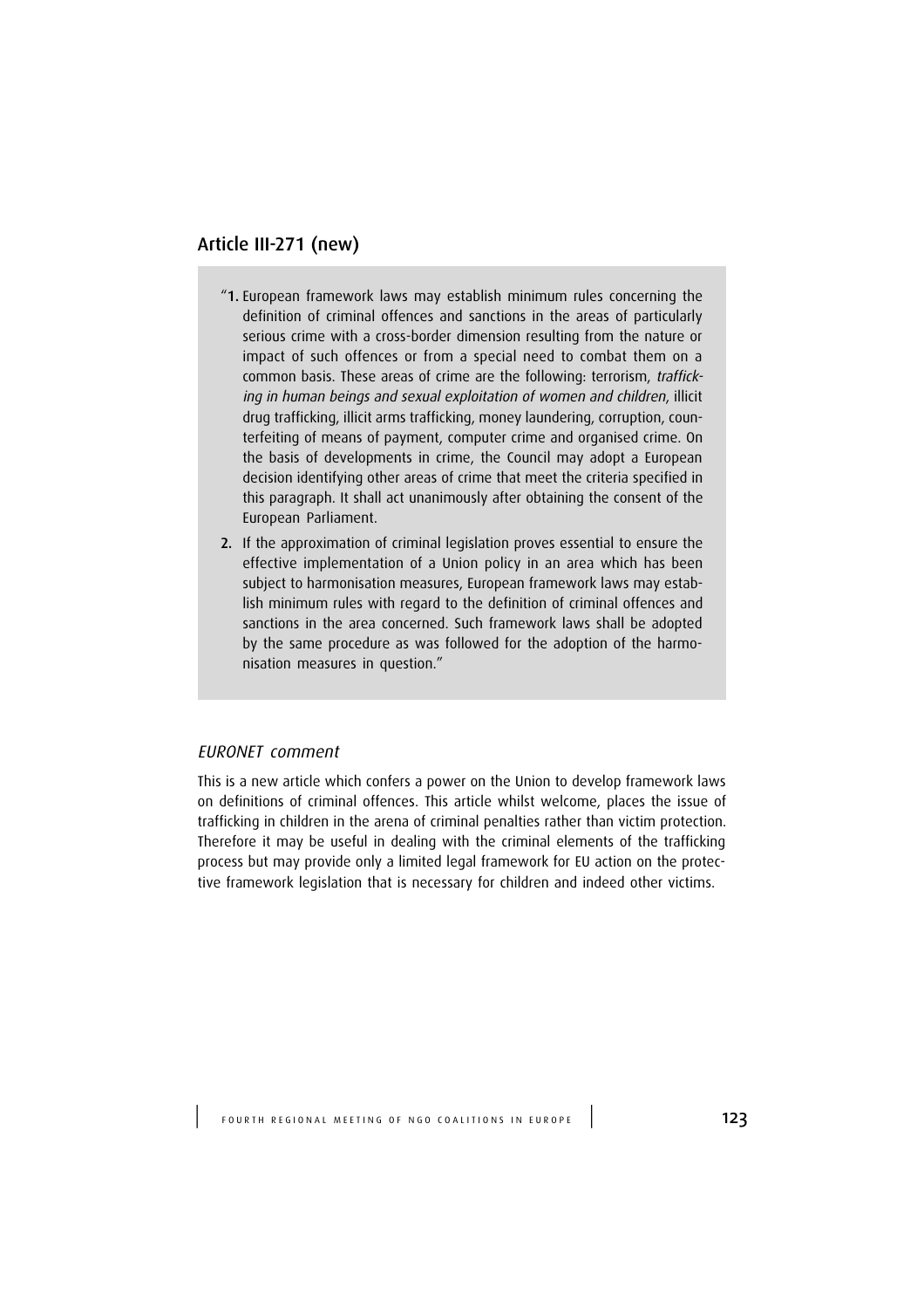## Article III-271 (new)

"**1.** European framework laws may establish minimum rules concerning the definition of criminal offences and sanctions in the areas of particularly serious crime with a cross-border dimension resulting from the nature or impact of such offences or from a special need to combat them on a common basis. These areas of crime are the following: terrorism, *trafficking in human beings and sexual exploitation of women and children*, illicit drug trafficking, illicit arms trafficking, money laundering, corruption, counterfeiting of means of payment, computer crime and organised crime. On the basis of developments in crime, the Council may adopt a European decision identifying other areas of crime that meet the criteria specified in this paragraph. It shall act unanimously after obtaining the consent of the European Parliament.

**2.** If the approximation of criminal legislation proves essential to ensure the effective implementation of a Union policy in an area which has been subject to harmonisation measures, European framework laws may establish minimum rules with regard to the definition of criminal offences and sanctions in the area concerned. Such framework laws shall be adopted by the same procedure as was followed for the adoption of the harmonisation measures in question."

### *EURONET comment*

This is a new article which confers a power on the Union to develop framework laws on definitions of criminal offences. This article whilst welcome, places the issue of trafficking in children in the arena of criminal penalties rather than victim protection. Therefore it may be useful in dealing with the criminal elements of the trafficking process but may provide only a limited legal framework for EU action on the protective framework legislation that is necessary for children and indeed other victims.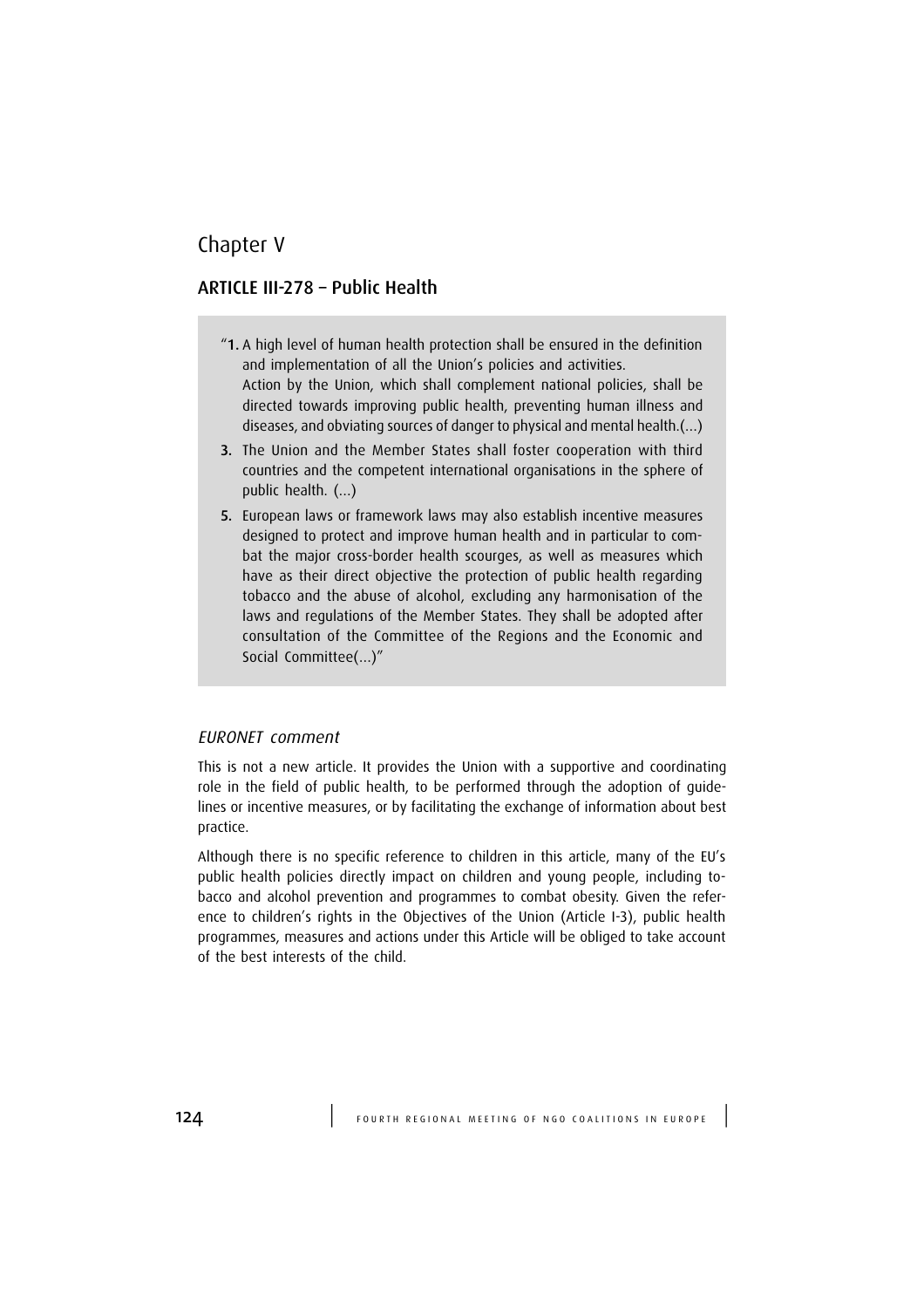# Chapter V

## ARTICLE III-278 – Public Health

> "**1.** A high level of human health protection shall be ensured in the definition and implementation of all the Union's policies and activities.
> Action by the Union, which shall complement national policies, shall be directed towards improving public health, preventing human illness and diseases, and obviating sources of danger to physical and mental health.(...)
>
> **3.** The Union and the Member States shall foster cooperation with third countries and the competent international organisations in the sphere of public health. (...)
>
> **5.** European laws or framework laws may also establish incentive measures designed to protect and improve human health and in particular to combat the major cross-border health scourges, as well as measures which have as their direct objective the protection of public health regarding tobacco and the abuse of alcohol, excluding any harmonisation of the laws and regulations of the Member States. They shall be adopted after consultation of the Committee of the Regions and the Economic and Social Committee(...)"

### *EURONET comment*

This is not a new article. It provides the Union with a supportive and coordinating role in the field of public health, to be performed through the adoption of guidelines or incentive measures, or by facilitating the exchange of information about best practice.

Although there is no specific reference to children in this article, many of the EU's public health policies directly impact on children and young people, including tobacco and alcohol prevention and programmes to combat obesity. Given the reference to children's rights in the Objectives of the Union (Article I-3), public health programmes, measures and actions under this Article will be obliged to take account of the best interests of the child.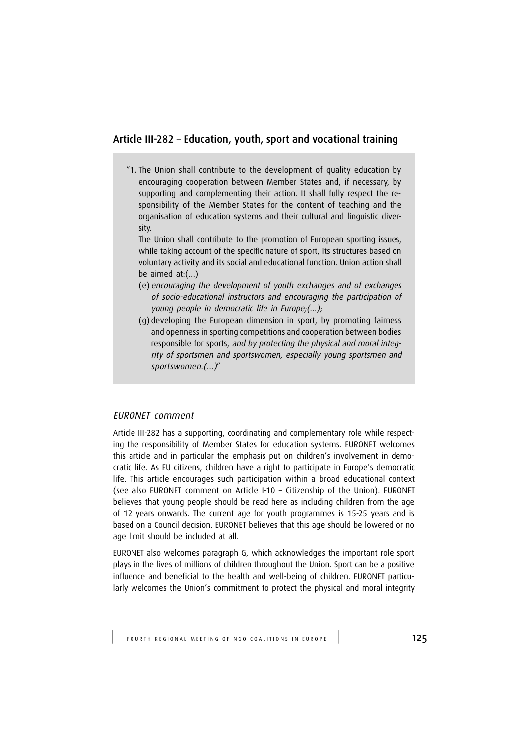## Article III-282 – Education, youth, sport and vocational training

> "**1.** The Union shall contribute to the development of quality education by encouraging cooperation between Member States and, if necessary, by supporting and complementing their action. It shall fully respect the responsibility of the Member States for the content of teaching and the organisation of education systems and their cultural and linguistic diversity.
>
> The Union shall contribute to the promotion of European sporting issues, while taking account of the specific nature of sport, its structures based on voluntary activity and its social and educational function. Union action shall be aimed at:(...)
>
> (e) *encouraging the development of youth exchanges and of exchanges of socio-educational instructors and encouraging the participation of young people in democratic life in Europe;(...);*
>
> (g) developing the European dimension in sport, by promoting fairness and openness in sporting competitions and cooperation between bodies responsible for sports, *and by protecting the physical and moral integrity of sportsmen and sportswomen, especially young sportsmen and sportswomen.(...)*"

### *EURONET comment*

Article III-282 has a supporting, coordinating and complementary role while respecting the responsibility of Member States for education systems. EURONET welcomes this article and in particular the emphasis put on children's involvement in democratic life. As EU citizens, children have a right to participate in Europe's democratic life. This article encourages such participation within a broad educational context (see also EURONET comment on Article I-10 – Citizenship of the Union). EURONET believes that young people should be read here as including children from the age of 12 years onwards. The current age for youth programmes is 15-25 years and is based on a Council decision. EURONET believes that this age should be lowered or no age limit should be included at all.

EURONET also welcomes paragraph G, which acknowledges the important role sport plays in the lives of millions of children throughout the Union. Sport can be a positive influence and beneficial to the health and well-being of children. EURONET particularly welcomes the Union's commitment to protect the physical and moral integrity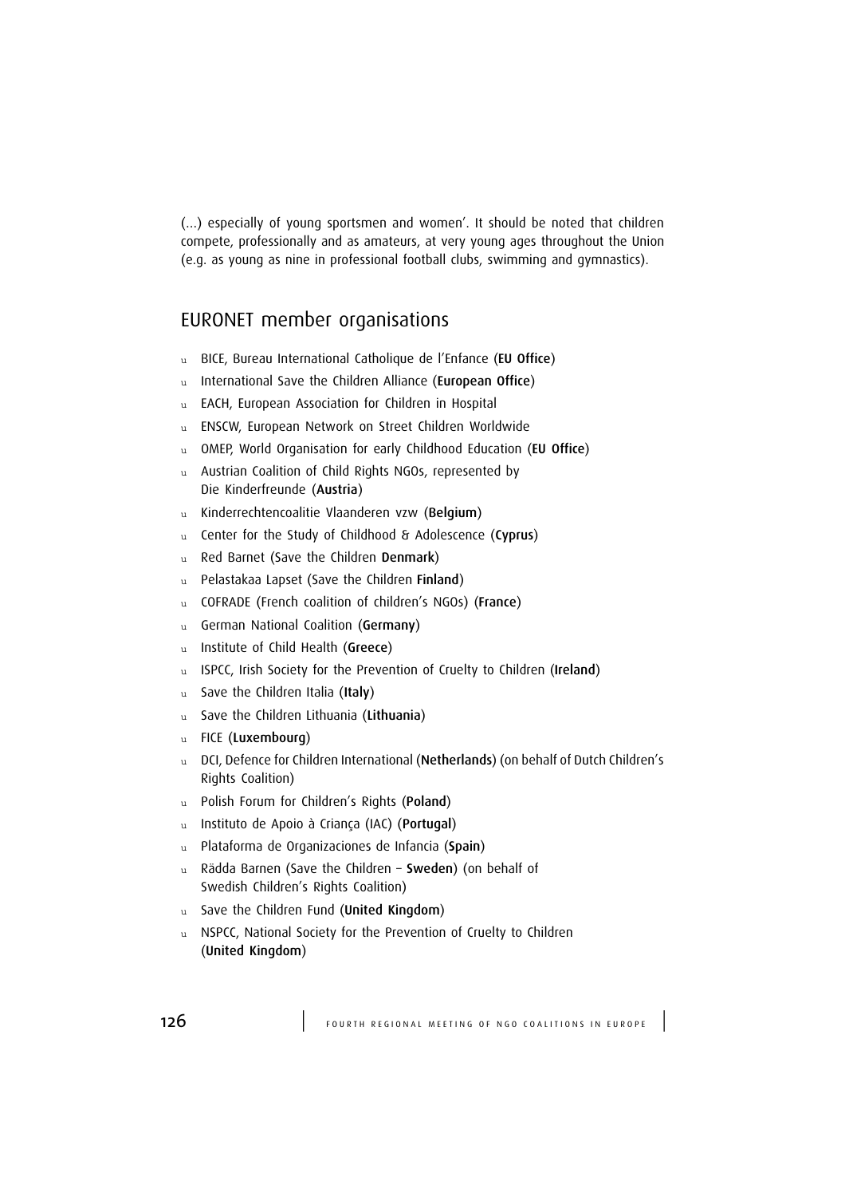(...) especially of young sportsmen and women'. It should be noted that children compete, professionally and as amateurs, at very young ages throughout the Union (e.g. as young as nine in professional football clubs, swimming and gymnastics).

## EURONET member organisations

- BICE, Bureau International Catholique de l'Enfance (**EU Office**)
- International Save the Children Alliance (**European Office**)
- EACH, European Association for Children in Hospital
- ENSCW, European Network on Street Children Worldwide
- OMEP, World Organisation for early Childhood Education (**EU Office**)
- Austrian Coalition of Child Rights NGOs, represented by Die Kinderfreunde (**Austria**)
- Kinderrechtencoalitie Vlaanderen vzw (**Belgium**)
- Center for the Study of Childhood & Adolescence (**Cyprus**)
- Red Barnet (Save the Children **Denmark**)
- Pelastakaa Lapset (Save the Children **Finland**)
- COFRADE (French coalition of children's NGOs) (**France**)
- German National Coalition (**Germany**)
- Institute of Child Health (**Greece**)
- ISPCC, Irish Society for the Prevention of Cruelty to Children (**Ireland**)
- Save the Children Italia (**Italy**)
- Save the Children Lithuania (**Lithuania**)
- FICE (**Luxembourg**)
- DCI, Defence for Children International (**Netherlands**) (on behalf of Dutch Children's Rights Coalition)
- Polish Forum for Children's Rights (**Poland**)
- Instituto de Apoio à Criança (IAC) (**Portugal**)
- Plataforma de Organizaciones de Infancia (**Spain**)
- Rädda Barnen (Save the Children – **Sweden**) (on behalf of Swedish Children's Rights Coalition)
- Save the Children Fund (**United Kingdom**)
- NSPCC, National Society for the Prevention of Cruelty to Children (**United Kingdom**)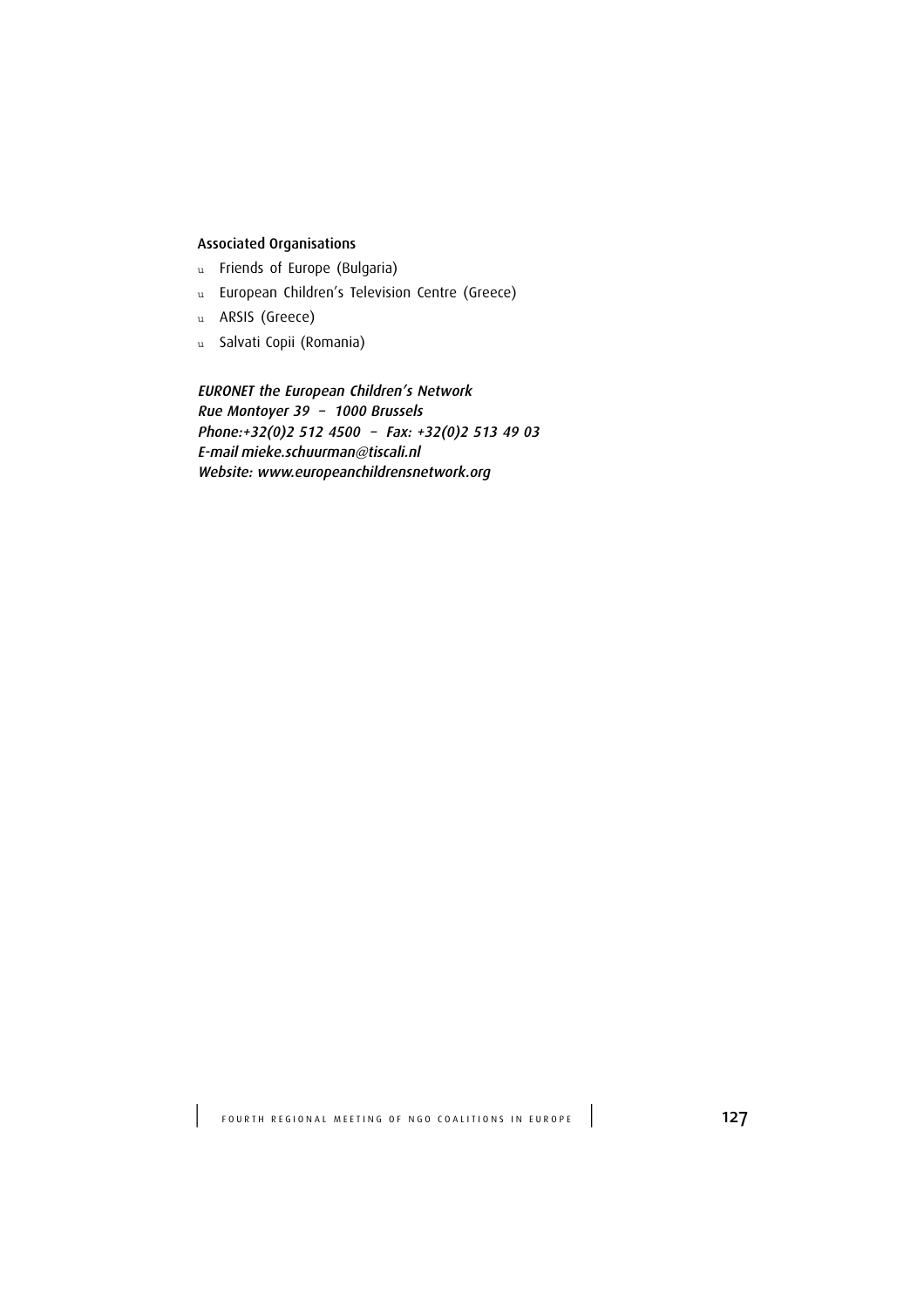#### Associated Organisations

- Friends of Europe (Bulgaria)
- European Children's Television Centre (Greece)
- ARSIS (Greece)
- Salvati Copii (Romania)

*EURONET the European Children's Network*
*Rue Montoyer 39 – 1000 Brussels*
*Phone:+32(0)2 512 4500 – Fax: +32(0)2 513 49 03*
*E-mail mieke.schuurman@tiscali.nl*
*Website: www.europeanchildrensnetwork.org*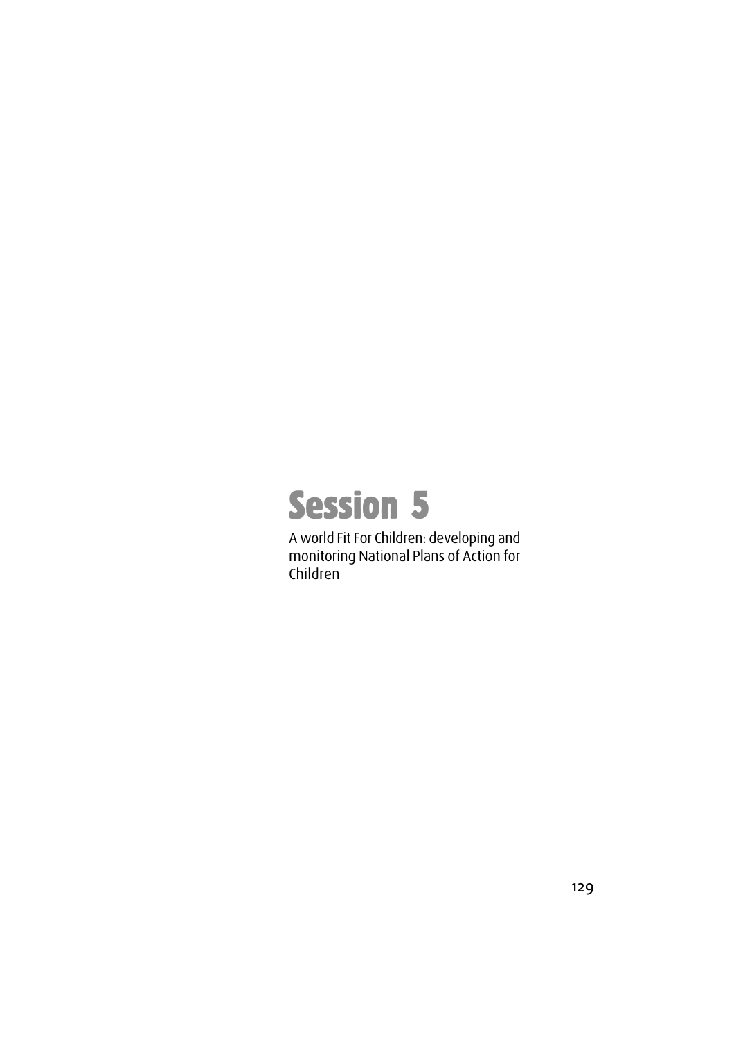# Session 5

A world Fit For Children: developing and monitoring National Plans of Action for Children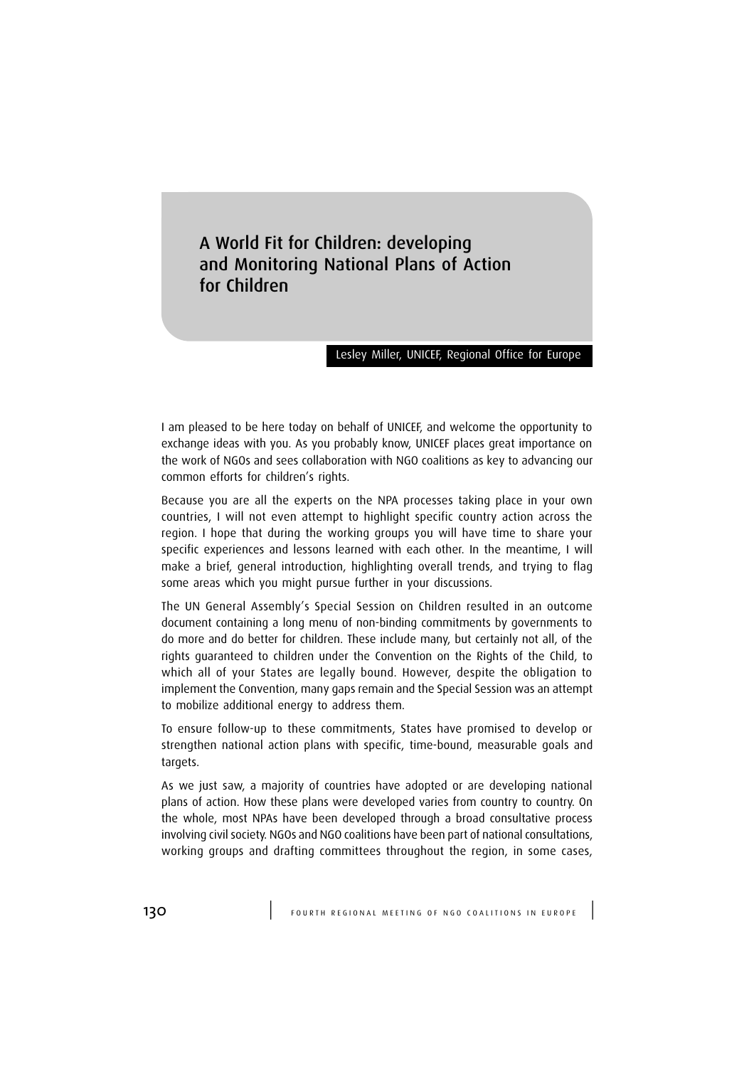# A World Fit for Children: developing and Monitoring National Plans of Action for Children

Lesley Miller, UNICEF, Regional Office for Europe

I am pleased to be here today on behalf of UNICEF, and welcome the opportunity to exchange ideas with you. As you probably know, UNICEF places great importance on the work of NGOs and sees collaboration with NGO coalitions as key to advancing our common efforts for children's rights.

Because you are all the experts on the NPA processes taking place in your own countries, I will not even attempt to highlight specific country action across the region. I hope that during the working groups you will have time to share your specific experiences and lessons learned with each other. In the meantime, I will make a brief, general introduction, highlighting overall trends, and trying to flag some areas which you might pursue further in your discussions.

The UN General Assembly's Special Session on Children resulted in an outcome document containing a long menu of non-binding commitments by governments to do more and do better for children. These include many, but certainly not all, of the rights guaranteed to children under the Convention on the Rights of the Child, to which all of your States are legally bound. However, despite the obligation to implement the Convention, many gaps remain and the Special Session was an attempt to mobilize additional energy to address them.

To ensure follow-up to these commitments, States have promised to develop or strengthen national action plans with specific, time-bound, measurable goals and targets.

As we just saw, a majority of countries have adopted or are developing national plans of action. How these plans were developed varies from country to country. On the whole, most NPAs have been developed through a broad consultative process involving civil society. NGOs and NGO coalitions have been part of national consultations, working groups and drafting committees throughout the region, in some cases,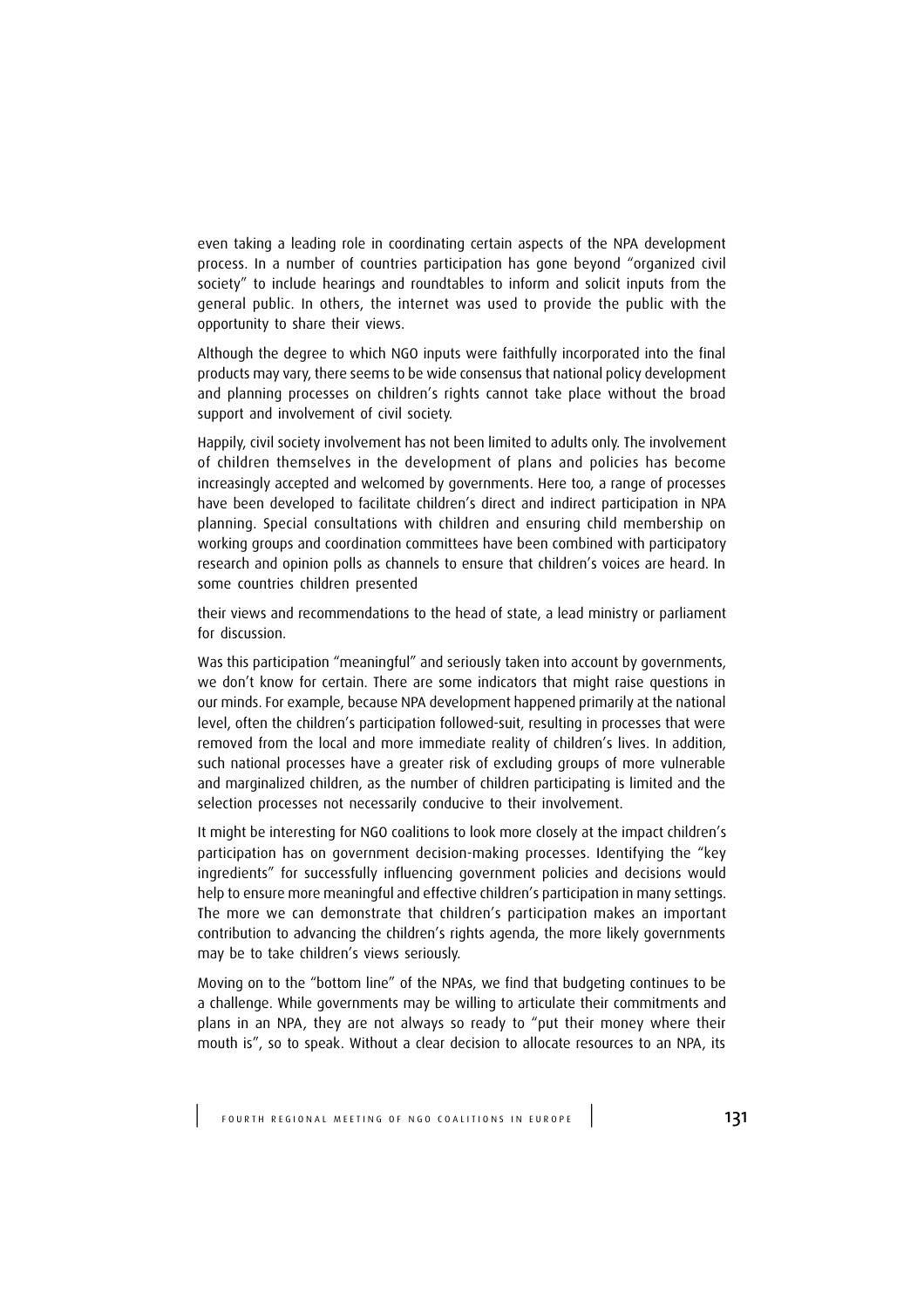even taking a leading role in coordinating certain aspects of the NPA development process. In a number of countries participation has gone beyond "organized civil society" to include hearings and roundtables to inform and solicit inputs from the general public. In others, the internet was used to provide the public with the opportunity to share their views.

Although the degree to which NGO inputs were faithfully incorporated into the final products may vary, there seems to be wide consensus that national policy development and planning processes on children's rights cannot take place without the broad support and involvement of civil society.

Happily, civil society involvement has not been limited to adults only. The involvement of children themselves in the development of plans and policies has become increasingly accepted and welcomed by governments. Here too, a range of processes have been developed to facilitate children's direct and indirect participation in NPA planning. Special consultations with children and ensuring child membership on working groups and coordination committees have been combined with participatory research and opinion polls as channels to ensure that children's voices are heard. In some countries children presented

their views and recommendations to the head of state, a lead ministry or parliament for discussion.

Was this participation "meaningful" and seriously taken into account by governments, we don't know for certain. There are some indicators that might raise questions in our minds. For example, because NPA development happened primarily at the national level, often the children's participation followed-suit, resulting in processes that were removed from the local and more immediate reality of children's lives. In addition, such national processes have a greater risk of excluding groups of more vulnerable and marginalized children, as the number of children participating is limited and the selection processes not necessarily conducive to their involvement.

It might be interesting for NGO coalitions to look more closely at the impact children's participation has on government decision-making processes. Identifying the "key ingredients" for successfully influencing government policies and decisions would help to ensure more meaningful and effective children's participation in many settings. The more we can demonstrate that children's participation makes an important contribution to advancing the children's rights agenda, the more likely governments may be to take children's views seriously.

Moving on to the "bottom line" of the NPAs, we find that budgeting continues to be a challenge. While governments may be willing to articulate their commitments and plans in an NPA, they are not always so ready to "put their money where their mouth is", so to speak. Without a clear decision to allocate resources to an NPA, its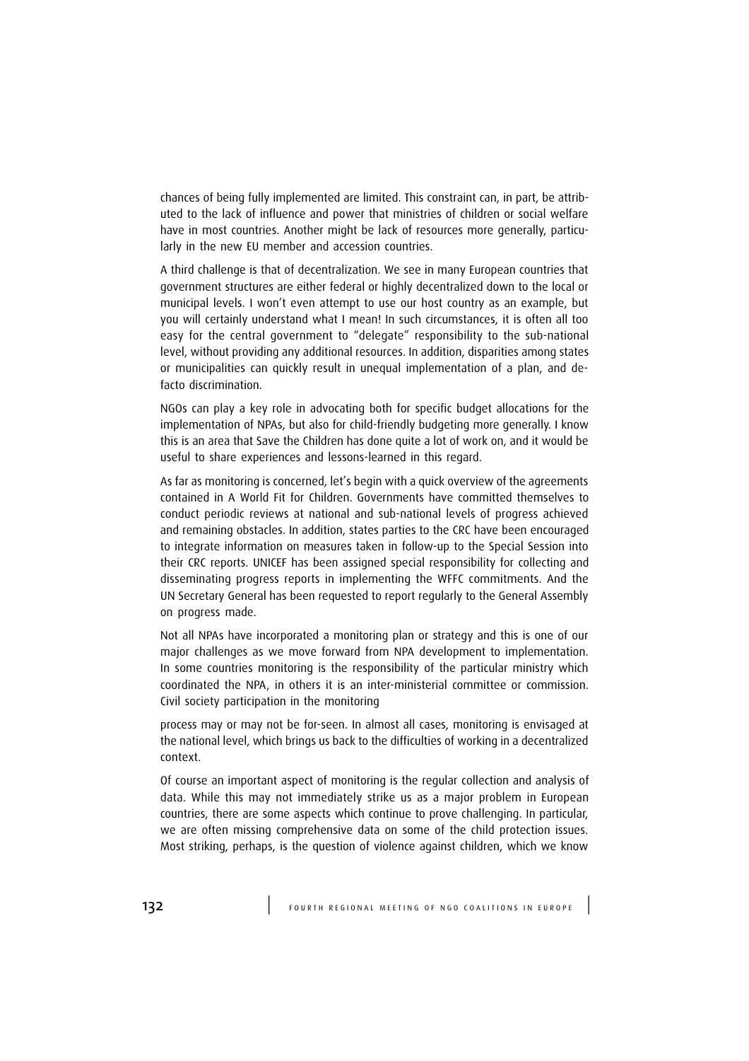chances of being fully implemented are limited. This constraint can, in part, be attributed to the lack of influence and power that ministries of children or social welfare have in most countries. Another might be lack of resources more generally, particularly in the new EU member and accession countries.

A third challenge is that of decentralization. We see in many European countries that government structures are either federal or highly decentralized down to the local or municipal levels. I won't even attempt to use our host country as an example, but you will certainly understand what I mean! In such circumstances, it is often all too easy for the central government to "delegate" responsibility to the sub-national level, without providing any additional resources. In addition, disparities among states or municipalities can quickly result in unequal implementation of a plan, and de-facto discrimination.

NGOs can play a key role in advocating both for specific budget allocations for the implementation of NPAs, but also for child-friendly budgeting more generally. I know this is an area that Save the Children has done quite a lot of work on, and it would be useful to share experiences and lessons-learned in this regard.

As far as monitoring is concerned, let's begin with a quick overview of the agreements contained in A World Fit for Children. Governments have committed themselves to conduct periodic reviews at national and sub-national levels of progress achieved and remaining obstacles. In addition, states parties to the CRC have been encouraged to integrate information on measures taken in follow-up to the Special Session into their CRC reports. UNICEF has been assigned special responsibility for collecting and disseminating progress reports in implementing the WFFC commitments. And the UN Secretary General has been requested to report regularly to the General Assembly on progress made.

Not all NPAs have incorporated a monitoring plan or strategy and this is one of our major challenges as we move forward from NPA development to implementation. In some countries monitoring is the responsibility of the particular ministry which coordinated the NPA, in others it is an inter-ministerial committee or commission. Civil society participation in the monitoring process may or may not be for-seen. In almost all cases, monitoring is envisaged at the national level, which brings us back to the difficulties of working in a decentralized context.

Of course an important aspect of monitoring is the regular collection and analysis of data. While this may not immediately strike us as a major problem in European countries, there are some aspects which continue to prove challenging. In particular, we are often missing comprehensive data on some of the child protection issues. Most striking, perhaps, is the question of violence against children, which we know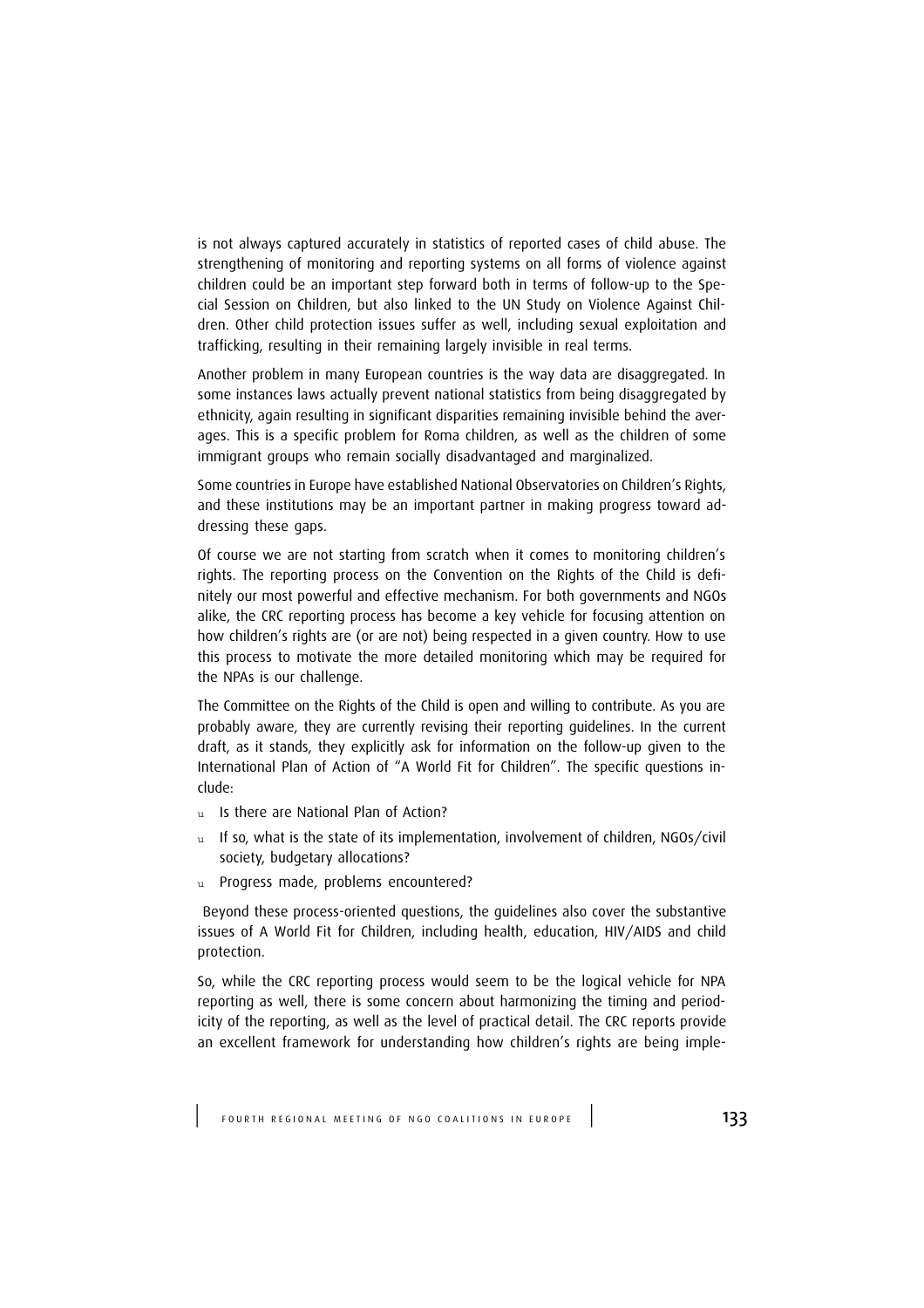is not always captured accurately in statistics of reported cases of child abuse. The strengthening of monitoring and reporting systems on all forms of violence against children could be an important step forward both in terms of follow-up to the Special Session on Children, but also linked to the UN Study on Violence Against Children. Other child protection issues suffer as well, including sexual exploitation and trafficking, resulting in their remaining largely invisible in real terms.

Another problem in many European countries is the way data are disaggregated. In some instances laws actually prevent national statistics from being disaggregated by ethnicity, again resulting in significant disparities remaining invisible behind the averages. This is a specific problem for Roma children, as well as the children of some immigrant groups who remain socially disadvantaged and marginalized.

Some countries in Europe have established National Observatories on Children's Rights, and these institutions may be an important partner in making progress toward addressing these gaps.

Of course we are not starting from scratch when it comes to monitoring children's rights. The reporting process on the Convention on the Rights of the Child is definitely our most powerful and effective mechanism. For both governments and NGOs alike, the CRC reporting process has become a key vehicle for focusing attention on how children's rights are (or are not) being respected in a given country. How to use this process to motivate the more detailed monitoring which may be required for the NPAs is our challenge.

The Committee on the Rights of the Child is open and willing to contribute. As you are probably aware, they are currently revising their reporting guidelines. In the current draft, as it stands, they explicitly ask for information on the follow-up given to the International Plan of Action of "A World Fit for Children". The specific questions include:

- Is there are National Plan of Action?
- If so, what is the state of its implementation, involvement of children, NGOs/civil society, budgetary allocations?
- Progress made, problems encountered?

Beyond these process-oriented questions, the guidelines also cover the substantive issues of A World Fit for Children, including health, education, HIV/AIDS and child protection.

So, while the CRC reporting process would seem to be the logical vehicle for NPA reporting as well, there is some concern about harmonizing the timing and periodicity of the reporting, as well as the level of practical detail. The CRC reports provide an excellent framework for understanding how children's rights are being imple-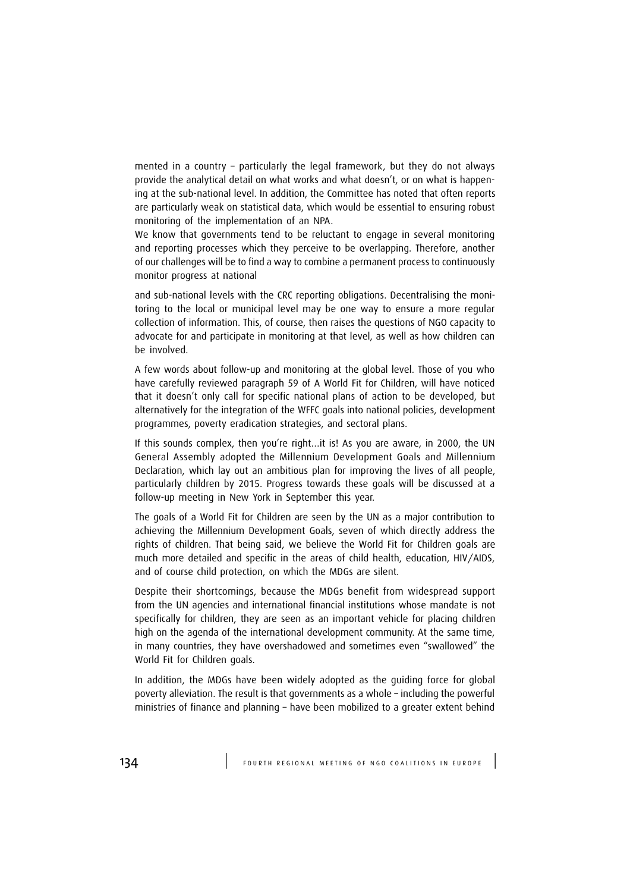mented in a country – particularly the legal framework, but they do not always provide the analytical detail on what works and what doesn't, or on what is happening at the sub-national level. In addition, the Committee has noted that often reports are particularly weak on statistical data, which would be essential to ensuring robust monitoring of the implementation of an NPA.

We know that governments tend to be reluctant to engage in several monitoring and reporting processes which they perceive to be overlapping. Therefore, another of our challenges will be to find a way to combine a permanent process to continuously monitor progress at national and sub-national levels with the CRC reporting obligations. Decentralising the monitoring to the local or municipal level may be one way to ensure a more regular collection of information. This, of course, then raises the questions of NGO capacity to advocate for and participate in monitoring at that level, as well as how children can be involved.

A few words about follow-up and monitoring at the global level. Those of you who have carefully reviewed paragraph 59 of A World Fit for Children, will have noticed that it doesn't only call for specific national plans of action to be developed, but alternatively for the integration of the WFFC goals into national policies, development programmes, poverty eradication strategies, and sectoral plans.

If this sounds complex, then you're right…it is! As you are aware, in 2000, the UN General Assembly adopted the Millennium Development Goals and Millennium Declaration, which lay out an ambitious plan for improving the lives of all people, particularly children by 2015. Progress towards these goals will be discussed at a follow-up meeting in New York in September this year.

The goals of a World Fit for Children are seen by the UN as a major contribution to achieving the Millennium Development Goals, seven of which directly address the rights of children. That being said, we believe the World Fit for Children goals are much more detailed and specific in the areas of child health, education, HIV/AIDS, and of course child protection, on which the MDGs are silent.

Despite their shortcomings, because the MDGs benefit from widespread support from the UN agencies and international financial institutions whose mandate is not specifically for children, they are seen as an important vehicle for placing children high on the agenda of the international development community. At the same time, in many countries, they have overshadowed and sometimes even "swallowed" the World Fit for Children goals.

In addition, the MDGs have been widely adopted as the guiding force for global poverty alleviation. The result is that governments as a whole – including the powerful ministries of finance and planning – have been mobilized to a greater extent behind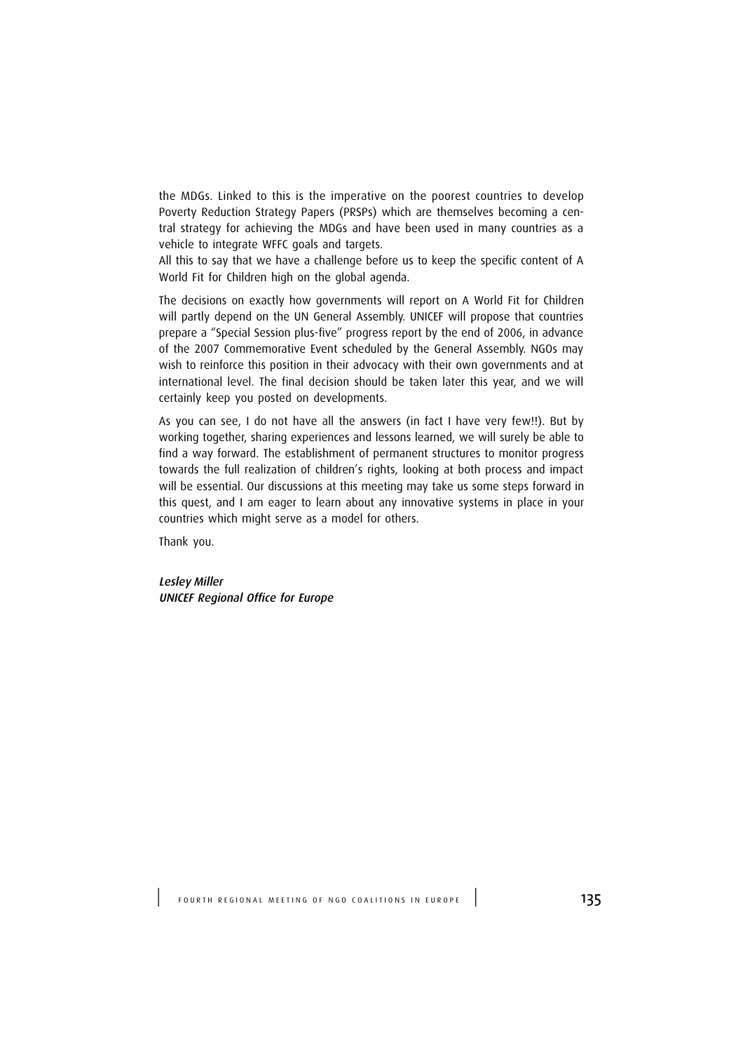the MDGs. Linked to this is the imperative on the poorest countries to develop Poverty Reduction Strategy Papers (PRSPs) which are themselves becoming a central strategy for achieving the MDGs and have been used in many countries as a vehicle to integrate WFFC goals and targets.

All this to say that we have a challenge before us to keep the specific content of A World Fit for Children high on the global agenda.

The decisions on exactly how governments will report on A World Fit for Children will partly depend on the UN General Assembly. UNICEF will propose that countries prepare a "Special Session plus-five" progress report by the end of 2006, in advance of the 2007 Commemorative Event scheduled by the General Assembly. NGOs may wish to reinforce this position in their advocacy with their own governments and at international level. The final decision should be taken later this year, and we will certainly keep you posted on developments.

As you can see, I do not have all the answers (in fact I have very few!!). But by working together, sharing experiences and lessons learned, we will surely be able to find a way forward. The establishment of permanent structures to monitor progress towards the full realization of children's rights, looking at both process and impact will be essential. Our discussions at this meeting may take us some steps forward in this quest, and I am eager to learn about any innovative systems in place in your countries which might serve as a model for others.

Thank you.

*Lesley Miller*
*UNICEF Regional Office for Europe*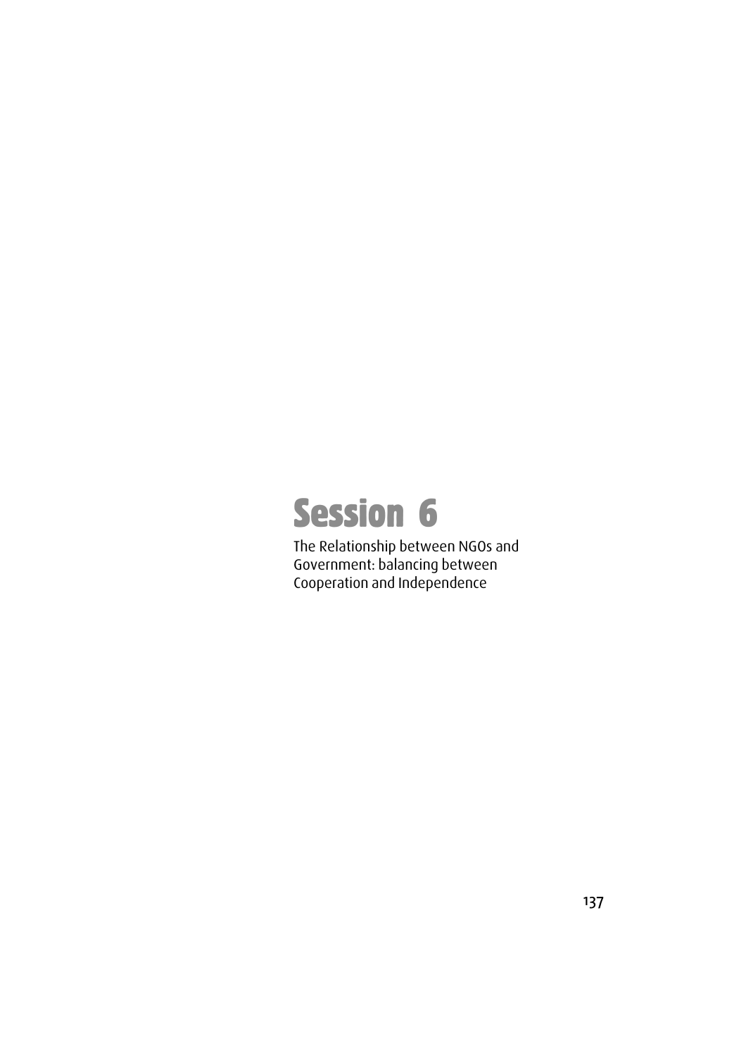# Session 6

The Relationship between NGOs and Government: balancing between Cooperation and Independence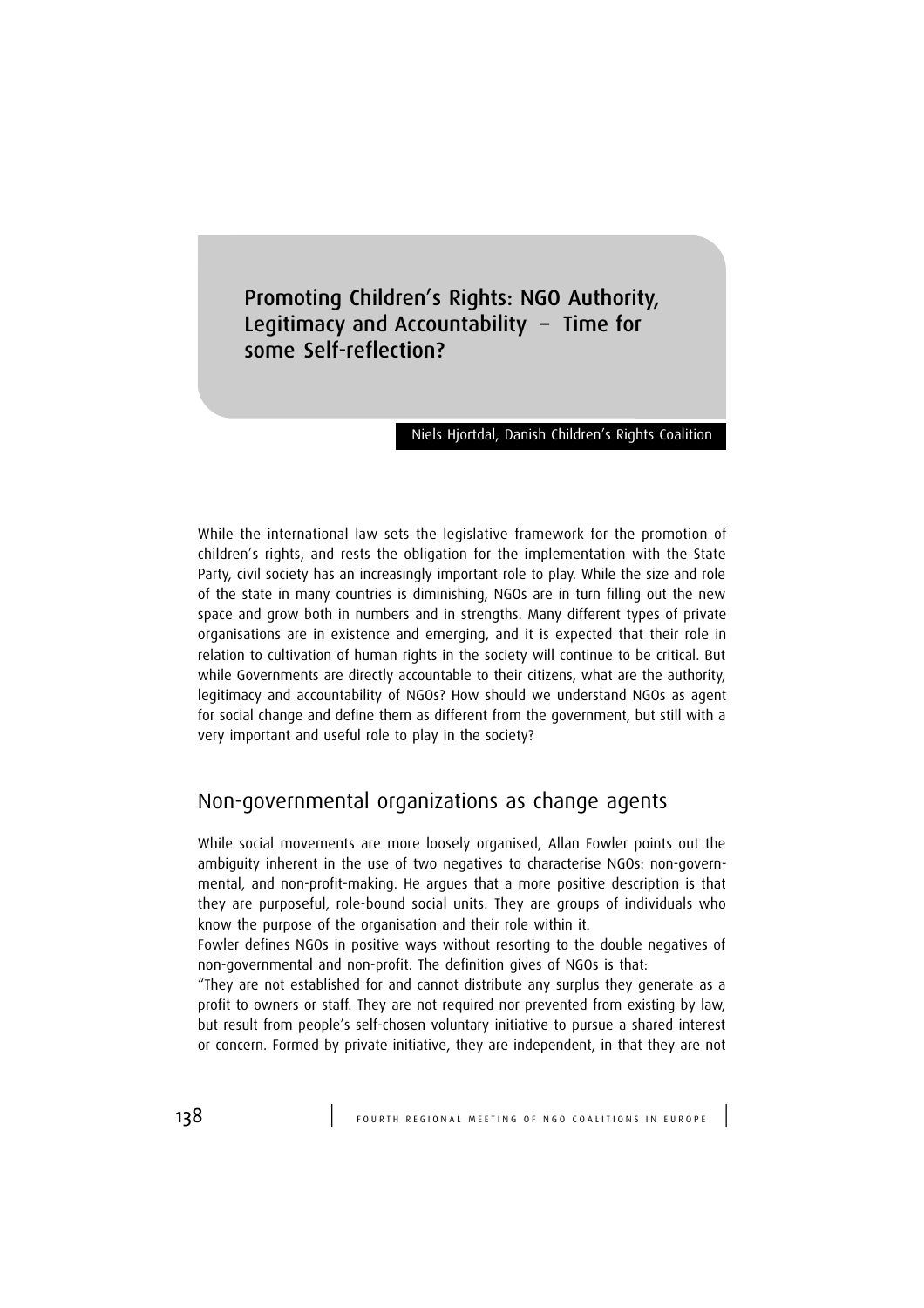# Promoting Children's Rights: NGO Authority, Legitimacy and Accountability – Time for some Self-reflection?

Niels Hjortdal, Danish Children's Rights Coalition

While the international law sets the legislative framework for the promotion of children's rights, and rests the obligation for the implementation with the State Party, civil society has an increasingly important role to play. While the size and role of the state in many countries is diminishing, NGOs are in turn filling out the new space and grow both in numbers and in strengths. Many different types of private organisations are in existence and emerging, and it is expected that their role in relation to cultivation of human rights in the society will continue to be critical. But while Governments are directly accountable to their citizens, what are the authority, legitimacy and accountability of NGOs? How should we understand NGOs as agent for social change and define them as different from the government, but still with a very important and useful role to play in the society?

## Non-governmental organizations as change agents

While social movements are more loosely organised, Allan Fowler points out the ambiguity inherent in the use of two negatives to characterise NGOs: non-governmental, and non-profit-making. He argues that a more positive description is that they are purposeful, role-bound social units. They are groups of individuals who know the purpose of the organisation and their role within it.

Fowler defines NGOs in positive ways without resorting to the double negatives of non-governmental and non-profit. The definition gives of NGOs is that:

"They are not established for and cannot distribute any surplus they generate as a profit to owners or staff. They are not required nor prevented from existing by law, but result from people's self-chosen voluntary initiative to pursue a shared interest or concern. Formed by private initiative, they are independent, in that they are not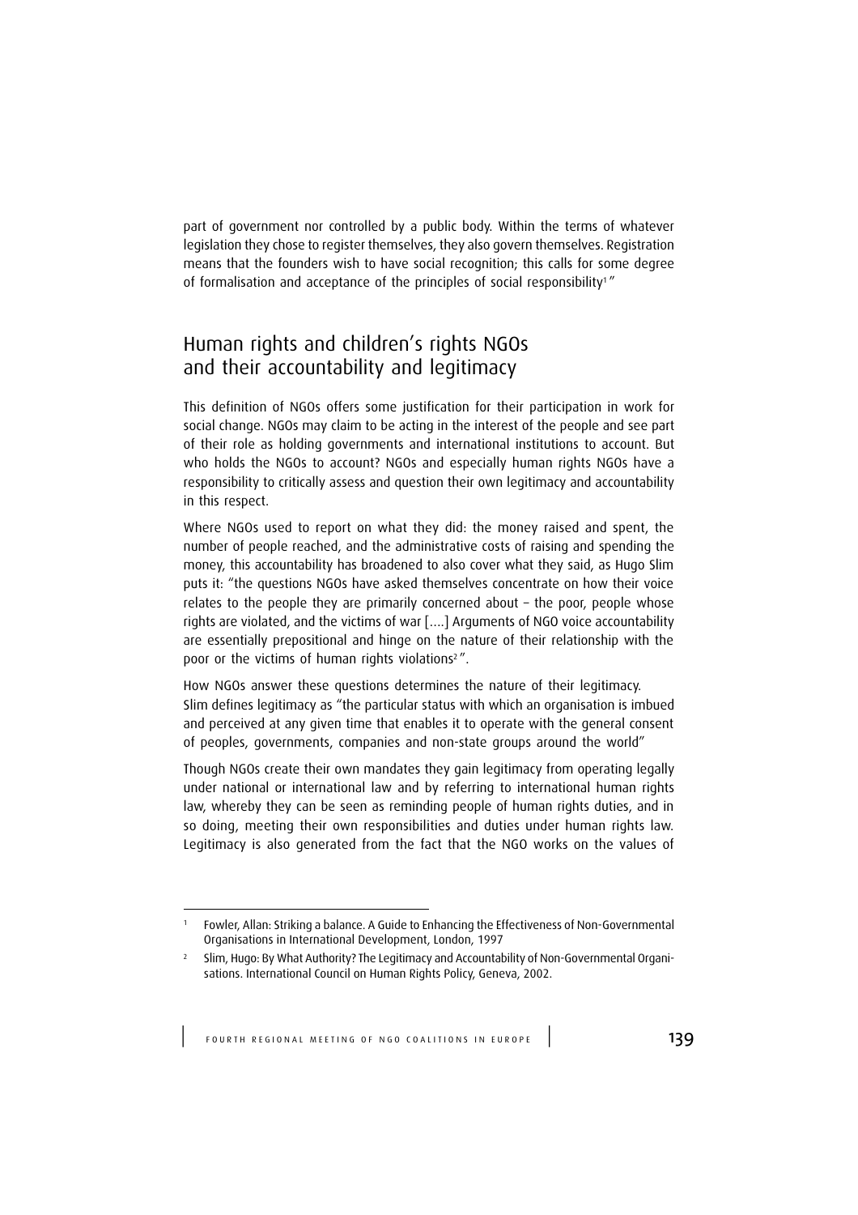part of government nor controlled by a public body. Within the terms of whatever legislation they chose to register themselves, they also govern themselves. Registration means that the founders wish to have social recognition; this calls for some degree of formalisation and acceptance of the principles of social responsibility[1]"

## Human rights and children's rights NGOs and their accountability and legitimacy

This definition of NGOs offers some justification for their participation in work for social change. NGOs may claim to be acting in the interest of the people and see part of their role as holding governments and international institutions to account. But who holds the NGOs to account? NGOs and especially human rights NGOs have a responsibility to critically assess and question their own legitimacy and accountability in this respect.

Where NGOs used to report on what they did: the money raised and spent, the number of people reached, and the administrative costs of raising and spending the money, this accountability has broadened to also cover what they said, as Hugo Slim puts it: "the questions NGOs have asked themselves concentrate on how their voice relates to the people they are primarily concerned about – the poor, people whose rights are violated, and the victims of war [....] Arguments of NGO voice accountability are essentially prepositional and hinge on the nature of their relationship with the poor or the victims of human rights violations[2]".

How NGOs answer these questions determines the nature of their legitimacy. Slim defines legitimacy as "the particular status with which an organisation is imbued and perceived at any given time that enables it to operate with the general consent of peoples, governments, companies and non-state groups around the world"

Though NGOs create their own mandates they gain legitimacy from operating legally under national or international law and by referring to international human rights law, whereby they can be seen as reminding people of human rights duties, and in so doing, meeting their own responsibilities and duties under human rights law. Legitimacy is also generated from the fact that the NGO works on the values of

---

[1] Fowler, Allan: Striking a balance. A Guide to Enhancing the Effectiveness of Non-Governmental Organisations in International Development, London, 1997

[2] Slim, Hugo: By What Authority? The Legitimacy and Accountability of Non-Governmental Organisations. International Council on Human Rights Policy, Geneva, 2002.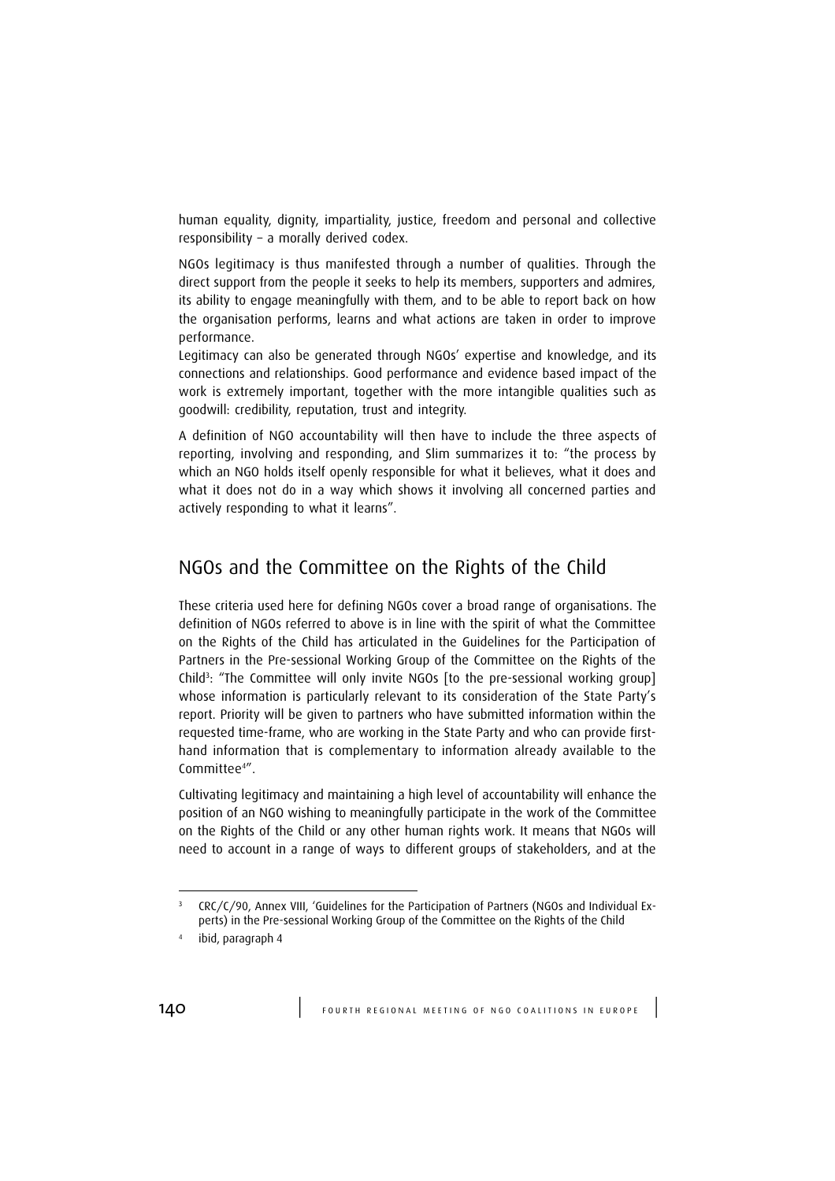human equality, dignity, impartiality, justice, freedom and personal and collective responsibility – a morally derived codex.

NGOs legitimacy is thus manifested through a number of qualities. Through the direct support from the people it seeks to help its members, supporters and admires, its ability to engage meaningfully with them, and to be able to report back on how the organisation performs, learns and what actions are taken in order to improve performance.
Legitimacy can also be generated through NGOs' expertise and knowledge, and its connections and relationships. Good performance and evidence based impact of the work is extremely important, together with the more intangible qualities such as goodwill: credibility, reputation, trust and integrity.

A definition of NGO accountability will then have to include the three aspects of reporting, involving and responding, and Slim summarizes it to: "the process by which an NGO holds itself openly responsible for what it believes, what it does and what it does not do in a way which shows it involving all concerned parties and actively responding to what it learns".

## NGOs and the Committee on the Rights of the Child

These criteria used here for defining NGOs cover a broad range of organisations. The definition of NGOs referred to above is in line with the spirit of what the Committee on the Rights of the Child has articulated in the Guidelines for the Participation of Partners in the Pre-sessional Working Group of the Committee on the Rights of the Child[3]: "The Committee will only invite NGOs [to the pre-sessional working group] whose information is particularly relevant to its consideration of the State Party's report. Priority will be given to partners who have submitted information within the requested time-frame, who are working in the State Party and who can provide first-hand information that is complementary to information already available to the Committee[4]".

Cultivating legitimacy and maintaining a high level of accountability will enhance the position of an NGO wishing to meaningfully participate in the work of the Committee on the Rights of the Child or any other human rights work. It means that NGOs will need to account in a range of ways to different groups of stakeholders, and at the

[3] CRC/C/90, Annex VIII, 'Guidelines for the Participation of Partners (NGOs and Individual Experts) in the Pre-sessional Working Group of the Committee on the Rights of the Child

[4] ibid, paragraph 4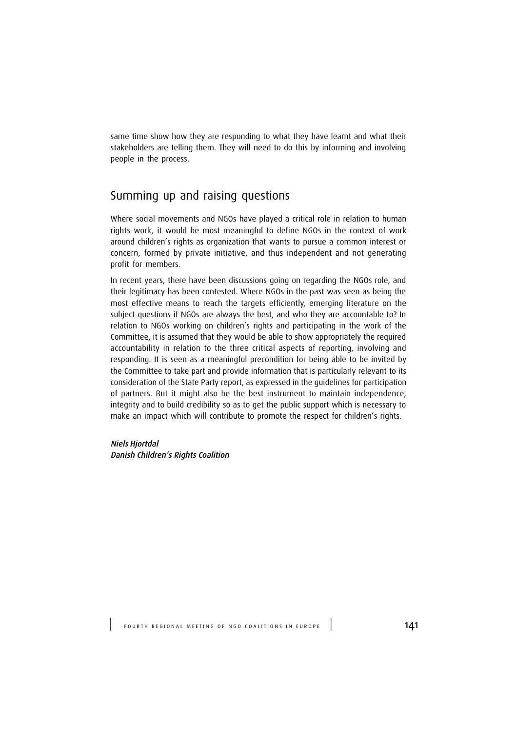same time show how they are responding to what they have learnt and what their stakeholders are telling them. They will need to do this by informing and involving people in the process.

## Summing up and raising questions

Where social movements and NGOs have played a critical role in relation to human rights work, it would be most meaningful to define NGOs in the context of work around children's rights as organization that wants to pursue a common interest or concern, formed by private initiative, and thus independent and not generating profit for members.

In recent years, there have been discussions going on regarding the NGOs role, and their legitimacy has been contested. Where NGOs in the past was seen as being the most effective means to reach the targets efficiently, emerging literature on the subject questions if NGOs are always the best, and who they are accountable to? In relation to NGOs working on children's rights and participating in the work of the Committee, it is assumed that they would be able to show appropriately the required accountability in relation to the three critical aspects of reporting, involving and responding. It is seen as a meaningful precondition for being able to be invited by the Committee to take part and provide information that is particularly relevant to its consideration of the State Party report, as expressed in the guidelines for participation of partners. But it might also be the best instrument to maintain independence, integrity and to build credibility so as to get the public support which is necessary to make an impact which will contribute to promote the respect for children's rights.

*Niels Hjortdal*
*Danish Children's Rights Coalition*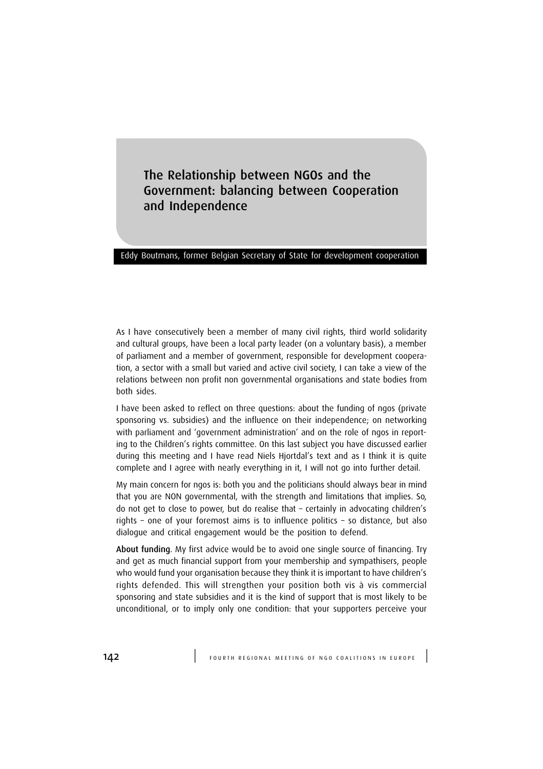# The Relationship between NGOs and the Government: balancing between Cooperation and Independence

Eddy Boutmans, former Belgian Secretary of State for development cooperation

As I have consecutively been a member of many civil rights, third world solidarity and cultural groups, have been a local party leader (on a voluntary basis), a member of parliament and a member of government, responsible for development cooperation, a sector with a small but varied and active civil society, I can take a view of the relations between non profit non governmental organisations and state bodies from both sides.

I have been asked to reflect on three questions: about the funding of ngos (private sponsoring vs. subsidies) and the influence on their independence; on networking with parliament and 'government administration' and on the role of ngos in reporting to the Children's rights committee. On this last subject you have discussed earlier during this meeting and I have read Niels Hjortdal's text and as I think it is quite complete and I agree with nearly everything in it, I will not go into further detail.

My main concern for ngos is: both you and the politicians should always bear in mind that you are NON governmental, with the strength and limitations that implies. So, do not get to close to power, but do realise that – certainly in advocating children's rights – one of your foremost aims is to influence politics – so distance, but also dialogue and critical engagement would be the position to defend.

**About funding**. My first advice would be to avoid one single source of financing. Try and get as much financial support from your membership and sympathisers, people who would fund your organisation because they think it is important to have children's rights defended. This will strengthen your position both vis à vis commercial sponsoring and state subsidies and it is the kind of support that is most likely to be unconditional, or to imply only one condition: that your supporters perceive your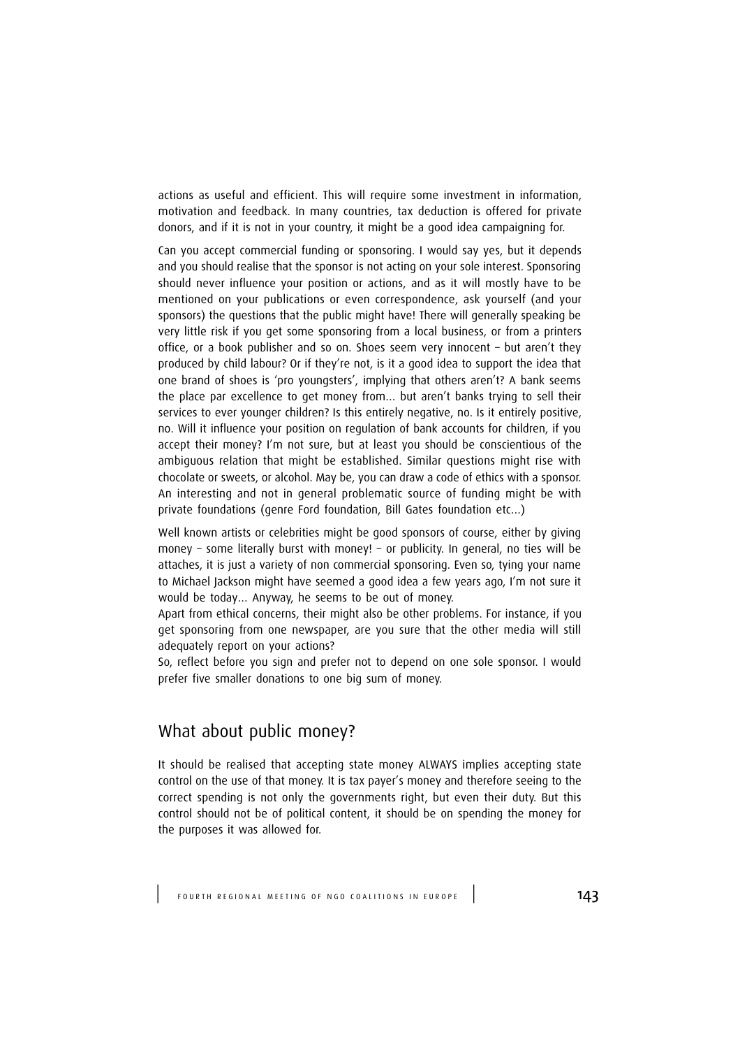actions as useful and efficient. This will require some investment in information, motivation and feedback. In many countries, tax deduction is offered for private donors, and if it is not in your country, it might be a good idea campaigning for.

Can you accept commercial funding or sponsoring. I would say yes, but it depends and you should realise that the sponsor is not acting on your sole interest. Sponsoring should never influence your position or actions, and as it will mostly have to be mentioned on your publications or even correspondence, ask yourself (and your sponsors) the questions that the public might have! There will generally speaking be very little risk if you get some sponsoring from a local business, or from a printers office, or a book publisher and so on. Shoes seem very innocent – but aren't they produced by child labour? Or if they're not, is it a good idea to support the idea that one brand of shoes is 'pro youngsters', implying that others aren't? A bank seems the place par excellence to get money from... but aren't banks trying to sell their services to ever younger children? Is this entirely negative, no. Is it entirely positive, no. Will it influence your position on regulation of bank accounts for children, if you accept their money? I'm not sure, but at least you should be conscientious of the ambiguous relation that might be established. Similar questions might rise with chocolate or sweets, or alcohol. May be, you can draw a code of ethics with a sponsor. An interesting and not in general problematic source of funding might be with private foundations (genre Ford foundation, Bill Gates foundation etc...)

Well known artists or celebrities might be good sponsors of course, either by giving money – some literally burst with money! – or publicity. In general, no ties will be attaches, it is just a variety of non commercial sponsoring. Even so, tying your name to Michael Jackson might have seemed a good idea a few years ago, I'm not sure it would be today... Anyway, he seems to be out of money.
Apart from ethical concerns, their might also be other problems. For instance, if you get sponsoring from one newspaper, are you sure that the other media will still adequately report on your actions?
So, reflect before you sign and prefer not to depend on one sole sponsor. I would prefer five smaller donations to one big sum of money.

## What about public money?

It should be realised that accepting state money ALWAYS implies accepting state control on the use of that money. It is tax payer's money and therefore seeing to the correct spending is not only the governments right, but even their duty. But this control should not be of political content, it should be on spending the money for the purposes it was allowed for.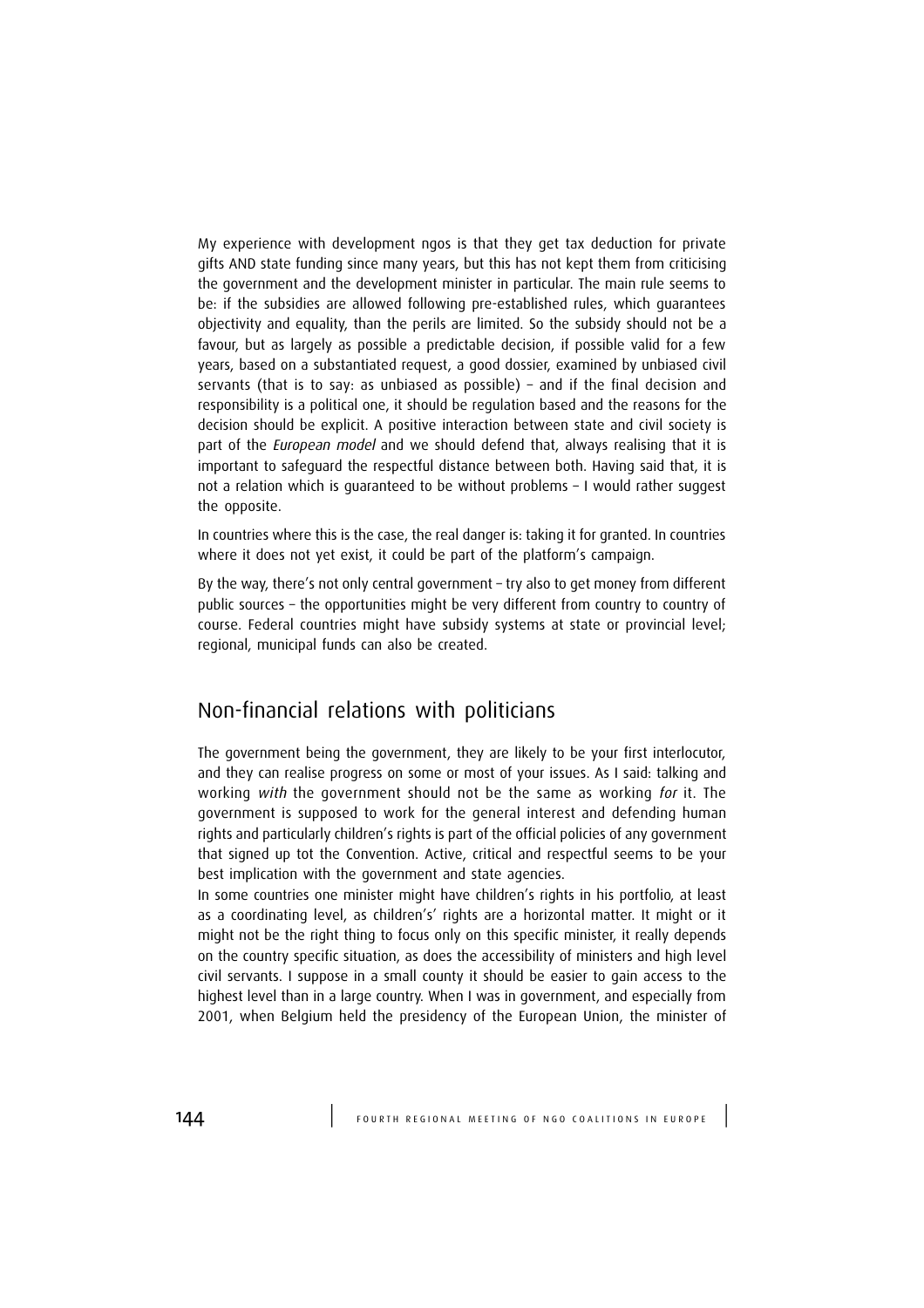My experience with development ngos is that they get tax deduction for private gifts AND state funding since many years, but this has not kept them from criticising the government and the development minister in particular. The main rule seems to be: if the subsidies are allowed following pre-established rules, which guarantees objectivity and equality, than the perils are limited. So the subsidy should not be a favour, but as largely as possible a predictable decision, if possible valid for a few years, based on a substantiated request, a good dossier, examined by unbiased civil servants (that is to say: as unbiased as possible) – and if the final decision and responsibility is a political one, it should be regulation based and the reasons for the decision should be explicit. A positive interaction between state and civil society is part of the *European model* and we should defend that, always realising that it is important to safeguard the respectful distance between both. Having said that, it is not a relation which is guaranteed to be without problems – I would rather suggest the opposite.

In countries where this is the case, the real danger is: taking it for granted. In countries where it does not yet exist, it could be part of the platform's campaign.

By the way, there's not only central government – try also to get money from different public sources – the opportunities might be very different from country to country of course. Federal countries might have subsidy systems at state or provincial level; regional, municipal funds can also be created.

## Non-financial relations with politicians

The government being the government, they are likely to be your first interlocutor, and they can realise progress on some or most of your issues. As I said: talking and working *with* the government should not be the same as working *for* it. The government is supposed to work for the general interest and defending human rights and particularly children's rights is part of the official policies of any government that signed up tot the Convention. Active, critical and respectful seems to be your best implication with the government and state agencies.

In some countries one minister might have children's rights in his portfolio, at least as a coordinating level, as childrens' rights are a horizontal matter. It might or it might not be the right thing to focus only on this specific minister, it really depends on the country specific situation, as does the accessibility of ministers and high level civil servants. I suppose in a small county it should be easier to gain access to the highest level than in a large country. When I was in government, and especially from 2001, when Belgium held the presidency of the European Union, the minister of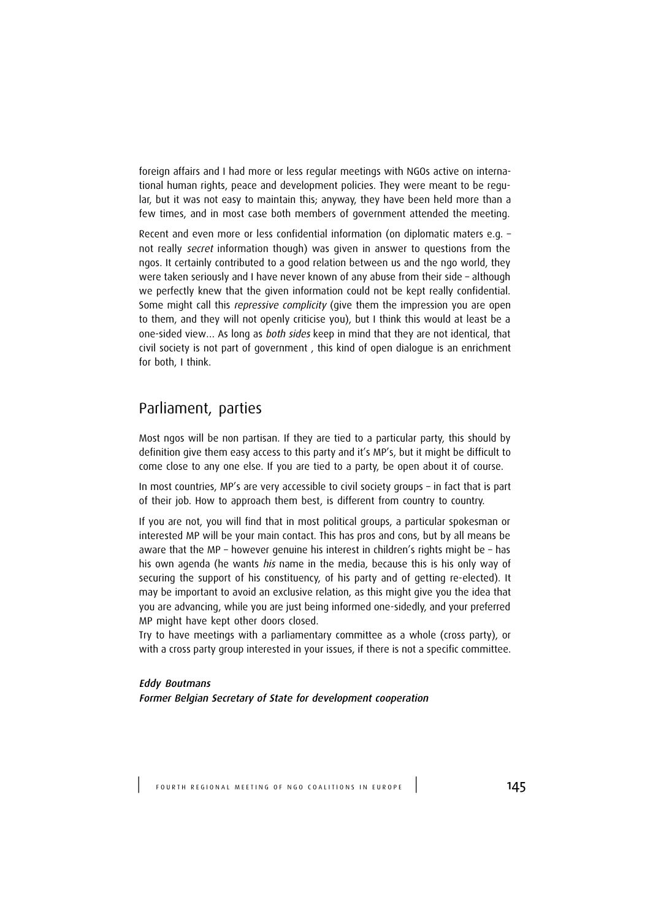foreign affairs and I had more or less regular meetings with NGOs active on international human rights, peace and development policies. They were meant to be regular, but it was not easy to maintain this; anyway, they have been held more than a few times, and in most case both members of government attended the meeting.

Recent and even more or less confidential information (on diplomatic maters e.g. – not really *secret* information though) was given in answer to questions from the ngos. It certainly contributed to a good relation between us and the ngo world, they were taken seriously and I have never known of any abuse from their side – although we perfectly knew that the given information could not be kept really confidential. Some might call this *repressive complicity* (give them the impression you are open to them, and they will not openly criticise you), but I think this would at least be a one-sided view... As long as *both sides* keep in mind that they are not identical, that civil society is not part of government , this kind of open dialogue is an enrichment for both, I think.

## Parliament, parties

Most ngos will be non partisan. If they are tied to a particular party, this should by definition give them easy access to this party and it's MP's, but it might be difficult to come close to any one else. If you are tied to a party, be open about it of course.

In most countries, MP's are very accessible to civil society groups – in fact that is part of their job. How to approach them best, is different from country to country.

If you are not, you will find that in most political groups, a particular spokesman or interested MP will be your main contact. This has pros and cons, but by all means be aware that the MP – however genuine his interest in children's rights might be – has his own agenda (he wants *his* name in the media, because this is his only way of securing the support of his constituency, of his party and of getting re-elected). It may be important to avoid an exclusive relation, as this might give you the idea that you are advancing, while you are just being informed one-sidedly, and your preferred MP might have kept other doors closed.
Try to have meetings with a parliamentary committee as a whole (cross party), or with a cross party group interested in your issues, if there is not a specific committee.

***Eddy Boutmans***
***Former Belgian Secretary of State for development cooperation***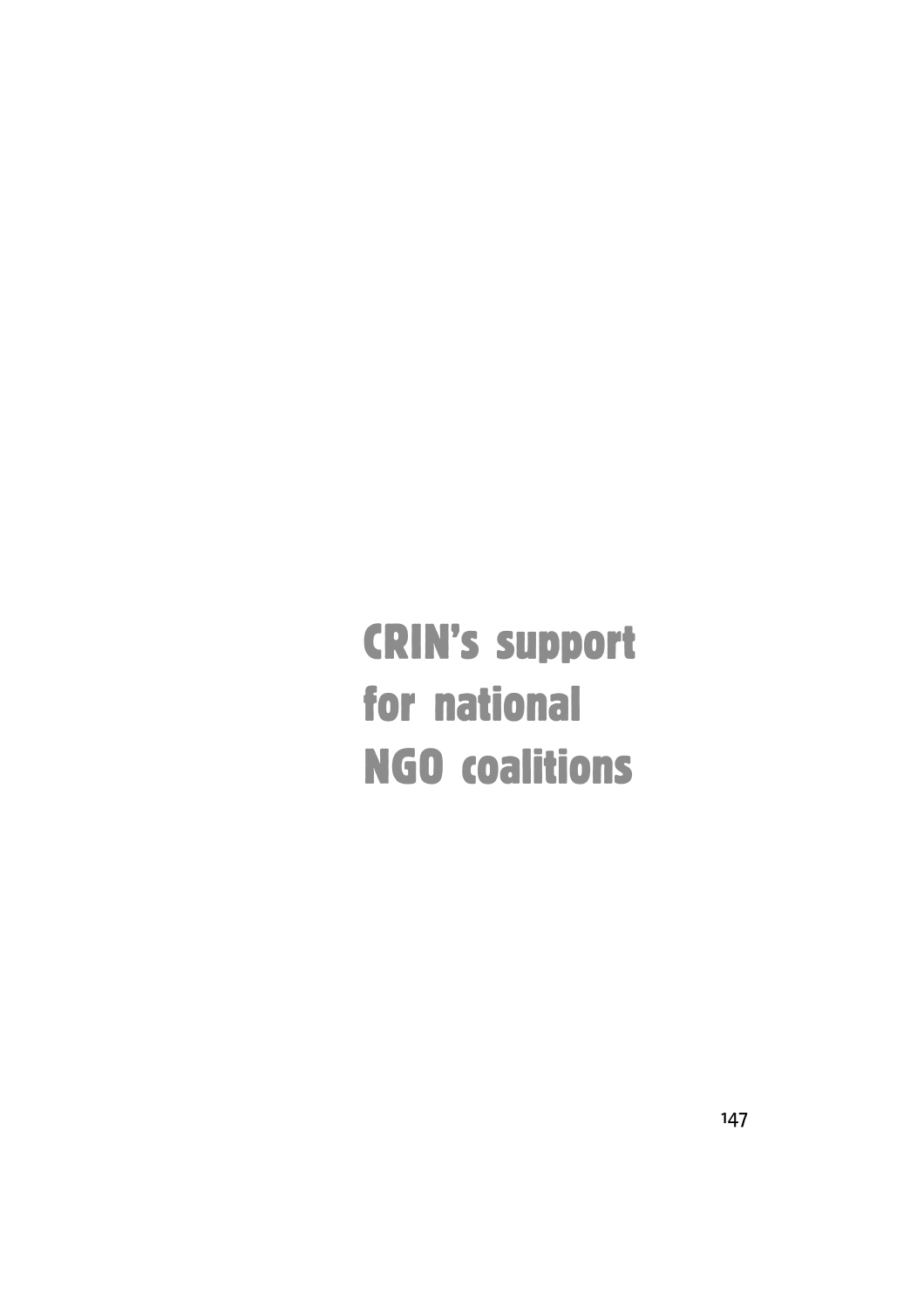# CRIN's support for national NGO coalitions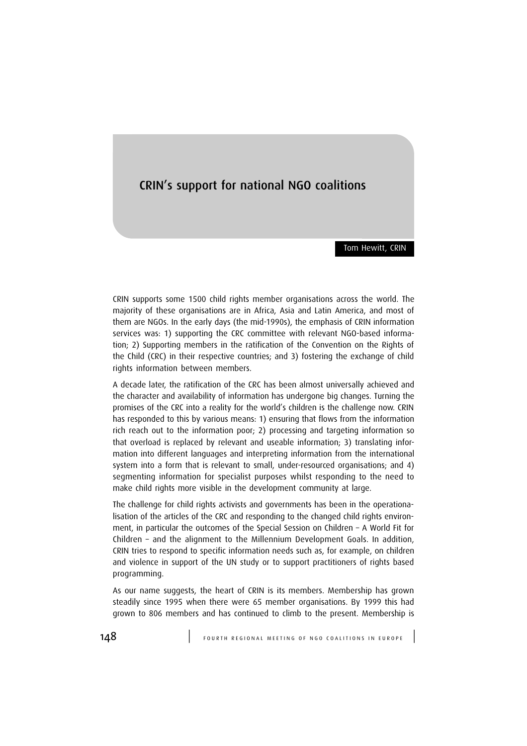# CRIN's support for national NGO coalitions

Tom Hewitt, CRIN

CRIN supports some 1500 child rights member organisations across the world. The majority of these organisations are in Africa, Asia and Latin America, and most of them are NGOs. In the early days (the mid-1990s), the emphasis of CRIN information services was: 1) supporting the CRC committee with relevant NGO-based information; 2) Supporting members in the ratification of the Convention on the Rights of the Child (CRC) in their respective countries; and 3) fostering the exchange of child rights information between members.

A decade later, the ratification of the CRC has been almost universally achieved and the character and availability of information has undergone big changes. Turning the promises of the CRC into a reality for the world's children is the challenge now. CRIN has responded to this by various means: 1) ensuring that flows from the information rich reach out to the information poor; 2) processing and targeting information so that overload is replaced by relevant and useable information; 3) translating information into different languages and interpreting information from the international system into a form that is relevant to small, under-resourced organisations; and 4) segmenting information for specialist purposes whilst responding to the need to make child rights more visible in the development community at large.

The challenge for child rights activists and governments has been in the operationalisation of the articles of the CRC and responding to the changed child rights environment, in particular the outcomes of the Special Session on Children – A World Fit for Children – and the alignment to the Millennium Development Goals. In addition, CRIN tries to respond to specific information needs such as, for example, on children and violence in support of the UN study or to support practitioners of rights based programming.

As our name suggests, the heart of CRIN is its members. Membership has grown steadily since 1995 when there were 65 member organisations. By 1999 this had grown to 806 members and has continued to climb to the present. Membership is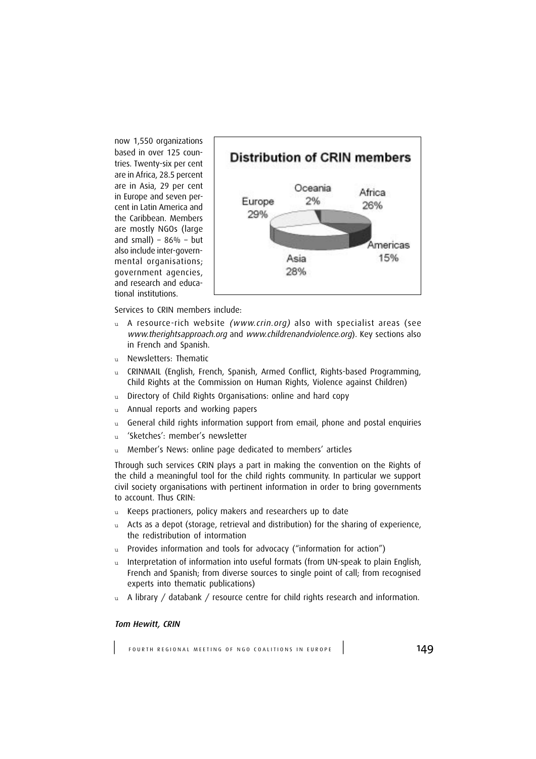now 1,550 organizations based in over 125 countries. Twenty-six per cent are in Africa, 28.5 percent are in Asia, 29 per cent in Europe and seven percent in Latin America and the Caribbean. Members are mostly NGOs (large and small) – 86% – but also include inter-governmental organisations; government agencies, and research and educational institutions.

**Distribution of CRIN members**

Europe 29%, Oceania 2%, Africa 26%, Americas 15%, Asia 28%

Services to CRIN members include:

- A resource-rich website *(www.crin.org)* also with specialist areas (see *www.therightsapproach.org* and *www.childrenandviolence.org*). Key sections also in French and Spanish.
- Newsletters: Thematic
- CRINMAIL (English, French, Spanish, Armed Conflict, Rights-based Programming, Child Rights at the Commission on Human Rights, Violence against Children)
- Directory of Child Rights Organisations: online and hard copy
- Annual reports and working papers
- General child rights information support from email, phone and postal enquiries
- 'Sketches': member's newsletter
- Member's News: online page dedicated to members' articles

Through such services CRIN plays a part in making the convention on the Rights of the child a meaningful tool for the child rights community. In particular we support civil society organisations with pertinent information in order to bring governments to account. Thus CRIN:

- Keeps practioners, policy makers and researchers up to date
- Acts as a depot (storage, retrieval and distribution) for the sharing of experience, the redistribution of information
- Provides information and tools for advocacy ("information for action")
- Interpretation of information into useful formats (from UN-speak to plain English, French and Spanish; from diverse sources to single point of call; from recognised experts into thematic publications)
- A library / databank / resource centre for child rights research and information.

***Tom Hewitt, CRIN***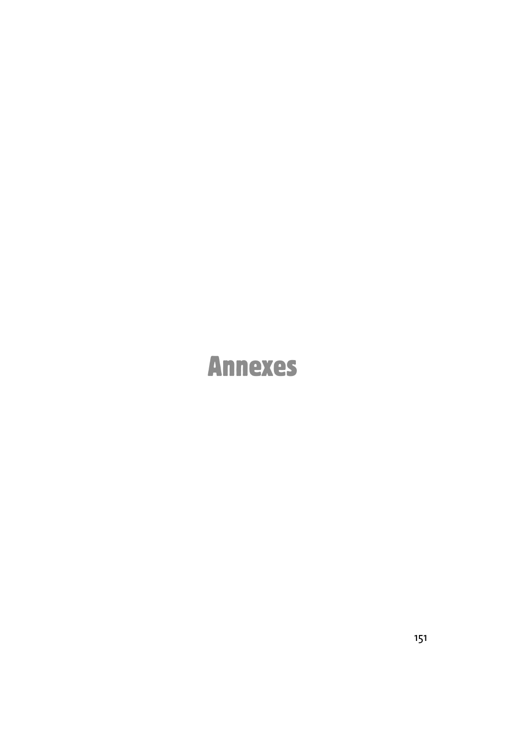# Annexes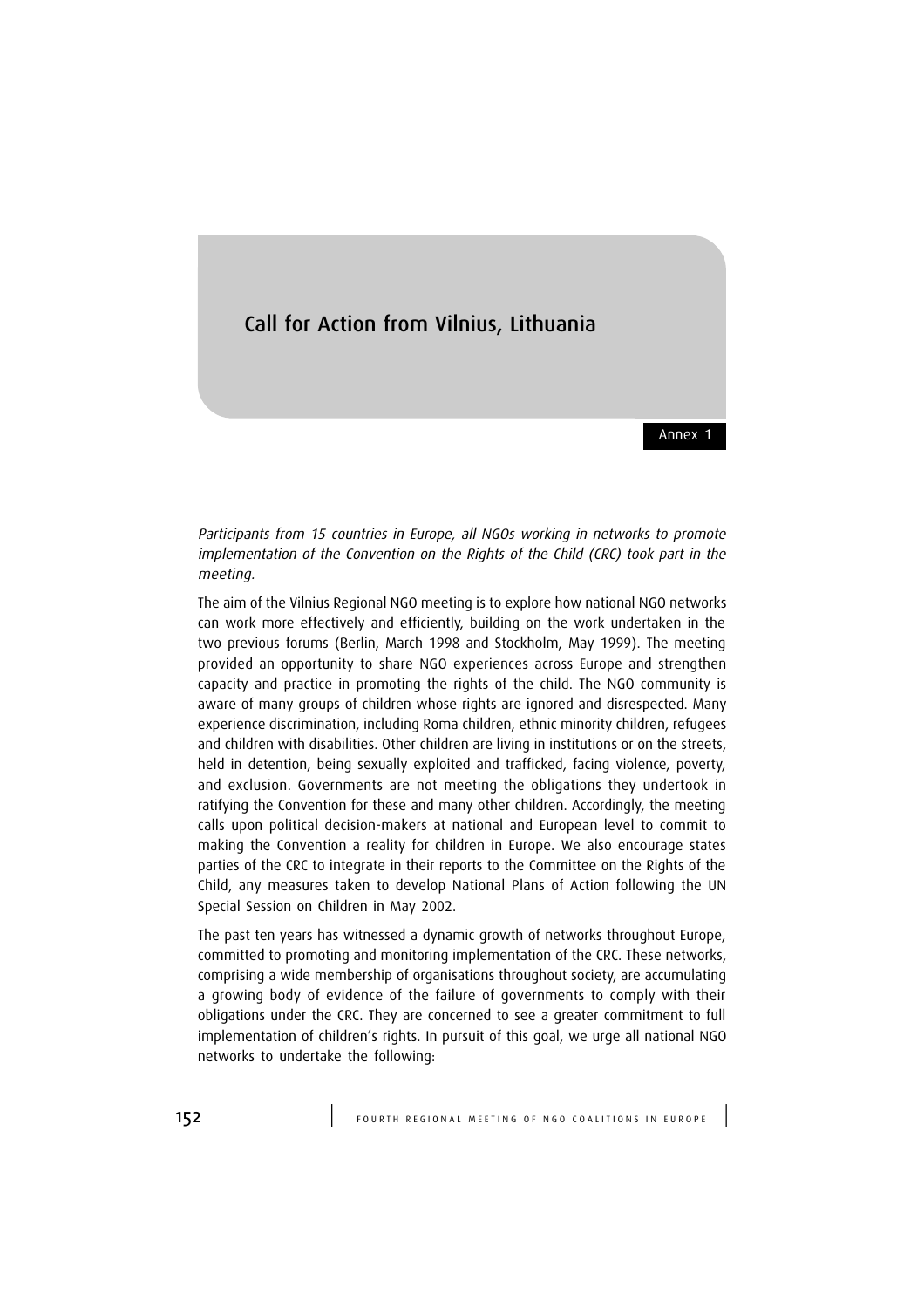# Call for Action from Vilnius, Lithuania

Annex 1

*Participants from 15 countries in Europe, all NGOs working in networks to promote implementation of the Convention on the Rights of the Child (CRC) took part in the meeting.*

The aim of the Vilnius Regional NGO meeting is to explore how national NGO networks can work more effectively and efficiently, building on the work undertaken in the two previous forums (Berlin, March 1998 and Stockholm, May 1999). The meeting provided an opportunity to share NGO experiences across Europe and strengthen capacity and practice in promoting the rights of the child. The NGO community is aware of many groups of children whose rights are ignored and disrespected. Many experience discrimination, including Roma children, ethnic minority children, refugees and children with disabilities. Other children are living in institutions or on the streets, held in detention, being sexually exploited and trafficked, facing violence, poverty, and exclusion. Governments are not meeting the obligations they undertook in ratifying the Convention for these and many other children. Accordingly, the meeting calls upon political decision-makers at national and European level to commit to making the Convention a reality for children in Europe. We also encourage states parties of the CRC to integrate in their reports to the Committee on the Rights of the Child, any measures taken to develop National Plans of Action following the UN Special Session on Children in May 2002.

The past ten years has witnessed a dynamic growth of networks throughout Europe, committed to promoting and monitoring implementation of the CRC. These networks, comprising a wide membership of organisations throughout society, are accumulating a growing body of evidence of the failure of governments to comply with their obligations under the CRC. They are concerned to see a greater commitment to full implementation of children's rights. In pursuit of this goal, we urge all national NGO networks to undertake the following: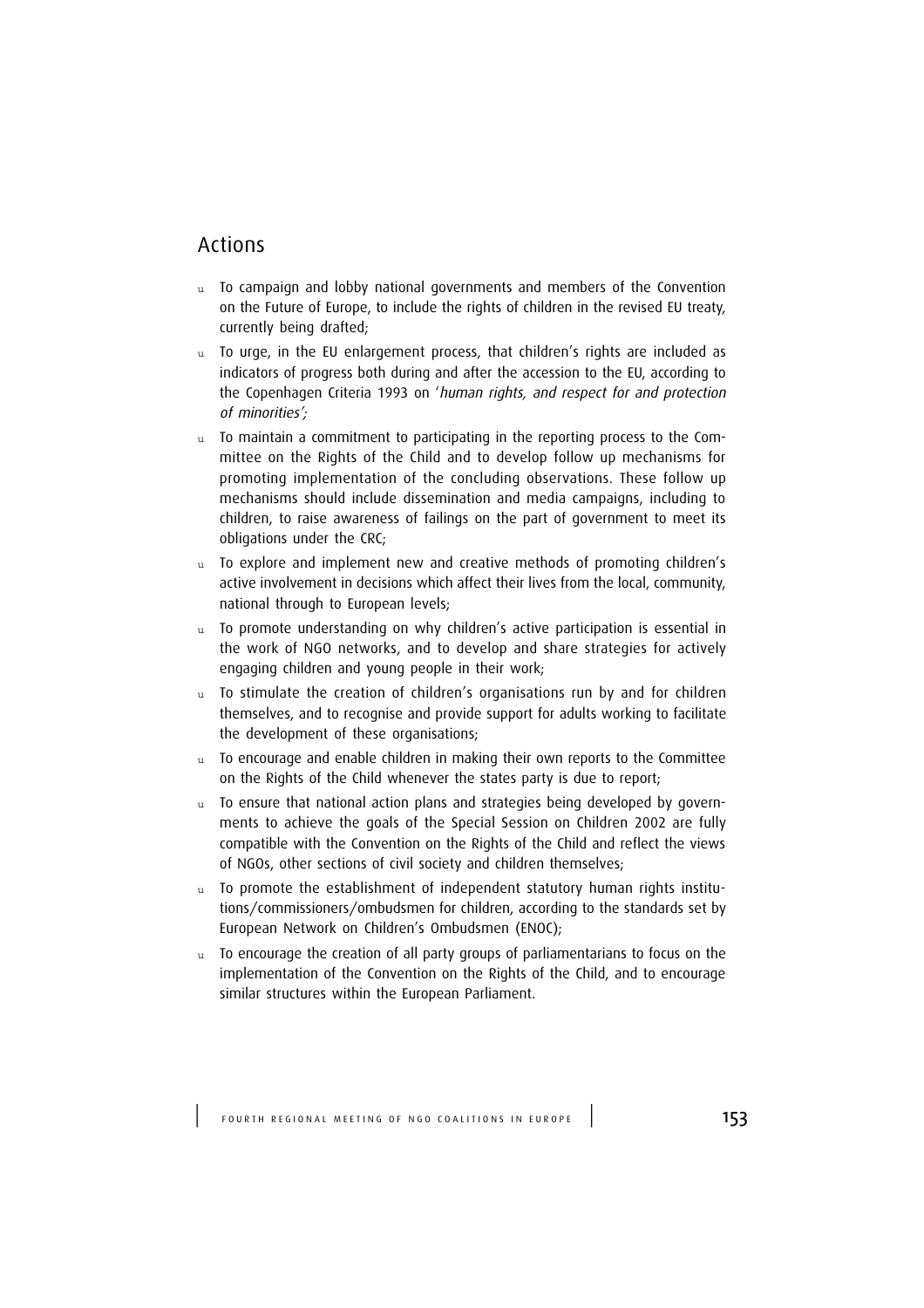## Actions

- To campaign and lobby national governments and members of the Convention on the Future of Europe, to include the rights of children in the revised EU treaty, currently being drafted;
- To urge, in the EU enlargement process, that children's rights are included as indicators of progress both during and after the accession to the EU, according to the Copenhagen Criteria 1993 on '*human rights, and respect for and protection of minorities';*
- To maintain a commitment to participating in the reporting process to the Committee on the Rights of the Child and to develop follow up mechanisms for promoting implementation of the concluding observations. These follow up mechanisms should include dissemination and media campaigns, including to children, to raise awareness of failings on the part of government to meet its obligations under the CRC;
- To explore and implement new and creative methods of promoting children's active involvement in decisions which affect their lives from the local, community, national through to European levels;
- To promote understanding on why children's active participation is essential in the work of NGO networks, and to develop and share strategies for actively engaging children and young people in their work;
- To stimulate the creation of children's organisations run by and for children themselves, and to recognise and provide support for adults working to facilitate the development of these organisations;
- To encourage and enable children in making their own reports to the Committee on the Rights of the Child whenever the states party is due to report;
- To ensure that national action plans and strategies being developed by governments to achieve the goals of the Special Session on Children 2002 are fully compatible with the Convention on the Rights of the Child and reflect the views of NGOs, other sections of civil society and children themselves;
- To promote the establishment of independent statutory human rights institutions/commissioners/ombudsmen for children, according to the standards set by European Network on Children's Ombudsmen (ENOC);
- To encourage the creation of all party groups of parliamentarians to focus on the implementation of the Convention on the Rights of the Child, and to encourage similar structures within the European Parliament.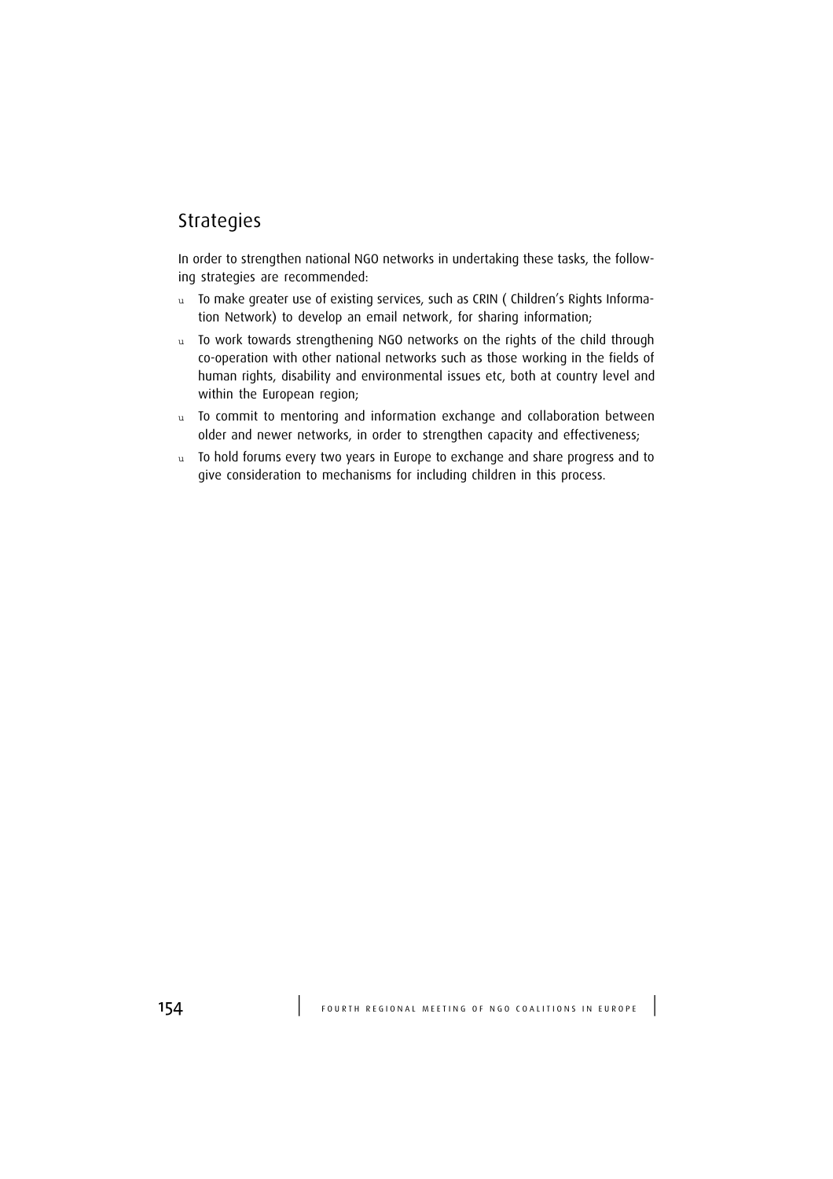## Strategies

In order to strengthen national NGO networks in undertaking these tasks, the following strategies are recommended:

- To make greater use of existing services, such as CRIN ( Children's Rights Information Network) to develop an email network, for sharing information;
- To work towards strengthening NGO networks on the rights of the child through co-operation with other national networks such as those working in the fields of human rights, disability and environmental issues etc, both at country level and within the European region;
- To commit to mentoring and information exchange and collaboration between older and newer networks, in order to strengthen capacity and effectiveness;
- To hold forums every two years in Europe to exchange and share progress and to give consideration to mechanisms for including children in this process.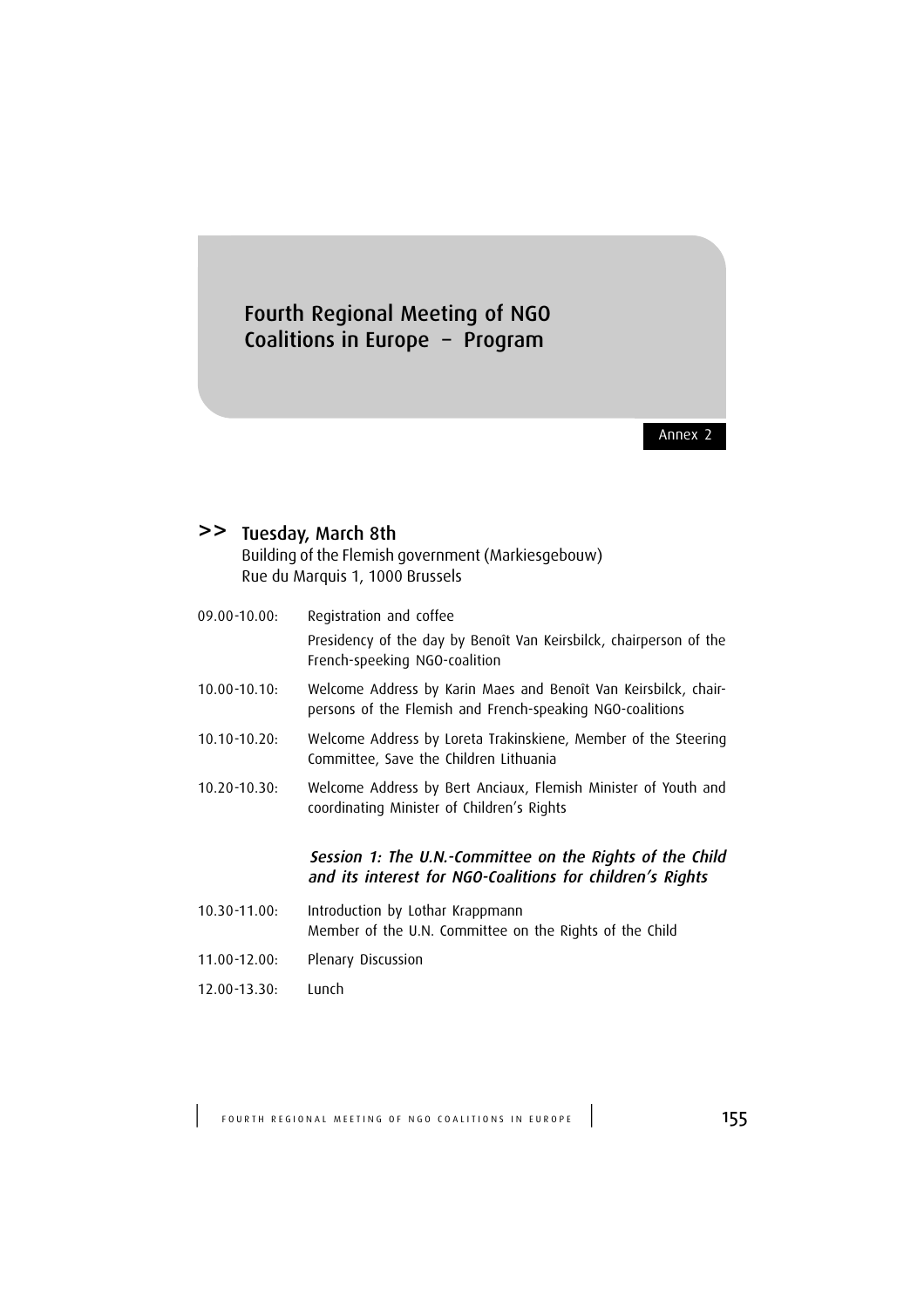# Fourth Regional Meeting of NGO Coalitions in Europe – Program

Annex 2

## >> Tuesday, March 8th

Building of the Flemish government (Markiesgebouw)
Rue du Marquis 1, 1000 Brussels

09.00-10.00: Registration and coffee

Presidency of the day by Benoît Van Keirsbilck, chairperson of the French-speeking NGO-coalition

10.00-10.10: Welcome Address by Karin Maes and Benoît Van Keirsbilck, chairpersons of the Flemish and French-speaking NGO-coalitions

10.10-10.20: Welcome Address by Loreta Trakinskiene, Member of the Steering Committee, Save the Children Lithuania

10.20-10.30: Welcome Address by Bert Anciaux, Flemish Minister of Youth and coordinating Minister of Children's Rights

***Session 1: The U.N.-Committee on the Rights of the Child and its interest for NGO-Coalitions for children's Rights***

10.30-11.00: Introduction by Lothar Krappmann
Member of the U.N. Committee on the Rights of the Child

11.00-12.00: Plenary Discussion

12.00-13.30: Lunch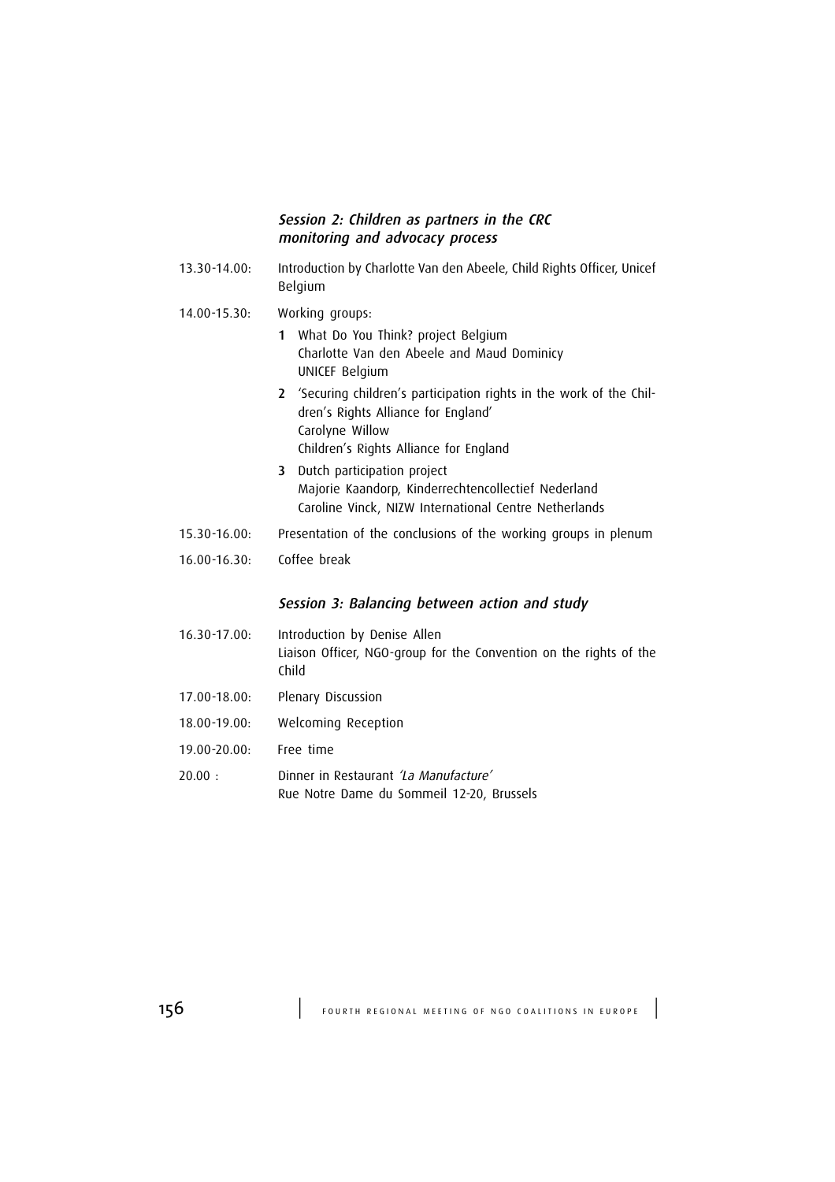### *Session 2: Children as partners in the CRC monitoring and advocacy process*

13.30-14.00: Introduction by Charlotte Van den Abeele, Child Rights Officer, Unicef Belgium

14.00-15.30: Working groups:

1. What Do You Think? project Belgium
   Charlotte Van den Abeele and Maud Dominicy
   UNICEF Belgium
2. 'Securing children's participation rights in the work of the Children's Rights Alliance for England'
   Carolyne Willow
   Children's Rights Alliance for England
3. Dutch participation project
   Majorie Kaandorp, Kinderrechtencollectief Nederland
   Caroline Vinck, NIZW International Centre Netherlands

15.30-16.00: Presentation of the conclusions of the working groups in plenum

16.00-16.30: Coffee break

### *Session 3: Balancing between action and study*

16.30-17.00: Introduction by Denise Allen
Liaison Officer, NGO-group for the Convention on the rights of the Child

17.00-18.00: Plenary Discussion

18.00-19.00: Welcoming Reception

19.00-20.00: Free time

20.00 : Dinner in Restaurant *'La Manufacture'*
Rue Notre Dame du Sommeil 12-20, Brussels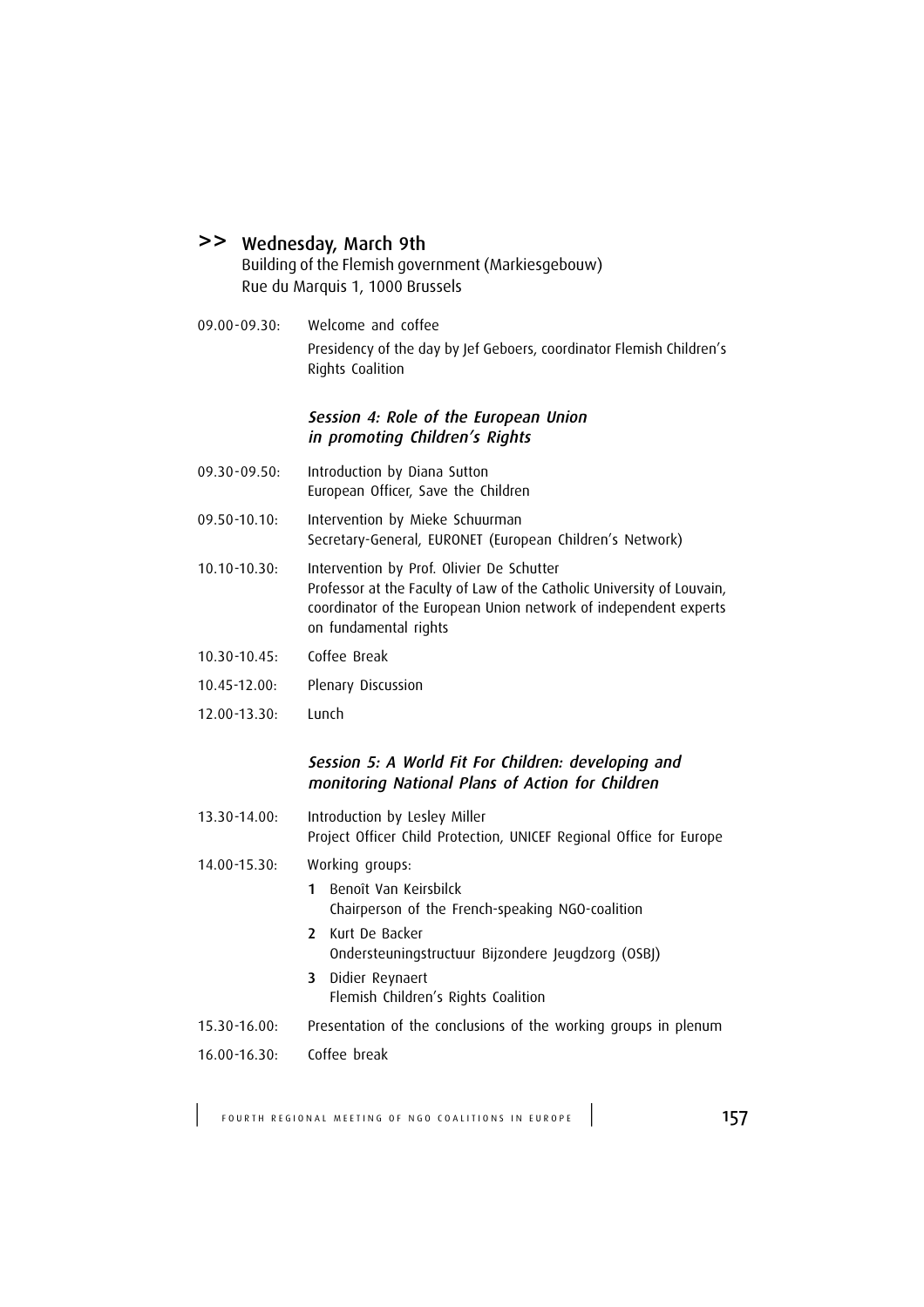## >> Wednesday, March 9th

Building of the Flemish government (Markiesgebouw)
Rue du Marquis 1, 1000 Brussels

09.00-09.30: Welcome and coffee
Presidency of the day by Jef Geboers, coordinator Flemish Children's Rights Coalition

### *Session 4: Role of the European Union in promoting Children's Rights*

09.30-09.50: Introduction by Diana Sutton
European Officer, Save the Children

09.50-10.10: Intervention by Mieke Schuurman
Secretary-General, EURONET (European Children's Network)

10.10-10.30: Intervention by Prof. Olivier De Schutter
Professor at the Faculty of Law of the Catholic University of Louvain, coordinator of the European Union network of independent experts on fundamental rights

10.30-10.45: Coffee Break

10.45-12.00: Plenary Discussion

12.00-13.30: Lunch

### *Session 5: A World Fit For Children: developing and monitoring National Plans of Action for Children*

13.30-14.00: Introduction by Lesley Miller
Project Officer Child Protection, UNICEF Regional Office for Europe

14.00-15.30: Working groups:

1. Benoît Van Keirsbilck
   Chairperson of the French-speaking NGO-coalition
2. Kurt De Backer
   Ondersteuningstructuur Bijzondere Jeugdzorg (OSBJ)
3. Didier Reynaert
   Flemish Children's Rights Coalition

15.30-16.00: Presentation of the conclusions of the working groups in plenum

16.00-16.30: Coffee break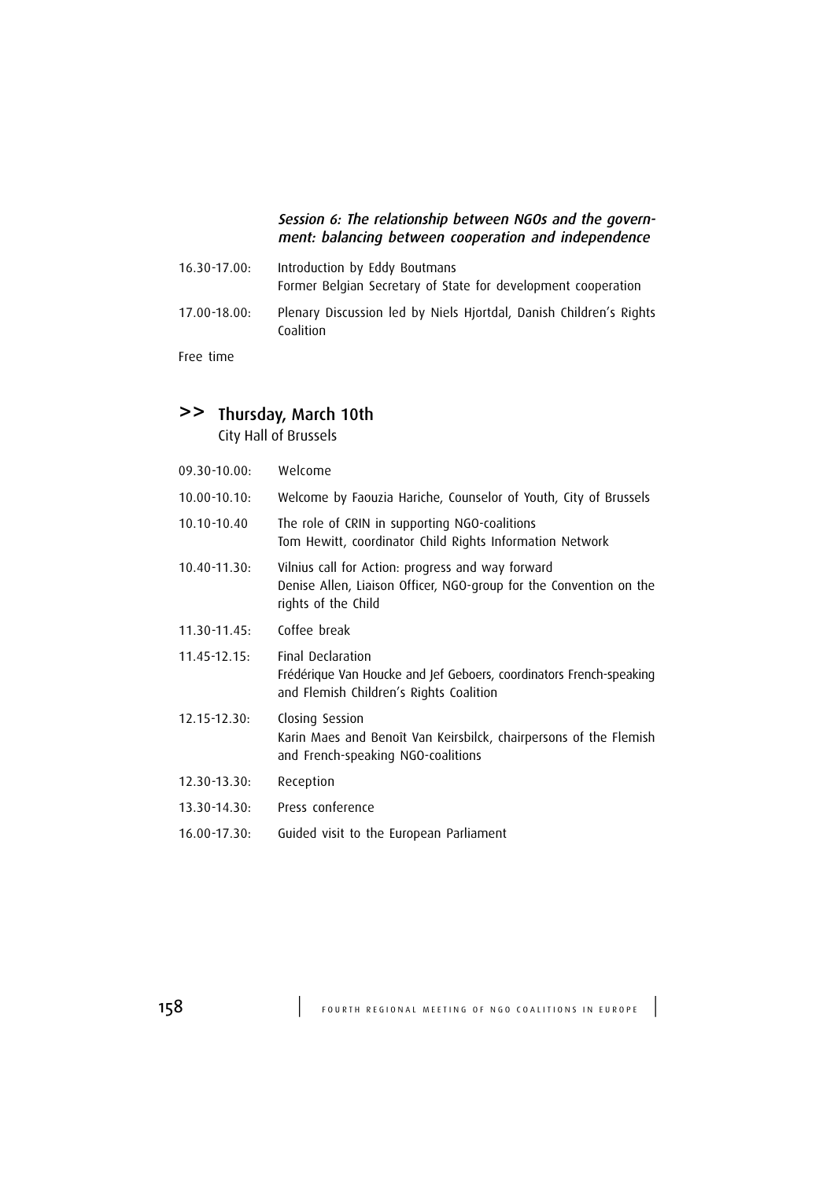*Session 6: The relationship between NGOs and the government: balancing between cooperation and independence*

16.30-17.00: Introduction by Eddy Boutmans
Former Belgian Secretary of State for development cooperation

17.00-18.00: Plenary Discussion led by Niels Hjortdal, Danish Children's Rights Coalition

Free time

## >> Thursday, March 10th

City Hall of Brussels

09.30-10.00: Welcome

10.00-10.10: Welcome by Faouzia Hariche, Counselor of Youth, City of Brussels

10.10-10.40 The role of CRIN in supporting NGO-coalitions
Tom Hewitt, coordinator Child Rights Information Network

10.40-11.30: Vilnius call for Action: progress and way forward
Denise Allen, Liaison Officer, NGO-group for the Convention on the rights of the Child

11.30-11.45: Coffee break

11.45-12.15: Final Declaration
Frédérique Van Houcke and Jef Geboers, coordinators French-speaking and Flemish Children's Rights Coalition

12.15-12.30: Closing Session
Karin Maes and Benoît Van Keirsbilck, chairpersons of the Flemish and French-speaking NGO-coalitions

12.30-13.30: Reception

13.30-14.30: Press conference

16.00-17.30: Guided visit to the European Parliament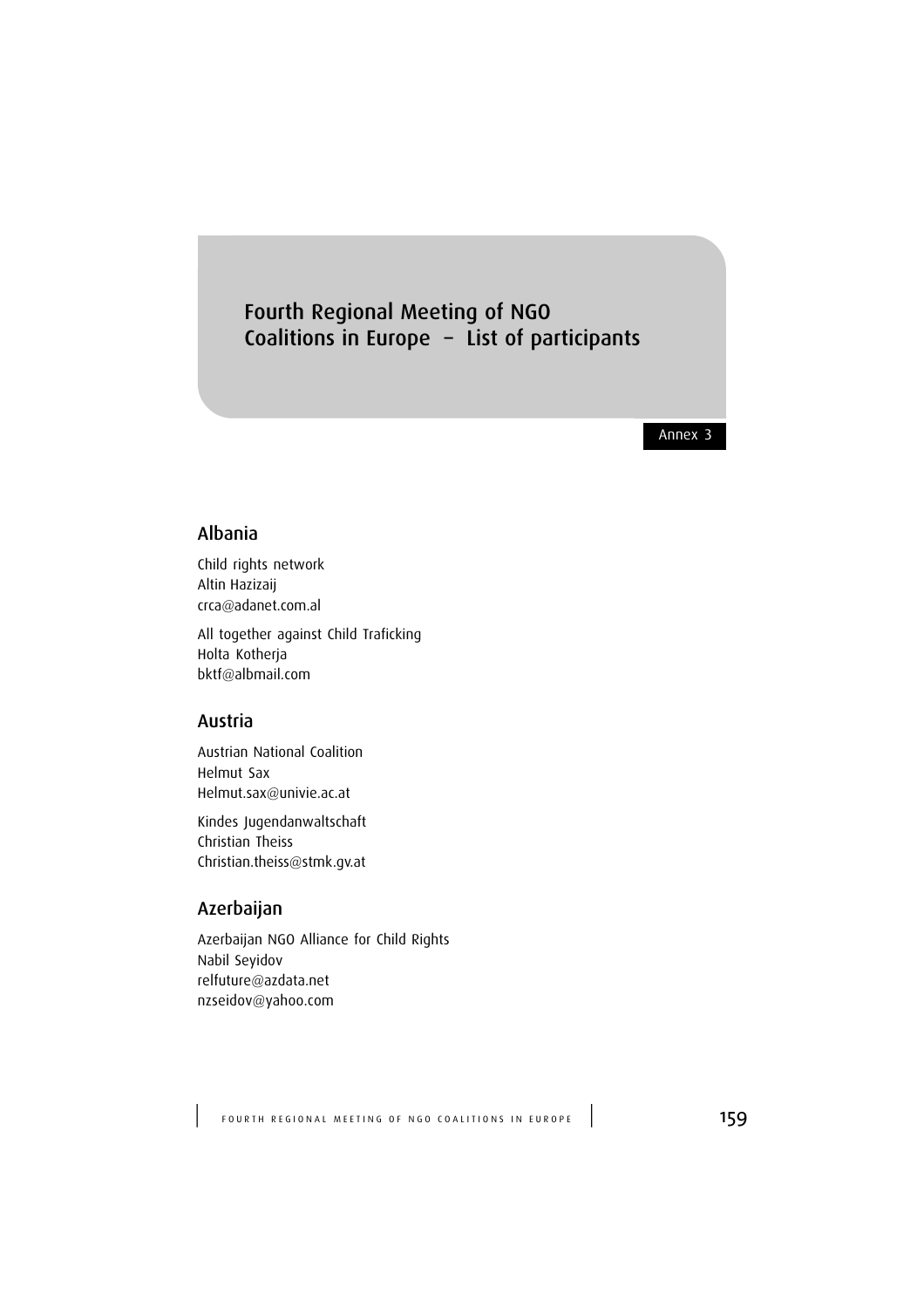# Fourth Regional Meeting of NGO Coalitions in Europe – List of participants

Annex 3

## Albania

Child rights network
Altin Hazizaij
crca@adanet.com.al

All together against Child Traficking
Holta Kotherja
bktf@albmail.com

## Austria

Austrian National Coalition
Helmut Sax
Helmut.sax@univie.ac.at

Kindes Jugendanwaltschaft
Christian Theiss
Christian.theiss@stmk.gv.at

## Azerbaijan

Azerbaijan NGO Alliance for Child Rights
Nabil Seyidov
relfuture@azdata.net
nzseidov@yahoo.com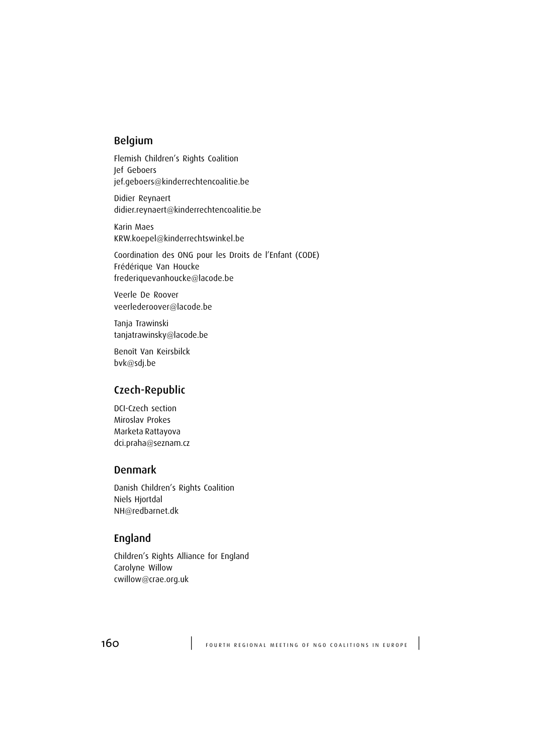## Belgium

Flemish Children's Rights Coalition
Jef Geboers
jef.geboers@kinderrechtencoalitie.be

Didier Reynaert
didier.reynaert@kinderrechtencoalitie.be

Karin Maes
KRW.koepel@kinderrechtswinkel.be

Coordination des ONG pour les Droits de l'Enfant (CODE)
Frédérique Van Houcke
frederiquevanhoucke@lacode.be

Veerle De Roover
veerlederoover@lacode.be

Tanja Trawinski
tanjatrawinsky@lacode.be

Benoît Van Keirsbilck
bvk@sdj.be

## Czech-Republic

DCI-Czech section
Miroslav Prokes
Marketa Rattayova
dci.praha@seznam.cz

## Denmark

Danish Children's Rights Coalition
Niels Hjortdal
NH@redbarnet.dk

## England

Children's Rights Alliance for England
Carolyne Willow
cwillow@crae.org.uk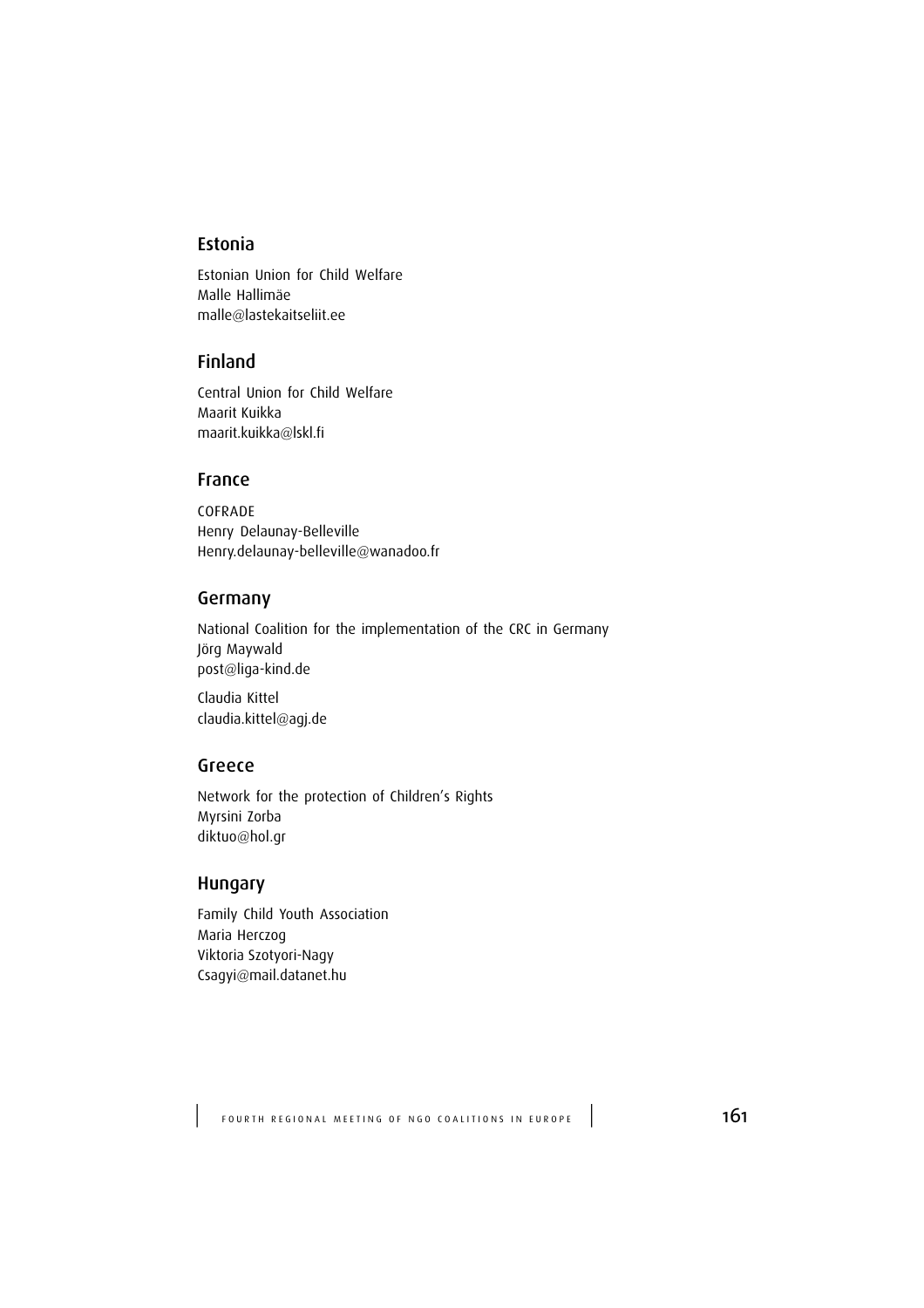## Estonia

Estonian Union for Child Welfare
Malle Hallimäe
malle@lastekaitseliit.ee

## Finland

Central Union for Child Welfare
Maarit Kuikka
maarit.kuikka@lskl.fi

## France

COFRADE
Henry Delaunay-Belleville
Henry.delaunay-belleville@wanadoo.fr

## Germany

National Coalition for the implementation of the CRC in Germany
Jörg Maywald
post@liga-kind.de

Claudia Kittel
claudia.kittel@agj.de

## Greece

Network for the protection of Children's Rights
Myrsini Zorba
diktuo@hol.gr

## Hungary

Family Child Youth Association
Maria Herczog
Viktoria Szotyori-Nagy
Csagyi@mail.datanet.hu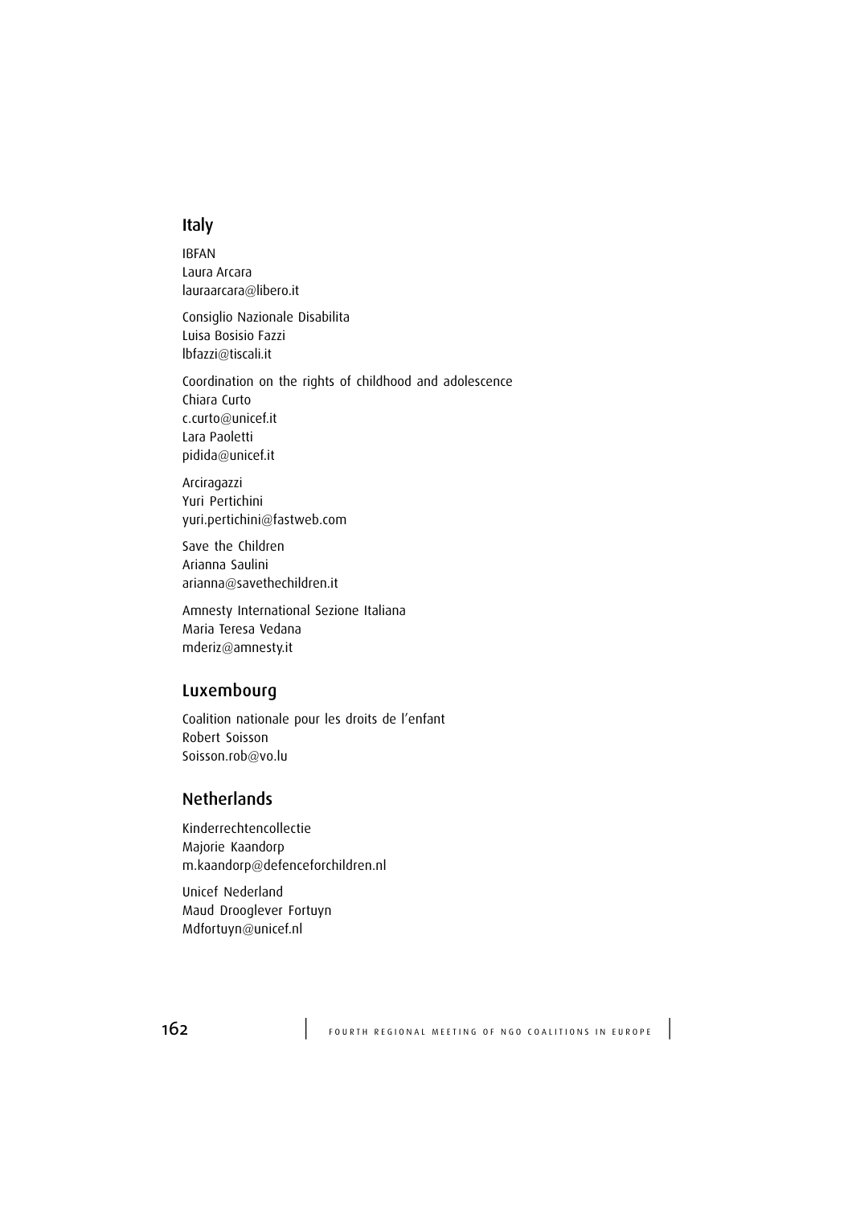## Italy

IBFAN
Laura Arcara
lauraarcara@libero.it

Consiglio Nazionale Disabilita
Luisa Bosisio Fazzi
lbfazzi@tiscali.it

Coordination on the rights of childhood and adolescence
Chiara Curto
c.curto@unicef.it
Lara Paoletti
pidida@unicef.it

Arciragazzi
Yuri Pertichini
yuri.pertichini@fastweb.com

Save the Children
Arianna Saulini
arianna@savethechildren.it

Amnesty International Sezione Italiana
Maria Teresa Vedana
mderiz@amnesty.it

## Luxembourg

Coalition nationale pour les droits de l'enfant
Robert Soisson
Soisson.rob@vo.lu

## Netherlands

Kinderrechtencollectie
Majorie Kaandorp
m.kaandorp@defenceforchildren.nl

Unicef Nederland
Maud Drooglever Fortuyn
Mdfortuyn@unicef.nl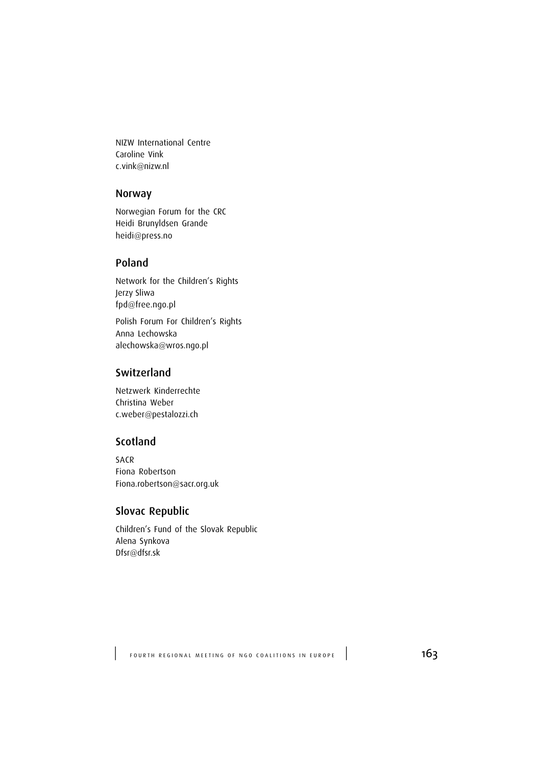NIZW International Centre
Caroline Vink
c.vink@nizw.nl

## Norway

Norwegian Forum for the CRC
Heidi Brunyldsen Grande
heidi@press.no

## Poland

Network for the Children's Rights
Jerzy Sliwa
fpd@free.ngo.pl

Polish Forum For Children's Rights
Anna Lechowska
alechowska@wros.ngo.pl

## Switzerland

Netzwerk Kinderrechte
Christina Weber
c.weber@pestalozzi.ch

## Scotland

SACR
Fiona Robertson
Fiona.robertson@sacr.org.uk

## Slovac Republic

Children's Fund of the Slovak Republic
Alena Synkova
Dfsr@dfsr.sk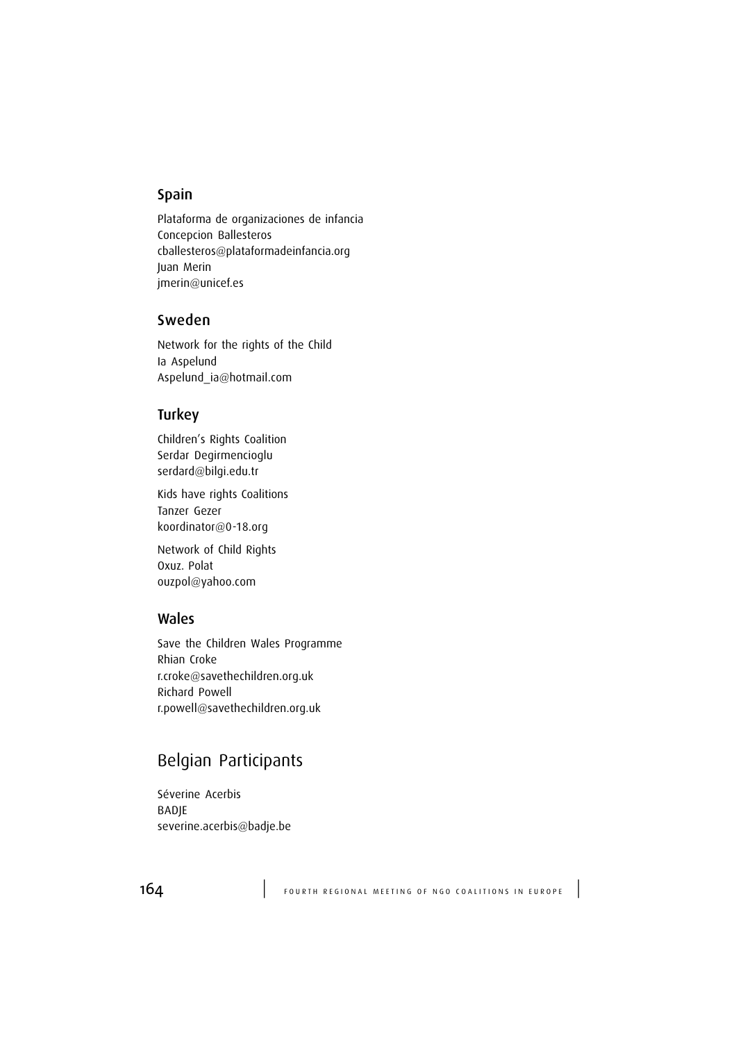## Spain

Plataforma de organizaciones de infancia
Concepcion Ballesteros
cballesteros@plataformadeinfancia.org
Juan Merin
jmerin@unicef.es

## Sweden

Network for the rights of the Child
Ia Aspelund
Aspelund_ia@hotmail.com

## Turkey

Children's Rights Coalition
Serdar Degirmencioglu
serdard@bilgi.edu.tr

Kids have rights Coalitions
Tanzer Gezer
koordinator@0-18.org

Network of Child Rights
Oxuz. Polat
ouzpol@yahoo.com

## Wales

Save the Children Wales Programme
Rhian Croke
r.croke@savethechildren.org.uk
Richard Powell
r.powell@savethechildren.org.uk

# Belgian Participants

Séverine Acerbis
BADJE
severine.acerbis@badje.be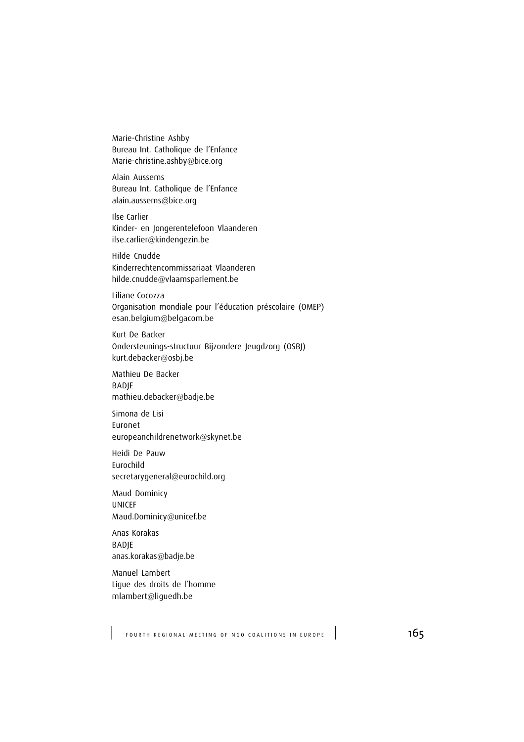Marie-Christine Ashby
Bureau Int. Catholique de l'Enfance
Marie-christine.ashby@bice.org

Alain Aussems
Bureau Int. Catholique de l'Enfance
alain.aussems@bice.org

Ilse Carlier
Kinder- en Jongerentelefoon Vlaanderen
ilse.carlier@kindengezin.be

Hilde Cnudde
Kinderrechtencommissariaat Vlaanderen
hilde.cnudde@vlaamsparlement.be

Liliane Cocozza
Organisation mondiale pour l'éducation préscolaire (OMEP)
esan.belgium@belgacom.be

Kurt De Backer
Ondersteunings-structuur Bijzondere Jeugdzorg (OSBJ)
kurt.debacker@osbj.be

Mathieu De Backer
BADJE
mathieu.debacker@badje.be

Simona de Lisi
Euronet
europeanchildrenetwork@skynet.be

Heidi De Pauw
Eurochild
secretarygeneral@eurochild.org

Maud Dominicy
UNICEF
Maud.Dominicy@unicef.be

Anas Korakas
BADJE
anas.korakas@badje.be

Manuel Lambert
Ligue des droits de l'homme
mlambert@liguedh.be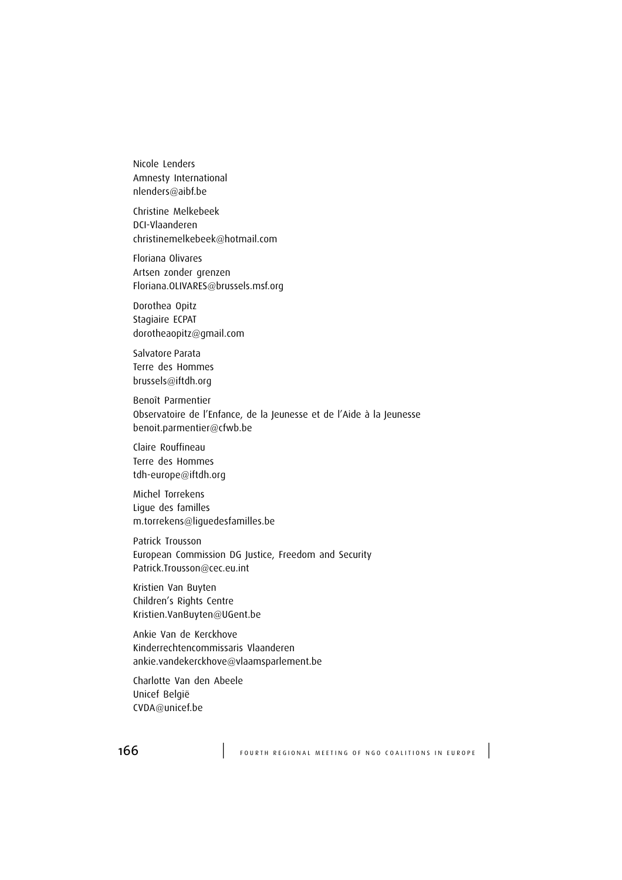Nicole Lenders
Amnesty International
nlenders@aibf.be

Christine Melkebeek
DCI-Vlaanderen
christinemelkebeek@hotmail.com

Floriana Olivares
Artsen zonder grenzen
Floriana.OLIVARES@brussels.msf.org

Dorothea Opitz
Stagiaire ECPAT
dorotheaopitz@gmail.com

Salvatore Parata
Terre des Hommes
brussels@iftdh.org

Benoît Parmentier
Observatoire de l'Enfance, de la Jeunesse et de l'Aide à la Jeunesse
benoit.parmentier@cfwb.be

Claire Rouffineau
Terre des Hommes
tdh-europe@iftdh.org

Michel Torrekens
Ligue des familles
m.torrekens@liguedesfamilles.be

Patrick Trousson
European Commission DG Justice, Freedom and Security
Patrick.Trousson@cec.eu.int

Kristien Van Buyten
Children's Rights Centre
Kristien.VanBuyten@UGent.be

Ankie Van de Kerckhove
Kinderrechtencommissaris Vlaanderen
ankie.vandekerckhove@vlaamsparlement.be

Charlotte Van den Abeele
Unicef België
CVDA@unicef.be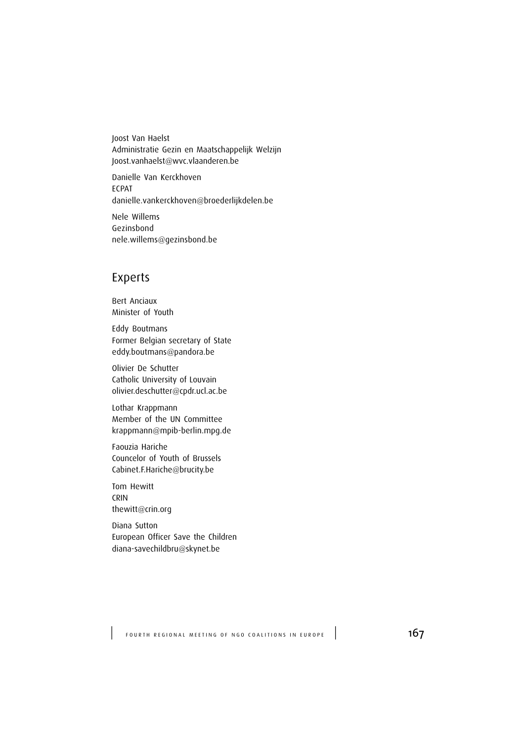Joost Van Haelst
Administratie Gezin en Maatschappelijk Welzijn
Joost.vanhaelst@wvc.vlaanderen.be

Danielle Van Kerckhoven
ECPAT
danielle.vankerckhoven@broederlijkdelen.be

Nele Willems
Gezinsbond
nele.willems@gezinsbond.be

## Experts

Bert Anciaux
Minister of Youth

Eddy Boutmans
Former Belgian secretary of State
eddy.boutmans@pandora.be

Olivier De Schutter
Catholic University of Louvain
olivier.deschutter@cpdr.ucl.ac.be

Lothar Krappmann
Member of the UN Committee
krappmann@mpib-berlin.mpg.de

Faouzia Hariche
Councelor of Youth of Brussels
Cabinet.F.Hariche@brucity.be

Tom Hewitt
CRIN
thewitt@crin.org

Diana Sutton
European Officer Save the Children
diana-savechildbru@skynet.be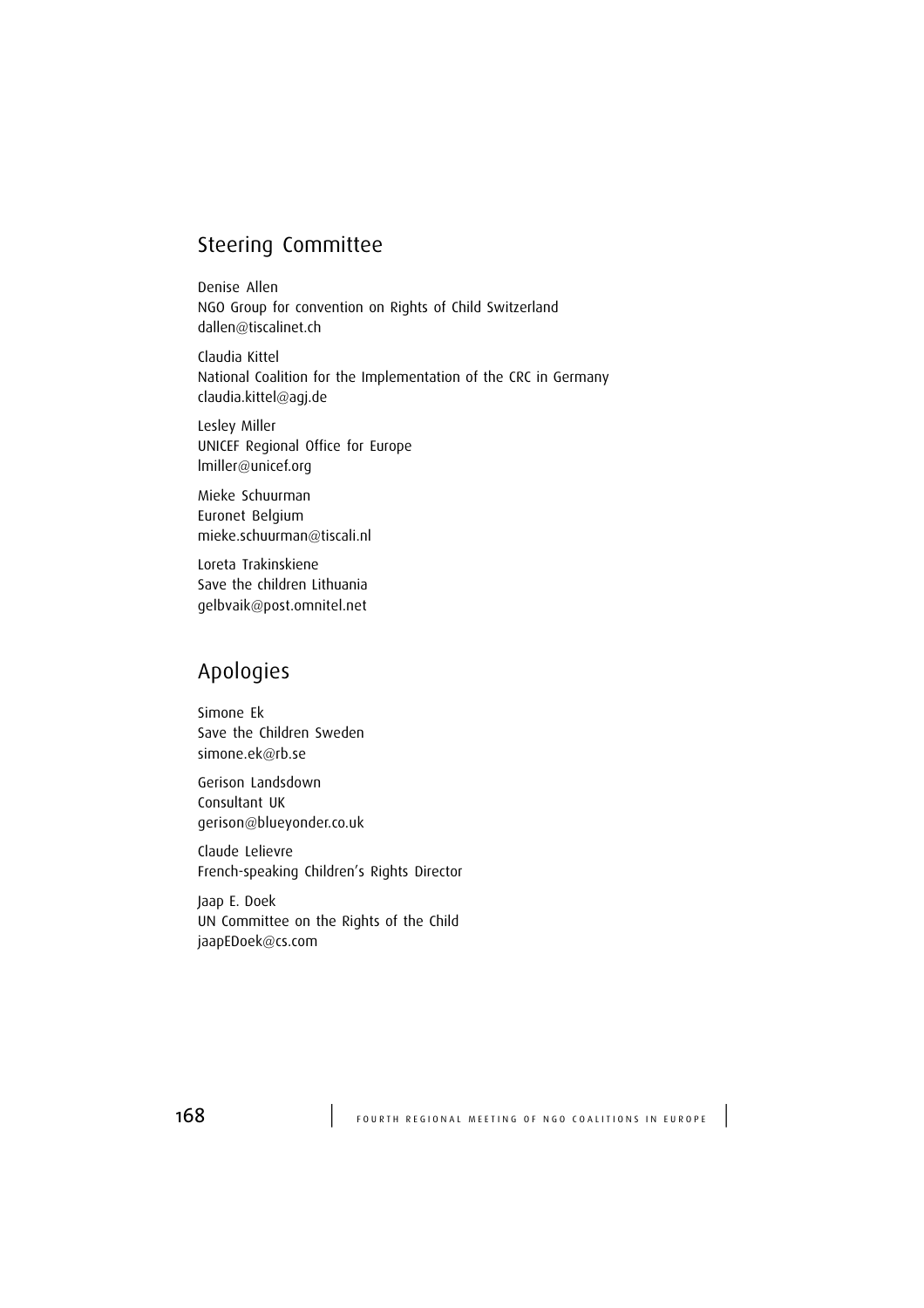## Steering Committee

Denise Allen
NGO Group for convention on Rights of Child Switzerland
dallen@tiscalinet.ch

Claudia Kittel
National Coalition for the Implementation of the CRC in Germany
claudia.kittel@agj.de

Lesley Miller
UNICEF Regional Office for Europe
lmiller@unicef.org

Mieke Schuurman
Euronet Belgium
mieke.schuurman@tiscali.nl

Loreta Trakinskiene
Save the children Lithuania
gelbvaik@post.omnitel.net

## Apologies

Simone Ek
Save the Children Sweden
simone.ek@rb.se

Gerison Landsdown
Consultant UK
gerison@blueyonder.co.uk

Claude Lelievre
French-speaking Children's Rights Director

Jaap E. Doek
UN Committee on the Rights of the Child
jaapEDoek@cs.com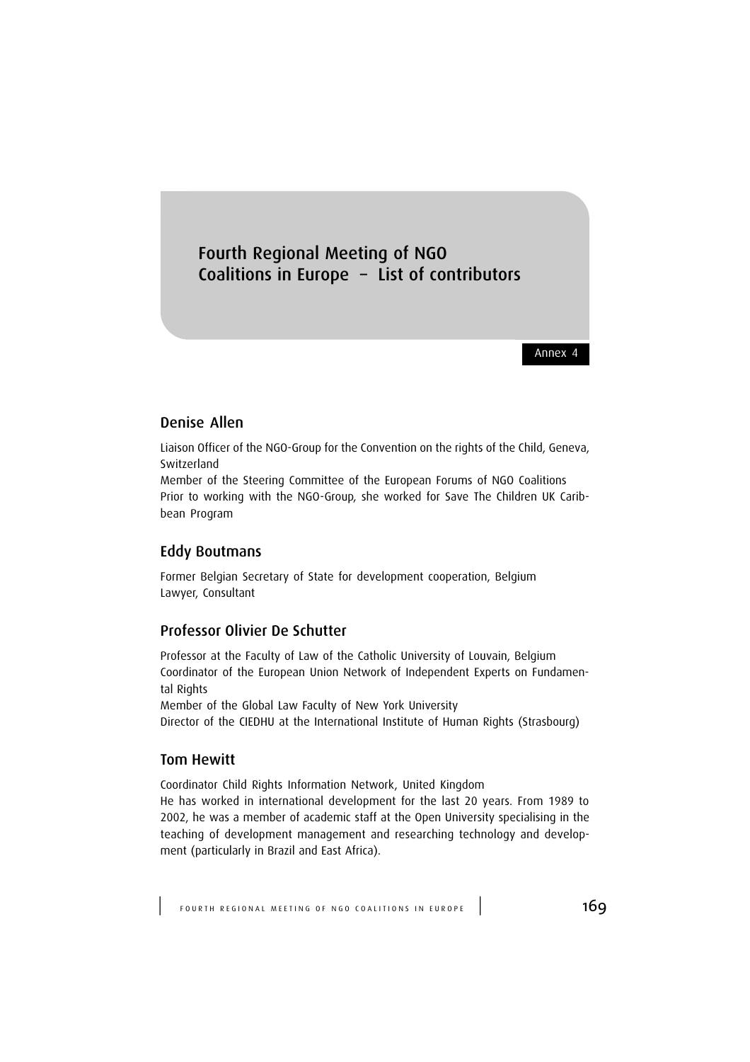# Fourth Regional Meeting of NGO Coalitions in Europe – List of contributors

Annex 4

## Denise Allen

Liaison Officer of the NGO-Group for the Convention on the rights of the Child, Geneva, Switzerland
Member of the Steering Committee of the European Forums of NGO Coalitions
Prior to working with the NGO-Group, she worked for Save The Children UK Caribbean Program

## Eddy Boutmans

Former Belgian Secretary of State for development cooperation, Belgium
Lawyer, Consultant

## Professor Olivier De Schutter

Professor at the Faculty of Law of the Catholic University of Louvain, Belgium
Coordinator of the European Union Network of Independent Experts on Fundamental Rights
Member of the Global Law Faculty of New York University
Director of the CIEDHU at the International Institute of Human Rights (Strasbourg)

## Tom Hewitt

Coordinator Child Rights Information Network, United Kingdom
He has worked in international development for the last 20 years. From 1989 to 2002, he was a member of academic staff at the Open University specialising in the teaching of development management and researching technology and development (particularly in Brazil and East Africa).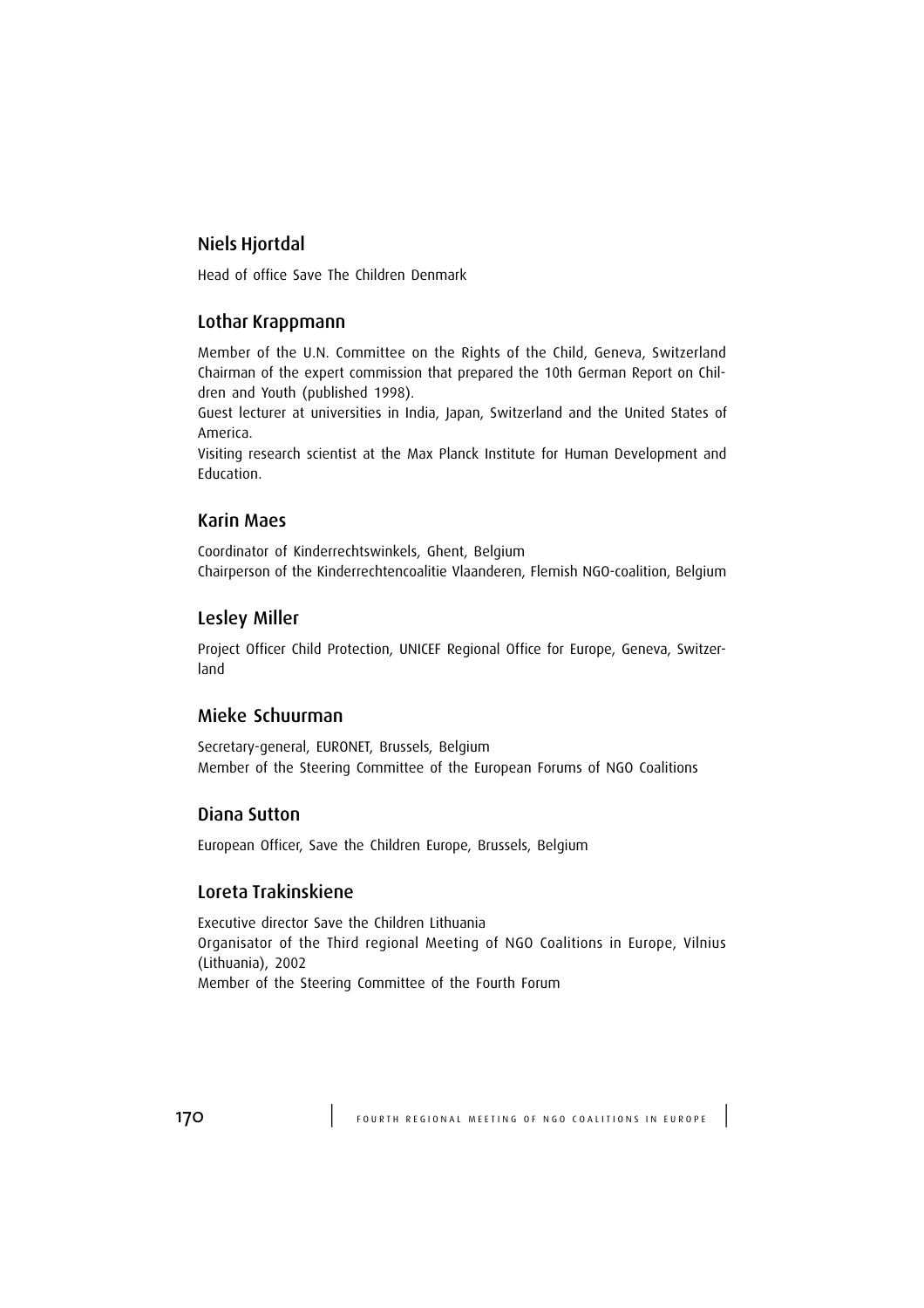## Niels Hjortdal

Head of office Save The Children Denmark

## Lothar Krappmann

Member of the U.N. Committee on the Rights of the Child, Geneva, Switzerland
Chairman of the expert commission that prepared the 10th German Report on Children and Youth (published 1998).
Guest lecturer at universities in India, Japan, Switzerland and the United States of America.
Visiting research scientist at the Max Planck Institute for Human Development and Education.

## Karin Maes

Coordinator of Kinderrechtswinkels, Ghent, Belgium
Chairperson of the Kinderrechtencoalitie Vlaanderen, Flemish NGO-coalition, Belgium

## Lesley Miller

Project Officer Child Protection, UNICEF Regional Office for Europe, Geneva, Switzerland

## Mieke Schuurman

Secretary-general, EURONET, Brussels, Belgium
Member of the Steering Committee of the European Forums of NGO Coalitions

## Diana Sutton

European Officer, Save the Children Europe, Brussels, Belgium

## Loreta Trakinskiene

Executive director Save the Children Lithuania
Organisator of the Third regional Meeting of NGO Coalitions in Europe, Vilnius (Lithuania), 2002
Member of the Steering Committee of the Fourth Forum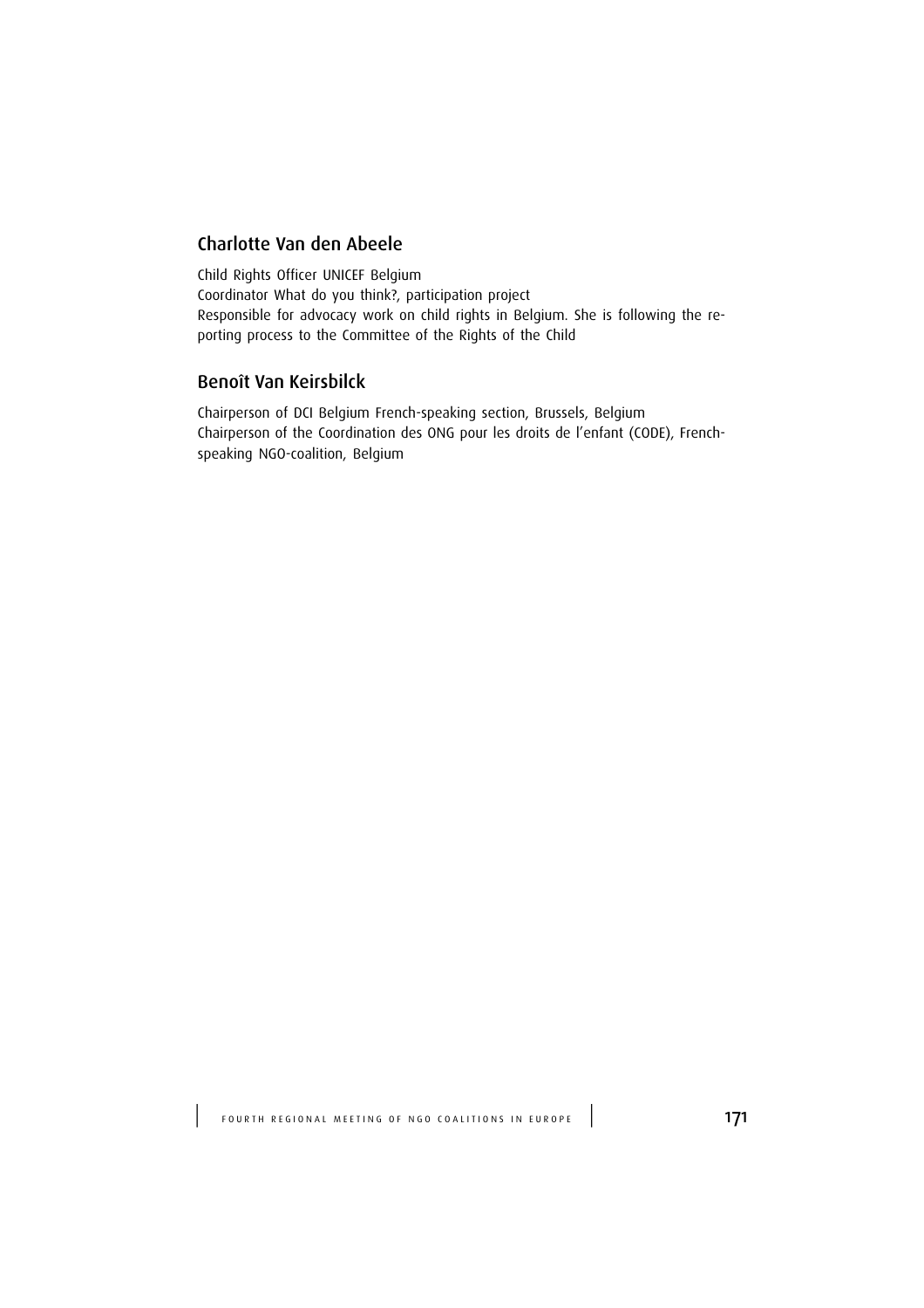## Charlotte Van den Abeele

Child Rights Officer UNICEF Belgium
Coordinator What do you think?, participation project
Responsible for advocacy work on child rights in Belgium. She is following the reporting process to the Committee of the Rights of the Child

## Benoît Van Keirsbilck

Chairperson of DCI Belgium French-speaking section, Brussels, Belgium
Chairperson of the Coordination des ONG pour les droits de l'enfant (CODE), French-speaking NGO-coalition, Belgium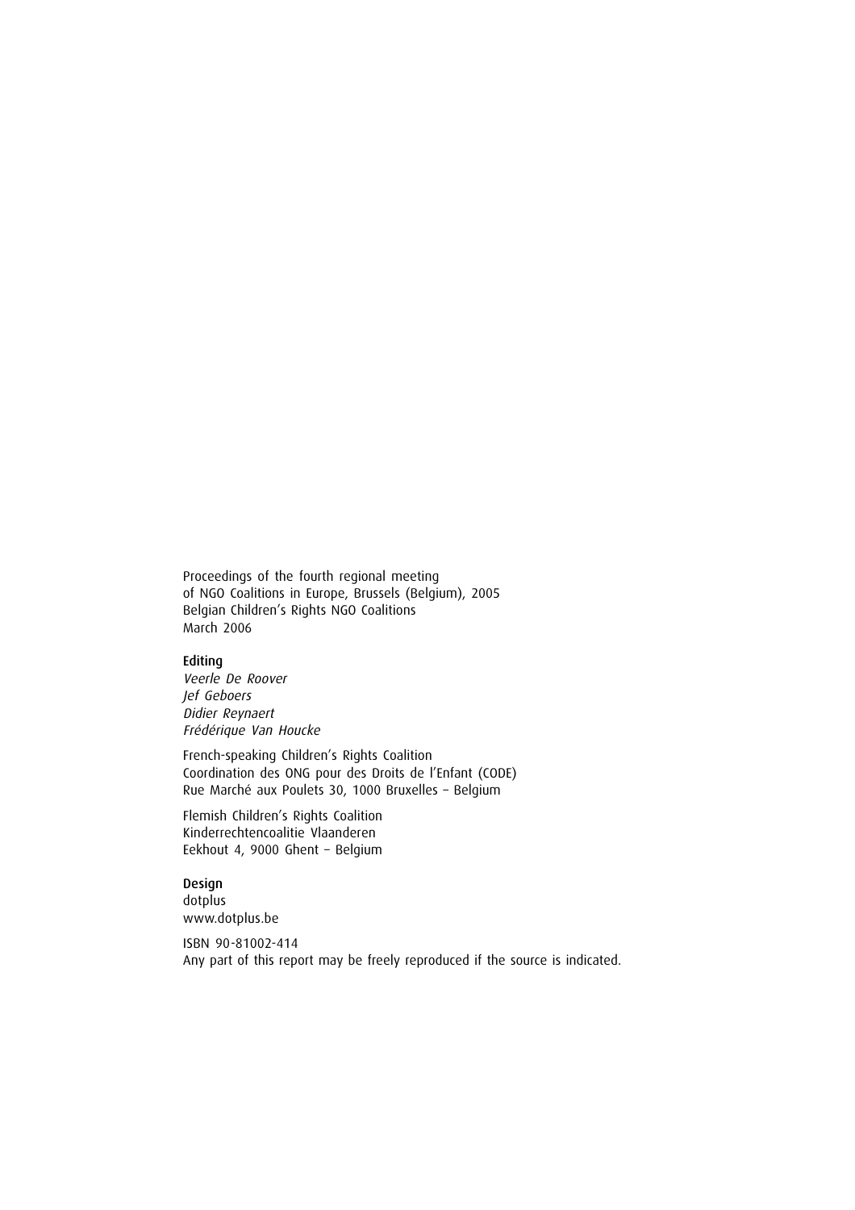Proceedings of the fourth regional meeting
of NGO Coalitions in Europe, Brussels (Belgium), 2005
Belgian Children's Rights NGO Coalitions
March 2006

**Editing**
*Veerle De Roover*
*Jef Geboers*
*Didier Reynaert*
*Frédérique Van Houcke*

French-speaking Children's Rights Coalition
Coordination des ONG pour des Droits de l'Enfant (CODE)
Rue Marché aux Poulets 30, 1000 Bruxelles – Belgium

Flemish Children's Rights Coalition
Kinderrechtencoalitie Vlaanderen
Eekhout 4, 9000 Ghent – Belgium

**Design**
dotplus
www.dotplus.be

ISBN 90-81002-414
Any part of this report may be freely reproduced if the source is indicated.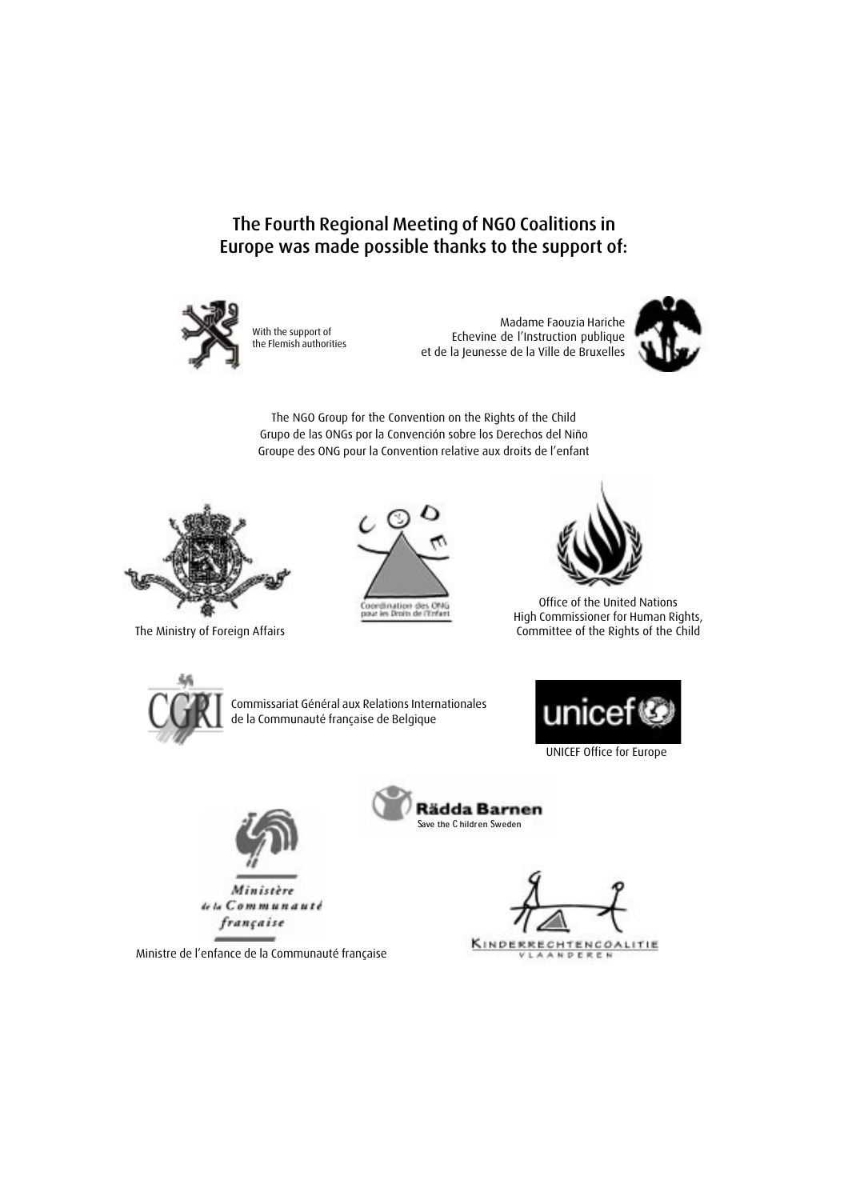## The Fourth Regional Meeting of NGO Coalitions in Europe was made possible thanks to the support of:

With the support of
the Flemish authorities

Madame Faouzia Hariche
Echevine de l'Instruction publique
et de la Jeunesse de la Ville de Bruxelles

The NGO Group for the Convention on the Rights of the Child
Grupo de las ONGs por la Convención sobre los Derechos del Niño
Groupe des ONG pour la Convention relative aux droits de l'enfant

The Ministry of Foreign Affairs

Coordination des ONG pour les Droits de l'Enfant

Office of the United Nations
High Commissioner for Human Rights,
Committee of the Rights of the Child

Commissariat Général aux Relations Internationales
de la Communauté française de Belgique

UNICEF Office for Europe

Rädda Barnen
Save the Children Sweden

Ministère de la Communauté française

Ministre de l'enfance de la Communauté française

Kinderrechtencoalitie Vlaanderen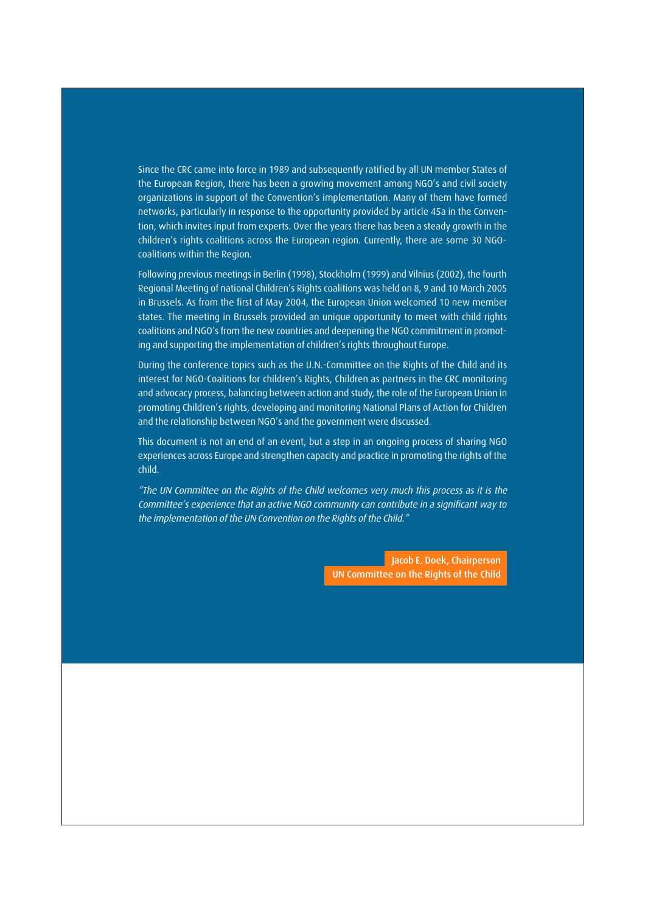Since the CRC came into force in 1989 and subsequently ratified by all UN member States of the European Region, there has been a growing movement among NGO's and civil society organizations in support of the Convention's implementation. Many of them have formed networks, particularly in response to the opportunity provided by article 45a in the Convention, which invites input from experts. Over the years there has been a steady growth in the children's rights coalitions across the European region. Currently, there are some 30 NGO-coalitions within the Region.

Following previous meetings in Berlin (1998), Stockholm (1999) and Vilnius (2002), the fourth Regional Meeting of national Children's Rights coalitions was held on 8, 9 and 10 March 2005 in Brussels. As from the first of May 2004, the European Union welcomed 10 new member states. The meeting in Brussels provided an unique opportunity to meet with child rights coalitions and NGO's from the new countries and deepening the NGO commitment in promoting and supporting the implementation of children's rights throughout Europe.

During the conference topics such as the U.N.-Committee on the Rights of the Child and its interest for NGO-Coalitions for children's Rights, Children as partners in the CRC monitoring and advocacy process, balancing between action and study, the role of the European Union in promoting Children's rights, developing and monitoring National Plans of Action for Children and the relationship between NGO's and the government were discussed.

This document is not an end of an event, but a step in an ongoing process of sharing NGO experiences across Europe and strengthen capacity and practice in promoting the rights of the child.

*"The UN Committee on the Rights of the Child welcomes very much this process as it is the Committee's experience that an active NGO community can contribute in a significant way to the implementation of the UN Convention on the Rights of the Child."*

**Jacob E. Doek, Chairperson**
**UN Committee on the Rights of the Child**